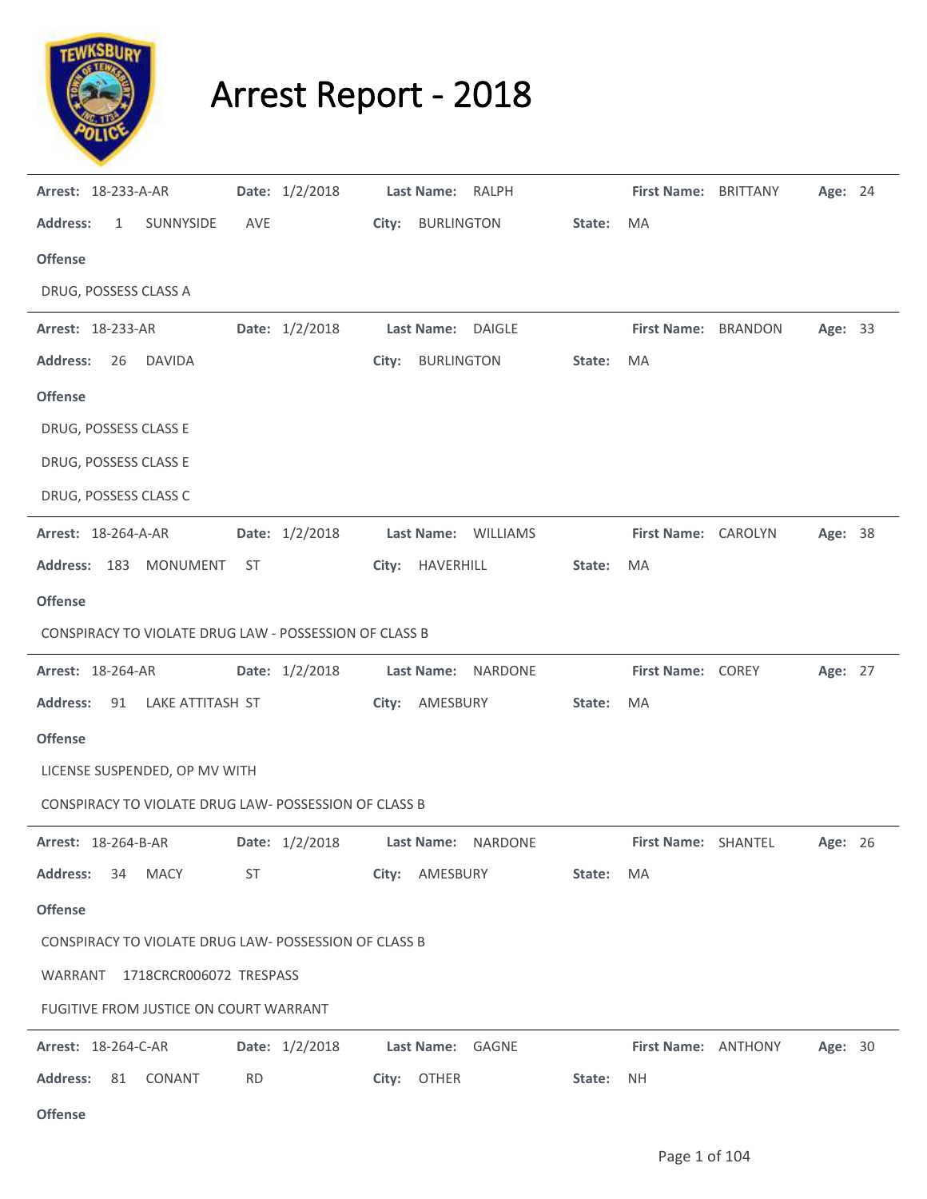# Arrest Report - 2018

---

**Arrest:** 18-233-A-AR **Date:** 1/2/2018 **Last Name:** RALPH **First Name:** BRITTANY **Age:** 24

**Address:** 1 SUNNYSIDE AVE **City:** BURLINGTON **State:** MA

**Offense**

DRUG, POSSESS CLASS A

---

**Arrest:** 18-233-AR **Date:** 1/2/2018 **Last Name:** DAIGLE **First Name:** BRANDON **Age:** 33

**Address:** 26 DAVIDA **City:** BURLINGTON **State:** MA

**Offense**

DRUG, POSSESS CLASS E

DRUG, POSSESS CLASS E

DRUG, POSSESS CLASS C

---

**Arrest:** 18-264-A-AR **Date:** 1/2/2018 **Last Name:** WILLIAMS **First Name:** CAROLYN **Age:** 38

**Address:** 183 MONUMENT ST **City:** HAVERHILL **State:** MA

**Offense**

CONSPIRACY TO VIOLATE DRUG LAW - POSSESSION OF CLASS B

---

**Arrest:** 18-264-AR **Date:** 1/2/2018 **Last Name:** NARDONE **First Name:** COREY **Age:** 27

**Address:** 91 LAKE ATTITASH ST **City:** AMESBURY **State:** MA

**Offense**

LICENSE SUSPENDED, OP MV WITH

CONSPIRACY TO VIOLATE DRUG LAW- POSSESSION OF CLASS B

---

**Arrest:** 18-264-B-AR **Date:** 1/2/2018 **Last Name:** NARDONE **First Name:** SHANTEL **Age:** 26

**Address:** 34 MACY ST **City:** AMESBURY **State:** MA

**Offense**

CONSPIRACY TO VIOLATE DRUG LAW- POSSESSION OF CLASS B

WARRANT 1718CRCR006072 TRESPASS

FUGITIVE FROM JUSTICE ON COURT WARRANT

---

**Arrest:** 18-264-C-AR **Date:** 1/2/2018 **Last Name:** GAGNE **First Name:** ANTHONY **Age:** 30

**Address:** 81 CONANT RD **City:** OTHER **State:** NH

**Offense**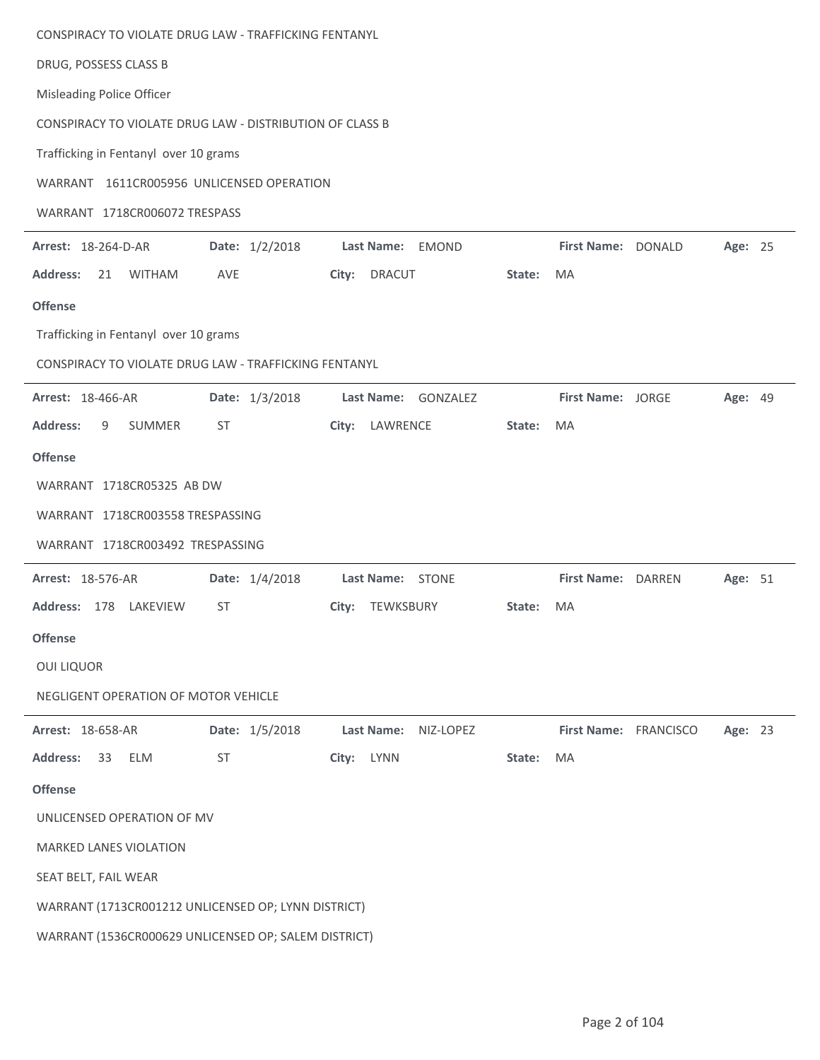CONSPIRACY TO VIOLATE DRUG LAW - TRAFFICKING FENTANYL

DRUG, POSSESS CLASS B

Misleading Police Officer

CONSPIRACY TO VIOLATE DRUG LAW - DISTRIBUTION OF CLASS B

Trafficking in Fentanyl over 10 grams

WARRANT 1611CR005956 UNLICENSED OPERATION

WARRANT 1718CR006072 TRESPASS

---

**Arrest:** 18-264-D-AR **Date:** 1/2/2018 **Last Name:** EMOND **First Name:** DONALD **Age:** 25

**Address:** 21 WITHAM AVE **City:** DRACUT **State:** MA

**Offense**

Trafficking in Fentanyl over 10 grams

CONSPIRACY TO VIOLATE DRUG LAW - TRAFFICKING FENTANYL

---

**Arrest:** 18-466-AR **Date:** 1/3/2018 **Last Name:** GONZALEZ **First Name:** JORGE **Age:** 49

**Address:** 9 SUMMER ST **City:** LAWRENCE **State:** MA

**Offense**

WARRANT 1718CR05325 AB DW

WARRANT 1718CR003558 TRESPASSING

WARRANT 1718CR003492 TRESPASSING

---

**Arrest:** 18-576-AR **Date:** 1/4/2018 **Last Name:** STONE **First Name:** DARREN **Age:** 51

**Address:** 178 LAKEVIEW ST **City:** TEWKSBURY **State:** MA

**Offense**

OUI LIQUOR

NEGLIGENT OPERATION OF MOTOR VEHICLE

---

**Arrest:** 18-658-AR **Date:** 1/5/2018 **Last Name:** NIZ-LOPEZ **First Name:** FRANCISCO **Age:** 23

**Address:** 33 ELM ST **City:** LYNN **State:** MA

**Offense**

UNLICENSED OPERATION OF MV

MARKED LANES VIOLATION

SEAT BELT, FAIL WEAR

WARRANT (1713CR001212 UNLICENSED OP; LYNN DISTRICT)

WARRANT (1536CR000629 UNLICENSED OP; SALEM DISTRICT)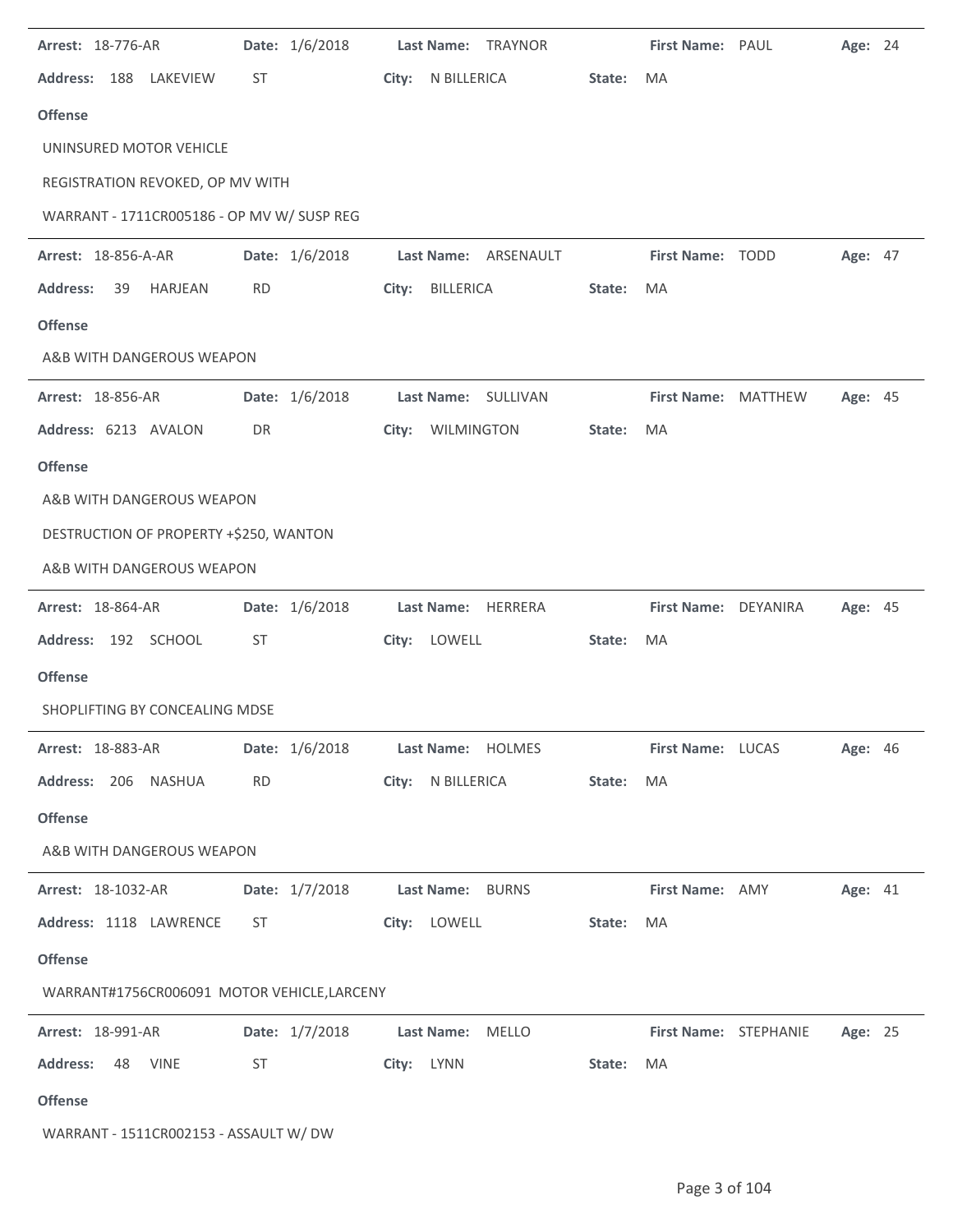**Arrest:** 18-776-AR **Date:** 1/6/2018 **Last Name:** TRAYNOR **First Name:** PAUL **Age:** 24

**Address:** 188 LAKEVIEW ST **City:** N BILLERICA **State:** MA

**Offense**

UNINSURED MOTOR VEHICLE

REGISTRATION REVOKED, OP MV WITH

WARRANT - 1711CR005186 - OP MV W/ SUSP REG

---

**Arrest:** 18-856-A-AR **Date:** 1/6/2018 **Last Name:** ARSENAULT **First Name:** TODD **Age:** 47

**Address:** 39 HARJEAN RD **City:** BILLERICA **State:** MA

**Offense**

A&B WITH DANGEROUS WEAPON

---

**Arrest:** 18-856-AR **Date:** 1/6/2018 **Last Name:** SULLIVAN **First Name:** MATTHEW **Age:** 45

**Address:** 6213 AVALON DR **City:** WILMINGTON **State:** MA

**Offense**

A&B WITH DANGEROUS WEAPON

DESTRUCTION OF PROPERTY +$250, WANTON

A&B WITH DANGEROUS WEAPON

---

**Arrest:** 18-864-AR **Date:** 1/6/2018 **Last Name:** HERRERA **First Name:** DEYANIRA **Age:** 45

**Address:** 192 SCHOOL ST **City:** LOWELL **State:** MA

**Offense**

SHOPLIFTING BY CONCEALING MDSE

---

**Arrest:** 18-883-AR **Date:** 1/6/2018 **Last Name:** HOLMES **First Name:** LUCAS **Age:** 46

**Address:** 206 NASHUA RD **City:** N BILLERICA **State:** MA

**Offense**

A&B WITH DANGEROUS WEAPON

---

**Arrest:** 18-1032-AR **Date:** 1/7/2018 **Last Name:** BURNS **First Name:** AMY **Age:** 41

**Address:** 1118 LAWRENCE ST **City:** LOWELL **State:** MA

**Offense**

WARRANT#1756CR006091 MOTOR VEHICLE,LARCENY

---

**Arrest:** 18-991-AR **Date:** 1/7/2018 **Last Name:** MELLO **First Name:** STEPHANIE **Age:** 25

**Address:** 48 VINE ST **City:** LYNN **State:** MA

**Offense**

WARRANT - 1511CR002153 - ASSAULT W/ DW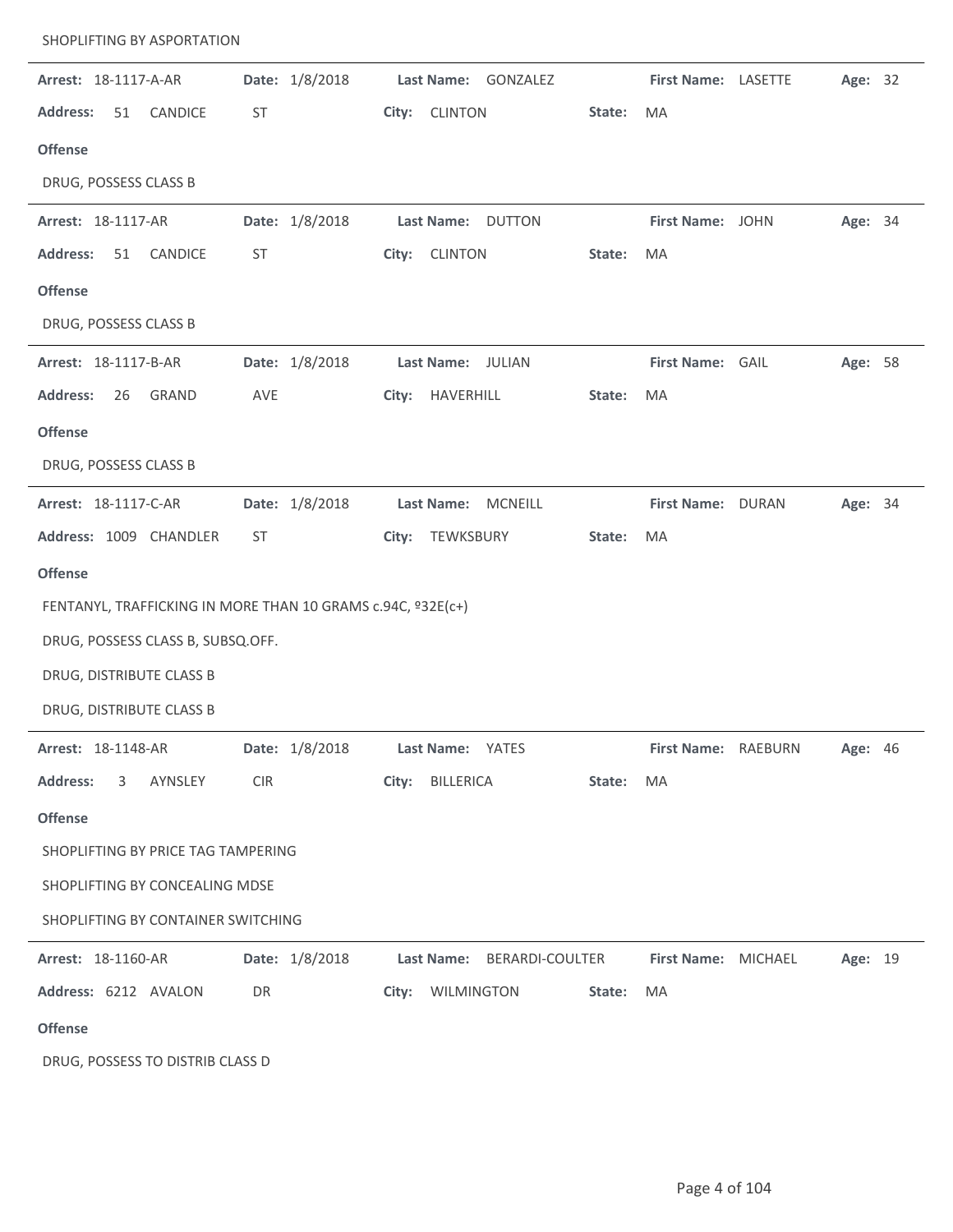SHOPLIFTING BY ASPORTATION

---

**Arrest:** 18-1117-A-AR **Date:** 1/8/2018 **Last Name:** GONZALEZ **First Name:** LASETTE **Age:** 32

**Address:** 51 CANDICE ST **City:** CLINTON **State:** MA

**Offense**

DRUG, POSSESS CLASS B

---

**Arrest:** 18-1117-AR **Date:** 1/8/2018 **Last Name:** DUTTON **First Name:** JOHN **Age:** 34

**Address:** 51 CANDICE ST **City:** CLINTON **State:** MA

**Offense**

DRUG, POSSESS CLASS B

---

**Arrest:** 18-1117-B-AR **Date:** 1/8/2018 **Last Name:** JULIAN **First Name:** GAIL **Age:** 58

**Address:** 26 GRAND AVE **City:** HAVERHILL **State:** MA

**Offense**

DRUG, POSSESS CLASS B

---

**Arrest:** 18-1117-C-AR **Date:** 1/8/2018 **Last Name:** MCNEILL **First Name:** DURAN **Age:** 34

**Address:** 1009 CHANDLER ST **City:** TEWKSBURY **State:** MA

**Offense**

FENTANYL, TRAFFICKING IN MORE THAN 10 GRAMS c.94C, º32E(c+)

DRUG, POSSESS CLASS B, SUBSQ.OFF.

DRUG, DISTRIBUTE CLASS B

DRUG, DISTRIBUTE CLASS B

---

**Arrest:** 18-1148-AR **Date:** 1/8/2018 **Last Name:** YATES **First Name:** RAEBURN **Age:** 46

**Address:** 3 AYNSLEY CIR **City:** BILLERICA **State:** MA

**Offense**

SHOPLIFTING BY PRICE TAG TAMPERING

SHOPLIFTING BY CONCEALING MDSE

SHOPLIFTING BY CONTAINER SWITCHING

---

**Arrest:** 18-1160-AR **Date:** 1/8/2018 **Last Name:** BERARDI-COULTER **First Name:** MICHAEL **Age:** 19

**Address:** 6212 AVALON DR **City:** WILMINGTON **State:** MA

**Offense**

DRUG, POSSESS TO DISTRIB CLASS D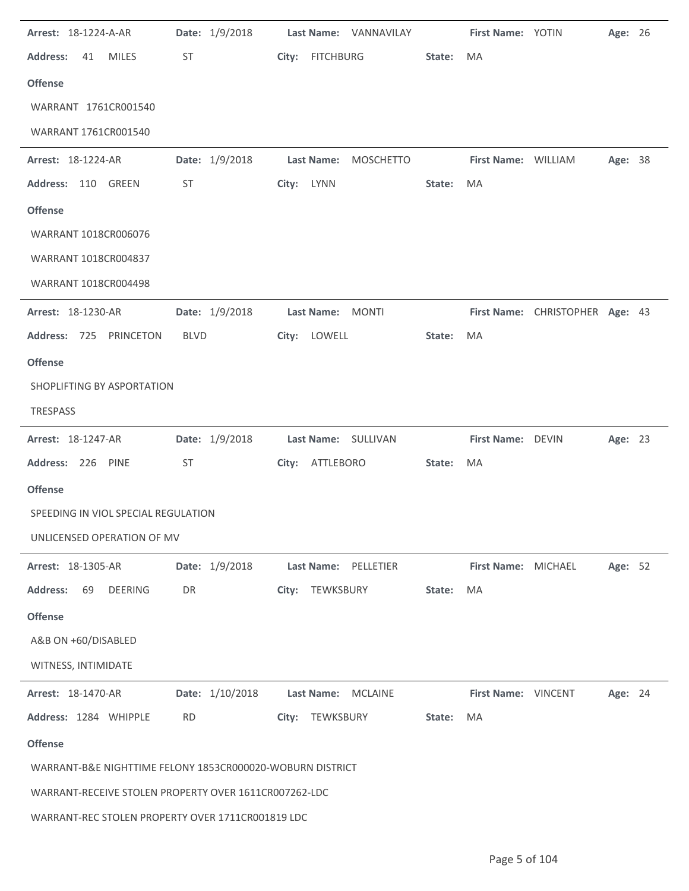**Arrest:** 18-1224-A-AR **Date:** 1/9/2018 **Last Name:** VANNAVILAY **First Name:** YOTIN **Age:** 26

**Address:** 41 MILES ST **City:** FITCHBURG **State:** MA

**Offense**

WARRANT 1761CR001540

WARRANT 1761CR001540

---

**Arrest:** 18-1224-AR **Date:** 1/9/2018 **Last Name:** MOSCHETTO **First Name:** WILLIAM **Age:** 38

**Address:** 110 GREEN ST **City:** LYNN **State:** MA

**Offense**

WARRANT 1018CR006076

WARRANT 1018CR004837

WARRANT 1018CR004498

---

**Arrest:** 18-1230-AR **Date:** 1/9/2018 **Last Name:** MONTI **First Name:** CHRISTOPHER **Age:** 43

**Address:** 725 PRINCETON BLVD **City:** LOWELL **State:** MA

**Offense**

SHOPLIFTING BY ASPORTATION

TRESPASS

---

**Arrest:** 18-1247-AR **Date:** 1/9/2018 **Last Name:** SULLIVAN **First Name:** DEVIN **Age:** 23

**Address:** 226 PINE ST **City:** ATTLEBORO **State:** MA

**Offense**

SPEEDING IN VIOL SPECIAL REGULATION

UNLICENSED OPERATION OF MV

---

**Arrest:** 18-1305-AR **Date:** 1/9/2018 **Last Name:** PELLETIER **First Name:** MICHAEL **Age:** 52

**Address:** 69 DEERING DR **City:** TEWKSBURY **State:** MA

**Offense**

A&B ON +60/DISABLED

WITNESS, INTIMIDATE

---

**Arrest:** 18-1470-AR **Date:** 1/10/2018 **Last Name:** MCLAINE **First Name:** VINCENT **Age:** 24

**Address:** 1284 WHIPPLE RD **City:** TEWKSBURY **State:** MA

**Offense**

WARRANT-B&E NIGHTTIME FELONY 1853CR000020-WOBURN DISTRICT

WARRANT-RECEIVE STOLEN PROPERTY OVER 1611CR007262-LDC

WARRANT-REC STOLEN PROPERTY OVER 1711CR001819 LDC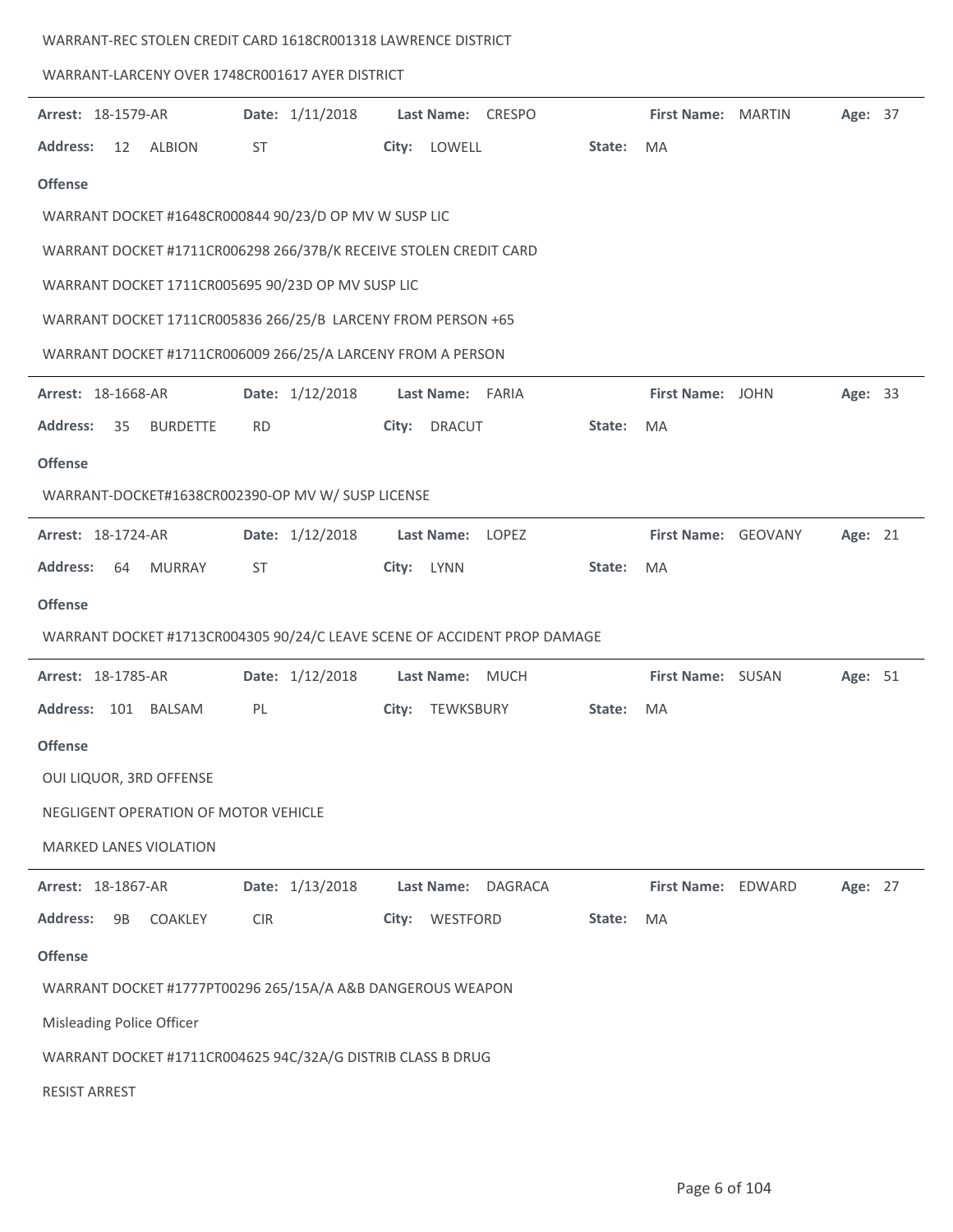WARRANT-REC STOLEN CREDIT CARD 1618CR001318 LAWRENCE DISTRICT

WARRANT-LARCENY OVER 1748CR001617 AYER DISTRICT

---

**Arrest:** 18-1579-AR **Date:** 1/11/2018 **Last Name:** CRESPO **First Name:** MARTIN **Age:** 37

**Address:** 12 ALBION ST **City:** LOWELL **State:** MA

**Offense**

WARRANT DOCKET #1648CR000844 90/23/D OP MV W SUSP LIC

WARRANT DOCKET #1711CR006298 266/37B/K RECEIVE STOLEN CREDIT CARD

WARRANT DOCKET 1711CR005695 90/23D OP MV SUSP LIC

WARRANT DOCKET 1711CR005836 266/25/B LARCENY FROM PERSON +65

WARRANT DOCKET #1711CR006009 266/25/A LARCENY FROM A PERSON

---

**Arrest:** 18-1668-AR **Date:** 1/12/2018 **Last Name:** FARIA **First Name:** JOHN **Age:** 33

**Address:** 35 BURDETTE RD **City:** DRACUT **State:** MA

**Offense**

WARRANT-DOCKET#1638CR002390-OP MV W/ SUSP LICENSE

---

**Arrest:** 18-1724-AR **Date:** 1/12/2018 **Last Name:** LOPEZ **First Name:** GEOVANY **Age:** 21

**Address:** 64 MURRAY ST **City:** LYNN **State:** MA

**Offense**

WARRANT DOCKET #1713CR004305 90/24/C LEAVE SCENE OF ACCIDENT PROP DAMAGE

---

**Arrest:** 18-1785-AR **Date:** 1/12/2018 **Last Name:** MUCH **First Name:** SUSAN **Age:** 51

**Address:** 101 BALSAM PL **City:** TEWKSBURY **State:** MA

**Offense**

OUI LIQUOR, 3RD OFFENSE

NEGLIGENT OPERATION OF MOTOR VEHICLE

MARKED LANES VIOLATION

---

**Arrest:** 18-1867-AR **Date:** 1/13/2018 **Last Name:** DAGRACA **First Name:** EDWARD **Age:** 27

**Address:** 9B COAKLEY CIR **City:** WESTFORD **State:** MA

**Offense**

WARRANT DOCKET #1777PT00296 265/15A/A A&B DANGEROUS WEAPON

Misleading Police Officer

WARRANT DOCKET #1711CR004625 94C/32A/G DISTRIB CLASS B DRUG

RESIST ARREST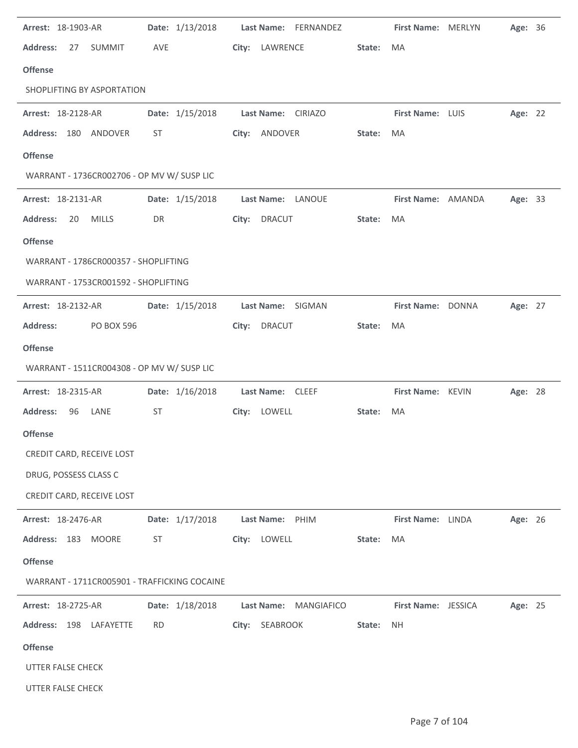**Arrest:** 18-1903-AR **Date:** 1/13/2018 **Last Name:** FERNANDEZ **First Name:** MERLYN **Age:** 36

**Address:** 27 SUMMIT AVE **City:** LAWRENCE **State:** MA

**Offense**

SHOPLIFTING BY ASPORTATION

---

**Arrest:** 18-2128-AR **Date:** 1/15/2018 **Last Name:** CIRIAZO **First Name:** LUIS **Age:** 22

**Address:** 180 ANDOVER ST **City:** ANDOVER **State:** MA

**Offense**

WARRANT - 1736CR002706 - OP MV W/ SUSP LIC

---

**Arrest:** 18-2131-AR **Date:** 1/15/2018 **Last Name:** LANOUE **First Name:** AMANDA **Age:** 33

**Address:** 20 MILLS DR **City:** DRACUT **State:** MA

**Offense**

WARRANT - 1786CR000357 - SHOPLIFTING

WARRANT - 1753CR001592 - SHOPLIFTING

---

**Arrest:** 18-2132-AR **Date:** 1/15/2018 **Last Name:** SIGMAN **First Name:** DONNA **Age:** 27

**Address:** PO BOX 596 **City:** DRACUT **State:** MA

**Offense**

WARRANT - 1511CR004308 - OP MV W/ SUSP LIC

---

**Arrest:** 18-2315-AR **Date:** 1/16/2018 **Last Name:** CLEEF **First Name:** KEVIN **Age:** 28

**Address:** 96 LANE ST **City:** LOWELL **State:** MA

**Offense**

CREDIT CARD, RECEIVE LOST

DRUG, POSSESS CLASS C

CREDIT CARD, RECEIVE LOST

---

**Arrest:** 18-2476-AR **Date:** 1/17/2018 **Last Name:** PHIM **First Name:** LINDA **Age:** 26

**Address:** 183 MOORE ST **City:** LOWELL **State:** MA

**Offense**

WARRANT - 1711CR005901 - TRAFFICKING COCAINE

---

**Arrest:** 18-2725-AR **Date:** 1/18/2018 **Last Name:** MANGIAFICO **First Name:** JESSICA **Age:** 25

**Address:** 198 LAFAYETTE RD **City:** SEABROOK **State:** NH

**Offense**

UTTER FALSE CHECK

UTTER FALSE CHECK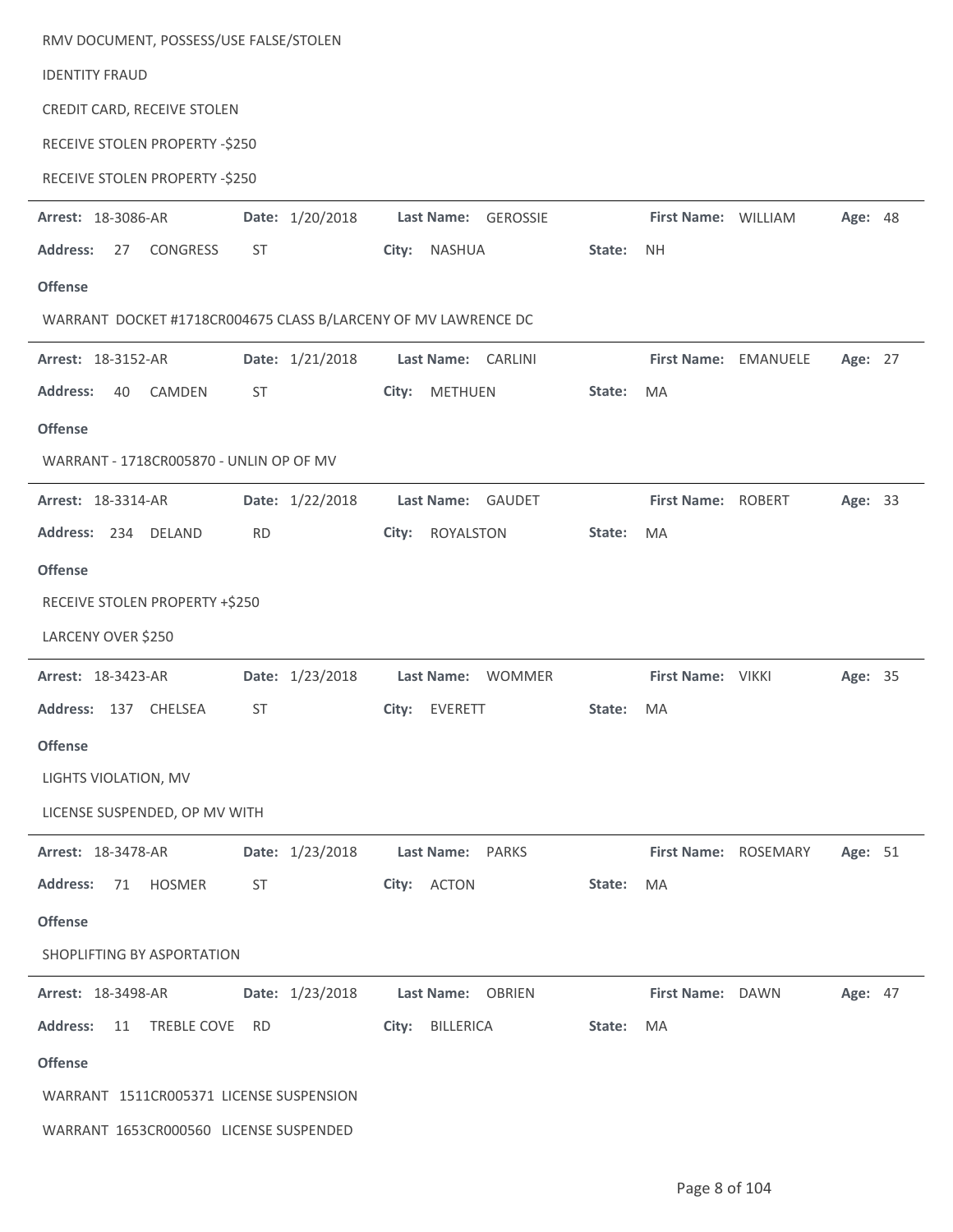RMV DOCUMENT, POSSESS/USE FALSE/STOLEN

IDENTITY FRAUD

CREDIT CARD, RECEIVE STOLEN

RECEIVE STOLEN PROPERTY -$250

RECEIVE STOLEN PROPERTY -$250

---

**Arrest:** 18-3086-AR **Date:** 1/20/2018 **Last Name:** GEROSSIE **First Name:** WILLIAM **Age:** 48

**Address:** 27 CONGRESS ST **City:** NASHUA **State:** NH

**Offense**

WARRANT DOCKET #1718CR004675 CLASS B/LARCENY OF MV LAWRENCE DC

---

**Arrest:** 18-3152-AR **Date:** 1/21/2018 **Last Name:** CARLINI **First Name:** EMANUELE **Age:** 27

**Address:** 40 CAMDEN ST **City:** METHUEN **State:** MA

**Offense**

WARRANT - 1718CR005870 - UNLIN OP OF MV

---

**Arrest:** 18-3314-AR **Date:** 1/22/2018 **Last Name:** GAUDET **First Name:** ROBERT **Age:** 33

**Address:** 234 DELAND RD **City:** ROYALSTON **State:** MA

**Offense**

RECEIVE STOLEN PROPERTY +$250

LARCENY OVER $250

---

**Arrest:** 18-3423-AR **Date:** 1/23/2018 **Last Name:** WOMMER **First Name:** VIKKI **Age:** 35

**Address:** 137 CHELSEA ST **City:** EVERETT **State:** MA

**Offense**

LIGHTS VIOLATION, MV

LICENSE SUSPENDED, OP MV WITH

---

**Arrest:** 18-3478-AR **Date:** 1/23/2018 **Last Name:** PARKS **First Name:** ROSEMARY **Age:** 51

**Address:** 71 HOSMER ST **City:** ACTON **State:** MA

**Offense**

SHOPLIFTING BY ASPORTATION

---

**Arrest:** 18-3498-AR **Date:** 1/23/2018 **Last Name:** OBRIEN **First Name:** DAWN **Age:** 47

**Address:** 11 TREBLE COVE RD **City:** BILLERICA **State:** MA

**Offense**

WARRANT 1511CR005371 LICENSE SUSPENSION

WARRANT 1653CR000560 LICENSE SUSPENDED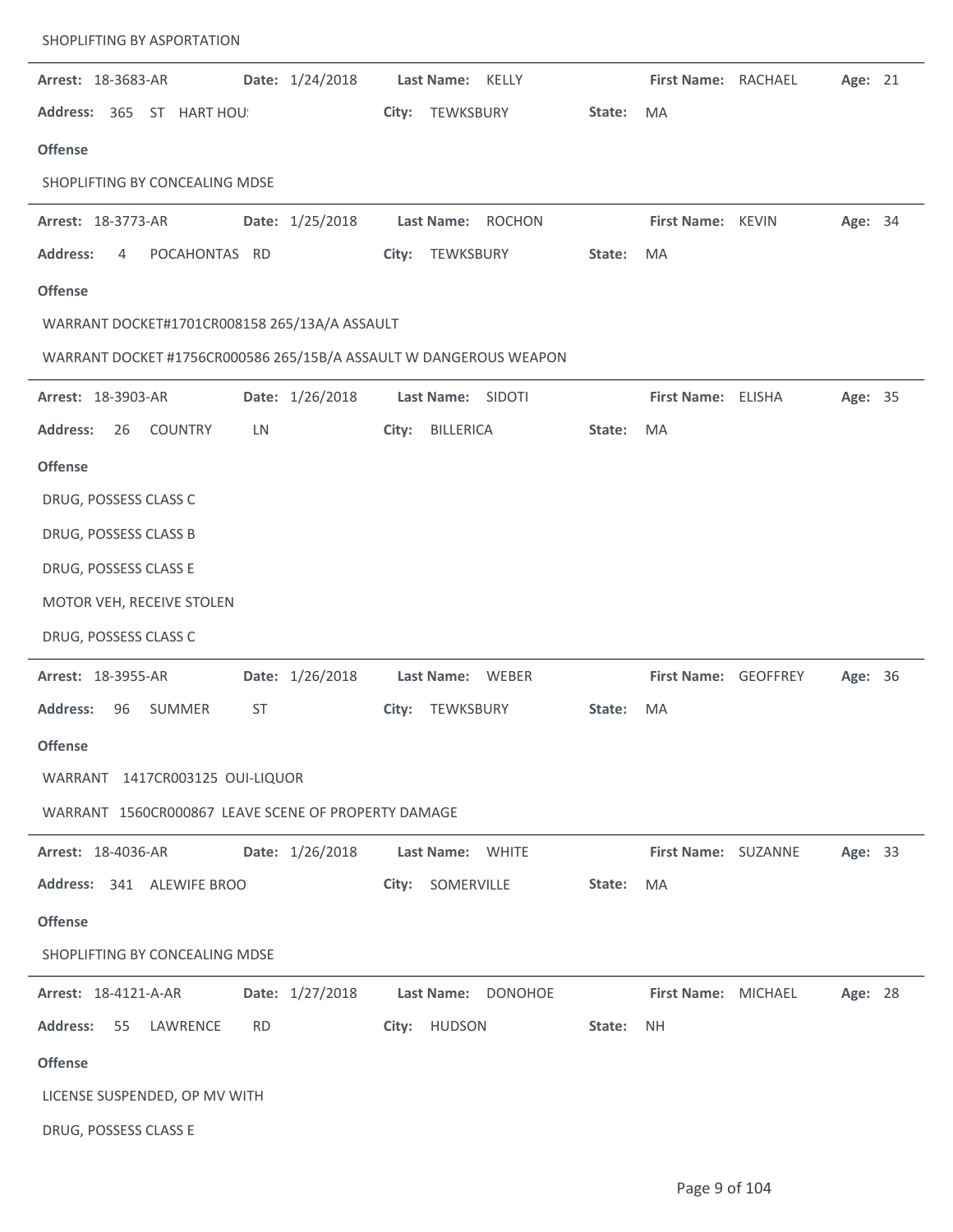SHOPLIFTING BY ASPORTATION

---

**Arrest:** 18-3683-AR **Date:** 1/24/2018 **Last Name:** KELLY **First Name:** RACHAEL **Age:** 21

**Address:** 365 ST HART HOU! **City:** TEWKSBURY **State:** MA

**Offense**

SHOPLIFTING BY CONCEALING MDSE

---

**Arrest:** 18-3773-AR **Date:** 1/25/2018 **Last Name:** ROCHON **First Name:** KEVIN **Age:** 34

**Address:** 4 POCAHONTAS RD **City:** TEWKSBURY **State:** MA

**Offense**

WARRANT DOCKET#1701CR008158 265/13A/A ASSAULT

WARRANT DOCKET #1756CR000586 265/15B/A ASSAULT W DANGEROUS WEAPON

---

**Arrest:** 18-3903-AR **Date:** 1/26/2018 **Last Name:** SIDOTI **First Name:** ELISHA **Age:** 35

**Address:** 26 COUNTRY LN **City:** BILLERICA **State:** MA

**Offense**

DRUG, POSSESS CLASS C

DRUG, POSSESS CLASS B

DRUG, POSSESS CLASS E

MOTOR VEH, RECEIVE STOLEN

DRUG, POSSESS CLASS C

---

**Arrest:** 18-3955-AR **Date:** 1/26/2018 **Last Name:** WEBER **First Name:** GEOFFREY **Age:** 36

**Address:** 96 SUMMER ST **City:** TEWKSBURY **State:** MA

**Offense**

WARRANT 1417CR003125 OUI-LIQUOR

WARRANT 1560CR000867 LEAVE SCENE OF PROPERTY DAMAGE

---

**Arrest:** 18-4036-AR **Date:** 1/26/2018 **Last Name:** WHITE **First Name:** SUZANNE **Age:** 33

**Address:** 341 ALEWIFE BROO **City:** SOMERVILLE **State:** MA

**Offense**

SHOPLIFTING BY CONCEALING MDSE

---

**Arrest:** 18-4121-A-AR **Date:** 1/27/2018 **Last Name:** DONOHOE **First Name:** MICHAEL **Age:** 28

**Address:** 55 LAWRENCE RD **City:** HUDSON **State:** NH

**Offense**

LICENSE SUSPENDED, OP MV WITH

DRUG, POSSESS CLASS E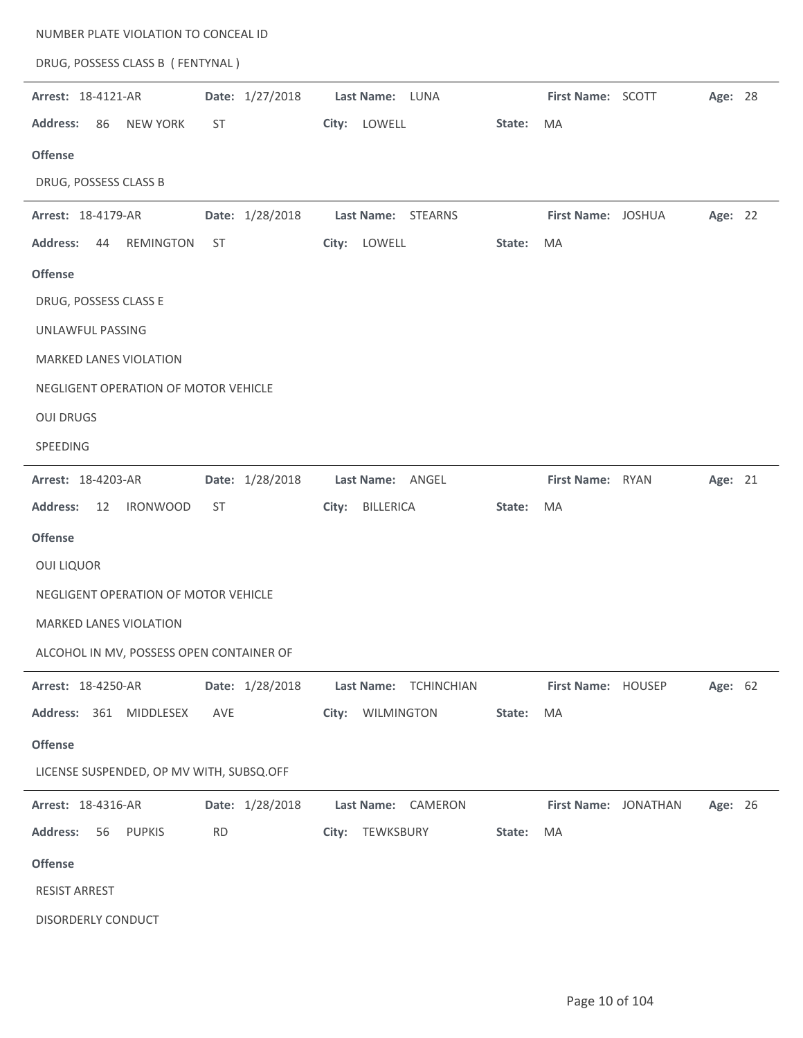NUMBER PLATE VIOLATION TO CONCEAL ID

DRUG, POSSESS CLASS B ( FENTYNAL )

---

**Arrest:** 18-4121-AR **Date:** 1/27/2018 **Last Name:** LUNA **First Name:** SCOTT **Age:** 28

**Address:** 86 NEW YORK ST **City:** LOWELL **State:** MA

**Offense**

DRUG, POSSESS CLASS B

---

**Arrest:** 18-4179-AR **Date:** 1/28/2018 **Last Name:** STEARNS **First Name:** JOSHUA **Age:** 22

**Address:** 44 REMINGTON ST **City:** LOWELL **State:** MA

**Offense**

DRUG, POSSESS CLASS E

UNLAWFUL PASSING

MARKED LANES VIOLATION

NEGLIGENT OPERATION OF MOTOR VEHICLE

OUI DRUGS

SPEEDING

---

**Arrest:** 18-4203-AR **Date:** 1/28/2018 **Last Name:** ANGEL **First Name:** RYAN **Age:** 21

**Address:** 12 IRONWOOD ST **City:** BILLERICA **State:** MA

**Offense**

OUI LIQUOR

NEGLIGENT OPERATION OF MOTOR VEHICLE

MARKED LANES VIOLATION

ALCOHOL IN MV, POSSESS OPEN CONTAINER OF

---

**Arrest:** 18-4250-AR **Date:** 1/28/2018 **Last Name:** TCHINCHIAN **First Name:** HOUSEP **Age:** 62

**Address:** 361 MIDDLESEX AVE **City:** WILMINGTON **State:** MA

**Offense**

LICENSE SUSPENDED, OP MV WITH, SUBSQ.OFF

---

**Arrest:** 18-4316-AR **Date:** 1/28/2018 **Last Name:** CAMERON **First Name:** JONATHAN **Age:** 26

**Address:** 56 PUPKIS RD **City:** TEWKSBURY **State:** MA

**Offense**

RESIST ARREST

DISORDERLY CONDUCT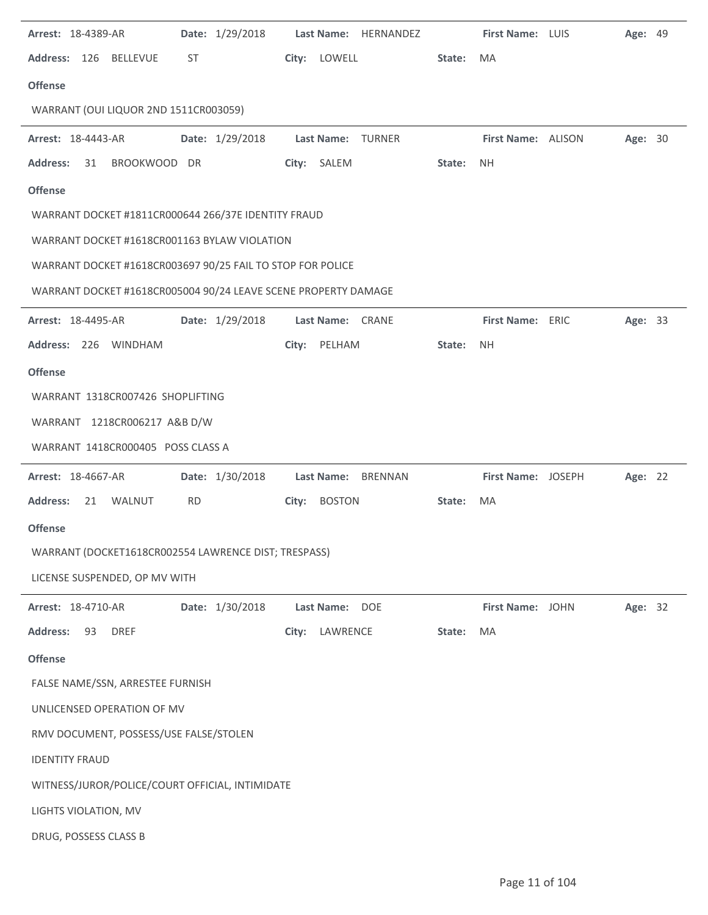**Arrest:** 18-4389-AR **Date:** 1/29/2018 **Last Name:** HERNANDEZ **First Name:** LUIS **Age:** 49

**Address:** 126 BELLEVUE ST **City:** LOWELL **State:** MA

**Offense**

WARRANT (OUI LIQUOR 2ND 1511CR003059)

---

**Arrest:** 18-4443-AR **Date:** 1/29/2018 **Last Name:** TURNER **First Name:** ALISON **Age:** 30

**Address:** 31 BROOKWOOD DR **City:** SALEM **State:** NH

**Offense**

WARRANT DOCKET #1811CR000644 266/37E IDENTITY FRAUD

WARRANT DOCKET #1618CR001163 BYLAW VIOLATION

WARRANT DOCKET #1618CR003697 90/25 FAIL TO STOP FOR POLICE

WARRANT DOCKET #1618CR005004 90/24 LEAVE SCENE PROPERTY DAMAGE

---

**Arrest:** 18-4495-AR **Date:** 1/29/2018 **Last Name:** CRANE **First Name:** ERIC **Age:** 33

**Address:** 226 WINDHAM **City:** PELHAM **State:** NH

**Offense**

WARRANT 1318CR007426 SHOPLIFTING

WARRANT 1218CR006217 A&B D/W

WARRANT 1418CR000405 POSS CLASS A

---

**Arrest:** 18-4667-AR **Date:** 1/30/2018 **Last Name:** BRENNAN **First Name:** JOSEPH **Age:** 22

**Address:** 21 WALNUT RD **City:** BOSTON **State:** MA

**Offense**

WARRANT (DOCKET1618CR002554 LAWRENCE DIST; TRESPASS)

LICENSE SUSPENDED, OP MV WITH

---

**Arrest:** 18-4710-AR **Date:** 1/30/2018 **Last Name:** DOE **First Name:** JOHN **Age:** 32

**Address:** 93 DREF **City:** LAWRENCE **State:** MA

**Offense**

FALSE NAME/SSN, ARRESTEE FURNISH

UNLICENSED OPERATION OF MV

RMV DOCUMENT, POSSESS/USE FALSE/STOLEN

IDENTITY FRAUD

WITNESS/JUROR/POLICE/COURT OFFICIAL, INTIMIDATE

LIGHTS VIOLATION, MV

DRUG, POSSESS CLASS B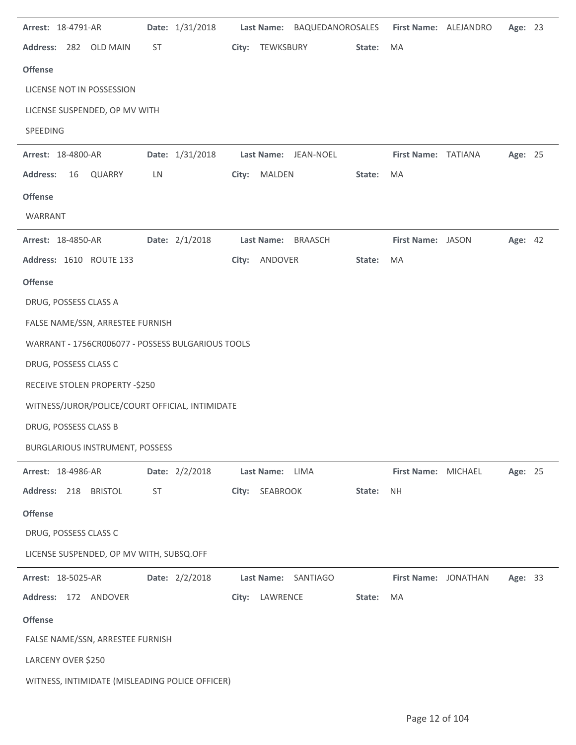**Arrest:** 18-4791-AR **Date:** 1/31/2018 **Last Name:** BAQUEDANOROSALES **First Name:** ALEJANDRO **Age:** 23

**Address:** 282 OLD MAIN ST **City:** TEWKSBURY **State:** MA

**Offense**

LICENSE NOT IN POSSESSION

LICENSE SUSPENDED, OP MV WITH

SPEEDING

---

**Arrest:** 18-4800-AR **Date:** 1/31/2018 **Last Name:** JEAN-NOEL **First Name:** TATIANA **Age:** 25

**Address:** 16 QUARRY LN **City:** MALDEN **State:** MA

**Offense**

WARRANT

---

**Arrest:** 18-4850-AR **Date:** 2/1/2018 **Last Name:** BRAASCH **First Name:** JASON **Age:** 42

**Address:** 1610 ROUTE 133 **City:** ANDOVER **State:** MA

**Offense**

DRUG, POSSESS CLASS A

FALSE NAME/SSN, ARRESTEE FURNISH

WARRANT - 1756CR006077 - POSSESS BULGARIOUS TOOLS

DRUG, POSSESS CLASS C

RECEIVE STOLEN PROPERTY -$250

WITNESS/JUROR/POLICE/COURT OFFICIAL, INTIMIDATE

DRUG, POSSESS CLASS B

BURGLARIOUS INSTRUMENT, POSSESS

---

**Arrest:** 18-4986-AR **Date:** 2/2/2018 **Last Name:** LIMA **First Name:** MICHAEL **Age:** 25

**Address:** 218 BRISTOL ST **City:** SEABROOK **State:** NH

**Offense**

DRUG, POSSESS CLASS C

LICENSE SUSPENDED, OP MV WITH, SUBSQ.OFF

---

**Arrest:** 18-5025-AR **Date:** 2/2/2018 **Last Name:** SANTIAGO **First Name:** JONATHAN **Age:** 33

**Address:** 172 ANDOVER **City:** LAWRENCE **State:** MA

**Offense**

FALSE NAME/SSN, ARRESTEE FURNISH

LARCENY OVER $250

WITNESS, INTIMIDATE (MISLEADING POLICE OFFICER)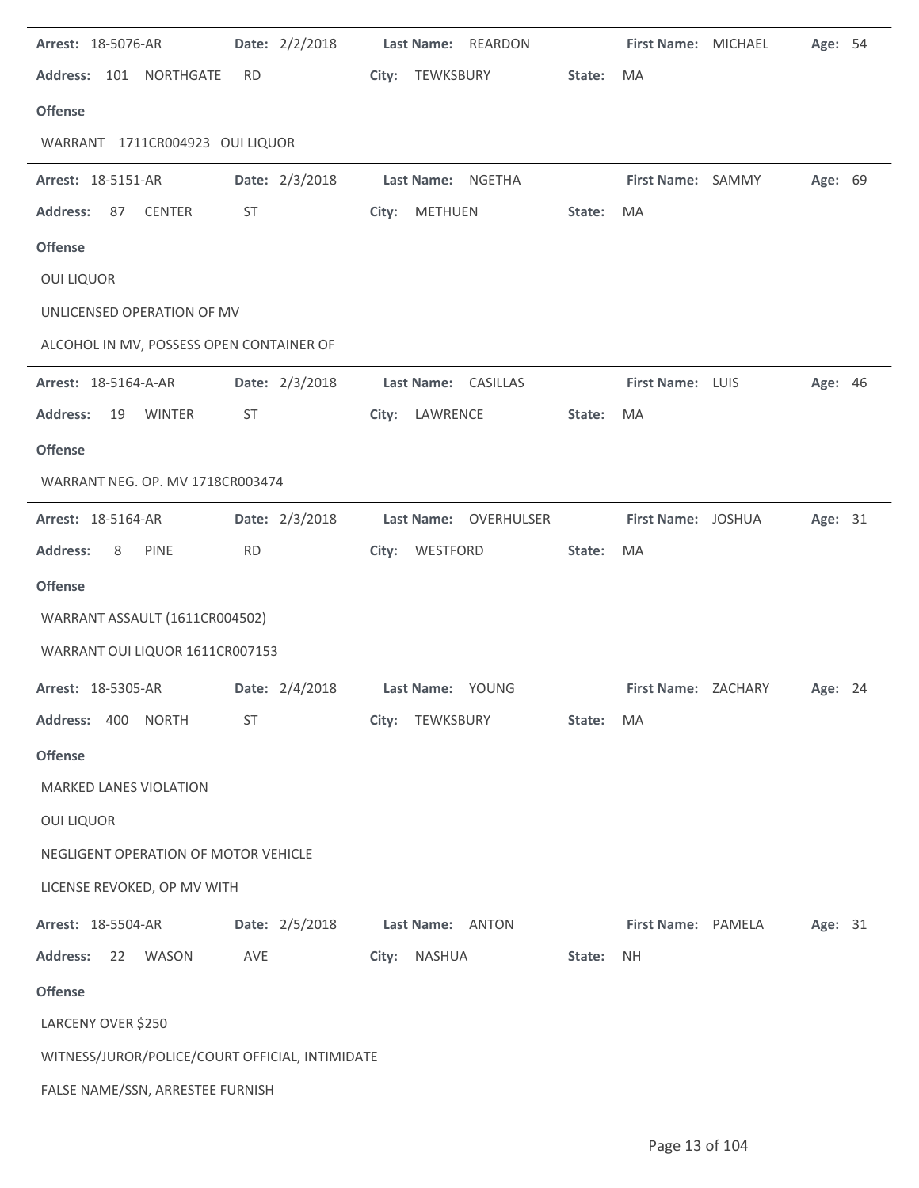**Arrest:** 18-5076-AR **Date:** 2/2/2018 **Last Name:** REARDON **First Name:** MICHAEL **Age:** 54

**Address:** 101 NORTHGATE RD **City:** TEWKSBURY **State:** MA

**Offense**

WARRANT 1711CR004923 OUI LIQUOR

---

**Arrest:** 18-5151-AR **Date:** 2/3/2018 **Last Name:** NGETHA **First Name:** SAMMY **Age:** 69

**Address:** 87 CENTER ST **City:** METHUEN **State:** MA

**Offense**

OUI LIQUOR

UNLICENSED OPERATION OF MV

ALCOHOL IN MV, POSSESS OPEN CONTAINER OF

---

**Arrest:** 18-5164-A-AR **Date:** 2/3/2018 **Last Name:** CASILLAS **First Name:** LUIS **Age:** 46

**Address:** 19 WINTER ST **City:** LAWRENCE **State:** MA

**Offense**

WARRANT NEG. OP. MV 1718CR003474

---

**Arrest:** 18-5164-AR **Date:** 2/3/2018 **Last Name:** OVERHULSER **First Name:** JOSHUA **Age:** 31

**Address:** 8 PINE RD **City:** WESTFORD **State:** MA

**Offense**

WARRANT ASSAULT (1611CR004502)

WARRANT OUI LIQUOR 1611CR007153

---

**Arrest:** 18-5305-AR **Date:** 2/4/2018 **Last Name:** YOUNG **First Name:** ZACHARY **Age:** 24

**Address:** 400 NORTH ST **City:** TEWKSBURY **State:** MA

**Offense**

MARKED LANES VIOLATION

OUI LIQUOR

NEGLIGENT OPERATION OF MOTOR VEHICLE

LICENSE REVOKED, OP MV WITH

---

**Arrest:** 18-5504-AR **Date:** 2/5/2018 **Last Name:** ANTON **First Name:** PAMELA **Age:** 31

**Address:** 22 WASON AVE **City:** NASHUA **State:** NH

**Offense**

LARCENY OVER $250

WITNESS/JUROR/POLICE/COURT OFFICIAL, INTIMIDATE

FALSE NAME/SSN, ARRESTEE FURNISH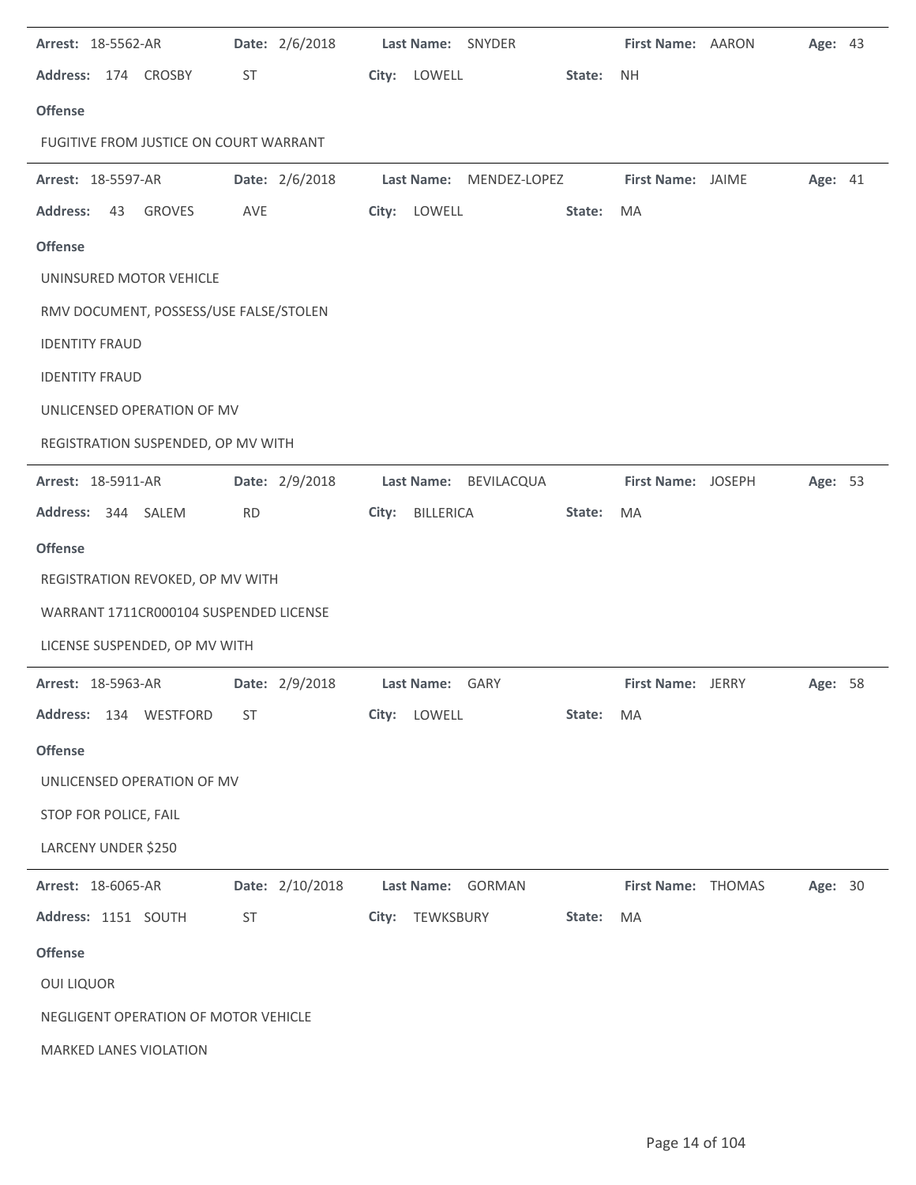**Arrest:** 18-5562-AR **Date:** 2/6/2018 **Last Name:** SNYDER **First Name:** AARON **Age:** 43

**Address:** 174 CROSBY ST **City:** LOWELL **State:** NH

**Offense**

FUGITIVE FROM JUSTICE ON COURT WARRANT

---

**Arrest:** 18-5597-AR **Date:** 2/6/2018 **Last Name:** MENDEZ-LOPEZ **First Name:** JAIME **Age:** 41

**Address:** 43 GROVES AVE **City:** LOWELL **State:** MA

**Offense**

UNINSURED MOTOR VEHICLE

RMV DOCUMENT, POSSESS/USE FALSE/STOLEN

IDENTITY FRAUD

IDENTITY FRAUD

UNLICENSED OPERATION OF MV

REGISTRATION SUSPENDED, OP MV WITH

---

**Arrest:** 18-5911-AR **Date:** 2/9/2018 **Last Name:** BEVILACQUA **First Name:** JOSEPH **Age:** 53

**Address:** 344 SALEM RD **City:** BILLERICA **State:** MA

**Offense**

REGISTRATION REVOKED, OP MV WITH

WARRANT 1711CR000104 SUSPENDED LICENSE

LICENSE SUSPENDED, OP MV WITH

---

**Arrest:** 18-5963-AR **Date:** 2/9/2018 **Last Name:** GARY **First Name:** JERRY **Age:** 58

**Address:** 134 WESTFORD ST **City:** LOWELL **State:** MA

**Offense**

UNLICENSED OPERATION OF MV

STOP FOR POLICE, FAIL

LARCENY UNDER $250

---

**Arrest:** 18-6065-AR **Date:** 2/10/2018 **Last Name:** GORMAN **First Name:** THOMAS **Age:** 30

**Address:** 1151 SOUTH ST **City:** TEWKSBURY **State:** MA

**Offense**

OUI LIQUOR

NEGLIGENT OPERATION OF MOTOR VEHICLE

MARKED LANES VIOLATION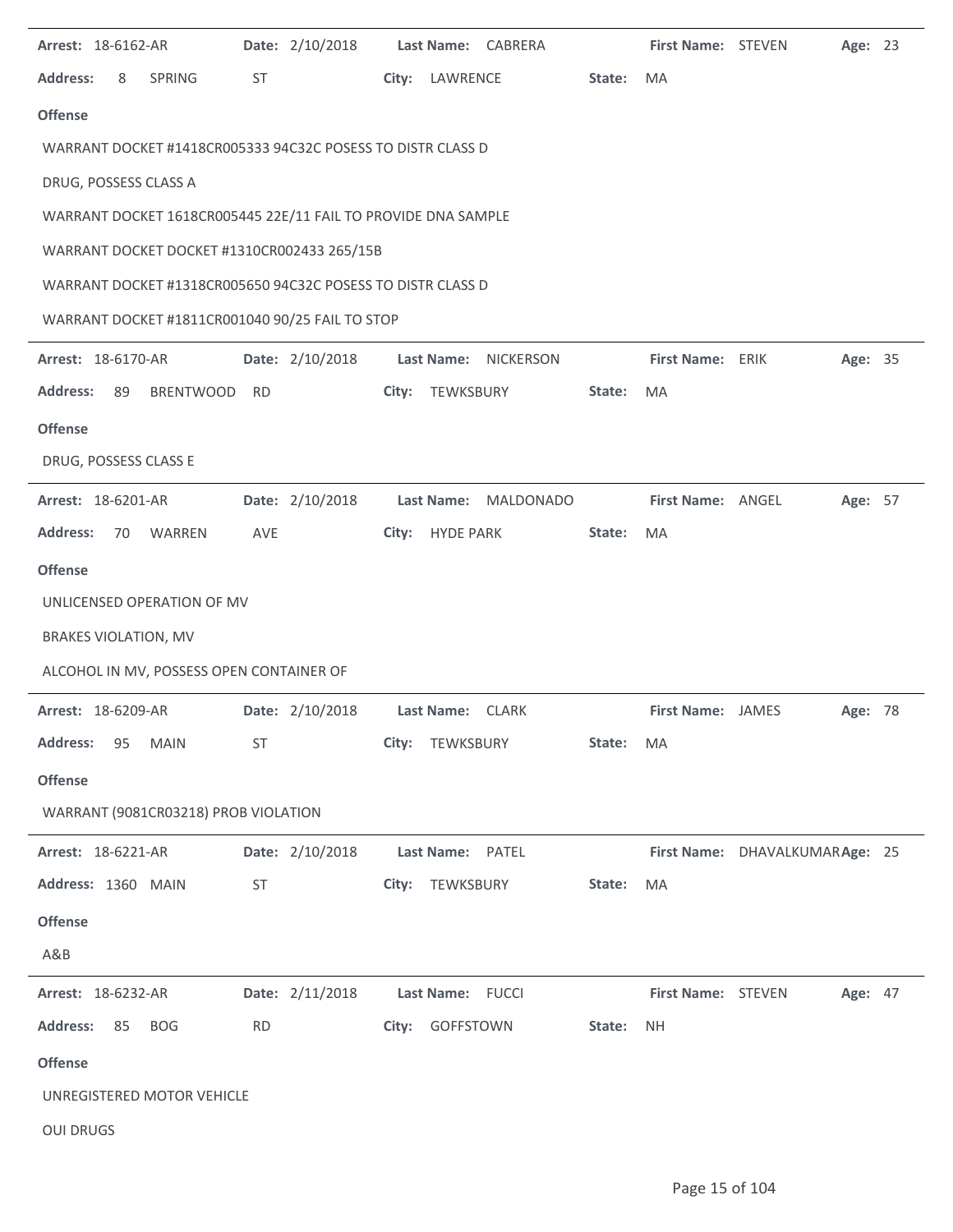**Arrest:** 18-6162-AR **Date:** 2/10/2018 **Last Name:** CABRERA **First Name:** STEVEN **Age:** 23

**Address:** 8 SPRING ST **City:** LAWRENCE **State:** MA

**Offense**

WARRANT DOCKET #1418CR005333 94C32C POSESS TO DISTR CLASS D

DRUG, POSSESS CLASS A

WARRANT DOCKET 1618CR005445 22E/11 FAIL TO PROVIDE DNA SAMPLE

WARRANT DOCKET DOCKET #1310CR002433 265/15B

WARRANT DOCKET #1318CR005650 94C32C POSESS TO DISTR CLASS D

WARRANT DOCKET #1811CR001040 90/25 FAIL TO STOP

---

**Arrest:** 18-6170-AR **Date:** 2/10/2018 **Last Name:** NICKERSON **First Name:** ERIK **Age:** 35

**Address:** 89 BRENTWOOD RD **City:** TEWKSBURY **State:** MA

**Offense**

DRUG, POSSESS CLASS E

---

**Arrest:** 18-6201-AR **Date:** 2/10/2018 **Last Name:** MALDONADO **First Name:** ANGEL **Age:** 57

**Address:** 70 WARREN AVE **City:** HYDE PARK **State:** MA

**Offense**

UNLICENSED OPERATION OF MV

BRAKES VIOLATION, MV

ALCOHOL IN MV, POSSESS OPEN CONTAINER OF

---

**Arrest:** 18-6209-AR **Date:** 2/10/2018 **Last Name:** CLARK **First Name:** JAMES **Age:** 78

**Address:** 95 MAIN ST **City:** TEWKSBURY **State:** MA

**Offense**

WARRANT (9081CR03218) PROB VIOLATION

---

**Arrest:** 18-6221-AR **Date:** 2/10/2018 **Last Name:** PATEL **First Name:** DHAVALKUMAR **Age:** 25

**Address:** 1360 MAIN ST **City:** TEWKSBURY **State:** MA

**Offense**

A&B

---

**Arrest:** 18-6232-AR **Date:** 2/11/2018 **Last Name:** FUCCI **First Name:** STEVEN **Age:** 47

**Address:** 85 BOG RD **City:** GOFFSTOWN **State:** NH

**Offense**

UNREGISTERED MOTOR VEHICLE

OUI DRUGS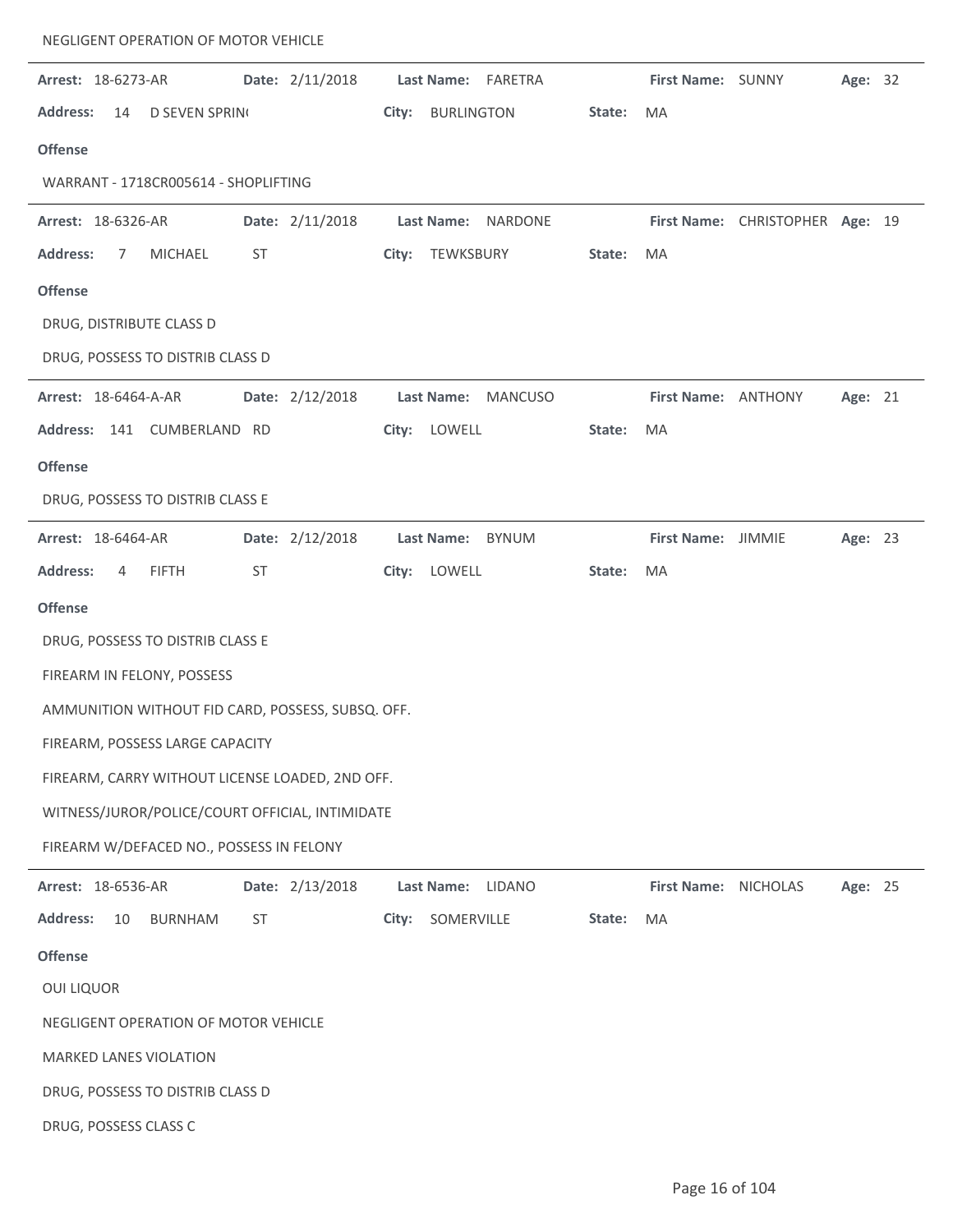NEGLIGENT OPERATION OF MOTOR VEHICLE

**Arrest:** 18-6273-AR **Date:** 2/11/2018 **Last Name:** FARETRA **First Name:** SUNNY **Age:** 32

**Address:** 14 D SEVEN SPRIN( **City:** BURLINGTON **State:** MA

**Offense**

WARRANT - 1718CR005614 - SHOPLIFTING

---

**Arrest:** 18-6326-AR **Date:** 2/11/2018 **Last Name:** NARDONE **First Name:** CHRISTOPHER **Age:** 19

**Address:** 7 MICHAEL ST **City:** TEWKSBURY **State:** MA

**Offense**

DRUG, DISTRIBUTE CLASS D

DRUG, POSSESS TO DISTRIB CLASS D

---

**Arrest:** 18-6464-A-AR **Date:** 2/12/2018 **Last Name:** MANCUSO **First Name:** ANTHONY **Age:** 21

**Address:** 141 CUMBERLAND RD **City:** LOWELL **State:** MA

**Offense**

DRUG, POSSESS TO DISTRIB CLASS E

---

**Arrest:** 18-6464-AR **Date:** 2/12/2018 **Last Name:** BYNUM **First Name:** JIMMIE **Age:** 23

**Address:** 4 FIFTH ST **City:** LOWELL **State:** MA

**Offense**

DRUG, POSSESS TO DISTRIB CLASS E

FIREARM IN FELONY, POSSESS

AMMUNITION WITHOUT FID CARD, POSSESS, SUBSQ. OFF.

FIREARM, POSSESS LARGE CAPACITY

FIREARM, CARRY WITHOUT LICENSE LOADED, 2ND OFF.

WITNESS/JUROR/POLICE/COURT OFFICIAL, INTIMIDATE

FIREARM W/DEFACED NO., POSSESS IN FELONY

---

**Arrest:** 18-6536-AR **Date:** 2/13/2018 **Last Name:** LIDANO **First Name:** NICHOLAS **Age:** 25

**Address:** 10 BURNHAM ST **City:** SOMERVILLE **State:** MA

**Offense**

OUI LIQUOR

NEGLIGENT OPERATION OF MOTOR VEHICLE

MARKED LANES VIOLATION

DRUG, POSSESS TO DISTRIB CLASS D

DRUG, POSSESS CLASS C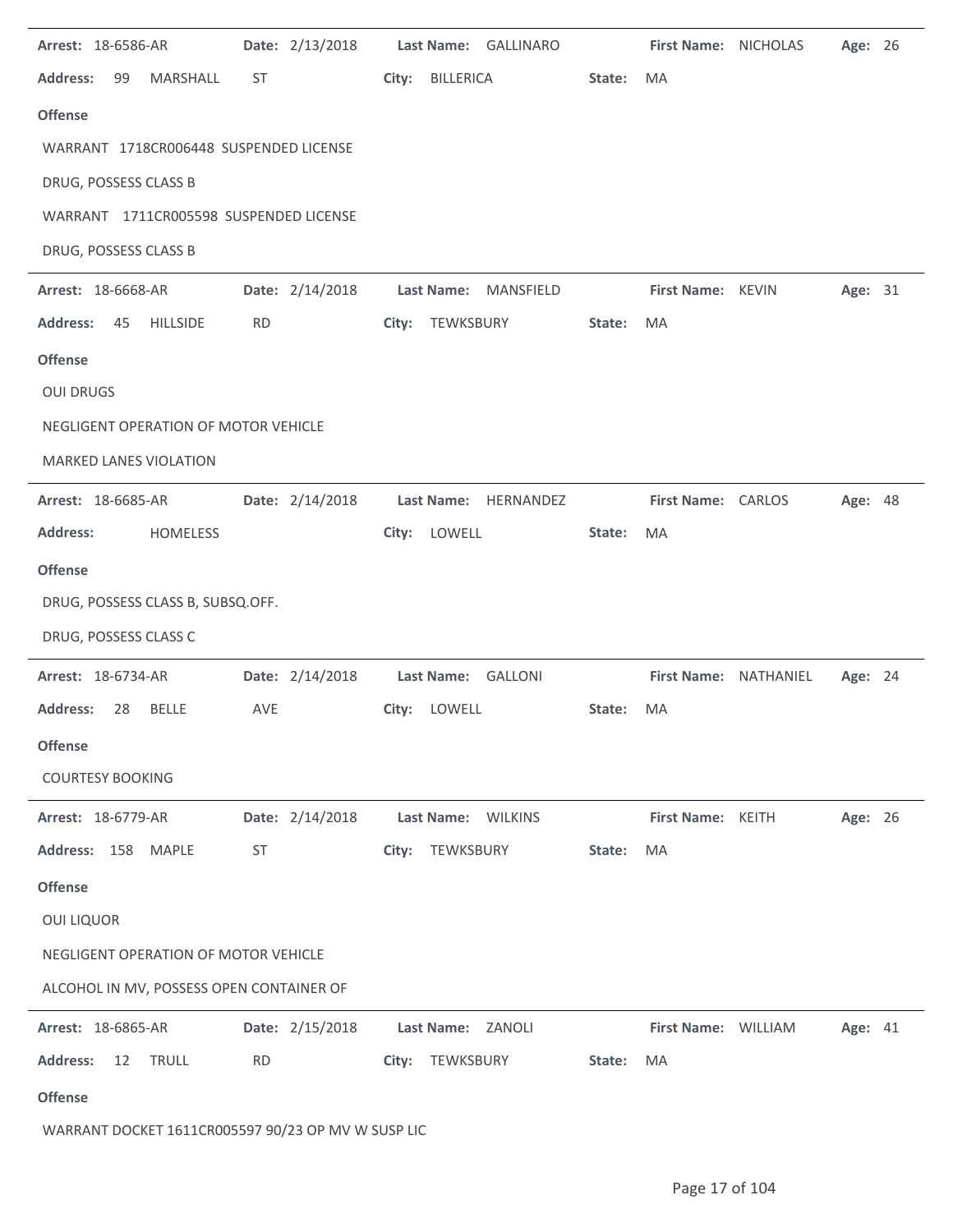**Arrest:** 18-6586-AR **Date:** 2/13/2018 **Last Name:** GALLINARO **First Name:** NICHOLAS **Age:** 26

**Address:** 99 MARSHALL ST **City:** BILLERICA **State:** MA

**Offense**

WARRANT 1718CR006448 SUSPENDED LICENSE

DRUG, POSSESS CLASS B

WARRANT 1711CR005598 SUSPENDED LICENSE

DRUG, POSSESS CLASS B

---

**Arrest:** 18-6668-AR **Date:** 2/14/2018 **Last Name:** MANSFIELD **First Name:** KEVIN **Age:** 31

**Address:** 45 HILLSIDE RD **City:** TEWKSBURY **State:** MA

**Offense**

OUI DRUGS

NEGLIGENT OPERATION OF MOTOR VEHICLE

MARKED LANES VIOLATION

---

**Arrest:** 18-6685-AR **Date:** 2/14/2018 **Last Name:** HERNANDEZ **First Name:** CARLOS **Age:** 48

**Address:** HOMELESS **City:** LOWELL **State:** MA

**Offense**

DRUG, POSSESS CLASS B, SUBSQ.OFF.

DRUG, POSSESS CLASS C

---

**Arrest:** 18-6734-AR **Date:** 2/14/2018 **Last Name:** GALLONI **First Name:** NATHANIEL **Age:** 24

**Address:** 28 BELLE AVE **City:** LOWELL **State:** MA

**Offense**

COURTESY BOOKING

---

**Arrest:** 18-6779-AR **Date:** 2/14/2018 **Last Name:** WILKINS **First Name:** KEITH **Age:** 26

**Address:** 158 MAPLE ST **City:** TEWKSBURY **State:** MA

**Offense**

OUI LIQUOR

NEGLIGENT OPERATION OF MOTOR VEHICLE

ALCOHOL IN MV, POSSESS OPEN CONTAINER OF

---

**Arrest:** 18-6865-AR **Date:** 2/15/2018 **Last Name:** ZANOLI **First Name:** WILLIAM **Age:** 41

**Address:** 12 TRULL RD **City:** TEWKSBURY **State:** MA

**Offense**

WARRANT DOCKET 1611CR005597 90/23 OP MV W SUSP LIC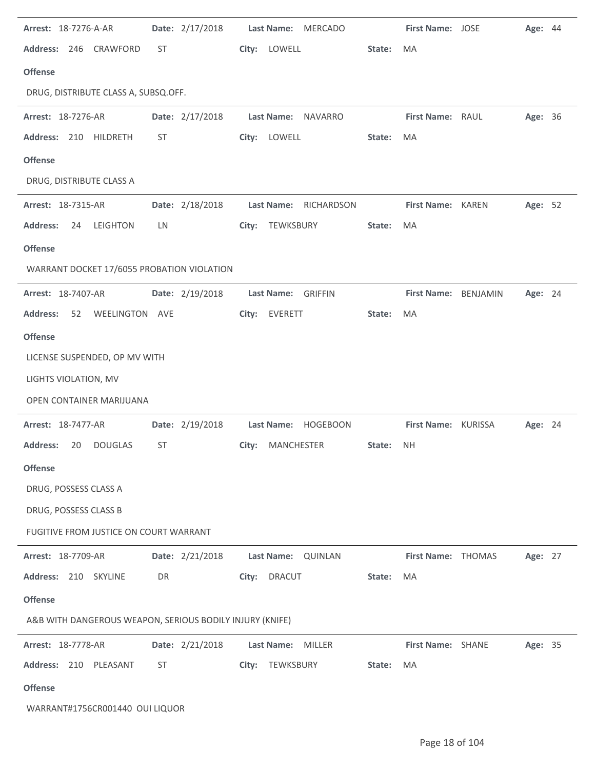**Arrest:** 18-7276-A-AR **Date:** 2/17/2018 **Last Name:** MERCADO **First Name:** JOSE **Age:** 44

**Address:** 246 CRAWFORD ST **City:** LOWELL **State:** MA

**Offense**

DRUG, DISTRIBUTE CLASS A, SUBSQ.OFF.

---

**Arrest:** 18-7276-AR **Date:** 2/17/2018 **Last Name:** NAVARRO **First Name:** RAUL **Age:** 36

**Address:** 210 HILDRETH ST **City:** LOWELL **State:** MA

**Offense**

DRUG, DISTRIBUTE CLASS A

---

**Arrest:** 18-7315-AR **Date:** 2/18/2018 **Last Name:** RICHARDSON **First Name:** KAREN **Age:** 52

**Address:** 24 LEIGHTON LN **City:** TEWKSBURY **State:** MA

**Offense**

WARRANT DOCKET 17/6055 PROBATION VIOLATION

---

**Arrest:** 18-7407-AR **Date:** 2/19/2018 **Last Name:** GRIFFIN **First Name:** BENJAMIN **Age:** 24

**Address:** 52 WEELINGTON AVE **City:** EVERETT **State:** MA

**Offense**

LICENSE SUSPENDED, OP MV WITH

LIGHTS VIOLATION, MV

OPEN CONTAINER MARIJUANA

---

**Arrest:** 18-7477-AR **Date:** 2/19/2018 **Last Name:** HOGEBOON **First Name:** KURISSA **Age:** 24

**Address:** 20 DOUGLAS ST **City:** MANCHESTER **State:** NH

**Offense**

DRUG, POSSESS CLASS A

DRUG, POSSESS CLASS B

FUGITIVE FROM JUSTICE ON COURT WARRANT

---

**Arrest:** 18-7709-AR **Date:** 2/21/2018 **Last Name:** QUINLAN **First Name:** THOMAS **Age:** 27

**Address:** 210 SKYLINE DR **City:** DRACUT **State:** MA

**Offense**

A&B WITH DANGEROUS WEAPON, SERIOUS BODILY INJURY (KNIFE)

---

**Arrest:** 18-7778-AR **Date:** 2/21/2018 **Last Name:** MILLER **First Name:** SHANE **Age:** 35

**Address:** 210 PLEASANT ST **City:** TEWKSBURY **State:** MA

**Offense**

WARRANT#1756CR001440 OUI LIQUOR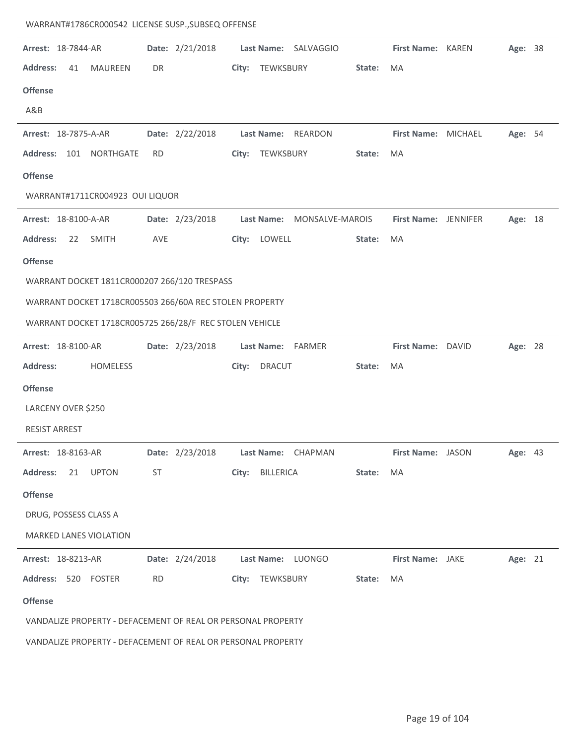WARRANT#1786CR000542 LICENSE SUSP.,SUBSEQ OFFENSE

---

**Arrest:** 18-7844-AR **Date:** 2/21/2018 **Last Name:** SALVAGGIO **First Name:** KAREN **Age:** 38

**Address:** 41 MAUREEN DR **City:** TEWKSBURY **State:** MA

**Offense**

A&B

---

**Arrest:** 18-7875-A-AR **Date:** 2/22/2018 **Last Name:** REARDON **First Name:** MICHAEL **Age:** 54

**Address:** 101 NORTHGATE RD **City:** TEWKSBURY **State:** MA

**Offense**

WARRANT#1711CR004923 OUI LIQUOR

---

**Arrest:** 18-8100-A-AR **Date:** 2/23/2018 **Last Name:** MONSALVE-MAROIS **First Name:** JENNIFER **Age:** 18

**Address:** 22 SMITH AVE **City:** LOWELL **State:** MA

**Offense**

WARRANT DOCKET 1811CR000207 266/120 TRESPASS

WARRANT DOCKET 1718CR005503 266/60A REC STOLEN PROPERTY

WARRANT DOCKET 1718CR005725 266/28/F REC STOLEN VEHICLE

---

**Arrest:** 18-8100-AR **Date:** 2/23/2018 **Last Name:** FARMER **First Name:** DAVID **Age:** 28

**Address:** HOMELESS **City:** DRACUT **State:** MA

**Offense**

LARCENY OVER $250

RESIST ARREST

---

**Arrest:** 18-8163-AR **Date:** 2/23/2018 **Last Name:** CHAPMAN **First Name:** JASON **Age:** 43

**Address:** 21 UPTON ST **City:** BILLERICA **State:** MA

**Offense**

DRUG, POSSESS CLASS A

MARKED LANES VIOLATION

---

**Arrest:** 18-8213-AR **Date:** 2/24/2018 **Last Name:** LUONGO **First Name:** JAKE **Age:** 21

**Address:** 520 FOSTER RD **City:** TEWKSBURY **State:** MA

**Offense**

VANDALIZE PROPERTY - DEFACEMENT OF REAL OR PERSONAL PROPERTY

VANDALIZE PROPERTY - DEFACEMENT OF REAL OR PERSONAL PROPERTY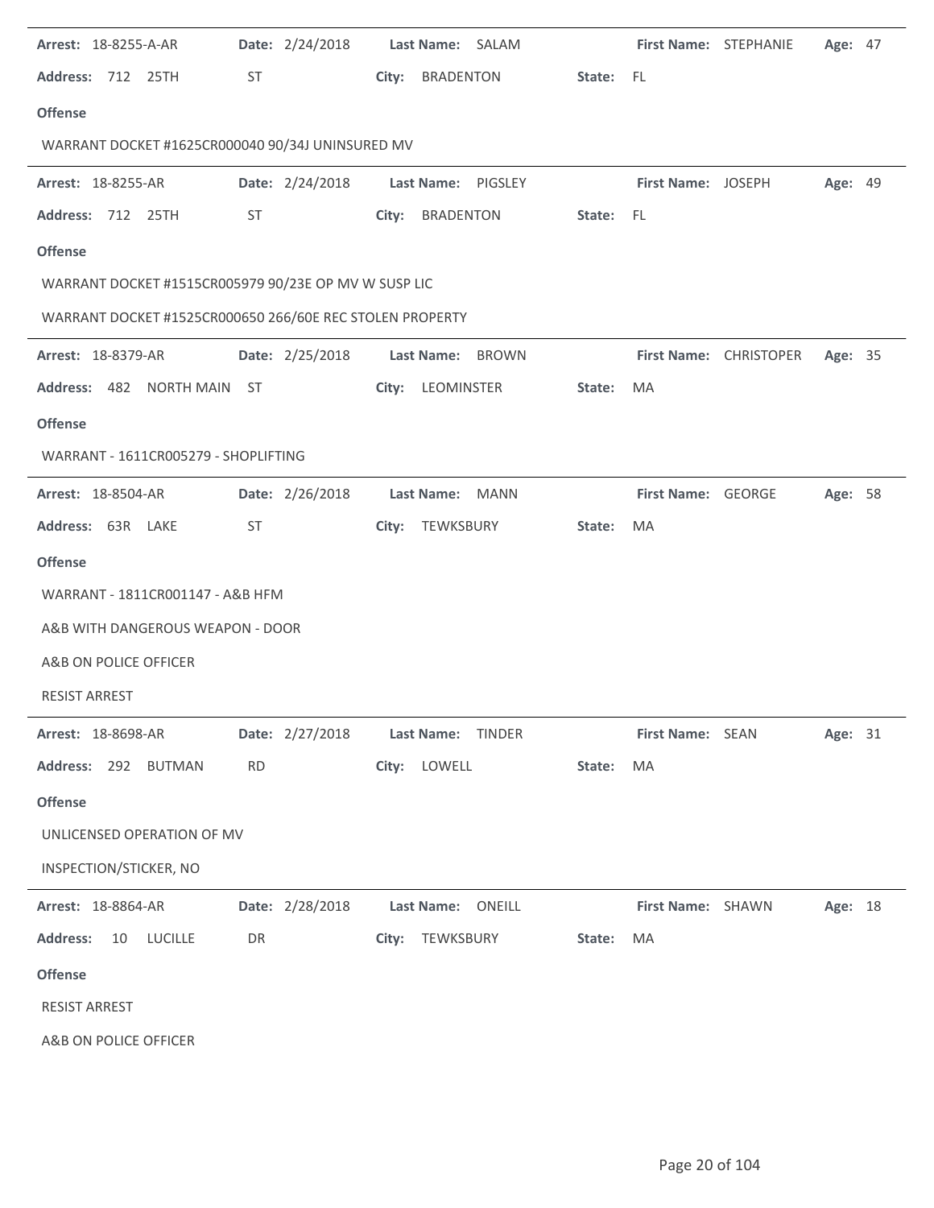**Arrest:** 18-8255-A-AR **Date:** 2/24/2018 **Last Name:** SALAM **First Name:** STEPHANIE **Age:** 47

**Address:** 712 25TH ST **City:** BRADENTON **State:** FL

**Offense**

WARRANT DOCKET #1625CR000040 90/34J UNINSURED MV

---

**Arrest:** 18-8255-AR **Date:** 2/24/2018 **Last Name:** PIGSLEY **First Name:** JOSEPH **Age:** 49

**Address:** 712 25TH ST **City:** BRADENTON **State:** FL

**Offense**

WARRANT DOCKET #1515CR005979 90/23E OP MV W SUSP LIC

WARRANT DOCKET #1525CR000650 266/60E REC STOLEN PROPERTY

---

**Arrest:** 18-8379-AR **Date:** 2/25/2018 **Last Name:** BROWN **First Name:** CHRISTOPER **Age:** 35

**Address:** 482 NORTH MAIN ST **City:** LEOMINSTER **State:** MA

**Offense**

WARRANT - 1611CR005279 - SHOPLIFTING

---

**Arrest:** 18-8504-AR **Date:** 2/26/2018 **Last Name:** MANN **First Name:** GEORGE **Age:** 58

**Address:** 63R LAKE ST **City:** TEWKSBURY **State:** MA

**Offense**

WARRANT - 1811CR001147 - A&B HFM

A&B WITH DANGEROUS WEAPON - DOOR

A&B ON POLICE OFFICER

RESIST ARREST

---

**Arrest:** 18-8698-AR **Date:** 2/27/2018 **Last Name:** TINDER **First Name:** SEAN **Age:** 31

**Address:** 292 BUTMAN RD **City:** LOWELL **State:** MA

**Offense**

UNLICENSED OPERATION OF MV

INSPECTION/STICKER, NO

---

**Arrest:** 18-8864-AR **Date:** 2/28/2018 **Last Name:** ONEILL **First Name:** SHAWN **Age:** 18

**Address:** 10 LUCILLE DR **City:** TEWKSBURY **State:** MA

**Offense**

RESIST ARREST

A&B ON POLICE OFFICER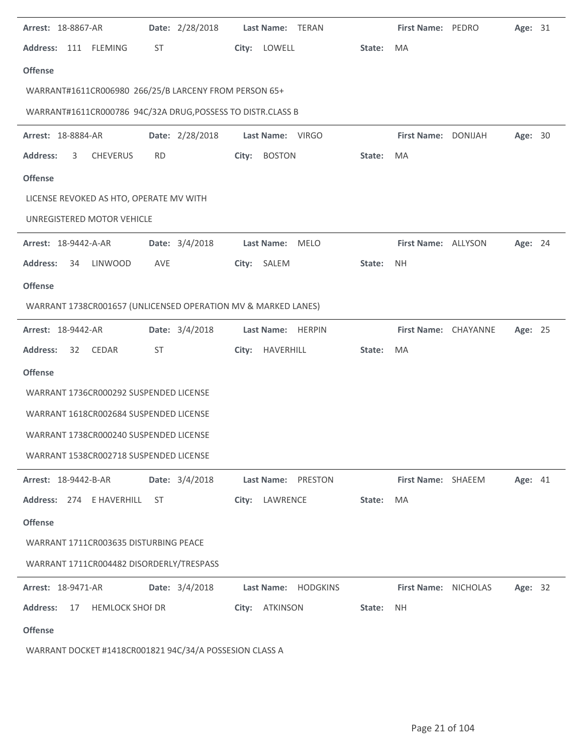**Arrest:** 18-8867-AR **Date:** 2/28/2018 **Last Name:** TERAN **First Name:** PEDRO **Age:** 31

**Address:** 111 FLEMING ST **City:** LOWELL **State:** MA

**Offense**

WARRANT#1611CR006980 266/25/B LARCENY FROM PERSON 65+

WARRANT#1611CR000786 94C/32A DRUG,POSSESS TO DISTR.CLASS B

---

**Arrest:** 18-8884-AR **Date:** 2/28/2018 **Last Name:** VIRGO **First Name:** DONIJAH **Age:** 30

**Address:** 3 CHEVERUS RD **City:** BOSTON **State:** MA

**Offense**

LICENSE REVOKED AS HTO, OPERATE MV WITH

UNREGISTERED MOTOR VEHICLE

---

**Arrest:** 18-9442-A-AR **Date:** 3/4/2018 **Last Name:** MELO **First Name:** ALLYSON **Age:** 24

**Address:** 34 LINWOOD AVE **City:** SALEM **State:** NH

**Offense**

WARRANT 1738CR001657 (UNLICENSED OPERATION MV & MARKED LANES)

---

**Arrest:** 18-9442-AR **Date:** 3/4/2018 **Last Name:** HERPIN **First Name:** CHAYANNE **Age:** 25

**Address:** 32 CEDAR ST **City:** HAVERHILL **State:** MA

**Offense**

WARRANT 1736CR000292 SUSPENDED LICENSE

WARRANT 1618CR002684 SUSPENDED LICENSE

WARRANT 1738CR000240 SUSPENDED LICENSE

WARRANT 1538CR002718 SUSPENDED LICENSE

---

**Arrest:** 18-9442-B-AR **Date:** 3/4/2018 **Last Name:** PRESTON **First Name:** SHAEEM **Age:** 41

**Address:** 274 E HAVERHILL ST **City:** LAWRENCE **State:** MA

**Offense**

WARRANT 1711CR003635 DISTURBING PEACE

WARRANT 1711CR004482 DISORDERLY/TRESPASS

---

**Arrest:** 18-9471-AR **Date:** 3/4/2018 **Last Name:** HODGKINS **First Name:** NICHOLAS **Age:** 32

**Address:** 17 HEMLOCK SHOI DR **City:** ATKINSON **State:** NH

**Offense**

WARRANT DOCKET #1418CR001821 94C/34/A POSSESION CLASS A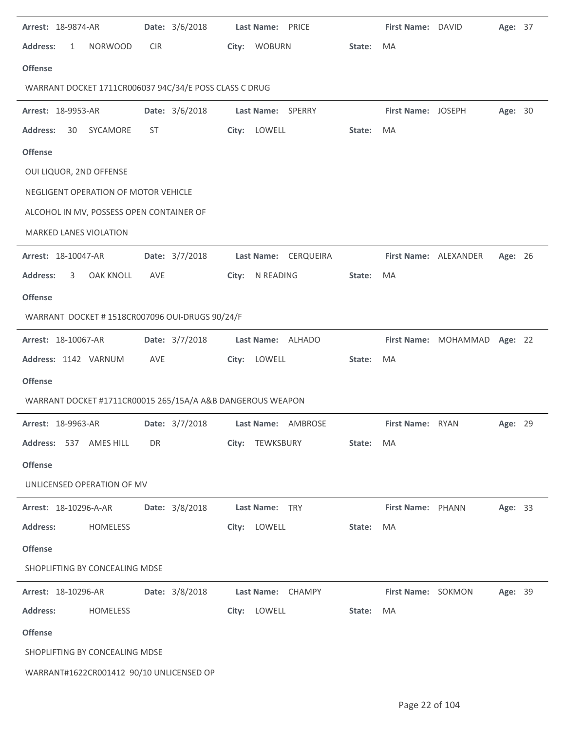**Arrest:** 18-9874-AR **Date:** 3/6/2018 **Last Name:** PRICE **First Name:** DAVID **Age:** 37

**Address:** 1 NORWOOD CIR **City:** WOBURN **State:** MA

**Offense**

WARRANT DOCKET 1711CR006037 94C/34/E POSS CLASS C DRUG

---

**Arrest:** 18-9953-AR **Date:** 3/6/2018 **Last Name:** SPERRY **First Name:** JOSEPH **Age:** 30

**Address:** 30 SYCAMORE ST **City:** LOWELL **State:** MA

**Offense**

OUI LIQUOR, 2ND OFFENSE

NEGLIGENT OPERATION OF MOTOR VEHICLE

ALCOHOL IN MV, POSSESS OPEN CONTAINER OF

MARKED LANES VIOLATION

---

**Arrest:** 18-10047-AR **Date:** 3/7/2018 **Last Name:** CERQUEIRA **First Name:** ALEXANDER **Age:** 26

**Address:** 3 OAK KNOLL AVE **City:** N READING **State:** MA

**Offense**

WARRANT DOCKET # 1518CR007096 OUI-DRUGS 90/24/F

---

**Arrest:** 18-10067-AR **Date:** 3/7/2018 **Last Name:** ALHADO **First Name:** MOHAMMAD **Age:** 22

**Address:** 1142 VARNUM AVE **City:** LOWELL **State:** MA

**Offense**

WARRANT DOCKET #1711CR00015 265/15A/A A&B DANGEROUS WEAPON

---

**Arrest:** 18-9963-AR **Date:** 3/7/2018 **Last Name:** AMBROSE **First Name:** RYAN **Age:** 29

**Address:** 537 AMES HILL DR **City:** TEWKSBURY **State:** MA

**Offense**

UNLICENSED OPERATION OF MV

---

**Arrest:** 18-10296-A-AR **Date:** 3/8/2018 **Last Name:** TRY **First Name:** PHANN **Age:** 33

**Address:** HOMELESS **City:** LOWELL **State:** MA

**Offense**

SHOPLIFTING BY CONCEALING MDSE

---

**Arrest:** 18-10296-AR **Date:** 3/8/2018 **Last Name:** CHAMPY **First Name:** SOKMON **Age:** 39

**Address:** HOMELESS **City:** LOWELL **State:** MA

**Offense**

SHOPLIFTING BY CONCEALING MDSE

WARRANT#1622CR001412 90/10 UNLICENSED OP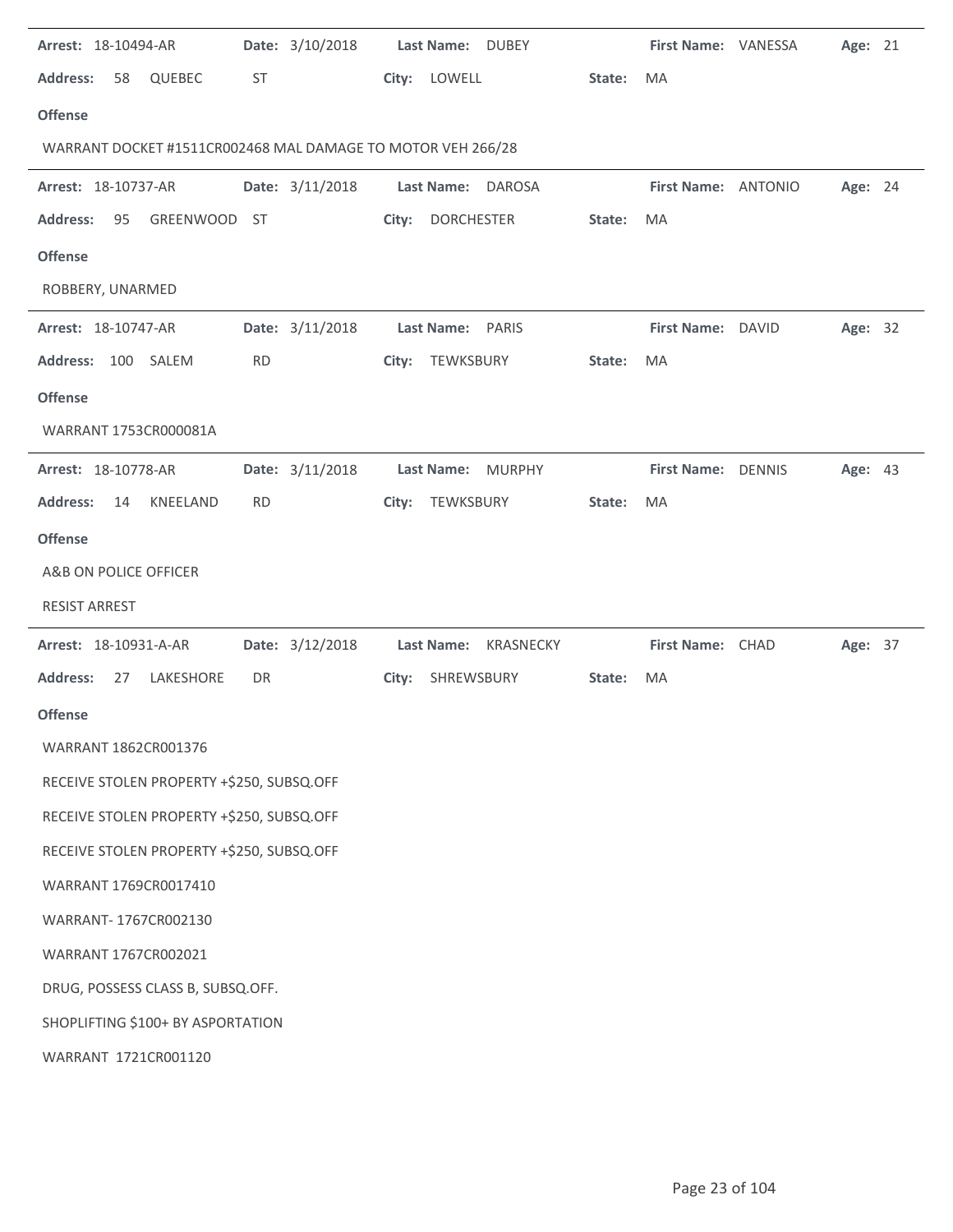**Arrest:** 18-10494-AR **Date:** 3/10/2018 **Last Name:** DUBEY **First Name:** VANESSA **Age:** 21

**Address:** 58 QUEBEC ST **City:** LOWELL **State:** MA

**Offense**

WARRANT DOCKET #1511CR002468 MAL DAMAGE TO MOTOR VEH 266/28

---

**Arrest:** 18-10737-AR **Date:** 3/11/2018 **Last Name:** DAROSA **First Name:** ANTONIO **Age:** 24

**Address:** 95 GREENWOOD ST **City:** DORCHESTER **State:** MA

**Offense**

ROBBERY, UNARMED

---

**Arrest:** 18-10747-AR **Date:** 3/11/2018 **Last Name:** PARIS **First Name:** DAVID **Age:** 32

**Address:** 100 SALEM RD **City:** TEWKSBURY **State:** MA

**Offense**

WARRANT 1753CR000081A

---

**Arrest:** 18-10778-AR **Date:** 3/11/2018 **Last Name:** MURPHY **First Name:** DENNIS **Age:** 43

**Address:** 14 KNEELAND RD **City:** TEWKSBURY **State:** MA

**Offense**

A&B ON POLICE OFFICER

RESIST ARREST

---

**Arrest:** 18-10931-A-AR **Date:** 3/12/2018 **Last Name:** KRASNECKY **First Name:** CHAD **Age:** 37

**Address:** 27 LAKESHORE DR **City:** SHREWSBURY **State:** MA

**Offense**

WARRANT 1862CR001376

RECEIVE STOLEN PROPERTY +$250, SUBSQ.OFF

RECEIVE STOLEN PROPERTY +$250, SUBSQ.OFF

RECEIVE STOLEN PROPERTY +$250, SUBSQ.OFF

WARRANT 1769CR0017410

WARRANT- 1767CR002130

WARRANT 1767CR002021

DRUG, POSSESS CLASS B, SUBSQ.OFF.

SHOPLIFTING $100+ BY ASPORTATION

WARRANT 1721CR001120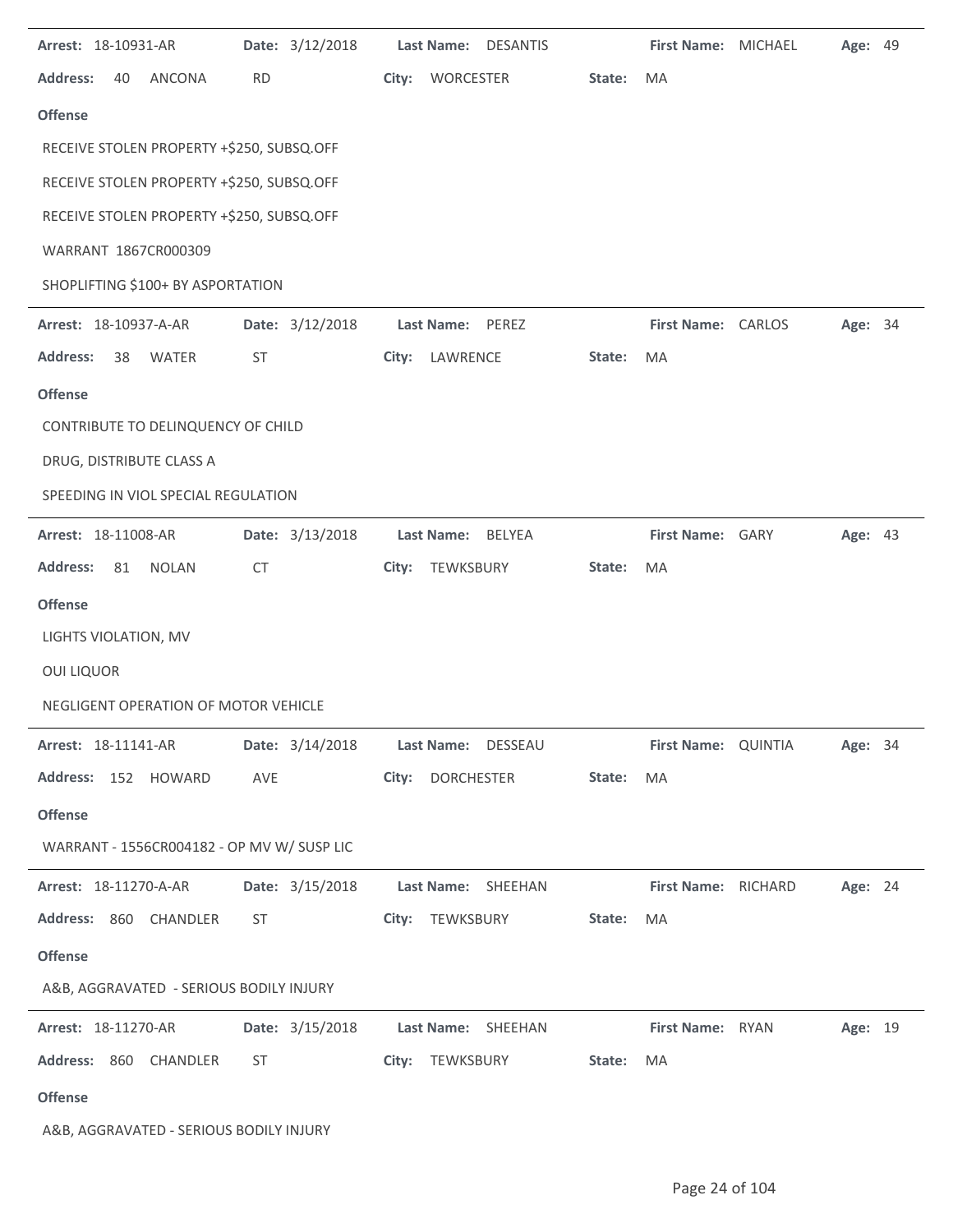**Arrest:** 18-10931-AR **Date:** 3/12/2018 **Last Name:** DESANTIS **First Name:** MICHAEL **Age:** 49

**Address:** 40 ANCONA RD **City:** WORCESTER **State:** MA

**Offense**

RECEIVE STOLEN PROPERTY +$250, SUBSQ.OFF

RECEIVE STOLEN PROPERTY +$250, SUBSQ.OFF

RECEIVE STOLEN PROPERTY +$250, SUBSQ.OFF

WARRANT 1867CR000309

SHOPLIFTING $100+ BY ASPORTATION

---

**Arrest:** 18-10937-A-AR **Date:** 3/12/2018 **Last Name:** PEREZ **First Name:** CARLOS **Age:** 34

**Address:** 38 WATER ST **City:** LAWRENCE **State:** MA

**Offense**

CONTRIBUTE TO DELINQUENCY OF CHILD

DRUG, DISTRIBUTE CLASS A

SPEEDING IN VIOL SPECIAL REGULATION

---

**Arrest:** 18-11008-AR **Date:** 3/13/2018 **Last Name:** BELYEA **First Name:** GARY **Age:** 43

**Address:** 81 NOLAN CT **City:** TEWKSBURY **State:** MA

**Offense**

LIGHTS VIOLATION, MV

OUI LIQUOR

NEGLIGENT OPERATION OF MOTOR VEHICLE

---

**Arrest:** 18-11141-AR **Date:** 3/14/2018 **Last Name:** DESSEAU **First Name:** QUINTIA **Age:** 34

**Address:** 152 HOWARD AVE **City:** DORCHESTER **State:** MA

**Offense**

WARRANT - 1556CR004182 - OP MV W/ SUSP LIC

---

**Arrest:** 18-11270-A-AR **Date:** 3/15/2018 **Last Name:** SHEEHAN **First Name:** RICHARD **Age:** 24

**Address:** 860 CHANDLER ST **City:** TEWKSBURY **State:** MA

**Offense**

A&B, AGGRAVATED - SERIOUS BODILY INJURY

---

**Arrest:** 18-11270-AR **Date:** 3/15/2018 **Last Name:** SHEEHAN **First Name:** RYAN **Age:** 19

**Address:** 860 CHANDLER ST **City:** TEWKSBURY **State:** MA

**Offense**

A&B, AGGRAVATED - SERIOUS BODILY INJURY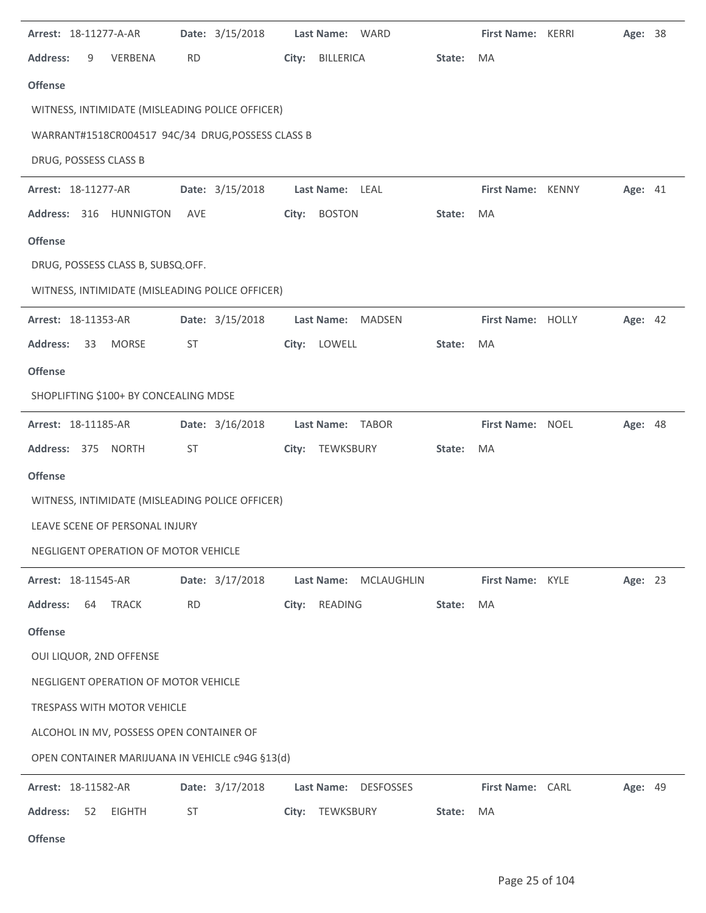**Arrest:** 18-11277-A-AR **Date:** 3/15/2018 **Last Name:** WARD **First Name:** KERRI **Age:** 38

**Address:** 9 VERBENA RD **City:** BILLERICA **State:** MA

**Offense**

WITNESS, INTIMIDATE (MISLEADING POLICE OFFICER)

WARRANT#1518CR004517 94C/34 DRUG,POSSESS CLASS B

DRUG, POSSESS CLASS B

---

**Arrest:** 18-11277-AR **Date:** 3/15/2018 **Last Name:** LEAL **First Name:** KENNY **Age:** 41

**Address:** 316 HUNNIGTON AVE **City:** BOSTON **State:** MA

**Offense**

DRUG, POSSESS CLASS B, SUBSQ.OFF.

WITNESS, INTIMIDATE (MISLEADING POLICE OFFICER)

---

**Arrest:** 18-11353-AR **Date:** 3/15/2018 **Last Name:** MADSEN **First Name:** HOLLY **Age:** 42

**Address:** 33 MORSE ST **City:** LOWELL **State:** MA

**Offense**

SHOPLIFTING $100+ BY CONCEALING MDSE

---

**Arrest:** 18-11185-AR **Date:** 3/16/2018 **Last Name:** TABOR **First Name:** NOEL **Age:** 48

**Address:** 375 NORTH ST **City:** TEWKSBURY **State:** MA

**Offense**

WITNESS, INTIMIDATE (MISLEADING POLICE OFFICER)

LEAVE SCENE OF PERSONAL INJURY

NEGLIGENT OPERATION OF MOTOR VEHICLE

---

**Arrest:** 18-11545-AR **Date:** 3/17/2018 **Last Name:** MCLAUGHLIN **First Name:** KYLE **Age:** 23

**Address:** 64 TRACK RD **City:** READING **State:** MA

**Offense**

OUI LIQUOR, 2ND OFFENSE

NEGLIGENT OPERATION OF MOTOR VEHICLE

TRESPASS WITH MOTOR VEHICLE

ALCOHOL IN MV, POSSESS OPEN CONTAINER OF

OPEN CONTAINER MARIJUANA IN VEHICLE c94G §13(d)

---

**Arrest:** 18-11582-AR **Date:** 3/17/2018 **Last Name:** DESFOSSES **First Name:** CARL **Age:** 49

**Address:** 52 EIGHTH ST **City:** TEWKSBURY **State:** MA

**Offense**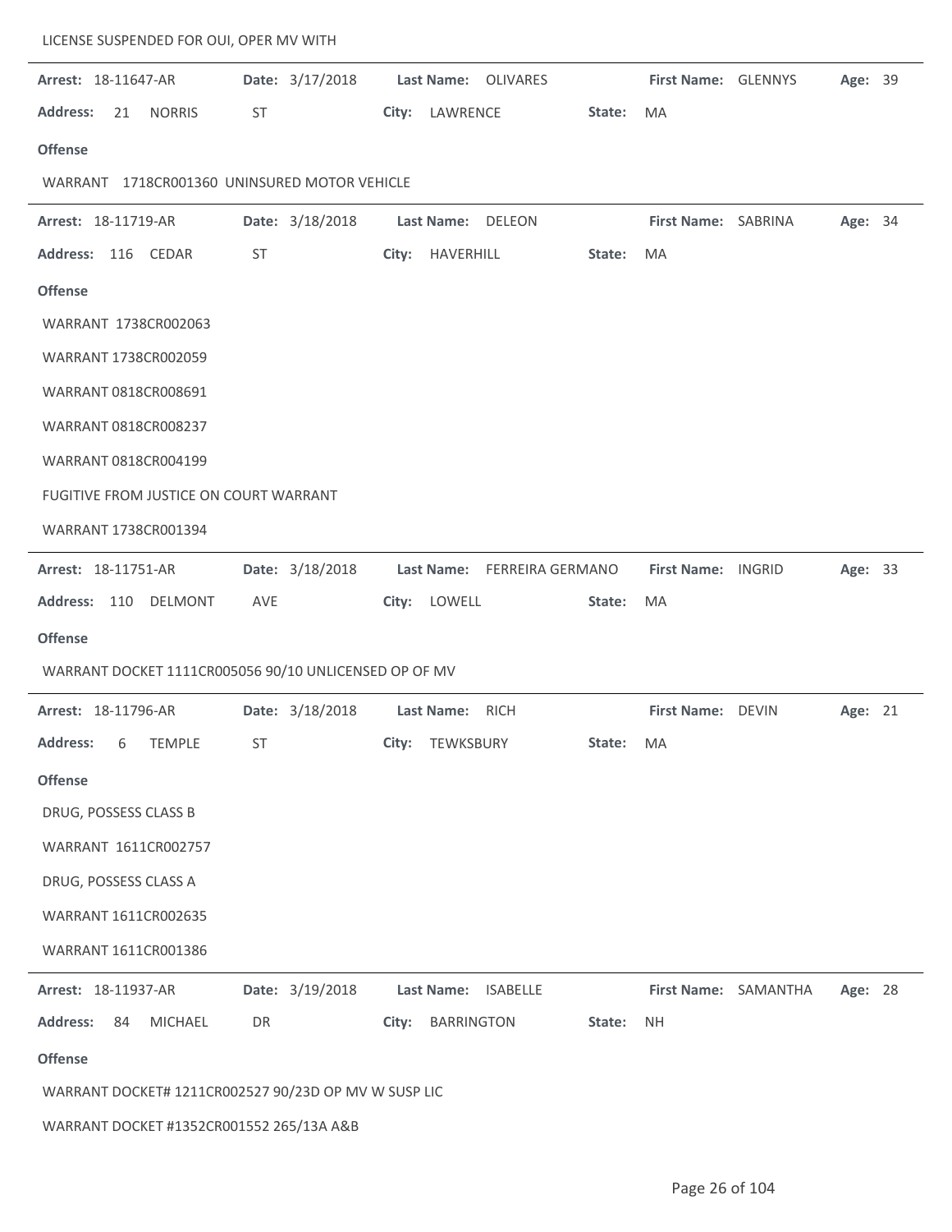LICENSE SUSPENDED FOR OUI, OPER MV WITH

---

**Arrest:** 18-11647-AR **Date:** 3/17/2018 **Last Name:** OLIVARES **First Name:** GLENNYS **Age:** 39

**Address:** 21 NORRIS ST **City:** LAWRENCE **State:** MA

**Offense**

WARRANT 1718CR001360 UNINSURED MOTOR VEHICLE

---

**Arrest:** 18-11719-AR **Date:** 3/18/2018 **Last Name:** DELEON **First Name:** SABRINA **Age:** 34

**Address:** 116 CEDAR ST **City:** HAVERHILL **State:** MA

**Offense**

WARRANT 1738CR002063

WARRANT 1738CR002059

WARRANT 0818CR008691

WARRANT 0818CR008237

WARRANT 0818CR004199

FUGITIVE FROM JUSTICE ON COURT WARRANT

WARRANT 1738CR001394

---

**Arrest:** 18-11751-AR **Date:** 3/18/2018 **Last Name:** FERREIRA GERMANO **First Name:** INGRID **Age:** 33

**Address:** 110 DELMONT AVE **City:** LOWELL **State:** MA

**Offense**

WARRANT DOCKET 1111CR005056 90/10 UNLICENSED OP OF MV

---

**Arrest:** 18-11796-AR **Date:** 3/18/2018 **Last Name:** RICH **First Name:** DEVIN **Age:** 21

**Address:** 6 TEMPLE ST **City:** TEWKSBURY **State:** MA

**Offense**

DRUG, POSSESS CLASS B

WARRANT 1611CR002757

DRUG, POSSESS CLASS A

WARRANT 1611CR002635

WARRANT 1611CR001386

---

**Arrest:** 18-11937-AR **Date:** 3/19/2018 **Last Name:** ISABELLE **First Name:** SAMANTHA **Age:** 28

**Address:** 84 MICHAEL DR **City:** BARRINGTON **State:** NH

**Offense**

WARRANT DOCKET# 1211CR002527 90/23D OP MV W SUSP LIC

WARRANT DOCKET #1352CR001552 265/13A A&B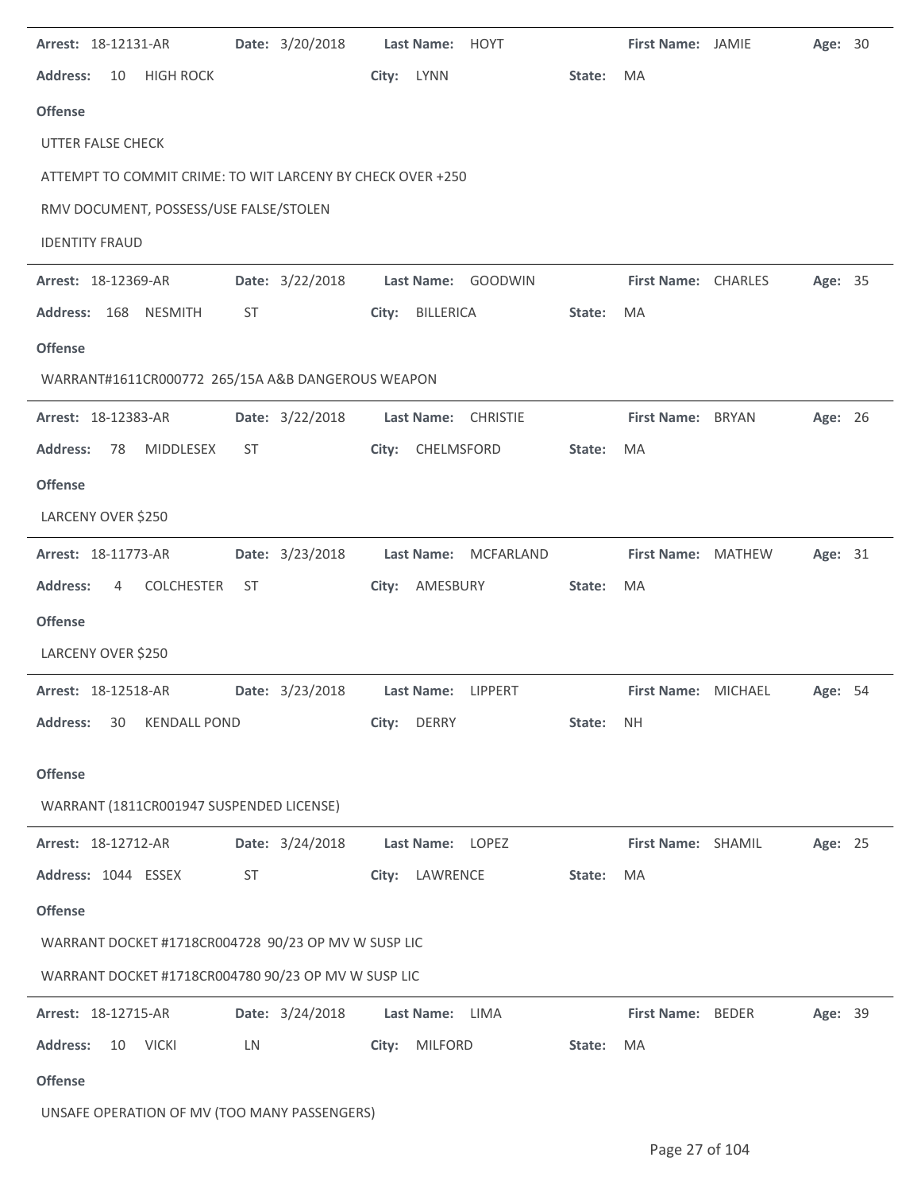**Arrest:** 18-12131-AR **Date:** 3/20/2018 **Last Name:** HOYT **First Name:** JAMIE **Age:** 30

**Address:** 10 HIGH ROCK **City:** LYNN **State:** MA

**Offense**

UTTER FALSE CHECK

ATTEMPT TO COMMIT CRIME: TO WIT LARCENY BY CHECK OVER +250

RMV DOCUMENT, POSSESS/USE FALSE/STOLEN

IDENTITY FRAUD

---

**Arrest:** 18-12369-AR **Date:** 3/22/2018 **Last Name:** GOODWIN **First Name:** CHARLES **Age:** 35

**Address:** 168 NESMITH ST **City:** BILLERICA **State:** MA

**Offense**

WARRANT#1611CR000772 265/15A A&B DANGEROUS WEAPON

---

**Arrest:** 18-12383-AR **Date:** 3/22/2018 **Last Name:** CHRISTIE **First Name:** BRYAN **Age:** 26

**Address:** 78 MIDDLESEX ST **City:** CHELMSFORD **State:** MA

**Offense**

LARCENY OVER $250

---

**Arrest:** 18-11773-AR **Date:** 3/23/2018 **Last Name:** MCFARLAND **First Name:** MATHEW **Age:** 31

**Address:** 4 COLCHESTER ST **City:** AMESBURY **State:** MA

**Offense**

LARCENY OVER $250

---

**Arrest:** 18-12518-AR **Date:** 3/23/2018 **Last Name:** LIPPERT **First Name:** MICHAEL **Age:** 54

**Address:** 30 KENDALL POND **City:** DERRY **State:** NH

**Offense**

WARRANT (1811CR001947 SUSPENDED LICENSE)

---

**Arrest:** 18-12712-AR **Date:** 3/24/2018 **Last Name:** LOPEZ **First Name:** SHAMIL **Age:** 25

**Address:** 1044 ESSEX ST **City:** LAWRENCE **State:** MA

**Offense**

WARRANT DOCKET #1718CR004728 90/23 OP MV W SUSP LIC

WARRANT DOCKET #1718CR004780 90/23 OP MV W SUSP LIC

---

**Arrest:** 18-12715-AR **Date:** 3/24/2018 **Last Name:** LIMA **First Name:** BEDER **Age:** 39

**Address:** 10 VICKI LN **City:** MILFORD **State:** MA

**Offense**

UNSAFE OPERATION OF MV (TOO MANY PASSENGERS)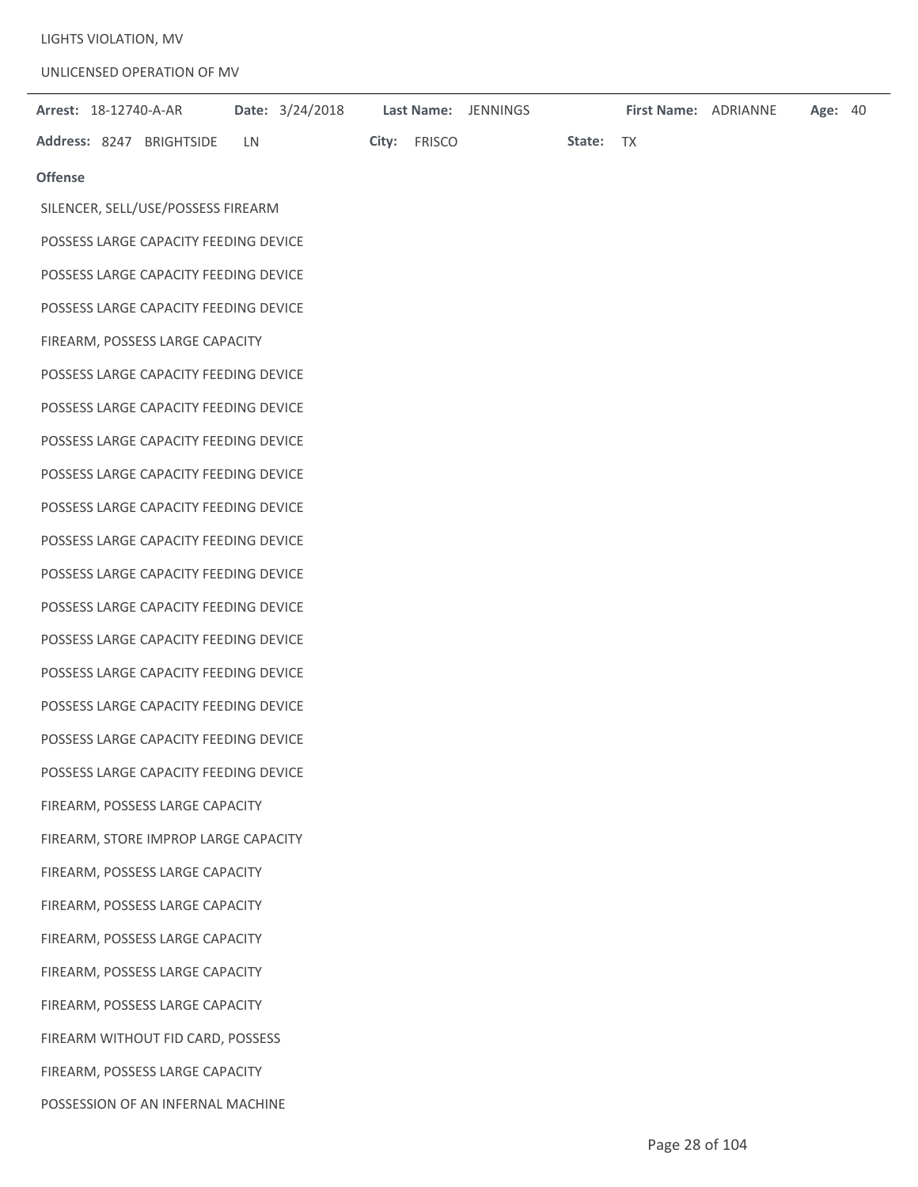LIGHTS VIOLATION, MV

UNLICENSED OPERATION OF MV

---

**Arrest:** 18-12740-A-AR **Date:** 3/24/2018 **Last Name:** JENNINGS **First Name:** ADRIANNE **Age:** 40

**Address:** 8247 BRIGHTSIDE LN **City:** FRISCO **State:** TX

**Offense**

SILENCER, SELL/USE/POSSESS FIREARM

POSSESS LARGE CAPACITY FEEDING DEVICE

POSSESS LARGE CAPACITY FEEDING DEVICE

POSSESS LARGE CAPACITY FEEDING DEVICE

FIREARM, POSSESS LARGE CAPACITY

POSSESS LARGE CAPACITY FEEDING DEVICE

POSSESS LARGE CAPACITY FEEDING DEVICE

POSSESS LARGE CAPACITY FEEDING DEVICE

POSSESS LARGE CAPACITY FEEDING DEVICE

POSSESS LARGE CAPACITY FEEDING DEVICE

POSSESS LARGE CAPACITY FEEDING DEVICE

POSSESS LARGE CAPACITY FEEDING DEVICE

POSSESS LARGE CAPACITY FEEDING DEVICE

POSSESS LARGE CAPACITY FEEDING DEVICE

POSSESS LARGE CAPACITY FEEDING DEVICE

POSSESS LARGE CAPACITY FEEDING DEVICE

POSSESS LARGE CAPACITY FEEDING DEVICE

POSSESS LARGE CAPACITY FEEDING DEVICE

FIREARM, POSSESS LARGE CAPACITY

FIREARM, STORE IMPROP LARGE CAPACITY

FIREARM, POSSESS LARGE CAPACITY

FIREARM, POSSESS LARGE CAPACITY

FIREARM, POSSESS LARGE CAPACITY

FIREARM, POSSESS LARGE CAPACITY

FIREARM, POSSESS LARGE CAPACITY

FIREARM WITHOUT FID CARD, POSSESS

FIREARM, POSSESS LARGE CAPACITY

POSSESSION OF AN INFERNAL MACHINE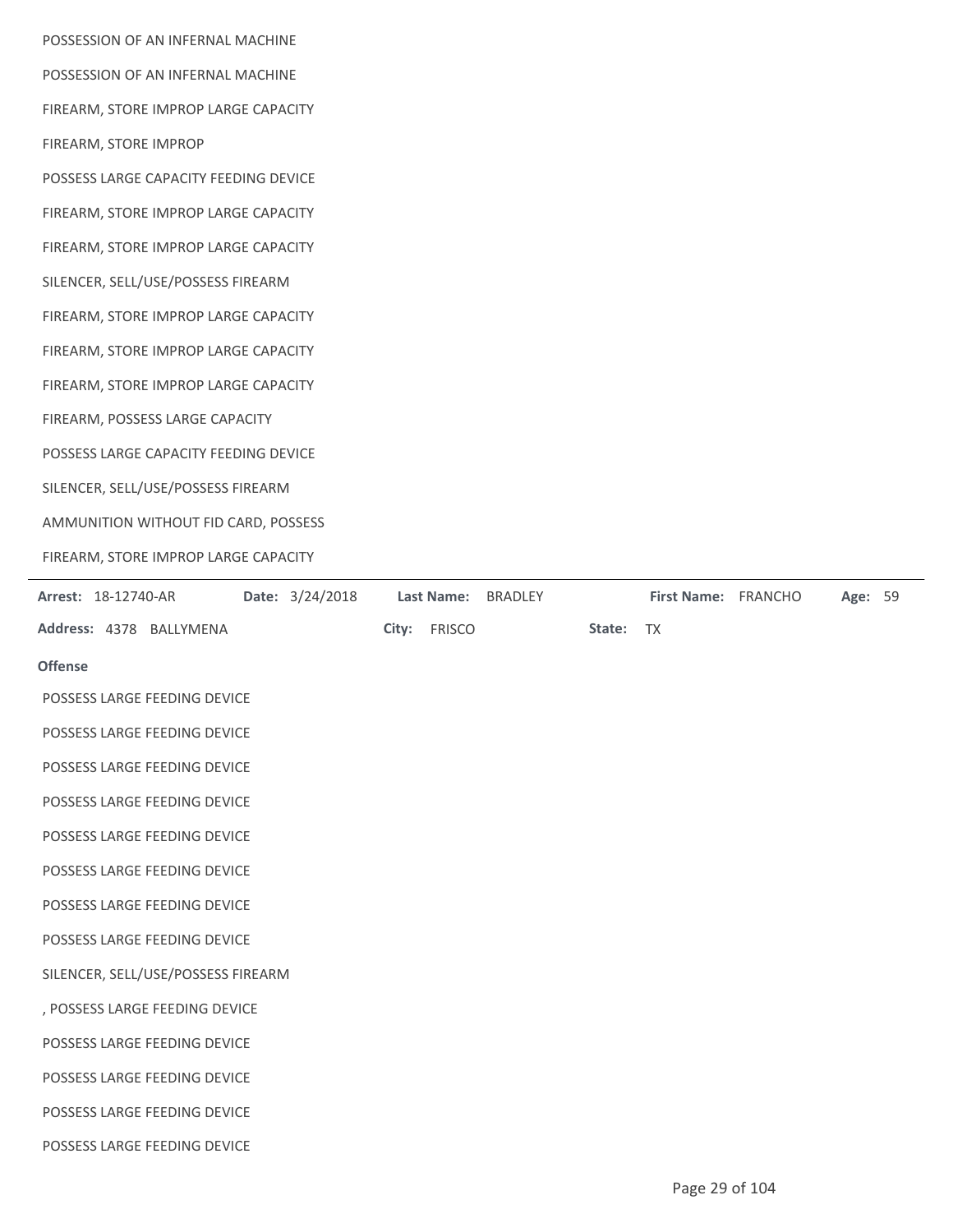POSSESSION OF AN INFERNAL MACHINE

POSSESSION OF AN INFERNAL MACHINE

FIREARM, STORE IMPROP LARGE CAPACITY

FIREARM, STORE IMPROP

POSSESS LARGE CAPACITY FEEDING DEVICE

FIREARM, STORE IMPROP LARGE CAPACITY

FIREARM, STORE IMPROP LARGE CAPACITY

SILENCER, SELL/USE/POSSESS FIREARM

FIREARM, STORE IMPROP LARGE CAPACITY

FIREARM, STORE IMPROP LARGE CAPACITY

FIREARM, STORE IMPROP LARGE CAPACITY

FIREARM, POSSESS LARGE CAPACITY

POSSESS LARGE CAPACITY FEEDING DEVICE

SILENCER, SELL/USE/POSSESS FIREARM

AMMUNITION WITHOUT FID CARD, POSSESS

FIREARM, STORE IMPROP LARGE CAPACITY

---

**Arrest:** 18-12740-AR **Date:** 3/24/2018 **Last Name:** BRADLEY **First Name:** FRANCHO **Age:** 59

**Address:** 4378 BALLYMENA **City:** FRISCO **State:** TX

**Offense**

POSSESS LARGE FEEDING DEVICE

POSSESS LARGE FEEDING DEVICE

POSSESS LARGE FEEDING DEVICE

POSSESS LARGE FEEDING DEVICE

POSSESS LARGE FEEDING DEVICE

POSSESS LARGE FEEDING DEVICE

POSSESS LARGE FEEDING DEVICE

POSSESS LARGE FEEDING DEVICE

SILENCER, SELL/USE/POSSESS FIREARM

, POSSESS LARGE FEEDING DEVICE

POSSESS LARGE FEEDING DEVICE

POSSESS LARGE FEEDING DEVICE

POSSESS LARGE FEEDING DEVICE

POSSESS LARGE FEEDING DEVICE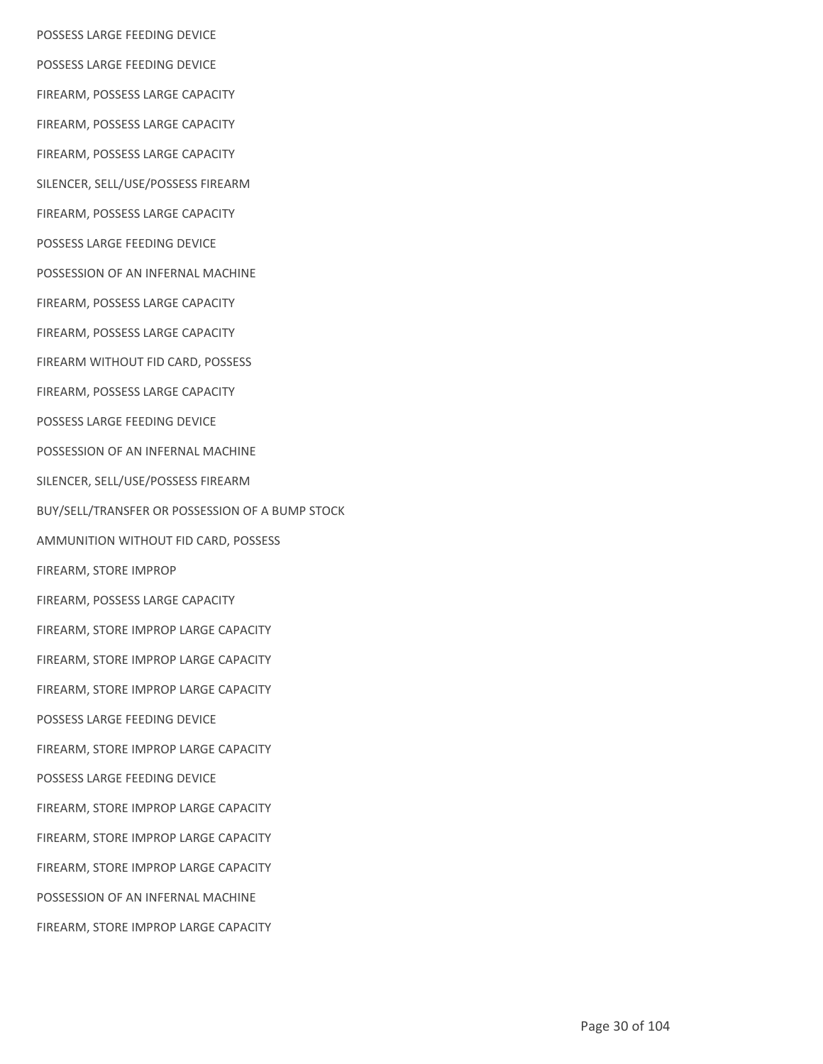POSSESS LARGE FEEDING DEVICE

POSSESS LARGE FEEDING DEVICE

FIREARM, POSSESS LARGE CAPACITY

FIREARM, POSSESS LARGE CAPACITY

FIREARM, POSSESS LARGE CAPACITY

SILENCER, SELL/USE/POSSESS FIREARM

FIREARM, POSSESS LARGE CAPACITY

POSSESS LARGE FEEDING DEVICE

POSSESSION OF AN INFERNAL MACHINE

FIREARM, POSSESS LARGE CAPACITY

FIREARM, POSSESS LARGE CAPACITY

FIREARM WITHOUT FID CARD, POSSESS

FIREARM, POSSESS LARGE CAPACITY

POSSESS LARGE FEEDING DEVICE

POSSESSION OF AN INFERNAL MACHINE

SILENCER, SELL/USE/POSSESS FIREARM

BUY/SELL/TRANSFER OR POSSESSION OF A BUMP STOCK

AMMUNITION WITHOUT FID CARD, POSSESS

FIREARM, STORE IMPROP

FIREARM, POSSESS LARGE CAPACITY

FIREARM, STORE IMPROP LARGE CAPACITY

FIREARM, STORE IMPROP LARGE CAPACITY

FIREARM, STORE IMPROP LARGE CAPACITY

POSSESS LARGE FEEDING DEVICE

FIREARM, STORE IMPROP LARGE CAPACITY

POSSESS LARGE FEEDING DEVICE

FIREARM, STORE IMPROP LARGE CAPACITY

FIREARM, STORE IMPROP LARGE CAPACITY

FIREARM, STORE IMPROP LARGE CAPACITY

POSSESSION OF AN INFERNAL MACHINE

FIREARM, STORE IMPROP LARGE CAPACITY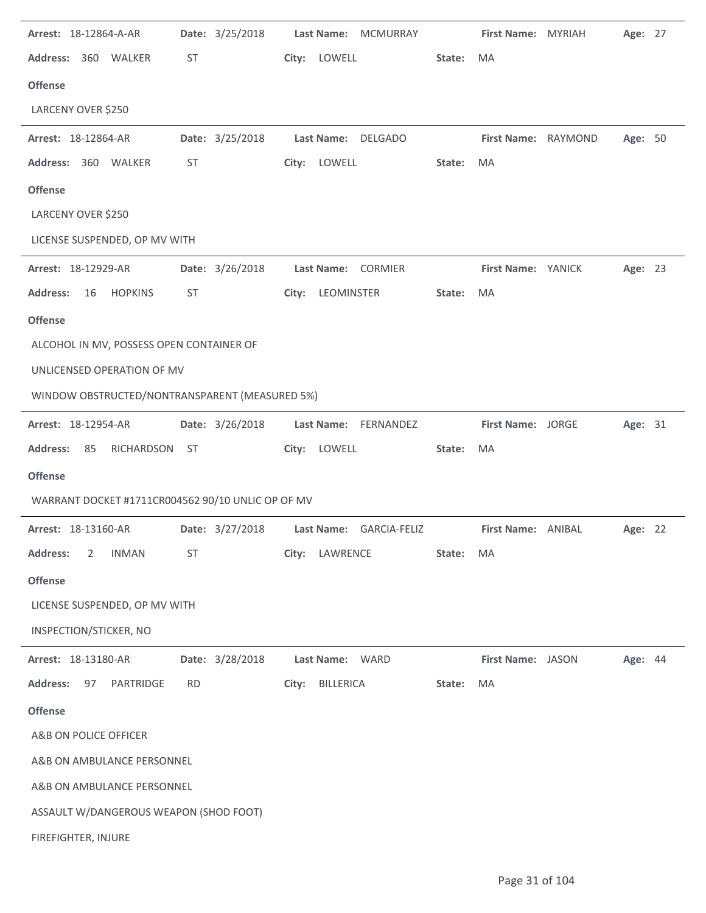**Arrest:** 18-12864-A-AR **Date:** 3/25/2018 **Last Name:** MCMURRAY **First Name:** MYRIAH **Age:** 27

**Address:** 360 WALKER ST **City:** LOWELL **State:** MA

**Offense**

LARCENY OVER $250

---

**Arrest:** 18-12864-AR **Date:** 3/25/2018 **Last Name:** DELGADO **First Name:** RAYMOND **Age:** 50

**Address:** 360 WALKER ST **City:** LOWELL **State:** MA

**Offense**

LARCENY OVER $250

LICENSE SUSPENDED, OP MV WITH

---

**Arrest:** 18-12929-AR **Date:** 3/26/2018 **Last Name:** CORMIER **First Name:** YANICK **Age:** 23

**Address:** 16 HOPKINS ST **City:** LEOMINSTER **State:** MA

**Offense**

ALCOHOL IN MV, POSSESS OPEN CONTAINER OF

UNLICENSED OPERATION OF MV

WINDOW OBSTRUCTED/NONTRANSPARENT (MEASURED 5%)

---

**Arrest:** 18-12954-AR **Date:** 3/26/2018 **Last Name:** FERNANDEZ **First Name:** JORGE **Age:** 31

**Address:** 85 RICHARDSON ST **City:** LOWELL **State:** MA

**Offense**

WARRANT DOCKET #1711CR004562 90/10 UNLIC OP OF MV

---

**Arrest:** 18-13160-AR **Date:** 3/27/2018 **Last Name:** GARCIA-FELIZ **First Name:** ANIBAL **Age:** 22

**Address:** 2 INMAN ST **City:** LAWRENCE **State:** MA

**Offense**

LICENSE SUSPENDED, OP MV WITH

INSPECTION/STICKER, NO

---

**Arrest:** 18-13180-AR **Date:** 3/28/2018 **Last Name:** WARD **First Name:** JASON **Age:** 44

**Address:** 97 PARTRIDGE RD **City:** BILLERICA **State:** MA

**Offense**

A&B ON POLICE OFFICER

A&B ON AMBULANCE PERSONNEL

A&B ON AMBULANCE PERSONNEL

ASSAULT W/DANGEROUS WEAPON (SHOD FOOT)

FIREFIGHTER, INJURE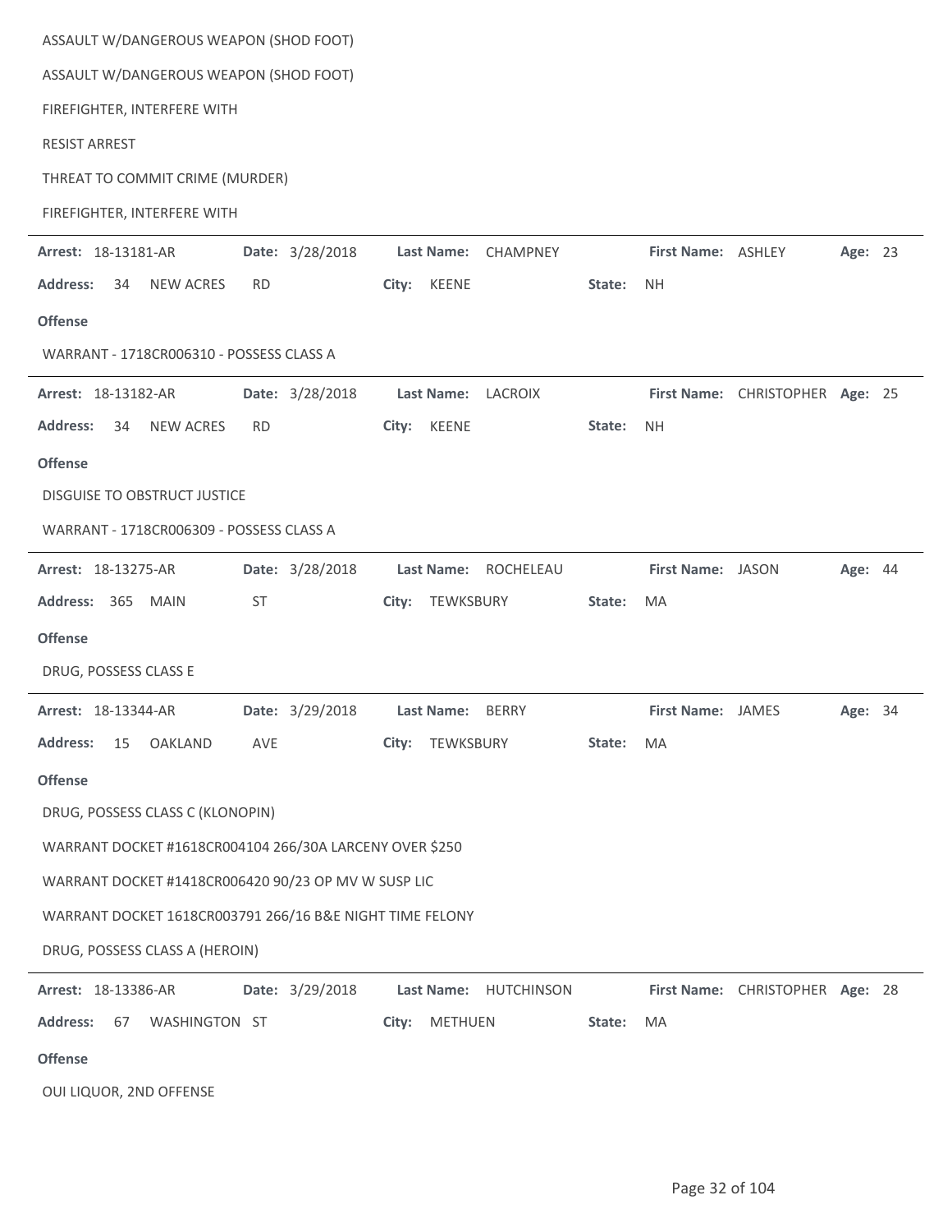ASSAULT W/DANGEROUS WEAPON (SHOD FOOT)

ASSAULT W/DANGEROUS WEAPON (SHOD FOOT)

FIREFIGHTER, INTERFERE WITH

RESIST ARREST

THREAT TO COMMIT CRIME (MURDER)

FIREFIGHTER, INTERFERE WITH

---

**Arrest:** 18-13181-AR **Date:** 3/28/2018 **Last Name:** CHAMPNEY **First Name:** ASHLEY **Age:** 23

**Address:** 34 NEW ACRES RD **City:** KEENE **State:** NH

**Offense**

WARRANT - 1718CR006310 - POSSESS CLASS A

---

**Arrest:** 18-13182-AR **Date:** 3/28/2018 **Last Name:** LACROIX **First Name:** CHRISTOPHER **Age:** 25

**Address:** 34 NEW ACRES RD **City:** KEENE **State:** NH

**Offense**

DISGUISE TO OBSTRUCT JUSTICE

WARRANT - 1718CR006309 - POSSESS CLASS A

---

**Arrest:** 18-13275-AR **Date:** 3/28/2018 **Last Name:** ROCHELEAU **First Name:** JASON **Age:** 44

**Address:** 365 MAIN ST **City:** TEWKSBURY **State:** MA

**Offense**

DRUG, POSSESS CLASS E

---

**Arrest:** 18-13344-AR **Date:** 3/29/2018 **Last Name:** BERRY **First Name:** JAMES **Age:** 34

**Address:** 15 OAKLAND AVE **City:** TEWKSBURY **State:** MA

**Offense**

DRUG, POSSESS CLASS C (KLONOPIN)

WARRANT DOCKET #1618CR004104 266/30A LARCENY OVER $250

WARRANT DOCKET #1418CR006420 90/23 OP MV W SUSP LIC

WARRANT DOCKET 1618CR003791 266/16 B&E NIGHT TIME FELONY

DRUG, POSSESS CLASS A (HEROIN)

---

**Arrest:** 18-13386-AR **Date:** 3/29/2018 **Last Name:** HUTCHINSON **First Name:** CHRISTOPHER **Age:** 28

**Address:** 67 WASHINGTON ST **City:** METHUEN **State:** MA

**Offense**

OUI LIQUOR, 2ND OFFENSE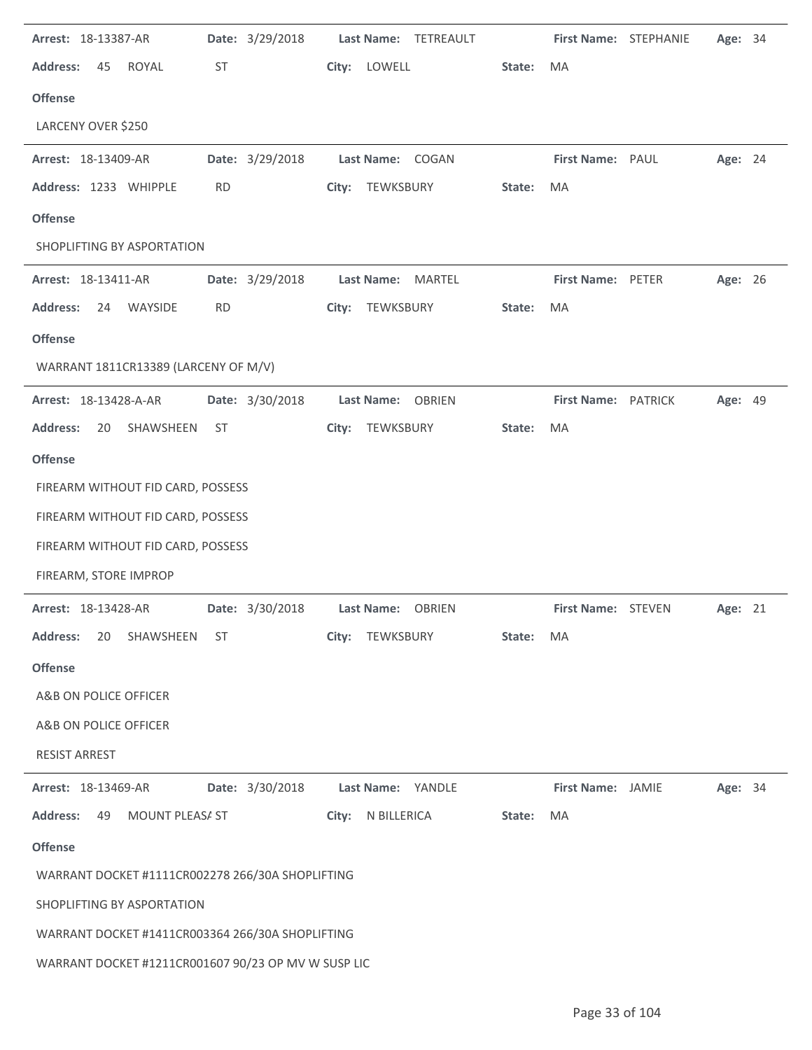**Arrest:** 18-13387-AR **Date:** 3/29/2018 **Last Name:** TETREAULT **First Name:** STEPHANIE **Age:** 34

**Address:** 45 ROYAL ST **City:** LOWELL **State:** MA

**Offense**

LARCENY OVER $250

---

**Arrest:** 18-13409-AR **Date:** 3/29/2018 **Last Name:** COGAN **First Name:** PAUL **Age:** 24

**Address:** 1233 WHIPPLE RD **City:** TEWKSBURY **State:** MA

**Offense**

SHOPLIFTING BY ASPORTATION

---

**Arrest:** 18-13411-AR **Date:** 3/29/2018 **Last Name:** MARTEL **First Name:** PETER **Age:** 26

**Address:** 24 WAYSIDE RD **City:** TEWKSBURY **State:** MA

**Offense**

WARRANT 1811CR13389 (LARCENY OF M/V)

---

**Arrest:** 18-13428-A-AR **Date:** 3/30/2018 **Last Name:** OBRIEN **First Name:** PATRICK **Age:** 49

**Address:** 20 SHAWSHEEN ST **City:** TEWKSBURY **State:** MA

**Offense**

FIREARM WITHOUT FID CARD, POSSESS

FIREARM WITHOUT FID CARD, POSSESS

FIREARM WITHOUT FID CARD, POSSESS

FIREARM, STORE IMPROP

---

**Arrest:** 18-13428-AR **Date:** 3/30/2018 **Last Name:** OBRIEN **First Name:** STEVEN **Age:** 21

**Address:** 20 SHAWSHEEN ST **City:** TEWKSBURY **State:** MA

**Offense**

A&B ON POLICE OFFICER

A&B ON POLICE OFFICER

RESIST ARREST

---

**Arrest:** 18-13469-AR **Date:** 3/30/2018 **Last Name:** YANDLE **First Name:** JAMIE **Age:** 34

**Address:** 49 MOUNT PLEAS/ ST **City:** N BILLERICA **State:** MA

**Offense**

WARRANT DOCKET #1111CR002278 266/30A SHOPLIFTING

SHOPLIFTING BY ASPORTATION

WARRANT DOCKET #1411CR003364 266/30A SHOPLIFTING

WARRANT DOCKET #1211CR001607 90/23 OP MV W SUSP LIC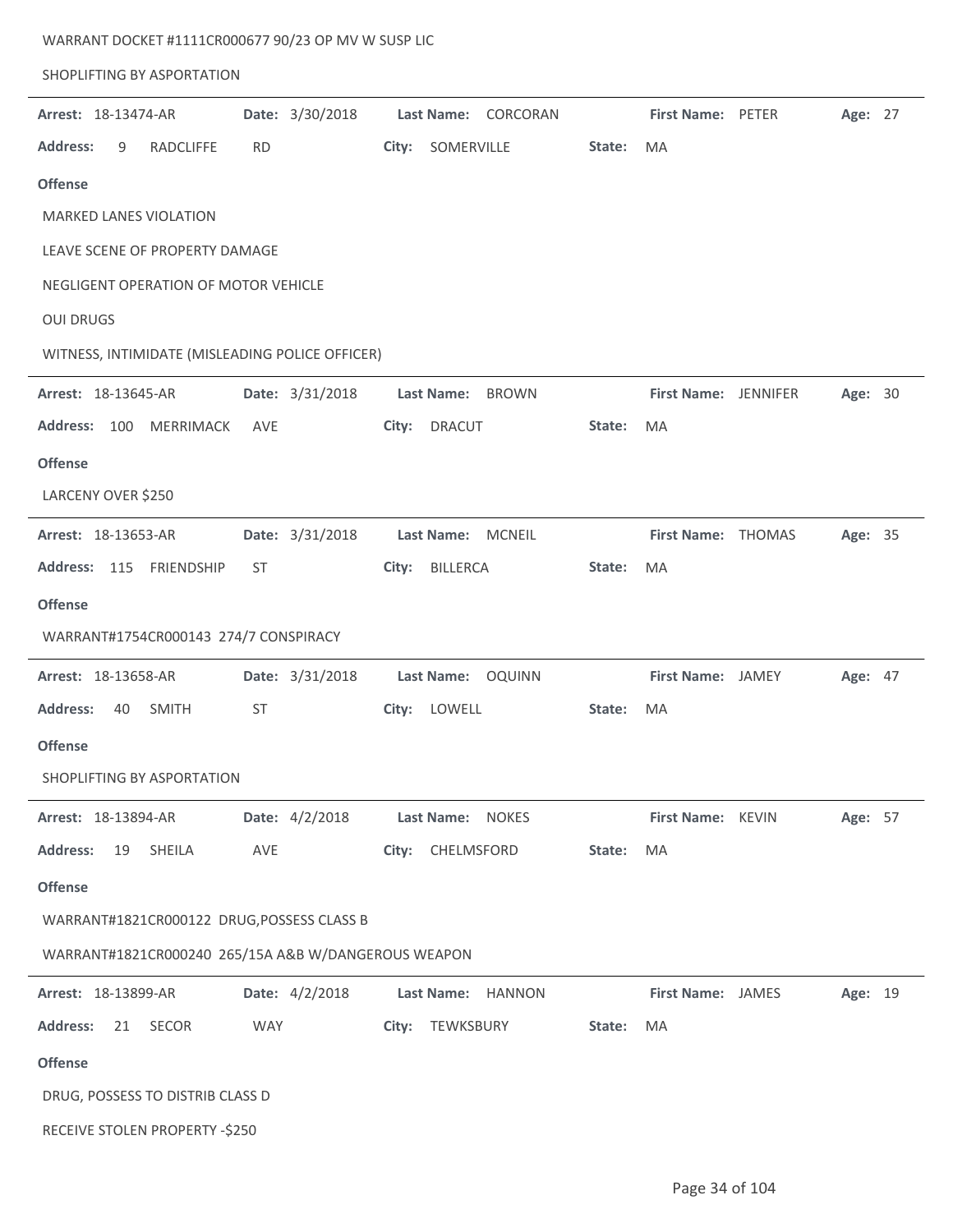WARRANT DOCKET #1111CR000677 90/23 OP MV W SUSP LIC

SHOPLIFTING BY ASPORTATION

---

**Arrest:** 18-13474-AR **Date:** 3/30/2018 **Last Name:** CORCORAN **First Name:** PETER **Age:** 27

**Address:** 9 RADCLIFFE RD **City:** SOMERVILLE **State:** MA

**Offense**

MARKED LANES VIOLATION

LEAVE SCENE OF PROPERTY DAMAGE

NEGLIGENT OPERATION OF MOTOR VEHICLE

OUI DRUGS

WITNESS, INTIMIDATE (MISLEADING POLICE OFFICER)

---

**Arrest:** 18-13645-AR **Date:** 3/31/2018 **Last Name:** BROWN **First Name:** JENNIFER **Age:** 30

**Address:** 100 MERRIMACK AVE **City:** DRACUT **State:** MA

**Offense**

LARCENY OVER $250

---

**Arrest:** 18-13653-AR **Date:** 3/31/2018 **Last Name:** MCNEIL **First Name:** THOMAS **Age:** 35

**Address:** 115 FRIENDSHIP ST **City:** BILLERCA **State:** MA

**Offense**

WARRANT#1754CR000143 274/7 CONSPIRACY

---

**Arrest:** 18-13658-AR **Date:** 3/31/2018 **Last Name:** OQUINN **First Name:** JAMEY **Age:** 47

**Address:** 40 SMITH ST **City:** LOWELL **State:** MA

**Offense**

SHOPLIFTING BY ASPORTATION

---

**Arrest:** 18-13894-AR **Date:** 4/2/2018 **Last Name:** NOKES **First Name:** KEVIN **Age:** 57

**Address:** 19 SHEILA AVE **City:** CHELMSFORD **State:** MA

**Offense**

WARRANT#1821CR000122 DRUG,POSSESS CLASS B

WARRANT#1821CR000240 265/15A A&B W/DANGEROUS WEAPON

---

**Arrest:** 18-13899-AR **Date:** 4/2/2018 **Last Name:** HANNON **First Name:** JAMES **Age:** 19

**Address:** 21 SECOR WAY **City:** TEWKSBURY **State:** MA

**Offense**

DRUG, POSSESS TO DISTRIB CLASS D

RECEIVE STOLEN PROPERTY -$250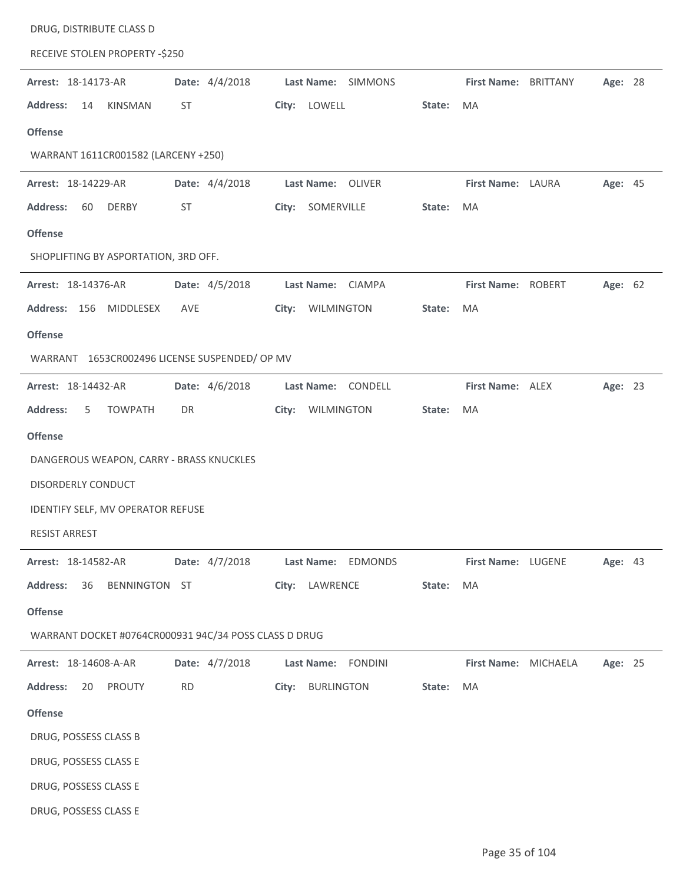DRUG, DISTRIBUTE CLASS D

RECEIVE STOLEN PROPERTY -$250

---

**Arrest:** 18-14173-AR **Date:** 4/4/2018 **Last Name:** SIMMONS **First Name:** BRITTANY **Age:** 28

**Address:** 14 KINSMAN ST **City:** LOWELL **State:** MA

**Offense**

WARRANT 1611CR001582 (LARCENY +250)

---

**Arrest:** 18-14229-AR **Date:** 4/4/2018 **Last Name:** OLIVER **First Name:** LAURA **Age:** 45

**Address:** 60 DERBY ST **City:** SOMERVILLE **State:** MA

**Offense**

SHOPLIFTING BY ASPORTATION, 3RD OFF.

---

**Arrest:** 18-14376-AR **Date:** 4/5/2018 **Last Name:** CIAMPA **First Name:** ROBERT **Age:** 62

**Address:** 156 MIDDLESEX AVE **City:** WILMINGTON **State:** MA

**Offense**

WARRANT 1653CR002496 LICENSE SUSPENDED/ OP MV

---

**Arrest:** 18-14432-AR **Date:** 4/6/2018 **Last Name:** CONDELL **First Name:** ALEX **Age:** 23

**Address:** 5 TOWPATH DR **City:** WILMINGTON **State:** MA

**Offense**

DANGEROUS WEAPON, CARRY - BRASS KNUCKLES

DISORDERLY CONDUCT

IDENTIFY SELF, MV OPERATOR REFUSE

RESIST ARREST

---

**Arrest:** 18-14582-AR **Date:** 4/7/2018 **Last Name:** EDMONDS **First Name:** LUGENE **Age:** 43

**Address:** 36 BENNINGTON ST **City:** LAWRENCE **State:** MA

**Offense**

WARRANT DOCKET #0764CR000931 94C/34 POSS CLASS D DRUG

---

**Arrest:** 18-14608-A-AR **Date:** 4/7/2018 **Last Name:** FONDINI **First Name:** MICHAELA **Age:** 25

**Address:** 20 PROUTY RD **City:** BURLINGTON **State:** MA

**Offense**

DRUG, POSSESS CLASS B

DRUG, POSSESS CLASS E

DRUG, POSSESS CLASS E

DRUG, POSSESS CLASS E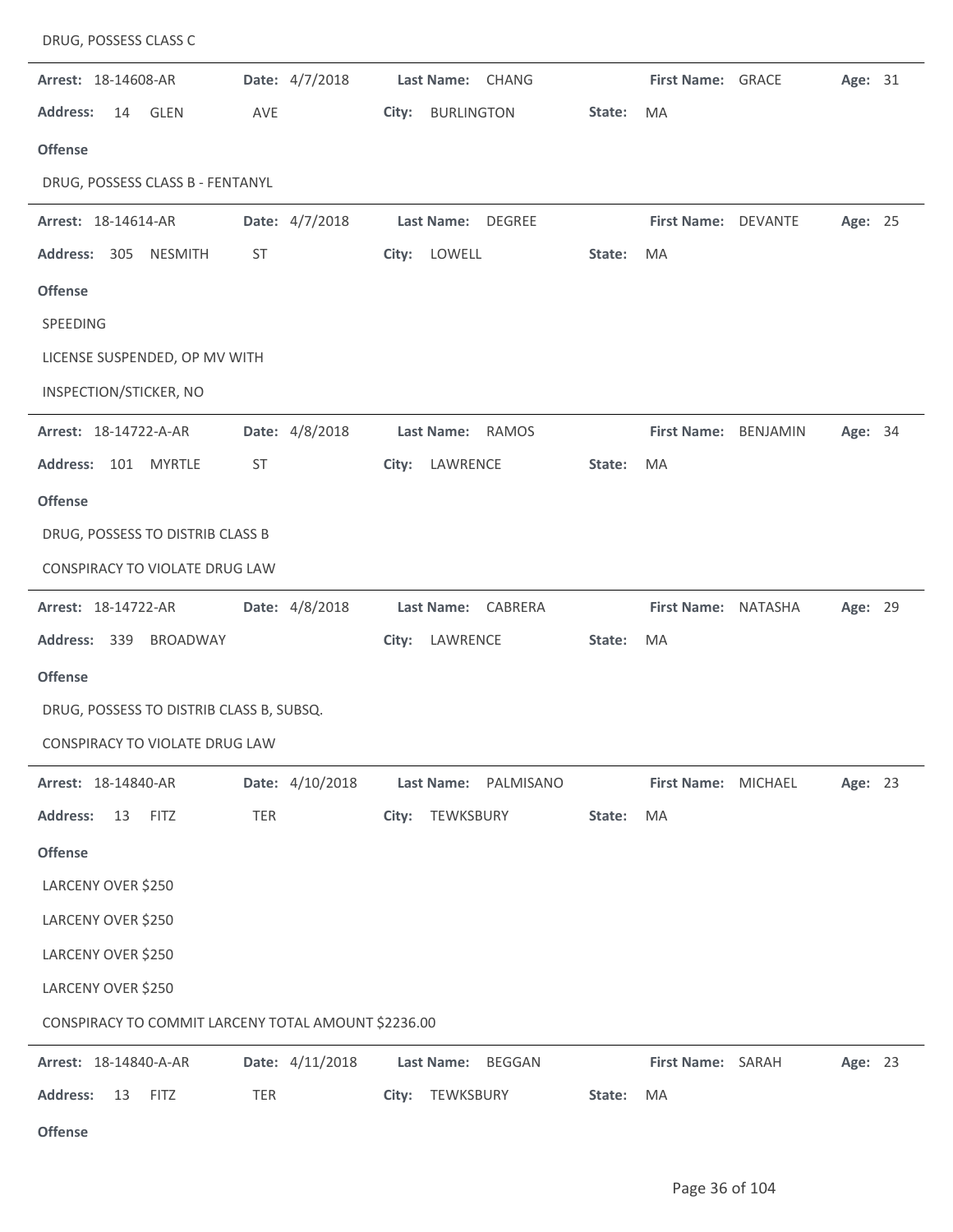DRUG, POSSESS CLASS C

---

**Arrest:** 18-14608-AR **Date:** 4/7/2018 **Last Name:** CHANG **First Name:** GRACE **Age:** 31

**Address:** 14 GLEN AVE **City:** BURLINGTON **State:** MA

**Offense**

DRUG, POSSESS CLASS B - FENTANYL

---

**Arrest:** 18-14614-AR **Date:** 4/7/2018 **Last Name:** DEGREE **First Name:** DEVANTE **Age:** 25

**Address:** 305 NESMITH ST **City:** LOWELL **State:** MA

**Offense**

SPEEDING

LICENSE SUSPENDED, OP MV WITH

INSPECTION/STICKER, NO

---

**Arrest:** 18-14722-A-AR **Date:** 4/8/2018 **Last Name:** RAMOS **First Name:** BENJAMIN **Age:** 34

**Address:** 101 MYRTLE ST **City:** LAWRENCE **State:** MA

**Offense**

DRUG, POSSESS TO DISTRIB CLASS B

CONSPIRACY TO VIOLATE DRUG LAW

---

**Arrest:** 18-14722-AR **Date:** 4/8/2018 **Last Name:** CABRERA **First Name:** NATASHA **Age:** 29

**Address:** 339 BROADWAY **City:** LAWRENCE **State:** MA

**Offense**

DRUG, POSSESS TO DISTRIB CLASS B, SUBSQ.

CONSPIRACY TO VIOLATE DRUG LAW

---

**Arrest:** 18-14840-AR **Date:** 4/10/2018 **Last Name:** PALMISANO **First Name:** MICHAEL **Age:** 23

**Address:** 13 FITZ TER **City:** TEWKSBURY **State:** MA

**Offense**

LARCENY OVER $250

LARCENY OVER $250

LARCENY OVER $250

LARCENY OVER $250

CONSPIRACY TO COMMIT LARCENY TOTAL AMOUNT $2236.00

---

**Arrest:** 18-14840-A-AR **Date:** 4/11/2018 **Last Name:** BEGGAN **First Name:** SARAH **Age:** 23

**Address:** 13 FITZ TER **City:** TEWKSBURY **State:** MA

**Offense**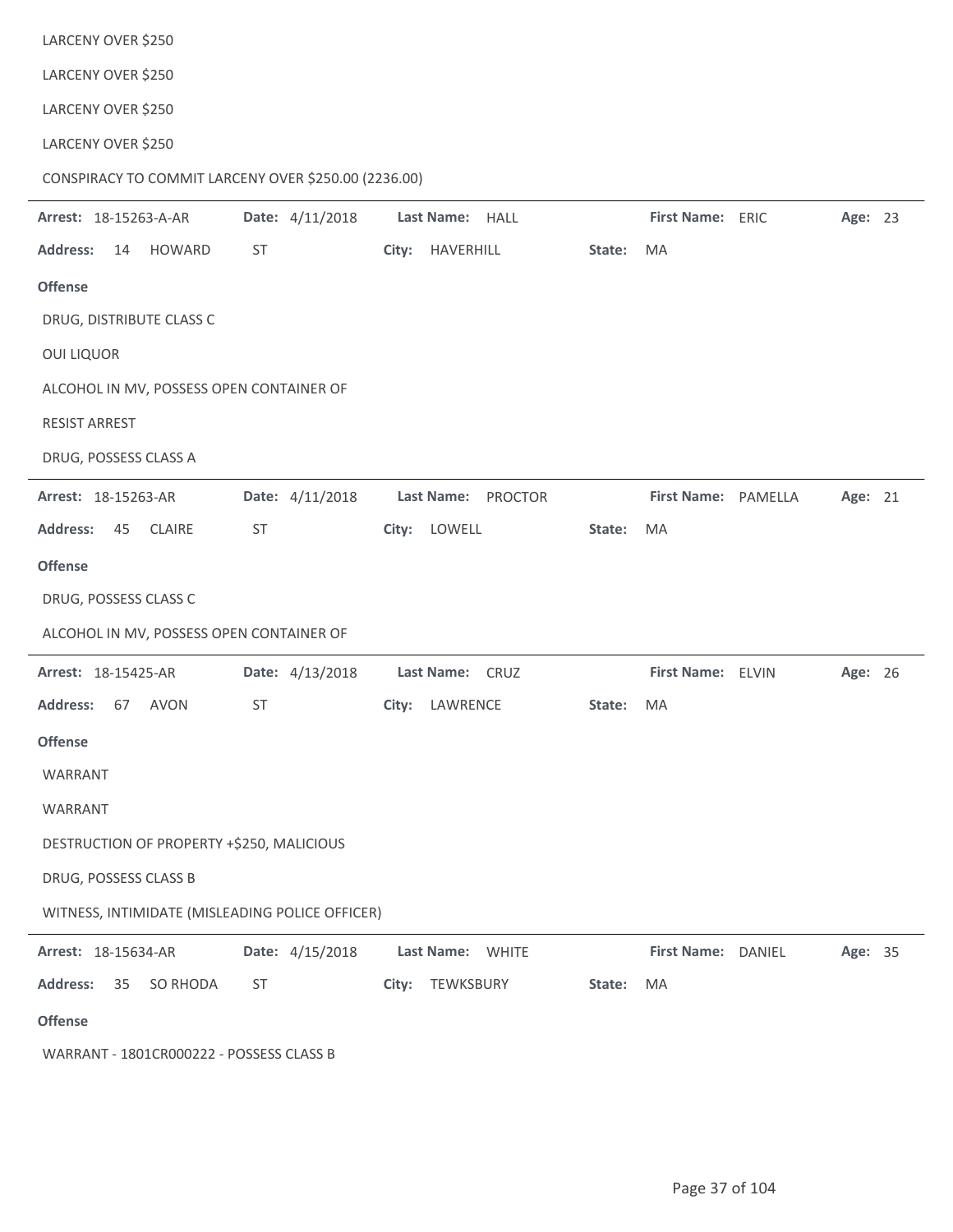LARCENY OVER $250

LARCENY OVER $250

LARCENY OVER $250

LARCENY OVER $250

CONSPIRACY TO COMMIT LARCENY OVER $250.00 (2236.00)

---

**Arrest:** 18-15263-A-AR **Date:** 4/11/2018 **Last Name:** HALL **First Name:** ERIC **Age:** 23

**Address:** 14 HOWARD ST **City:** HAVERHILL **State:** MA

**Offense**

DRUG, DISTRIBUTE CLASS C

OUI LIQUOR

ALCOHOL IN MV, POSSESS OPEN CONTAINER OF

RESIST ARREST

DRUG, POSSESS CLASS A

---

**Arrest:** 18-15263-AR **Date:** 4/11/2018 **Last Name:** PROCTOR **First Name:** PAMELLA **Age:** 21

**Address:** 45 CLAIRE ST **City:** LOWELL **State:** MA

**Offense**

DRUG, POSSESS CLASS C

ALCOHOL IN MV, POSSESS OPEN CONTAINER OF

---

**Arrest:** 18-15425-AR **Date:** 4/13/2018 **Last Name:** CRUZ **First Name:** ELVIN **Age:** 26

**Address:** 67 AVON ST **City:** LAWRENCE **State:** MA

**Offense**

WARRANT

WARRANT

DESTRUCTION OF PROPERTY +$250, MALICIOUS

DRUG, POSSESS CLASS B

WITNESS, INTIMIDATE (MISLEADING POLICE OFFICER)

---

**Arrest:** 18-15634-AR **Date:** 4/15/2018 **Last Name:** WHITE **First Name:** DANIEL **Age:** 35

**Address:** 35 SO RHODA ST **City:** TEWKSBURY **State:** MA

**Offense**

WARRANT - 1801CR000222 - POSSESS CLASS B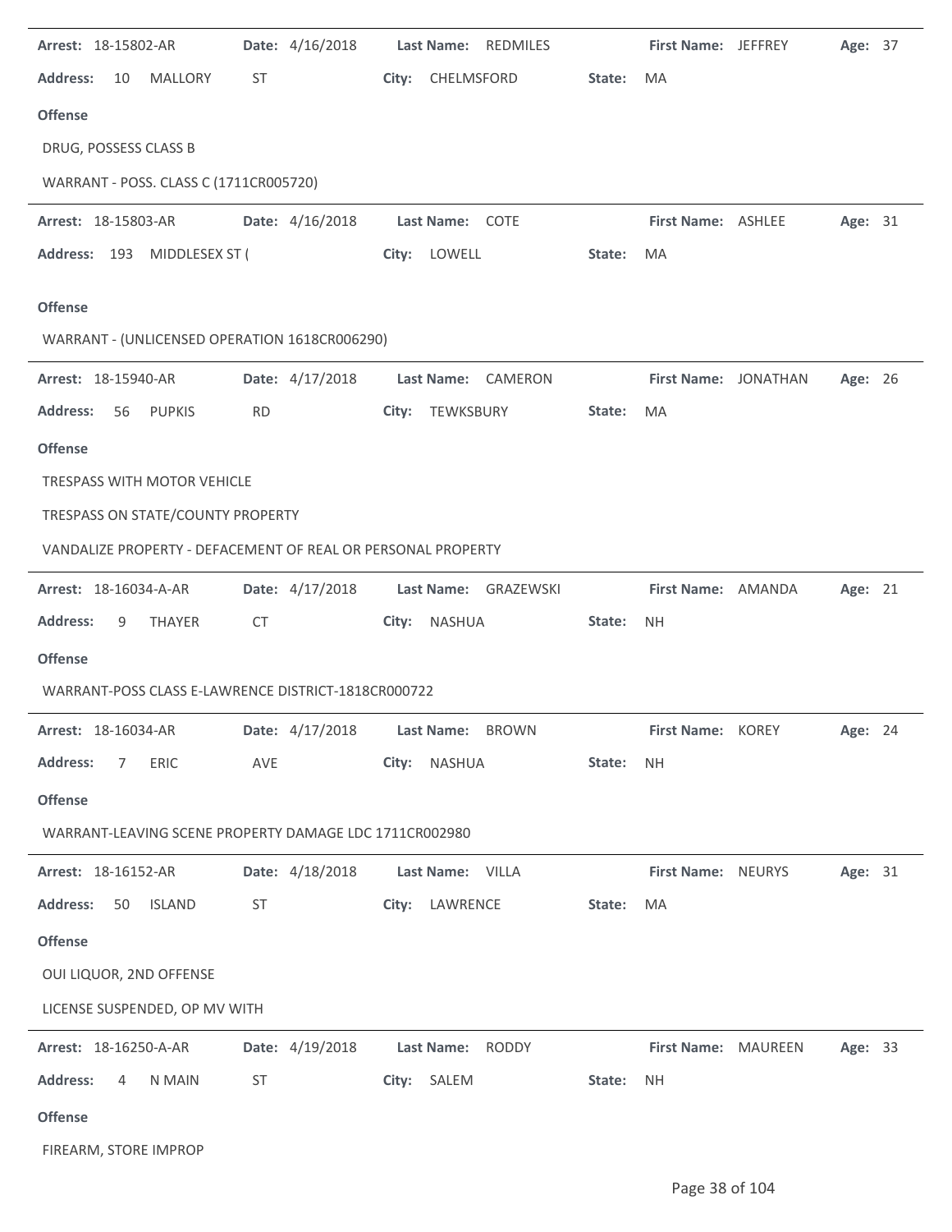**Arrest:** 18-15802-AR **Date:** 4/16/2018 **Last Name:** REDMILES **First Name:** JEFFREY **Age:** 37

**Address:** 10 MALLORY ST **City:** CHELMSFORD **State:** MA

**Offense**

DRUG, POSSESS CLASS B

WARRANT - POSS. CLASS C (1711CR005720)

---

**Arrest:** 18-15803-AR **Date:** 4/16/2018 **Last Name:** COTE **First Name:** ASHLEE **Age:** 31

**Address:** 193 MIDDLESEX ST ( **City:** LOWELL **State:** MA

**Offense**

WARRANT - (UNLICENSED OPERATION 1618CR006290)

---

**Arrest:** 18-15940-AR **Date:** 4/17/2018 **Last Name:** CAMERON **First Name:** JONATHAN **Age:** 26

**Address:** 56 PUPKIS RD **City:** TEWKSBURY **State:** MA

**Offense**

TRESPASS WITH MOTOR VEHICLE

TRESPASS ON STATE/COUNTY PROPERTY

VANDALIZE PROPERTY - DEFACEMENT OF REAL OR PERSONAL PROPERTY

---

**Arrest:** 18-16034-A-AR **Date:** 4/17/2018 **Last Name:** GRAZEWSKI **First Name:** AMANDA **Age:** 21

**Address:** 9 THAYER CT **City:** NASHUA **State:** NH

**Offense**

WARRANT-POSS CLASS E-LAWRENCE DISTRICT-1818CR000722

---

**Arrest:** 18-16034-AR **Date:** 4/17/2018 **Last Name:** BROWN **First Name:** KOREY **Age:** 24

**Address:** 7 ERIC AVE **City:** NASHUA **State:** NH

**Offense**

WARRANT-LEAVING SCENE PROPERTY DAMAGE LDC 1711CR002980

---

**Arrest:** 18-16152-AR **Date:** 4/18/2018 **Last Name:** VILLA **First Name:** NEURYS **Age:** 31

**Address:** 50 ISLAND ST **City:** LAWRENCE **State:** MA

**Offense**

OUI LIQUOR, 2ND OFFENSE

LICENSE SUSPENDED, OP MV WITH

---

**Arrest:** 18-16250-A-AR **Date:** 4/19/2018 **Last Name:** RODDY **First Name:** MAUREEN **Age:** 33

**Address:** 4 N MAIN ST **City:** SALEM **State:** NH

**Offense**

FIREARM, STORE IMPROP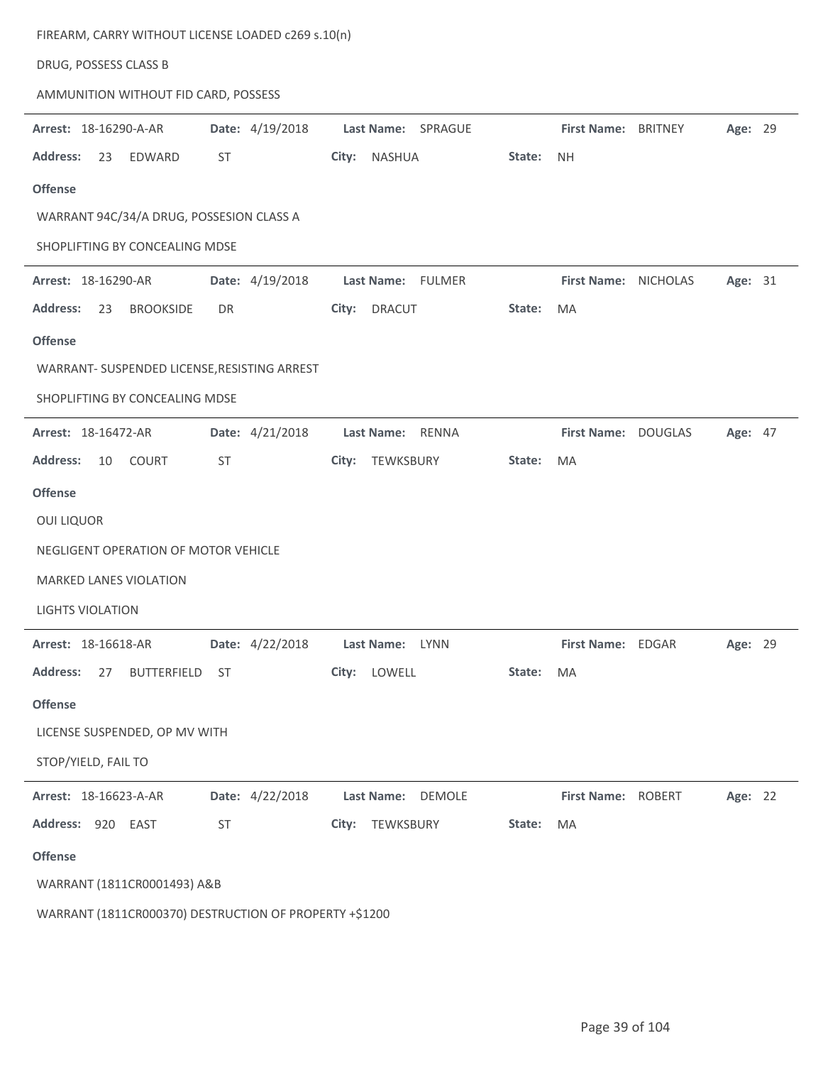FIREARM, CARRY WITHOUT LICENSE LOADED c269 s.10(n)

DRUG, POSSESS CLASS B

AMMUNITION WITHOUT FID CARD, POSSESS

---

**Arrest:** 18-16290-A-AR **Date:** 4/19/2018 **Last Name:** SPRAGUE **First Name:** BRITNEY **Age:** 29

**Address:** 23 EDWARD ST **City:** NASHUA **State:** NH

**Offense**

WARRANT 94C/34/A DRUG, POSSESION CLASS A

SHOPLIFTING BY CONCEALING MDSE

---

**Arrest:** 18-16290-AR **Date:** 4/19/2018 **Last Name:** FULMER **First Name:** NICHOLAS **Age:** 31

**Address:** 23 BROOKSIDE DR **City:** DRACUT **State:** MA

**Offense**

WARRANT- SUSPENDED LICENSE,RESISTING ARREST

SHOPLIFTING BY CONCEALING MDSE

---

**Arrest:** 18-16472-AR **Date:** 4/21/2018 **Last Name:** RENNA **First Name:** DOUGLAS **Age:** 47

**Address:** 10 COURT ST **City:** TEWKSBURY **State:** MA

**Offense**

OUI LIQUOR

NEGLIGENT OPERATION OF MOTOR VEHICLE

MARKED LANES VIOLATION

LIGHTS VIOLATION

---

**Arrest:** 18-16618-AR **Date:** 4/22/2018 **Last Name:** LYNN **First Name:** EDGAR **Age:** 29

**Address:** 27 BUTTERFIELD ST **City:** LOWELL **State:** MA

**Offense**

LICENSE SUSPENDED, OP MV WITH

STOP/YIELD, FAIL TO

---

**Arrest:** 18-16623-A-AR **Date:** 4/22/2018 **Last Name:** DEMOLE **First Name:** ROBERT **Age:** 22

**Address:** 920 EAST ST **City:** TEWKSBURY **State:** MA

**Offense**

WARRANT (1811CR0001493) A&B

WARRANT (1811CR000370) DESTRUCTION OF PROPERTY +$1200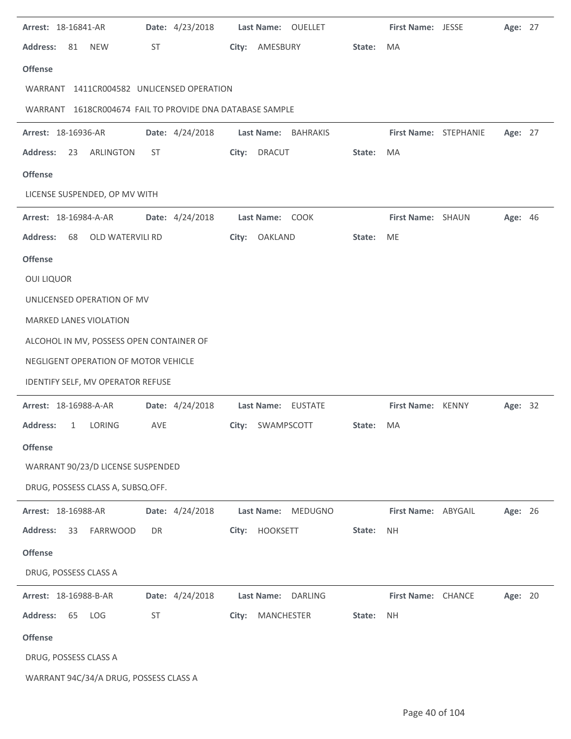**Arrest:** 18-16841-AR **Date:** 4/23/2018 **Last Name:** OUELLET **First Name:** JESSE **Age:** 27

**Address:** 81 NEW ST **City:** AMESBURY **State:** MA

**Offense**

WARRANT 1411CR004582 UNLICENSED OPERATION

WARRANT 1618CR004674 FAIL TO PROVIDE DNA DATABASE SAMPLE

---

**Arrest:** 18-16936-AR **Date:** 4/24/2018 **Last Name:** BAHRAKIS **First Name:** STEPHANIE **Age:** 27

**Address:** 23 ARLINGTON ST **City:** DRACUT **State:** MA

**Offense**

LICENSE SUSPENDED, OP MV WITH

---

**Arrest:** 18-16984-A-AR **Date:** 4/24/2018 **Last Name:** COOK **First Name:** SHAUN **Age:** 46

**Address:** 68 OLD WATERVILI RD **City:** OAKLAND **State:** ME

**Offense**

OUI LIQUOR

UNLICENSED OPERATION OF MV

MARKED LANES VIOLATION

ALCOHOL IN MV, POSSESS OPEN CONTAINER OF

NEGLIGENT OPERATION OF MOTOR VEHICLE

IDENTIFY SELF, MV OPERATOR REFUSE

---

**Arrest:** 18-16988-A-AR **Date:** 4/24/2018 **Last Name:** EUSTATE **First Name:** KENNY **Age:** 32

**Address:** 1 LORING AVE **City:** SWAMPSCOTT **State:** MA

**Offense**

WARRANT 90/23/D LICENSE SUSPENDED

DRUG, POSSESS CLASS A, SUBSQ.OFF.

---

**Arrest:** 18-16988-AR **Date:** 4/24/2018 **Last Name:** MEDUGNO **First Name:** ABYGAIL **Age:** 26

**Address:** 33 FARRWOOD DR **City:** HOOKSETT **State:** NH

**Offense**

DRUG, POSSESS CLASS A

---

**Arrest:** 18-16988-B-AR **Date:** 4/24/2018 **Last Name:** DARLING **First Name:** CHANCE **Age:** 20

**Address:** 65 LOG ST **City:** MANCHESTER **State:** NH

**Offense**

DRUG, POSSESS CLASS A

WARRANT 94C/34/A DRUG, POSSESS CLASS A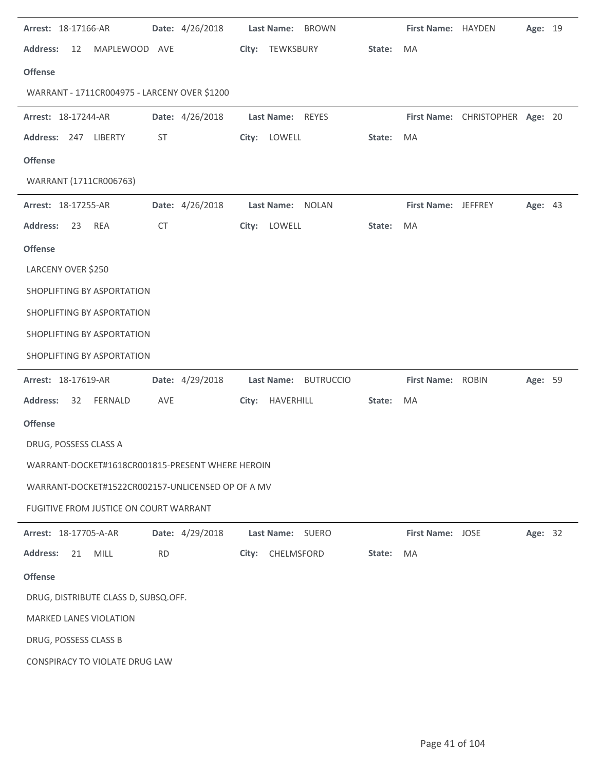**Arrest:** 18-17166-AR **Date:** 4/26/2018 **Last Name:** BROWN **First Name:** HAYDEN **Age:** 19

**Address:** 12 MAPLEWOOD AVE **City:** TEWKSBURY **State:** MA

**Offense**

WARRANT - 1711CR004975 - LARCENY OVER $1200

---

**Arrest:** 18-17244-AR **Date:** 4/26/2018 **Last Name:** REYES **First Name:** CHRISTOPHER **Age:** 20

**Address:** 247 LIBERTY ST **City:** LOWELL **State:** MA

**Offense**

WARRANT (1711CR006763)

---

**Arrest:** 18-17255-AR **Date:** 4/26/2018 **Last Name:** NOLAN **First Name:** JEFFREY **Age:** 43

**Address:** 23 REA CT **City:** LOWELL **State:** MA

**Offense**

LARCENY OVER $250

SHOPLIFTING BY ASPORTATION

SHOPLIFTING BY ASPORTATION

SHOPLIFTING BY ASPORTATION

SHOPLIFTING BY ASPORTATION

---

**Arrest:** 18-17619-AR **Date:** 4/29/2018 **Last Name:** BUTRUCCIO **First Name:** ROBIN **Age:** 59

**Address:** 32 FERNALD AVE **City:** HAVERHILL **State:** MA

**Offense**

DRUG, POSSESS CLASS A

WARRANT-DOCKET#1618CR001815-PRESENT WHERE HEROIN

WARRANT-DOCKET#1522CR002157-UNLICENSED OP OF A MV

FUGITIVE FROM JUSTICE ON COURT WARRANT

---

**Arrest:** 18-17705-A-AR **Date:** 4/29/2018 **Last Name:** SUERO **First Name:** JOSE **Age:** 32

**Address:** 21 MILL RD **City:** CHELMSFORD **State:** MA

**Offense**

DRUG, DISTRIBUTE CLASS D, SUBSQ.OFF.

MARKED LANES VIOLATION

DRUG, POSSESS CLASS B

CONSPIRACY TO VIOLATE DRUG LAW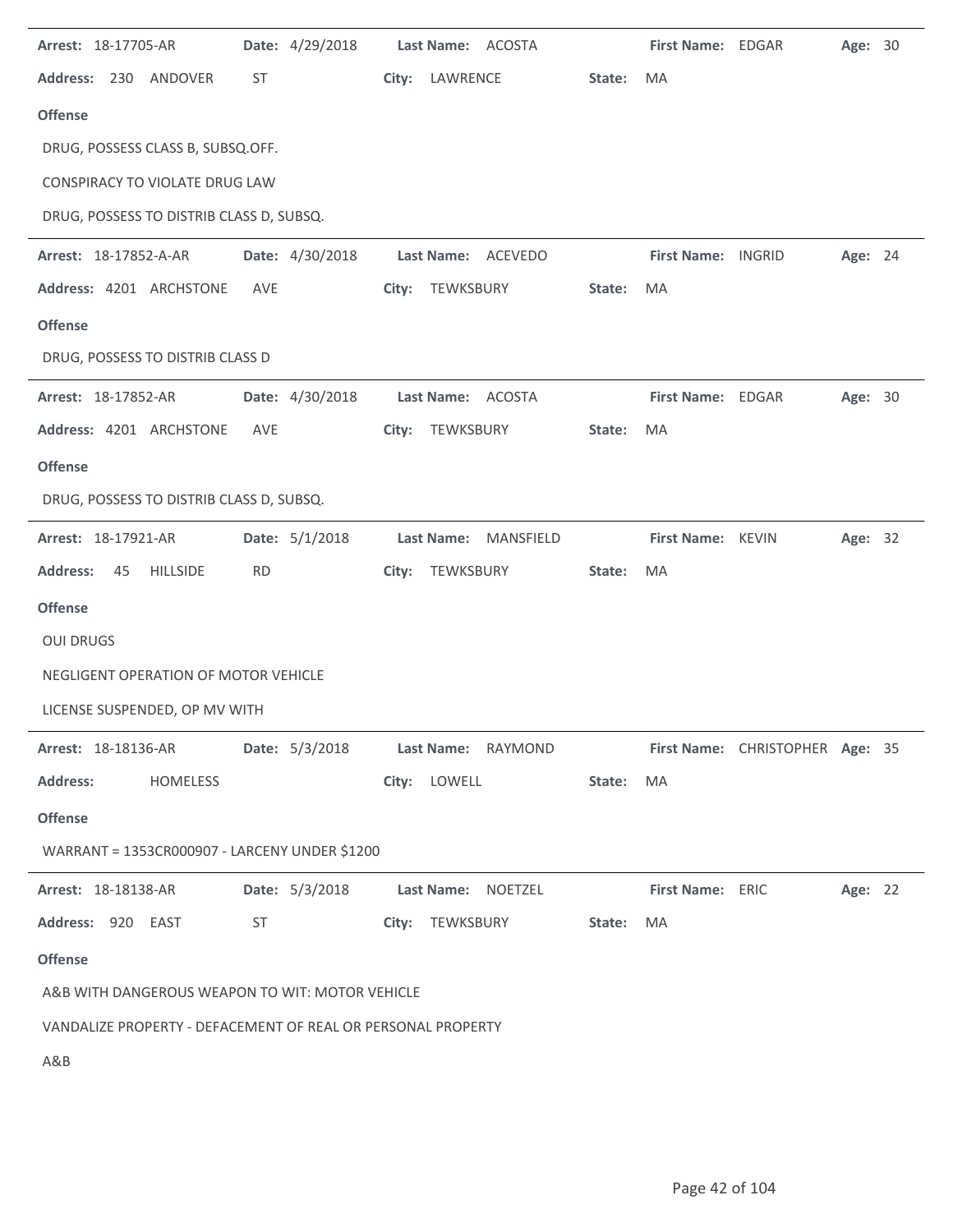**Arrest:** 18-17705-AR **Date:** 4/29/2018 **Last Name:** ACOSTA **First Name:** EDGAR **Age:** 30

**Address:** 230 ANDOVER ST **City:** LAWRENCE **State:** MA

**Offense**

DRUG, POSSESS CLASS B, SUBSQ.OFF.

CONSPIRACY TO VIOLATE DRUG LAW

DRUG, POSSESS TO DISTRIB CLASS D, SUBSQ.

---

**Arrest:** 18-17852-A-AR **Date:** 4/30/2018 **Last Name:** ACEVEDO **First Name:** INGRID **Age:** 24

**Address:** 4201 ARCHSTONE AVE **City:** TEWKSBURY **State:** MA

**Offense**

DRUG, POSSESS TO DISTRIB CLASS D

---

**Arrest:** 18-17852-AR **Date:** 4/30/2018 **Last Name:** ACOSTA **First Name:** EDGAR **Age:** 30

**Address:** 4201 ARCHSTONE AVE **City:** TEWKSBURY **State:** MA

**Offense**

DRUG, POSSESS TO DISTRIB CLASS D, SUBSQ.

---

**Arrest:** 18-17921-AR **Date:** 5/1/2018 **Last Name:** MANSFIELD **First Name:** KEVIN **Age:** 32

**Address:** 45 HILLSIDE RD **City:** TEWKSBURY **State:** MA

**Offense**

OUI DRUGS

NEGLIGENT OPERATION OF MOTOR VEHICLE

LICENSE SUSPENDED, OP MV WITH

---

**Arrest:** 18-18136-AR **Date:** 5/3/2018 **Last Name:** RAYMOND **First Name:** CHRISTOPHER **Age:** 35

**Address:** HOMELESS **City:** LOWELL **State:** MA

**Offense**

WARRANT = 1353CR000907 - LARCENY UNDER $1200

---

**Arrest:** 18-18138-AR **Date:** 5/3/2018 **Last Name:** NOETZEL **First Name:** ERIC **Age:** 22

**Address:** 920 EAST ST **City:** TEWKSBURY **State:** MA

**Offense**

A&B WITH DANGEROUS WEAPON TO WIT: MOTOR VEHICLE

VANDALIZE PROPERTY - DEFACEMENT OF REAL OR PERSONAL PROPERTY

A&B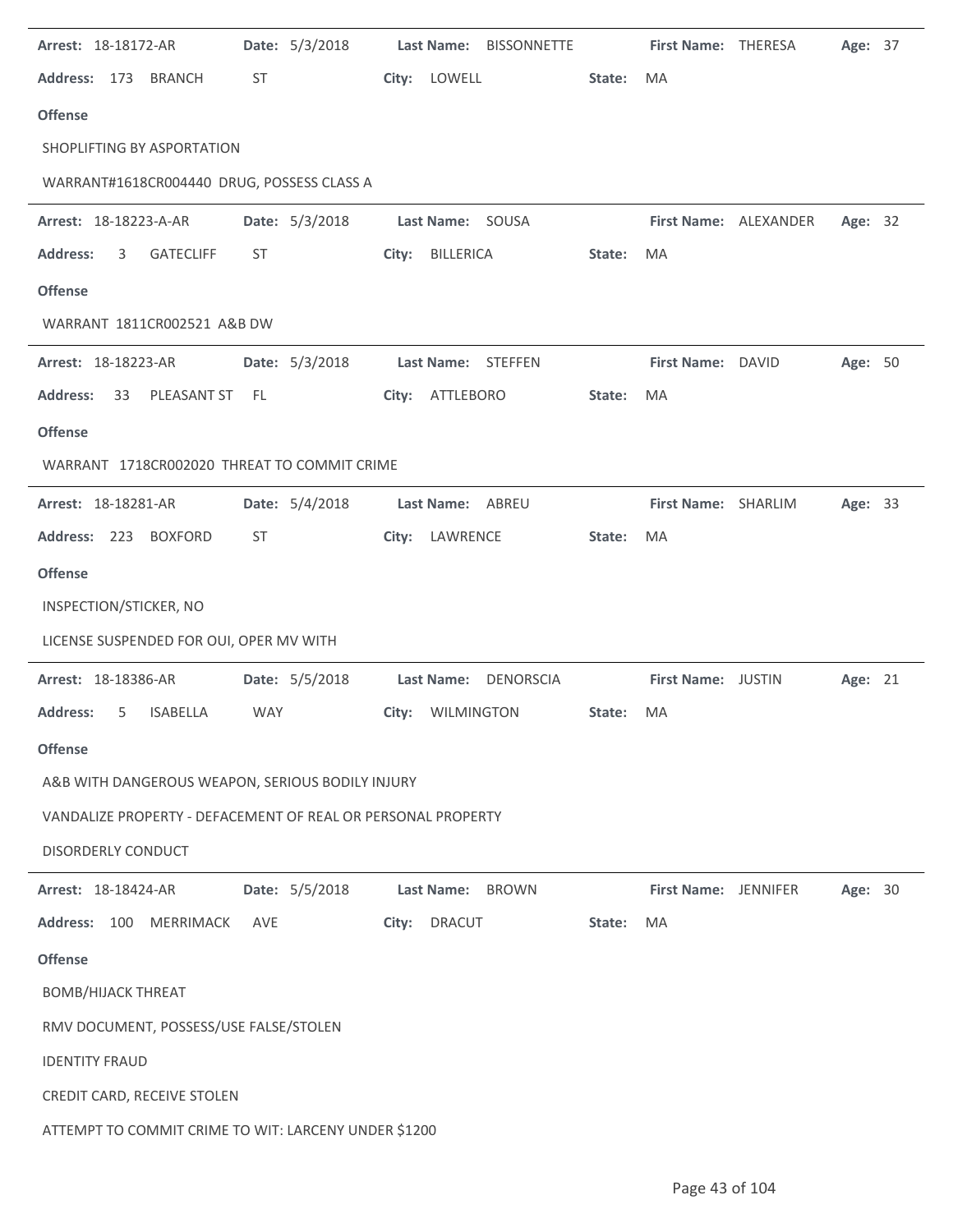**Arrest:** 18-18172-AR **Date:** 5/3/2018 **Last Name:** BISSONNETTE **First Name:** THERESA **Age:** 37

**Address:** 173 BRANCH ST **City:** LOWELL **State:** MA

**Offense**

SHOPLIFTING BY ASPORTATION

WARRANT#1618CR004440 DRUG, POSSESS CLASS A

---

**Arrest:** 18-18223-A-AR **Date:** 5/3/2018 **Last Name:** SOUSA **First Name:** ALEXANDER **Age:** 32

**Address:** 3 GATECLIFF ST **City:** BILLERICA **State:** MA

**Offense**

WARRANT 1811CR002521 A&B DW

---

**Arrest:** 18-18223-AR **Date:** 5/3/2018 **Last Name:** STEFFEN **First Name:** DAVID **Age:** 50

**Address:** 33 PLEASANT ST FL **City:** ATTLEBORO **State:** MA

**Offense**

WARRANT 1718CR002020 THREAT TO COMMIT CRIME

---

**Arrest:** 18-18281-AR **Date:** 5/4/2018 **Last Name:** ABREU **First Name:** SHARLIM **Age:** 33

**Address:** 223 BOXFORD ST **City:** LAWRENCE **State:** MA

**Offense**

INSPECTION/STICKER, NO

LICENSE SUSPENDED FOR OUI, OPER MV WITH

---

**Arrest:** 18-18386-AR **Date:** 5/5/2018 **Last Name:** DENORSCIA **First Name:** JUSTIN **Age:** 21

**Address:** 5 ISABELLA WAY **City:** WILMINGTON **State:** MA

**Offense**

A&B WITH DANGEROUS WEAPON, SERIOUS BODILY INJURY

VANDALIZE PROPERTY - DEFACEMENT OF REAL OR PERSONAL PROPERTY

DISORDERLY CONDUCT

---

**Arrest:** 18-18424-AR **Date:** 5/5/2018 **Last Name:** BROWN **First Name:** JENNIFER **Age:** 30

**Address:** 100 MERRIMACK AVE **City:** DRACUT **State:** MA

**Offense**

BOMB/HIJACK THREAT

RMV DOCUMENT, POSSESS/USE FALSE/STOLEN

IDENTITY FRAUD

CREDIT CARD, RECEIVE STOLEN

ATTEMPT TO COMMIT CRIME TO WIT: LARCENY UNDER $1200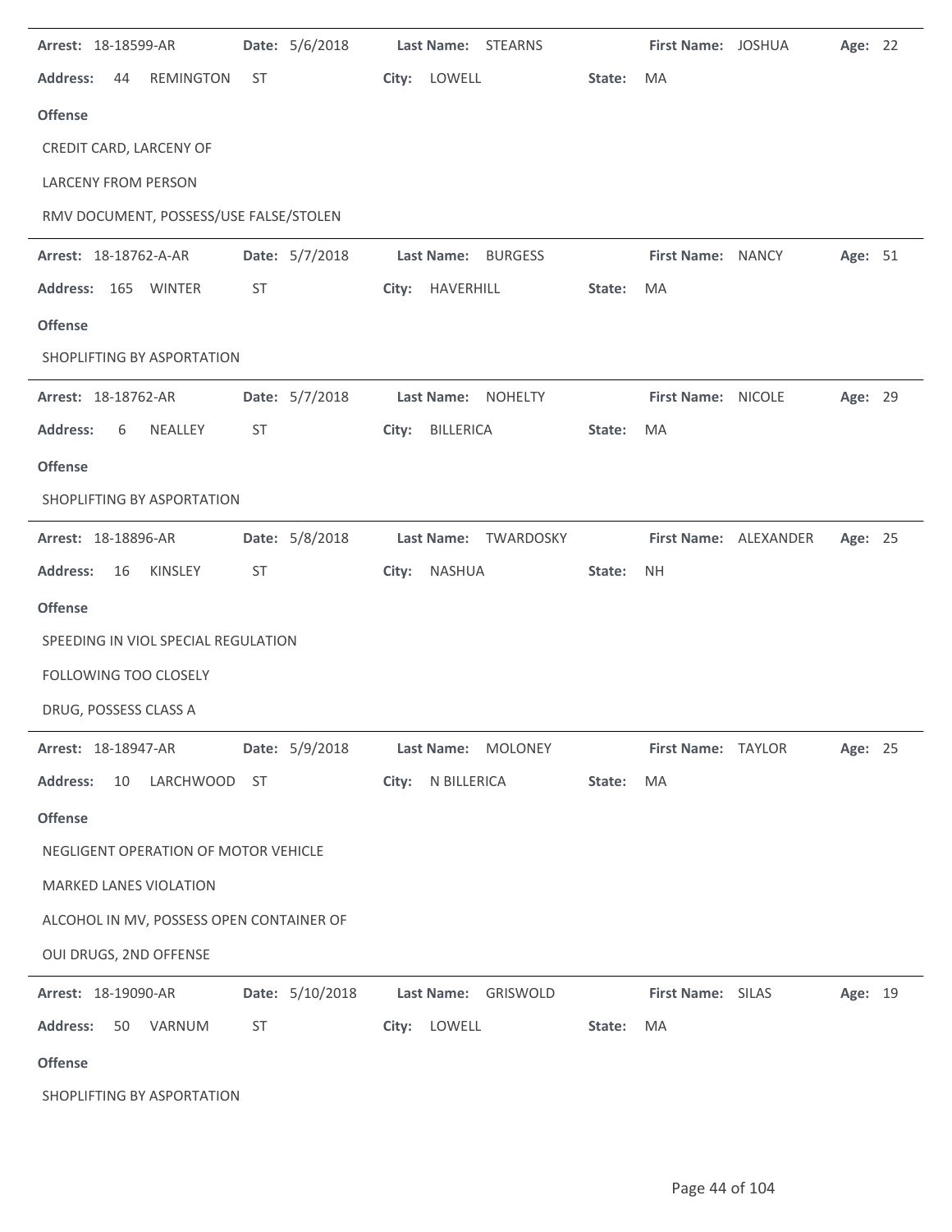**Arrest:** 18-18599-AR **Date:** 5/6/2018 **Last Name:** STEARNS **First Name:** JOSHUA **Age:** 22

**Address:** 44 REMINGTON ST **City:** LOWELL **State:** MA

**Offense**

CREDIT CARD, LARCENY OF

LARCENY FROM PERSON

RMV DOCUMENT, POSSESS/USE FALSE/STOLEN

---

**Arrest:** 18-18762-A-AR **Date:** 5/7/2018 **Last Name:** BURGESS **First Name:** NANCY **Age:** 51

**Address:** 165 WINTER ST **City:** HAVERHILL **State:** MA

**Offense**

SHOPLIFTING BY ASPORTATION

---

**Arrest:** 18-18762-AR **Date:** 5/7/2018 **Last Name:** NOHELTY **First Name:** NICOLE **Age:** 29

**Address:** 6 NEALLEY ST **City:** BILLERICA **State:** MA

**Offense**

SHOPLIFTING BY ASPORTATION

---

**Arrest:** 18-18896-AR **Date:** 5/8/2018 **Last Name:** TWARDOSKY **First Name:** ALEXANDER **Age:** 25

**Address:** 16 KINSLEY ST **City:** NASHUA **State:** NH

**Offense**

SPEEDING IN VIOL SPECIAL REGULATION

FOLLOWING TOO CLOSELY

DRUG, POSSESS CLASS A

---

**Arrest:** 18-18947-AR **Date:** 5/9/2018 **Last Name:** MOLONEY **First Name:** TAYLOR **Age:** 25

**Address:** 10 LARCHWOOD ST **City:** N BILLERICA **State:** MA

**Offense**

NEGLIGENT OPERATION OF MOTOR VEHICLE

MARKED LANES VIOLATION

ALCOHOL IN MV, POSSESS OPEN CONTAINER OF

OUI DRUGS, 2ND OFFENSE

---

**Arrest:** 18-19090-AR **Date:** 5/10/2018 **Last Name:** GRISWOLD **First Name:** SILAS **Age:** 19

**Address:** 50 VARNUM ST **City:** LOWELL **State:** MA

**Offense**

SHOPLIFTING BY ASPORTATION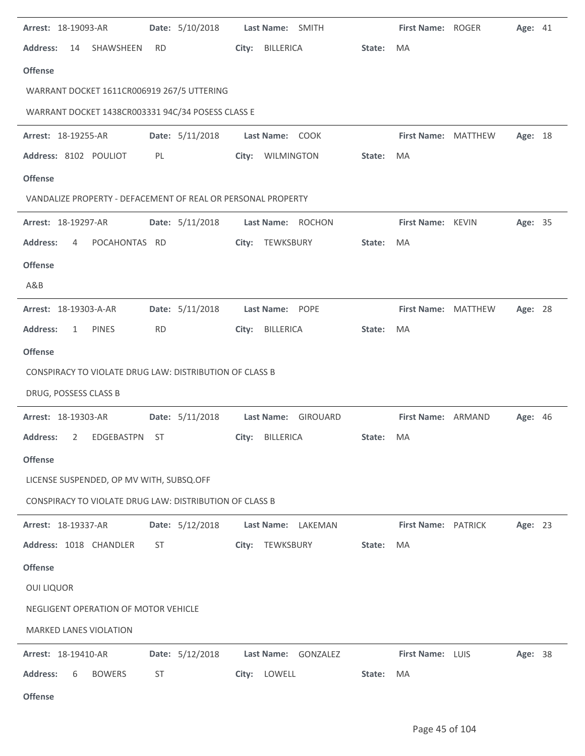**Arrest:** 18-19093-AR **Date:** 5/10/2018 **Last Name:** SMITH **First Name:** ROGER **Age:** 41

**Address:** 14 SHAWSHEEN RD **City:** BILLERICA **State:** MA

**Offense**

WARRANT DOCKET 1611CR006919 267/5 UTTERING

WARRANT DOCKET 1438CR003331 94C/34 POSESS CLASS E

---

**Arrest:** 18-19255-AR **Date:** 5/11/2018 **Last Name:** COOK **First Name:** MATTHEW **Age:** 18

**Address:** 8102 POULIOT PL **City:** WILMINGTON **State:** MA

**Offense**

VANDALIZE PROPERTY - DEFACEMENT OF REAL OR PERSONAL PROPERTY

---

**Arrest:** 18-19297-AR **Date:** 5/11/2018 **Last Name:** ROCHON **First Name:** KEVIN **Age:** 35

**Address:** 4 POCAHONTAS RD **City:** TEWKSBURY **State:** MA

**Offense**

A&B

---

**Arrest:** 18-19303-A-AR **Date:** 5/11/2018 **Last Name:** POPE **First Name:** MATTHEW **Age:** 28

**Address:** 1 PINES RD **City:** BILLERICA **State:** MA

**Offense**

CONSPIRACY TO VIOLATE DRUG LAW: DISTRIBUTION OF CLASS B

DRUG, POSSESS CLASS B

---

**Arrest:** 18-19303-AR **Date:** 5/11/2018 **Last Name:** GIROUARD **First Name:** ARMAND **Age:** 46

**Address:** 2 EDGEBASTPN ST **City:** BILLERICA **State:** MA

**Offense**

LICENSE SUSPENDED, OP MV WITH, SUBSQ.OFF

CONSPIRACY TO VIOLATE DRUG LAW: DISTRIBUTION OF CLASS B

---

**Arrest:** 18-19337-AR **Date:** 5/12/2018 **Last Name:** LAKEMAN **First Name:** PATRICK **Age:** 23

**Address:** 1018 CHANDLER ST **City:** TEWKSBURY **State:** MA

**Offense**

OUI LIQUOR

NEGLIGENT OPERATION OF MOTOR VEHICLE

MARKED LANES VIOLATION

---

**Arrest:** 18-19410-AR **Date:** 5/12/2018 **Last Name:** GONZALEZ **First Name:** LUIS **Age:** 38

**Address:** 6 BOWERS ST **City:** LOWELL **State:** MA

**Offense**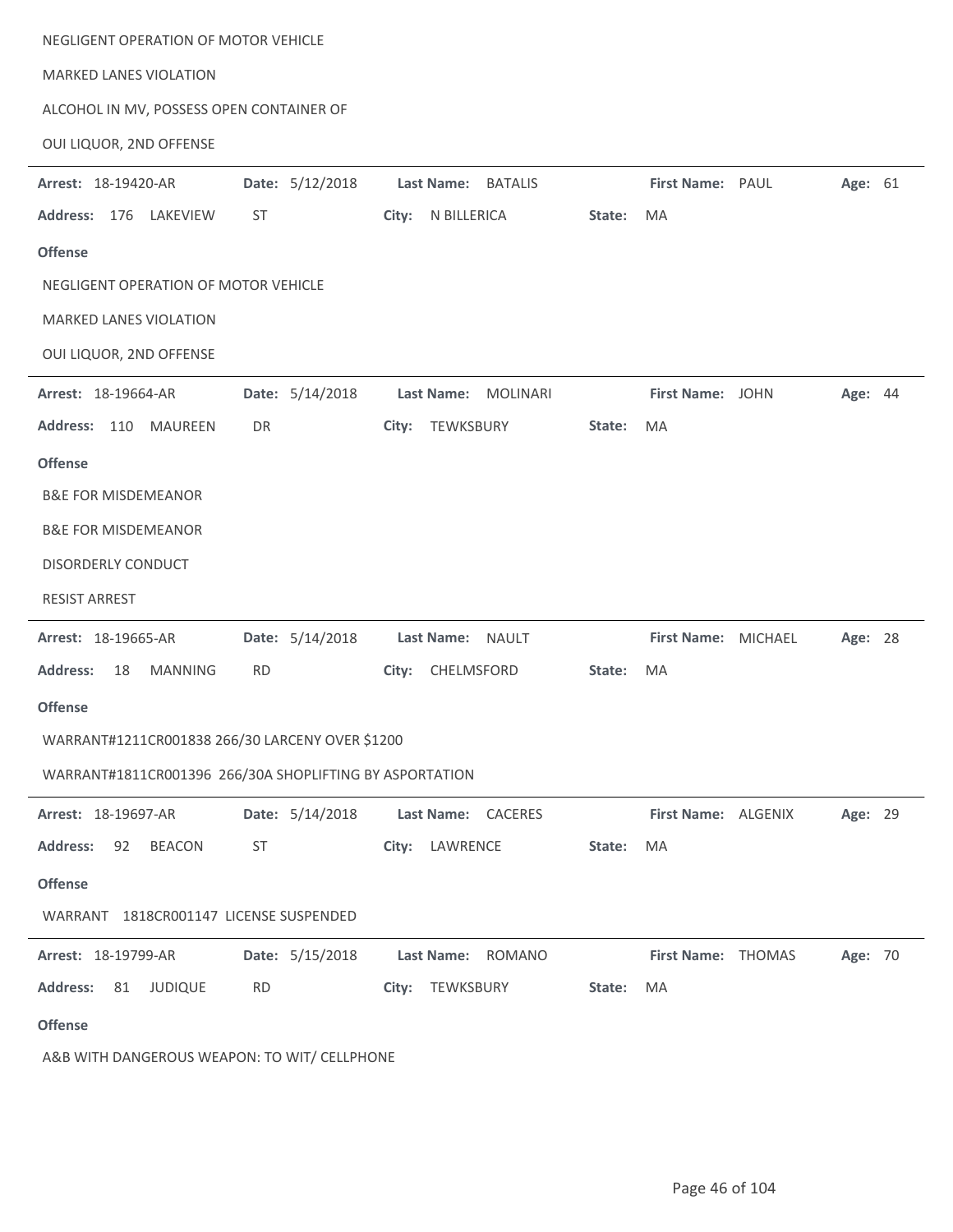NEGLIGENT OPERATION OF MOTOR VEHICLE

MARKED LANES VIOLATION

ALCOHOL IN MV, POSSESS OPEN CONTAINER OF

OUI LIQUOR, 2ND OFFENSE

---

**Arrest:** 18-19420-AR **Date:** 5/12/2018 **Last Name:** BATALIS **First Name:** PAUL **Age:** 61

**Address:** 176 LAKEVIEW ST **City:** N BILLERICA **State:** MA

**Offense**

NEGLIGENT OPERATION OF MOTOR VEHICLE

MARKED LANES VIOLATION

OUI LIQUOR, 2ND OFFENSE

---

**Arrest:** 18-19664-AR **Date:** 5/14/2018 **Last Name:** MOLINARI **First Name:** JOHN **Age:** 44

**Address:** 110 MAUREEN DR **City:** TEWKSBURY **State:** MA

**Offense**

B&E FOR MISDEMEANOR

B&E FOR MISDEMEANOR

DISORDERLY CONDUCT

RESIST ARREST

---

**Arrest:** 18-19665-AR **Date:** 5/14/2018 **Last Name:** NAULT **First Name:** MICHAEL **Age:** 28

**Address:** 18 MANNING RD **City:** CHELMSFORD **State:** MA

**Offense**

WARRANT#1211CR001838 266/30 LARCENY OVER $1200

WARRANT#1811CR001396 266/30A SHOPLIFTING BY ASPORTATION

---

**Arrest:** 18-19697-AR **Date:** 5/14/2018 **Last Name:** CACERES **First Name:** ALGENIX **Age:** 29

**Address:** 92 BEACON ST **City:** LAWRENCE **State:** MA

**Offense**

WARRANT 1818CR001147 LICENSE SUSPENDED

---

**Arrest:** 18-19799-AR **Date:** 5/15/2018 **Last Name:** ROMANO **First Name:** THOMAS **Age:** 70

**Address:** 81 JUDIQUE RD **City:** TEWKSBURY **State:** MA

**Offense**

A&B WITH DANGEROUS WEAPON: TO WIT/ CELLPHONE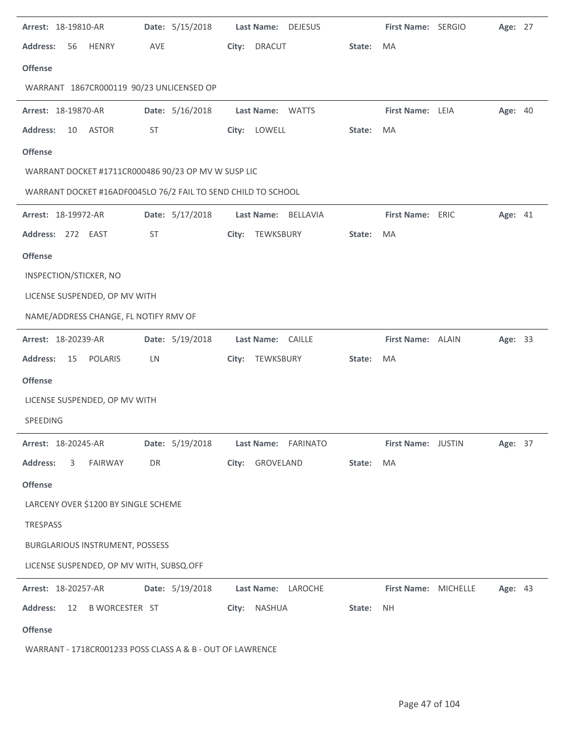**Arrest:** 18-19810-AR **Date:** 5/15/2018 **Last Name:** DEJESUS **First Name:** SERGIO **Age:** 27

**Address:** 56 HENRY AVE **City:** DRACUT **State:** MA

**Offense**

WARRANT 1867CR000119 90/23 UNLICENSED OP

---

**Arrest:** 18-19870-AR **Date:** 5/16/2018 **Last Name:** WATTS **First Name:** LEIA **Age:** 40

**Address:** 10 ASTOR ST **City:** LOWELL **State:** MA

**Offense**

WARRANT DOCKET #1711CR000486 90/23 OP MV W SUSP LIC

WARRANT DOCKET #16ADF0045LO 76/2 FAIL TO SEND CHILD TO SCHOOL

---

**Arrest:** 18-19972-AR **Date:** 5/17/2018 **Last Name:** BELLAVIA **First Name:** ERIC **Age:** 41

**Address:** 272 EAST ST **City:** TEWKSBURY **State:** MA

**Offense**

INSPECTION/STICKER, NO

LICENSE SUSPENDED, OP MV WITH

NAME/ADDRESS CHANGE, FL NOTIFY RMV OF

---

**Arrest:** 18-20239-AR **Date:** 5/19/2018 **Last Name:** CAILLE **First Name:** ALAIN **Age:** 33

**Address:** 15 POLARIS LN **City:** TEWKSBURY **State:** MA

**Offense**

LICENSE SUSPENDED, OP MV WITH

SPEEDING

---

**Arrest:** 18-20245-AR **Date:** 5/19/2018 **Last Name:** FARINATO **First Name:** JUSTIN **Age:** 37

**Address:** 3 FAIRWAY DR **City:** GROVELAND **State:** MA

**Offense**

LARCENY OVER $1200 BY SINGLE SCHEME

TRESPASS

BURGLARIOUS INSTRUMENT, POSSESS

LICENSE SUSPENDED, OP MV WITH, SUBSQ.OFF

---

**Arrest:** 18-20257-AR **Date:** 5/19/2018 **Last Name:** LAROCHE **First Name:** MICHELLE **Age:** 43

**Address:** 12 B WORCESTER ST **City:** NASHUA **State:** NH

**Offense**

WARRANT - 1718CR001233 POSS CLASS A & B - OUT OF LAWRENCE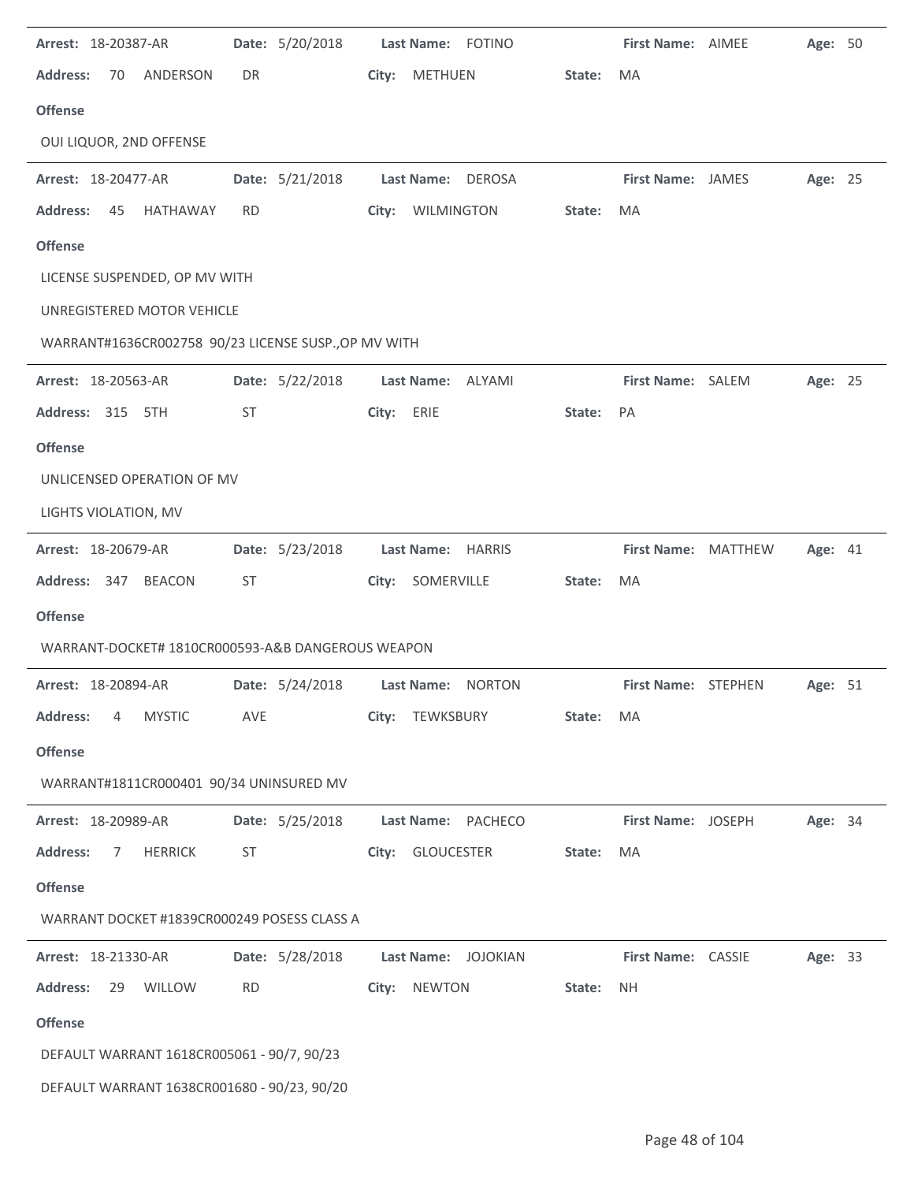**Arrest:** 18-20387-AR **Date:** 5/20/2018 **Last Name:** FOTINO **First Name:** AIMEE **Age:** 50

**Address:** 70 ANDERSON DR **City:** METHUEN **State:** MA

**Offense**

OUI LIQUOR, 2ND OFFENSE

---

**Arrest:** 18-20477-AR **Date:** 5/21/2018 **Last Name:** DEROSA **First Name:** JAMES **Age:** 25

**Address:** 45 HATHAWAY RD **City:** WILMINGTON **State:** MA

**Offense**

LICENSE SUSPENDED, OP MV WITH

UNREGISTERED MOTOR VEHICLE

WARRANT#1636CR002758 90/23 LICENSE SUSP.,OP MV WITH

---

**Arrest:** 18-20563-AR **Date:** 5/22/2018 **Last Name:** ALYAMI **First Name:** SALEM **Age:** 25

**Address:** 315 5TH ST **City:** ERIE **State:** PA

**Offense**

UNLICENSED OPERATION OF MV

LIGHTS VIOLATION, MV

---

**Arrest:** 18-20679-AR **Date:** 5/23/2018 **Last Name:** HARRIS **First Name:** MATTHEW **Age:** 41

**Address:** 347 BEACON ST **City:** SOMERVILLE **State:** MA

**Offense**

WARRANT-DOCKET# 1810CR000593-A&B DANGEROUS WEAPON

---

**Arrest:** 18-20894-AR **Date:** 5/24/2018 **Last Name:** NORTON **First Name:** STEPHEN **Age:** 51

**Address:** 4 MYSTIC AVE **City:** TEWKSBURY **State:** MA

**Offense**

WARRANT#1811CR000401 90/34 UNINSURED MV

---

**Arrest:** 18-20989-AR **Date:** 5/25/2018 **Last Name:** PACHECO **First Name:** JOSEPH **Age:** 34

**Address:** 7 HERRICK ST **City:** GLOUCESTER **State:** MA

**Offense**

WARRANT DOCKET #1839CR000249 POSESS CLASS A

---

**Arrest:** 18-21330-AR **Date:** 5/28/2018 **Last Name:** JOJOKIAN **First Name:** CASSIE **Age:** 33

**Address:** 29 WILLOW RD **City:** NEWTON **State:** NH

**Offense**

DEFAULT WARRANT 1618CR005061 - 90/7, 90/23

DEFAULT WARRANT 1638CR001680 - 90/23, 90/20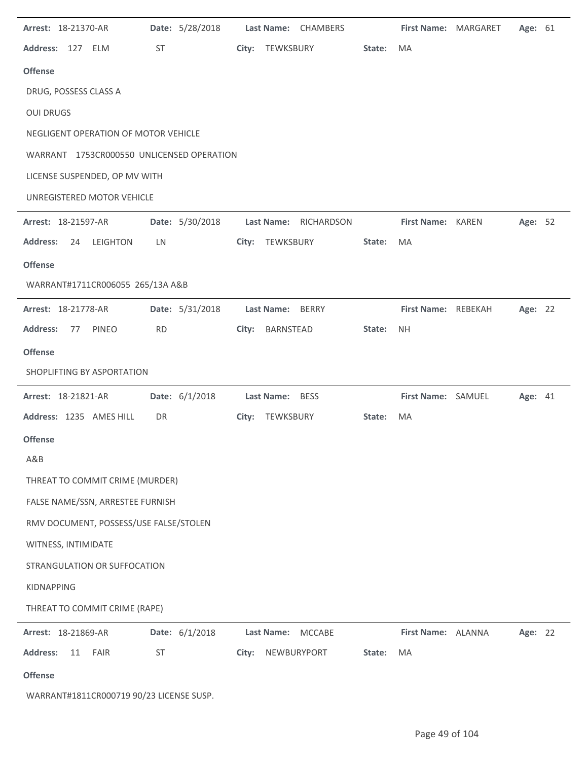**Arrest:** 18-21370-AR **Date:** 5/28/2018 **Last Name:** CHAMBERS **First Name:** MARGARET **Age:** 61

**Address:** 127 ELM ST **City:** TEWKSBURY **State:** MA

**Offense**

DRUG, POSSESS CLASS A

OUI DRUGS

NEGLIGENT OPERATION OF MOTOR VEHICLE

WARRANT 1753CR000550 UNLICENSED OPERATION

LICENSE SUSPENDED, OP MV WITH

UNREGISTERED MOTOR VEHICLE

---

**Arrest:** 18-21597-AR **Date:** 5/30/2018 **Last Name:** RICHARDSON **First Name:** KAREN **Age:** 52

**Address:** 24 LEIGHTON LN **City:** TEWKSBURY **State:** MA

**Offense**

WARRANT#1711CR006055 265/13A A&B

---

**Arrest:** 18-21778-AR **Date:** 5/31/2018 **Last Name:** BERRY **First Name:** REBEKAH **Age:** 22

**Address:** 77 PINEO RD **City:** BARNSTEAD **State:** NH

**Offense**

SHOPLIFTING BY ASPORTATION

---

**Arrest:** 18-21821-AR **Date:** 6/1/2018 **Last Name:** BESS **First Name:** SAMUEL **Age:** 41

**Address:** 1235 AMES HILL DR **City:** TEWKSBURY **State:** MA

**Offense**

A&B

THREAT TO COMMIT CRIME (MURDER)

FALSE NAME/SSN, ARRESTEE FURNISH

RMV DOCUMENT, POSSESS/USE FALSE/STOLEN

WITNESS, INTIMIDATE

STRANGULATION OR SUFFOCATION

KIDNAPPING

THREAT TO COMMIT CRIME (RAPE)

---

**Arrest:** 18-21869-AR **Date:** 6/1/2018 **Last Name:** MCCABE **First Name:** ALANNA **Age:** 22

**Address:** 11 FAIR ST **City:** NEWBURYPORT **State:** MA

**Offense**

WARRANT#1811CR000719 90/23 LICENSE SUSP.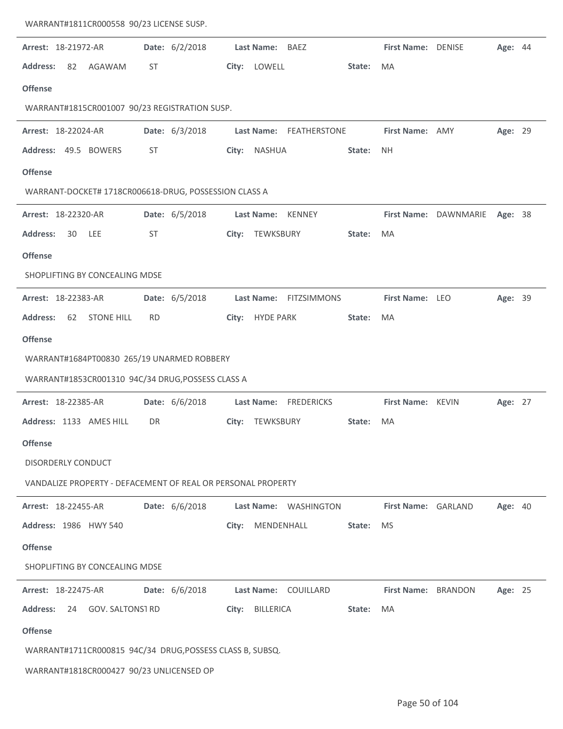WARRANT#1811CR000558 90/23 LICENSE SUSP.

---

**Arrest:** 18-21972-AR **Date:** 6/2/2018 **Last Name:** BAEZ **First Name:** DENISE **Age:** 44

**Address:** 82 AGAWAM ST **City:** LOWELL **State:** MA

**Offense**

WARRANT#1815CR001007 90/23 REGISTRATION SUSP.

---

**Arrest:** 18-22024-AR **Date:** 6/3/2018 **Last Name:** FEATHERSTONE **First Name:** AMY **Age:** 29

**Address:** 49.5 BOWERS ST **City:** NASHUA **State:** NH

**Offense**

WARRANT-DOCKET# 1718CR006618-DRUG, POSSESSION CLASS A

---

**Arrest:** 18-22320-AR **Date:** 6/5/2018 **Last Name:** KENNEY **First Name:** DAWNMARIE **Age:** 38

**Address:** 30 LEE ST **City:** TEWKSBURY **State:** MA

**Offense**

SHOPLIFTING BY CONCEALING MDSE

---

**Arrest:** 18-22383-AR **Date:** 6/5/2018 **Last Name:** FITZSIMMONS **First Name:** LEO **Age:** 39

**Address:** 62 STONE HILL RD **City:** HYDE PARK **State:** MA

**Offense**

WARRANT#1684PT00830 265/19 UNARMED ROBBERY

WARRANT#1853CR001310 94C/34 DRUG,POSSESS CLASS A

---

**Arrest:** 18-22385-AR **Date:** 6/6/2018 **Last Name:** FREDERICKS **First Name:** KEVIN **Age:** 27

**Address:** 1133 AMES HILL DR **City:** TEWKSBURY **State:** MA

**Offense**

DISORDERLY CONDUCT

VANDALIZE PROPERTY - DEFACEMENT OF REAL OR PERSONAL PROPERTY

---

**Arrest:** 18-22455-AR **Date:** 6/6/2018 **Last Name:** WASHINGTON **First Name:** GARLAND **Age:** 40

**Address:** 1986 HWY 540 **City:** MENDENHALL **State:** MS

**Offense**

SHOPLIFTING BY CONCEALING MDSE

---

**Arrest:** 18-22475-AR **Date:** 6/6/2018 **Last Name:** COUILLARD **First Name:** BRANDON **Age:** 25

**Address:** 24 GOV. SALTONSTRD **City:** BILLERICA **State:** MA

**Offense**

WARRANT#1711CR000815 94C/34 DRUG,POSSESS CLASS B, SUBSQ.

WARRANT#1818CR000427 90/23 UNLICENSED OP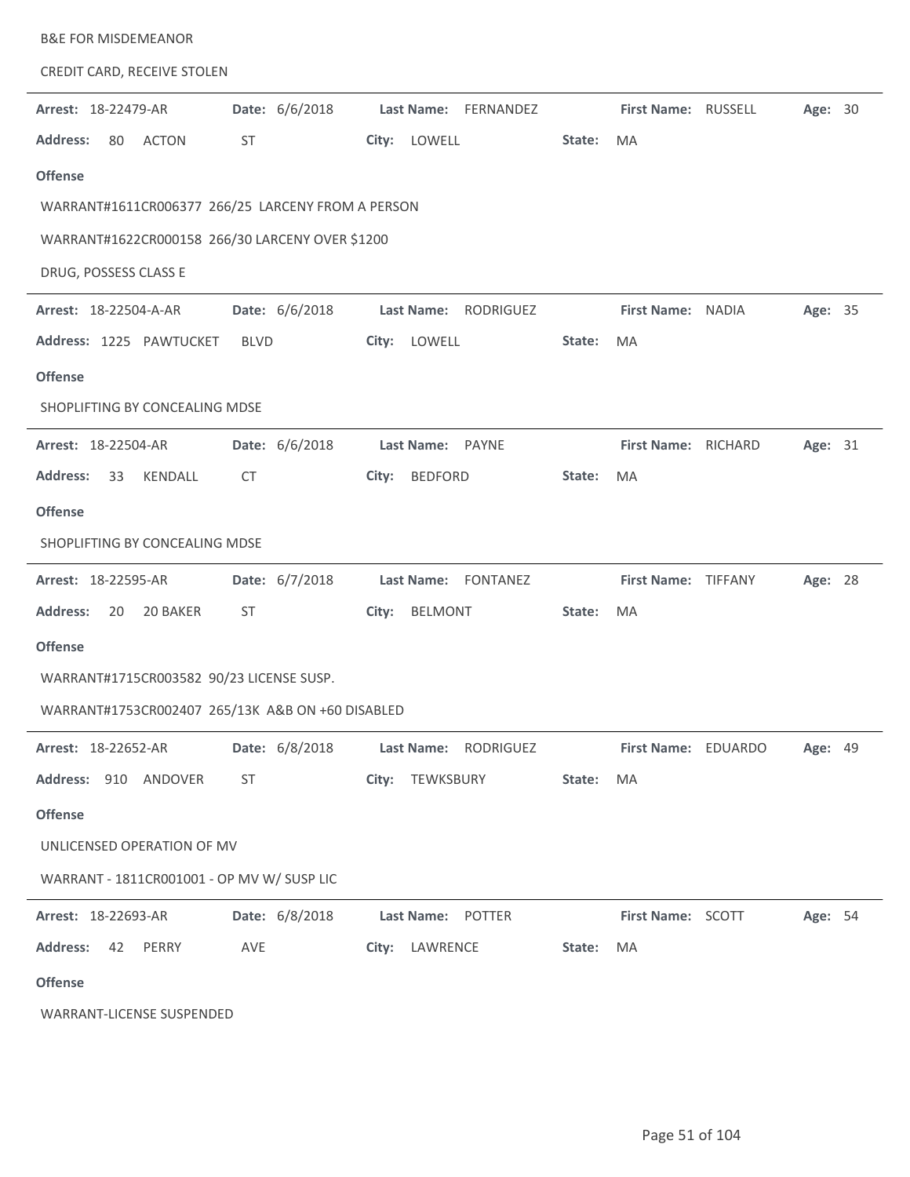B&E FOR MISDEMEANOR

CREDIT CARD, RECEIVE STOLEN

---

**Arrest:** 18-22479-AR **Date:** 6/6/2018 **Last Name:** FERNANDEZ **First Name:** RUSSELL **Age:** 30

**Address:** 80 ACTON ST **City:** LOWELL **State:** MA

**Offense**

WARRANT#1611CR006377 266/25 LARCENY FROM A PERSON

WARRANT#1622CR000158 266/30 LARCENY OVER $1200

DRUG, POSSESS CLASS E

---

**Arrest:** 18-22504-A-AR **Date:** 6/6/2018 **Last Name:** RODRIGUEZ **First Name:** NADIA **Age:** 35

**Address:** 1225 PAWTUCKET BLVD **City:** LOWELL **State:** MA

**Offense**

SHOPLIFTING BY CONCEALING MDSE

---

**Arrest:** 18-22504-AR **Date:** 6/6/2018 **Last Name:** PAYNE **First Name:** RICHARD **Age:** 31

**Address:** 33 KENDALL CT **City:** BEDFORD **State:** MA

**Offense**

SHOPLIFTING BY CONCEALING MDSE

---

**Arrest:** 18-22595-AR **Date:** 6/7/2018 **Last Name:** FONTANEZ **First Name:** TIFFANY **Age:** 28

**Address:** 20 20 BAKER ST **City:** BELMONT **State:** MA

**Offense**

WARRANT#1715CR003582 90/23 LICENSE SUSP.

WARRANT#1753CR002407 265/13K A&B ON +60 DISABLED

---

**Arrest:** 18-22652-AR **Date:** 6/8/2018 **Last Name:** RODRIGUEZ **First Name:** EDUARDO **Age:** 49

**Address:** 910 ANDOVER ST **City:** TEWKSBURY **State:** MA

**Offense**

UNLICENSED OPERATION OF MV

WARRANT - 1811CR001001 - OP MV W/ SUSP LIC

---

**Arrest:** 18-22693-AR **Date:** 6/8/2018 **Last Name:** POTTER **First Name:** SCOTT **Age:** 54

**Address:** 42 PERRY AVE **City:** LAWRENCE **State:** MA

**Offense**

WARRANT-LICENSE SUSPENDED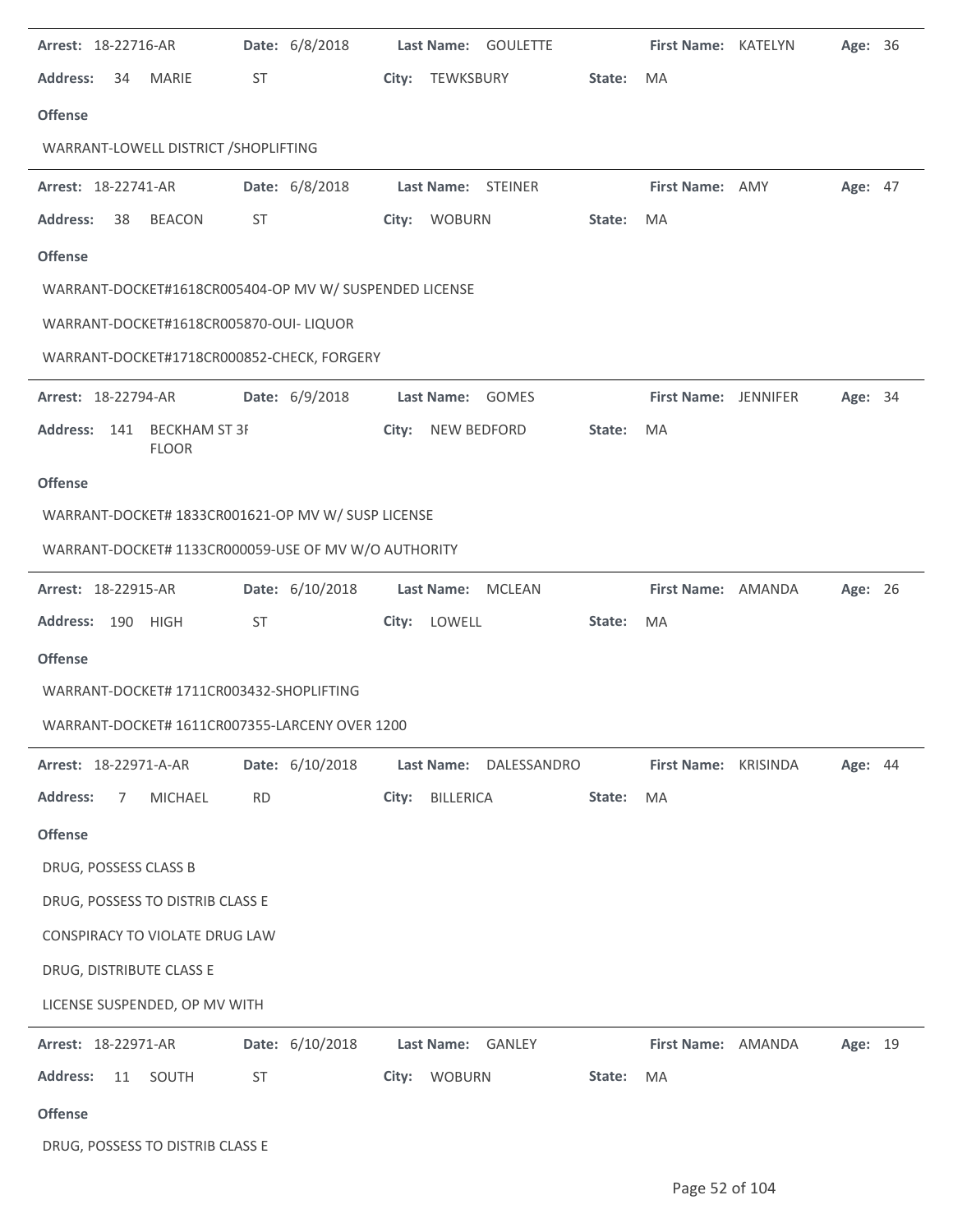**Arrest:** 18-22716-AR **Date:** 6/8/2018 **Last Name:** GOULETTE **First Name:** KATELYN **Age:** 36

**Address:** 34 MARIE ST **City:** TEWKSBURY **State:** MA

**Offense**

WARRANT-LOWELL DISTRICT /SHOPLIFTING

---

**Arrest:** 18-22741-AR **Date:** 6/8/2018 **Last Name:** STEINER **First Name:** AMY **Age:** 47

**Address:** 38 BEACON ST **City:** WOBURN **State:** MA

**Offense**

WARRANT-DOCKET#1618CR005404-OP MV W/ SUSPENDED LICENSE

WARRANT-DOCKET#1618CR005870-OUI- LIQUOR

WARRANT-DOCKET#1718CR000852-CHECK, FORGERY

---

**Arrest:** 18-22794-AR **Date:** 6/9/2018 **Last Name:** GOMES **First Name:** JENNIFER **Age:** 34

**Address:** 141 BECKHAM ST 3RD FLOOR **City:** NEW BEDFORD **State:** MA

**Offense**

WARRANT-DOCKET# 1833CR001621-OP MV W/ SUSP LICENSE

WARRANT-DOCKET# 1133CR000059-USE OF MV W/O AUTHORITY

---

**Arrest:** 18-22915-AR **Date:** 6/10/2018 **Last Name:** MCLEAN **First Name:** AMANDA **Age:** 26

**Address:** 190 HIGH ST **City:** LOWELL **State:** MA

**Offense**

WARRANT-DOCKET# 1711CR003432-SHOPLIFTING

WARRANT-DOCKET# 1611CR007355-LARCENY OVER 1200

---

**Arrest:** 18-22971-A-AR **Date:** 6/10/2018 **Last Name:** DALESSANDRO **First Name:** KRISINDA **Age:** 44

**Address:** 7 MICHAEL RD **City:** BILLERICA **State:** MA

**Offense**

DRUG, POSSESS CLASS B

DRUG, POSSESS TO DISTRIB CLASS E

CONSPIRACY TO VIOLATE DRUG LAW

DRUG, DISTRIBUTE CLASS E

LICENSE SUSPENDED, OP MV WITH

---

**Arrest:** 18-22971-AR **Date:** 6/10/2018 **Last Name:** GANLEY **First Name:** AMANDA **Age:** 19

**Address:** 11 SOUTH ST **City:** WOBURN **State:** MA

**Offense**

DRUG, POSSESS TO DISTRIB CLASS E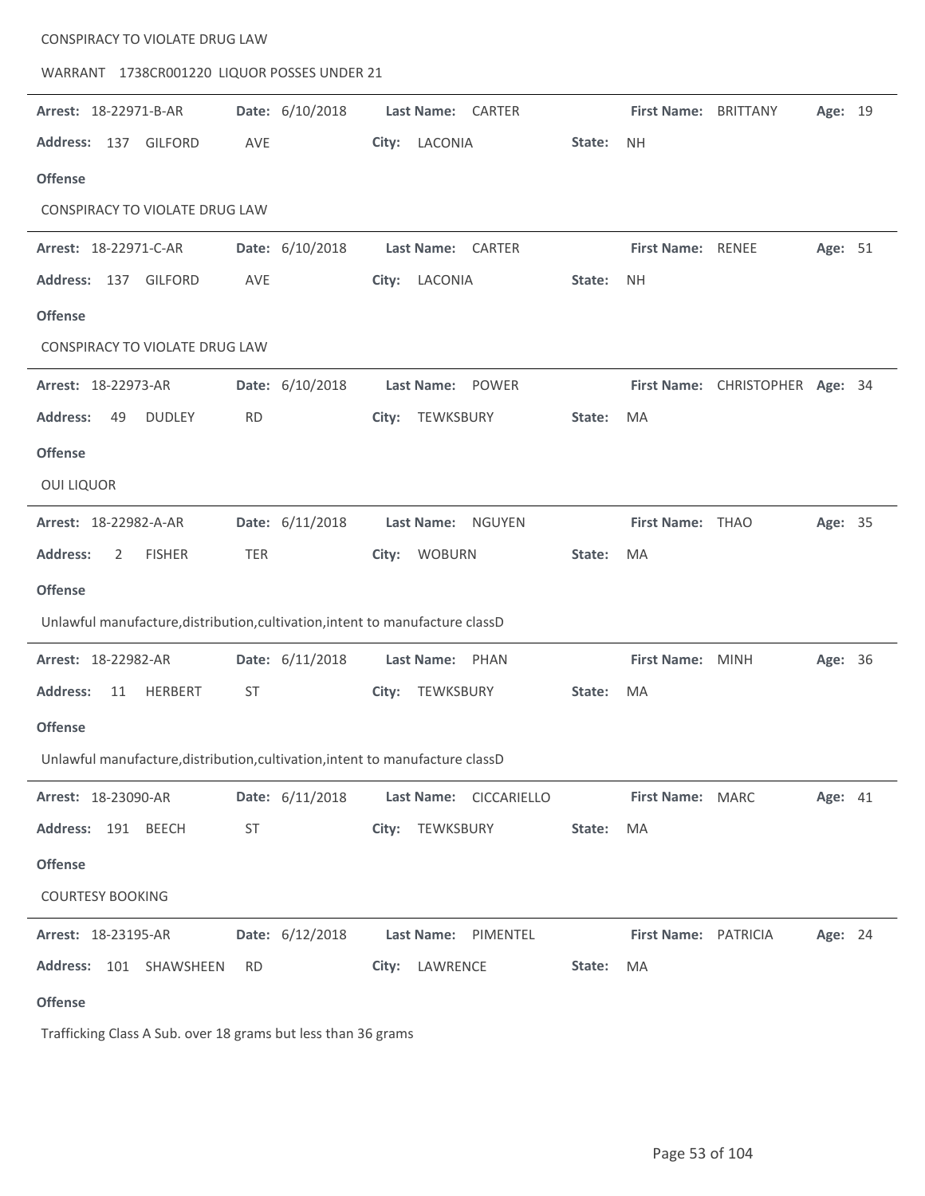CONSPIRACY TO VIOLATE DRUG LAW

WARRANT 1738CR001220 LIQUOR POSSES UNDER 21

---

**Arrest:** 18-22971-B-AR **Date:** 6/10/2018 **Last Name:** CARTER **First Name:** BRITTANY **Age:** 19

**Address:** 137 GILFORD AVE **City:** LACONIA **State:** NH

**Offense**

CONSPIRACY TO VIOLATE DRUG LAW

---

**Arrest:** 18-22971-C-AR **Date:** 6/10/2018 **Last Name:** CARTER **First Name:** RENEE **Age:** 51

**Address:** 137 GILFORD AVE **City:** LACONIA **State:** NH

**Offense**

CONSPIRACY TO VIOLATE DRUG LAW

---

**Arrest:** 18-22973-AR **Date:** 6/10/2018 **Last Name:** POWER **First Name:** CHRISTOPHER **Age:** 34

**Address:** 49 DUDLEY RD **City:** TEWKSBURY **State:** MA

**Offense**

OUI LIQUOR

---

**Arrest:** 18-22982-A-AR **Date:** 6/11/2018 **Last Name:** NGUYEN **First Name:** THAO **Age:** 35

**Address:** 2 FISHER TER **City:** WOBURN **State:** MA

**Offense**

Unlawful manufacture,distribution,cultivation,intent to manufacture classD

---

**Arrest:** 18-22982-AR **Date:** 6/11/2018 **Last Name:** PHAN **First Name:** MINH **Age:** 36

**Address:** 11 HERBERT ST **City:** TEWKSBURY **State:** MA

**Offense**

Unlawful manufacture,distribution,cultivation,intent to manufacture classD

---

**Arrest:** 18-23090-AR **Date:** 6/11/2018 **Last Name:** CICCARIELLO **First Name:** MARC **Age:** 41

**Address:** 191 BEECH ST **City:** TEWKSBURY **State:** MA

**Offense**

COURTESY BOOKING

---

**Arrest:** 18-23195-AR **Date:** 6/12/2018 **Last Name:** PIMENTEL **First Name:** PATRICIA **Age:** 24

**Address:** 101 SHAWSHEEN RD **City:** LAWRENCE **State:** MA

**Offense**

Trafficking Class A Sub. over 18 grams but less than 36 grams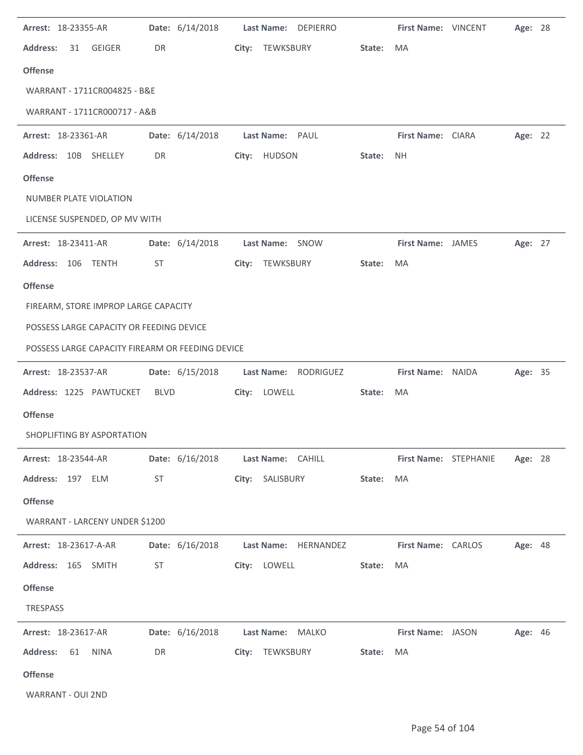**Arrest:** 18-23355-AR **Date:** 6/14/2018 **Last Name:** DEPIERRO **First Name:** VINCENT **Age:** 28

**Address:** 31 GEIGER DR **City:** TEWKSBURY **State:** MA

**Offense**

WARRANT - 1711CR004825 - B&E

WARRANT - 1711CR000717 - A&B

---

**Arrest:** 18-23361-AR **Date:** 6/14/2018 **Last Name:** PAUL **First Name:** CIARA **Age:** 22

**Address:** 10B SHELLEY DR **City:** HUDSON **State:** NH

**Offense**

NUMBER PLATE VIOLATION

LICENSE SUSPENDED, OP MV WITH

---

**Arrest:** 18-23411-AR **Date:** 6/14/2018 **Last Name:** SNOW **First Name:** JAMES **Age:** 27

**Address:** 106 TENTH ST **City:** TEWKSBURY **State:** MA

**Offense**

FIREARM, STORE IMPROP LARGE CAPACITY

POSSESS LARGE CAPACITY OR FEEDING DEVICE

POSSESS LARGE CAPACITY FIREARM OR FEEDING DEVICE

---

**Arrest:** 18-23537-AR **Date:** 6/15/2018 **Last Name:** RODRIGUEZ **First Name:** NAIDA **Age:** 35

**Address:** 1225 PAWTUCKET BLVD **City:** LOWELL **State:** MA

**Offense**

SHOPLIFTING BY ASPORTATION

---

**Arrest:** 18-23544-AR **Date:** 6/16/2018 **Last Name:** CAHILL **First Name:** STEPHANIE **Age:** 28

**Address:** 197 ELM ST **City:** SALISBURY **State:** MA

**Offense**

WARRANT - LARCENY UNDER $1200

---

**Arrest:** 18-23617-A-AR **Date:** 6/16/2018 **Last Name:** HERNANDEZ **First Name:** CARLOS **Age:** 48

**Address:** 165 SMITH ST **City:** LOWELL **State:** MA

**Offense**

TRESPASS

---

**Arrest:** 18-23617-AR **Date:** 6/16/2018 **Last Name:** MALKO **First Name:** JASON **Age:** 46

**Address:** 61 NINA DR **City:** TEWKSBURY **State:** MA

**Offense**

WARRANT - OUI 2ND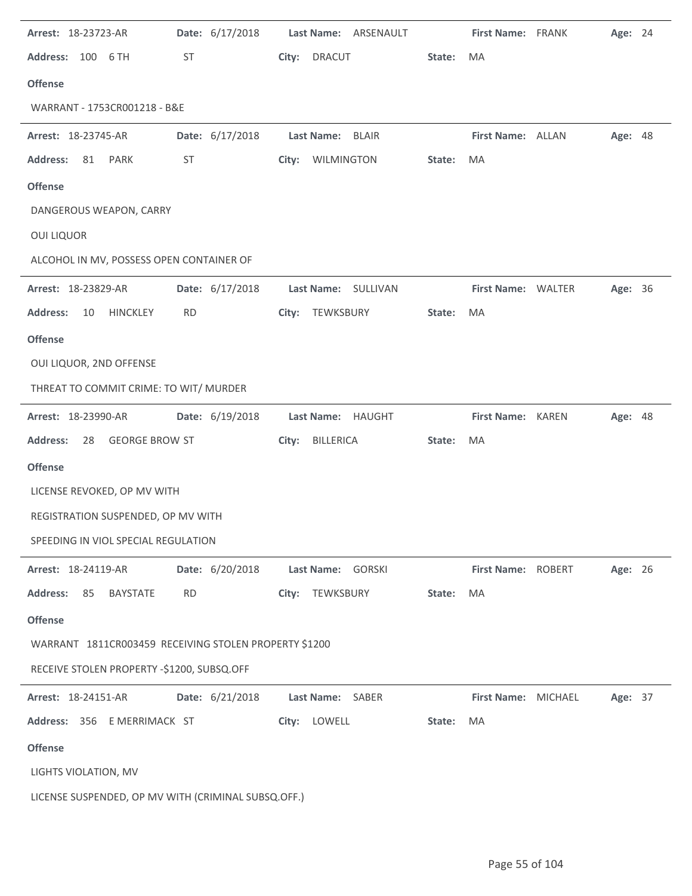**Arrest:** 18-23723-AR **Date:** 6/17/2018 **Last Name:** ARSENAULT **First Name:** FRANK **Age:** 24

**Address:** 100 6 TH ST **City:** DRACUT **State:** MA

**Offense**

WARRANT - 1753CR001218 - B&E

---

**Arrest:** 18-23745-AR **Date:** 6/17/2018 **Last Name:** BLAIR **First Name:** ALLAN **Age:** 48

**Address:** 81 PARK ST **City:** WILMINGTON **State:** MA

**Offense**

DANGEROUS WEAPON, CARRY

OUI LIQUOR

ALCOHOL IN MV, POSSESS OPEN CONTAINER OF

---

**Arrest:** 18-23829-AR **Date:** 6/17/2018 **Last Name:** SULLIVAN **First Name:** WALTER **Age:** 36

**Address:** 10 HINCKLEY RD **City:** TEWKSBURY **State:** MA

**Offense**

OUI LIQUOR, 2ND OFFENSE

THREAT TO COMMIT CRIME: TO WIT/ MURDER

---

**Arrest:** 18-23990-AR **Date:** 6/19/2018 **Last Name:** HAUGHT **First Name:** KAREN **Age:** 48

**Address:** 28 GEORGE BROW ST **City:** BILLERICA **State:** MA

**Offense**

LICENSE REVOKED, OP MV WITH

REGISTRATION SUSPENDED, OP MV WITH

SPEEDING IN VIOL SPECIAL REGULATION

---

**Arrest:** 18-24119-AR **Date:** 6/20/2018 **Last Name:** GORSKI **First Name:** ROBERT **Age:** 26

**Address:** 85 BAYSTATE RD **City:** TEWKSBURY **State:** MA

**Offense**

WARRANT 1811CR003459 RECEIVING STOLEN PROPERTY $1200

RECEIVE STOLEN PROPERTY -$1200, SUBSQ.OFF

---

**Arrest:** 18-24151-AR **Date:** 6/21/2018 **Last Name:** SABER **First Name:** MICHAEL **Age:** 37

**Address:** 356 E MERRIMACK ST **City:** LOWELL **State:** MA

**Offense**

LIGHTS VIOLATION, MV

LICENSE SUSPENDED, OP MV WITH (CRIMINAL SUBSQ.OFF.)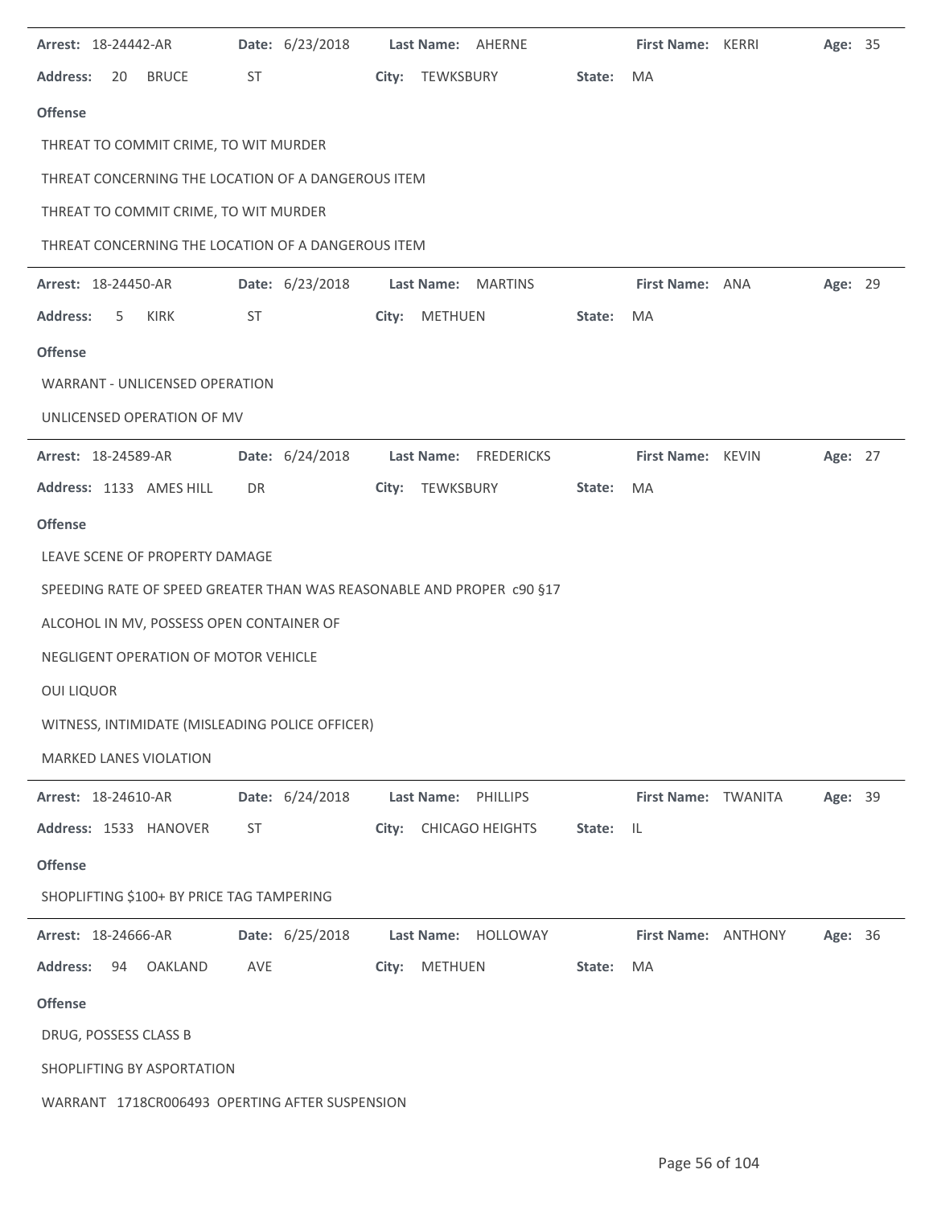**Arrest:** 18-24442-AR **Date:** 6/23/2018 **Last Name:** AHERNE **First Name:** KERRI **Age:** 35

**Address:** 20 BRUCE ST **City:** TEWKSBURY **State:** MA

**Offense**

THREAT TO COMMIT CRIME, TO WIT MURDER

THREAT CONCERNING THE LOCATION OF A DANGEROUS ITEM

THREAT TO COMMIT CRIME, TO WIT MURDER

THREAT CONCERNING THE LOCATION OF A DANGEROUS ITEM

---

**Arrest:** 18-24450-AR **Date:** 6/23/2018 **Last Name:** MARTINS **First Name:** ANA **Age:** 29

**Address:** 5 KIRK ST **City:** METHUEN **State:** MA

**Offense**

WARRANT - UNLICENSED OPERATION

UNLICENSED OPERATION OF MV

---

**Arrest:** 18-24589-AR **Date:** 6/24/2018 **Last Name:** FREDERICKS **First Name:** KEVIN **Age:** 27

**Address:** 1133 AMES HILL DR **City:** TEWKSBURY **State:** MA

**Offense**

LEAVE SCENE OF PROPERTY DAMAGE

SPEEDING RATE OF SPEED GREATER THAN WAS REASONABLE AND PROPER c90 §17

ALCOHOL IN MV, POSSESS OPEN CONTAINER OF

NEGLIGENT OPERATION OF MOTOR VEHICLE

OUI LIQUOR

WITNESS, INTIMIDATE (MISLEADING POLICE OFFICER)

MARKED LANES VIOLATION

---

**Arrest:** 18-24610-AR **Date:** 6/24/2018 **Last Name:** PHILLIPS **First Name:** TWANITA **Age:** 39

**Address:** 1533 HANOVER ST **City:** CHICAGO HEIGHTS **State:** IL

**Offense**

SHOPLIFTING $100+ BY PRICE TAG TAMPERING

---

**Arrest:** 18-24666-AR **Date:** 6/25/2018 **Last Name:** HOLLOWAY **First Name:** ANTHONY **Age:** 36

**Address:** 94 OAKLAND AVE **City:** METHUEN **State:** MA

**Offense**

DRUG, POSSESS CLASS B

SHOPLIFTING BY ASPORTATION

WARRANT 1718CR006493 OPERTING AFTER SUSPENSION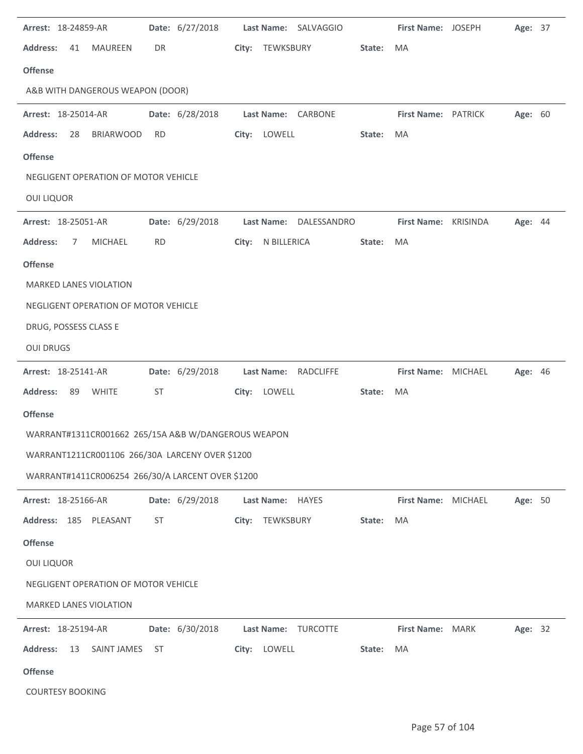**Arrest:** 18-24859-AR **Date:** 6/27/2018 **Last Name:** SALVAGGIO **First Name:** JOSEPH **Age:** 37

**Address:** 41 MAUREEN DR **City:** TEWKSBURY **State:** MA

**Offense**

A&B WITH DANGEROUS WEAPON (DOOR)

---

**Arrest:** 18-25014-AR **Date:** 6/28/2018 **Last Name:** CARBONE **First Name:** PATRICK **Age:** 60

**Address:** 28 BRIARWOOD RD **City:** LOWELL **State:** MA

**Offense**

NEGLIGENT OPERATION OF MOTOR VEHICLE

OUI LIQUOR

---

**Arrest:** 18-25051-AR **Date:** 6/29/2018 **Last Name:** DALESSANDRO **First Name:** KRISINDA **Age:** 44

**Address:** 7 MICHAEL RD **City:** N BILLERICA **State:** MA

**Offense**

MARKED LANES VIOLATION

NEGLIGENT OPERATION OF MOTOR VEHICLE

DRUG, POSSESS CLASS E

OUI DRUGS

---

**Arrest:** 18-25141-AR **Date:** 6/29/2018 **Last Name:** RADCLIFFE **First Name:** MICHAEL **Age:** 46

**Address:** 89 WHITE ST **City:** LOWELL **State:** MA

**Offense**

WARRANT#1311CR001662 265/15A A&B W/DANGEROUS WEAPON

WARRANT1211CR001106 266/30A LARCENY OVER $1200

WARRANT#1411CR006254 266/30/A LARCENT OVER $1200

---

**Arrest:** 18-25166-AR **Date:** 6/29/2018 **Last Name:** HAYES **First Name:** MICHAEL **Age:** 50

**Address:** 185 PLEASANT ST **City:** TEWKSBURY **State:** MA

**Offense**

OUI LIQUOR

NEGLIGENT OPERATION OF MOTOR VEHICLE

MARKED LANES VIOLATION

---

**Arrest:** 18-25194-AR **Date:** 6/30/2018 **Last Name:** TURCOTTE **First Name:** MARK **Age:** 32

**Address:** 13 SAINT JAMES ST **City:** LOWELL **State:** MA

**Offense**

COURTESY BOOKING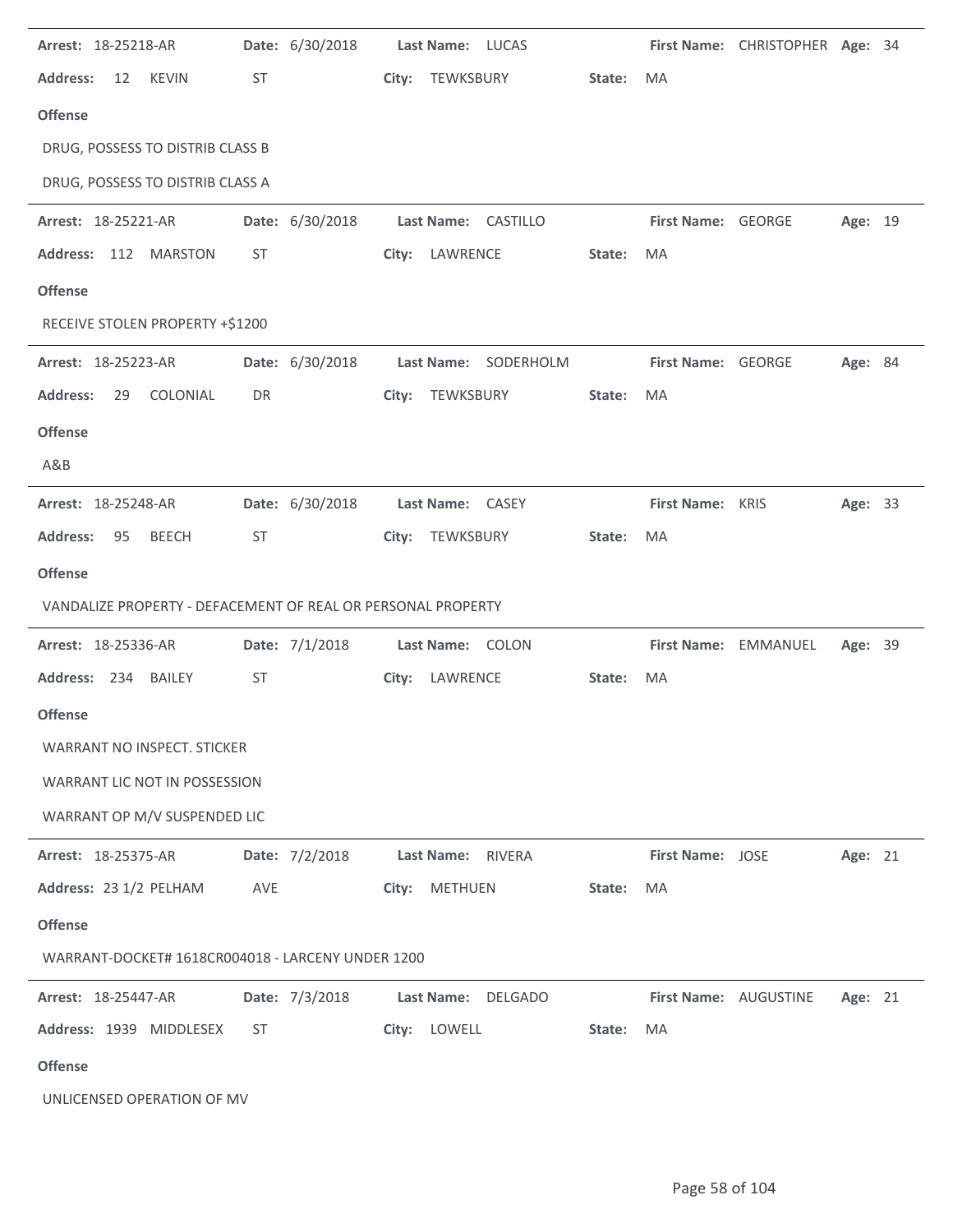**Arrest:** 18-25218-AR **Date:** 6/30/2018 **Last Name:** LUCAS **First Name:** CHRISTOPHER **Age:** 34

**Address:** 12 KEVIN ST **City:** TEWKSBURY **State:** MA

**Offense**

DRUG, POSSESS TO DISTRIB CLASS B

DRUG, POSSESS TO DISTRIB CLASS A

---

**Arrest:** 18-25221-AR **Date:** 6/30/2018 **Last Name:** CASTILLO **First Name:** GEORGE **Age:** 19

**Address:** 112 MARSTON ST **City:** LAWRENCE **State:** MA

**Offense**

RECEIVE STOLEN PROPERTY +$1200

---

**Arrest:** 18-25223-AR **Date:** 6/30/2018 **Last Name:** SODERHOLM **First Name:** GEORGE **Age:** 84

**Address:** 29 COLONIAL DR **City:** TEWKSBURY **State:** MA

**Offense**

A&B

---

**Arrest:** 18-25248-AR **Date:** 6/30/2018 **Last Name:** CASEY **First Name:** KRIS **Age:** 33

**Address:** 95 BEECH ST **City:** TEWKSBURY **State:** MA

**Offense**

VANDALIZE PROPERTY - DEFACEMENT OF REAL OR PERSONAL PROPERTY

---

**Arrest:** 18-25336-AR **Date:** 7/1/2018 **Last Name:** COLON **First Name:** EMMANUEL **Age:** 39

**Address:** 234 BAILEY ST **City:** LAWRENCE **State:** MA

**Offense**

WARRANT NO INSPECT. STICKER

WARRANT LIC NOT IN POSSESSION

WARRANT OP M/V SUSPENDED LIC

---

**Arrest:** 18-25375-AR **Date:** 7/2/2018 **Last Name:** RIVERA **First Name:** JOSE **Age:** 21

**Address:** 23 1/2 PELHAM AVE **City:** METHUEN **State:** MA

**Offense**

WARRANT-DOCKET# 1618CR004018 - LARCENY UNDER 1200

---

**Arrest:** 18-25447-AR **Date:** 7/3/2018 **Last Name:** DELGADO **First Name:** AUGUSTINE **Age:** 21

**Address:** 1939 MIDDLESEX ST **City:** LOWELL **State:** MA

**Offense**

UNLICENSED OPERATION OF MV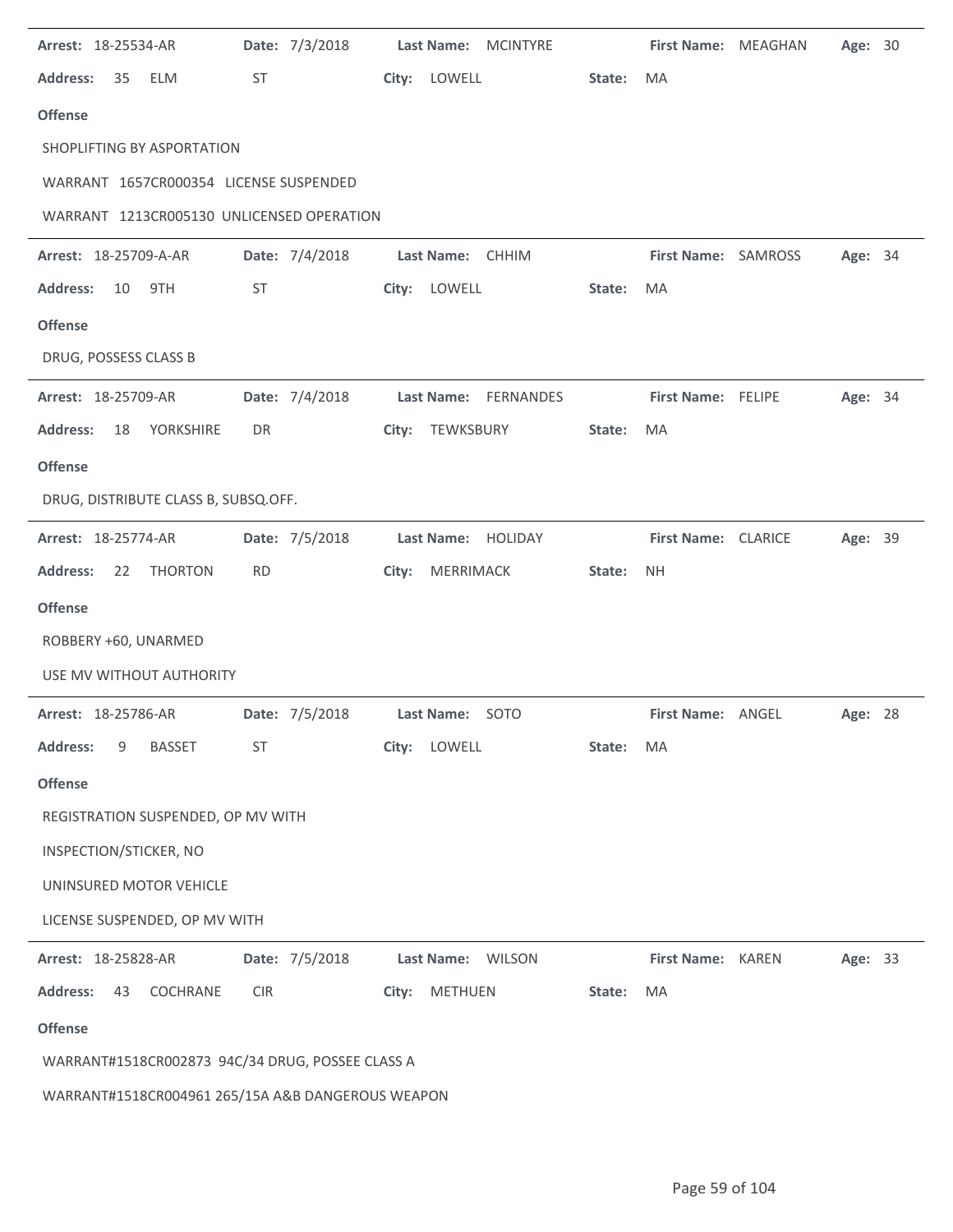**Arrest:** 18-25534-AR **Date:** 7/3/2018 **Last Name:** MCINTYRE **First Name:** MEAGHAN **Age:** 30

**Address:** 35 ELM ST **City:** LOWELL **State:** MA

**Offense**

SHOPLIFTING BY ASPORTATION

WARRANT 1657CR000354 LICENSE SUSPENDED

WARRANT 1213CR005130 UNLICENSED OPERATION

---

**Arrest:** 18-25709-A-AR **Date:** 7/4/2018 **Last Name:** CHHIM **First Name:** SAMROSS **Age:** 34

**Address:** 10 9TH ST **City:** LOWELL **State:** MA

**Offense**

DRUG, POSSESS CLASS B

---

**Arrest:** 18-25709-AR **Date:** 7/4/2018 **Last Name:** FERNANDES **First Name:** FELIPE **Age:** 34

**Address:** 18 YORKSHIRE DR **City:** TEWKSBURY **State:** MA

**Offense**

DRUG, DISTRIBUTE CLASS B, SUBSQ.OFF.

---

**Arrest:** 18-25774-AR **Date:** 7/5/2018 **Last Name:** HOLIDAY **First Name:** CLARICE **Age:** 39

**Address:** 22 THORTON RD **City:** MERRIMACK **State:** NH

**Offense**

ROBBERY +60, UNARMED

USE MV WITHOUT AUTHORITY

---

**Arrest:** 18-25786-AR **Date:** 7/5/2018 **Last Name:** SOTO **First Name:** ANGEL **Age:** 28

**Address:** 9 BASSET ST **City:** LOWELL **State:** MA

**Offense**

REGISTRATION SUSPENDED, OP MV WITH

INSPECTION/STICKER, NO

UNINSURED MOTOR VEHICLE

LICENSE SUSPENDED, OP MV WITH

---

**Arrest:** 18-25828-AR **Date:** 7/5/2018 **Last Name:** WILSON **First Name:** KAREN **Age:** 33

**Address:** 43 COCHRANE CIR **City:** METHUEN **State:** MA

**Offense**

WARRANT#1518CR002873 94C/34 DRUG, POSSEE CLASS A

WARRANT#1518CR004961 265/15A A&B DANGEROUS WEAPON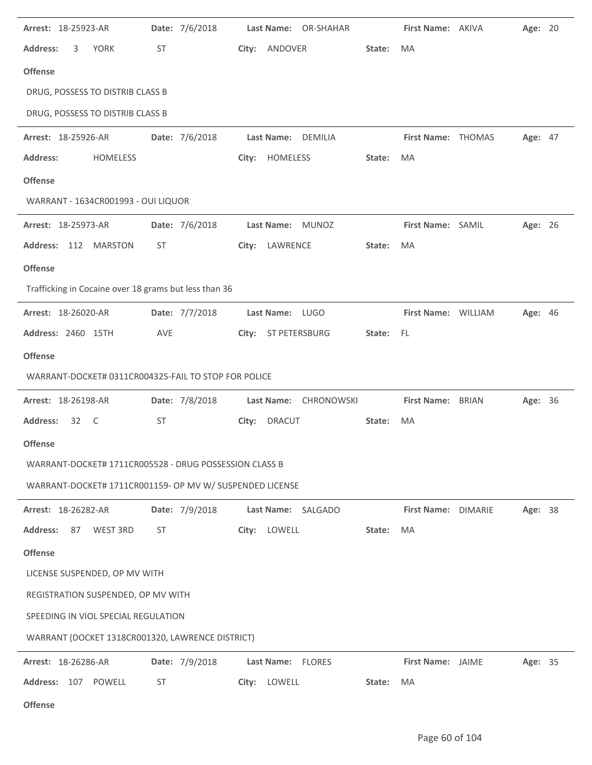**Arrest:** 18-25923-AR **Date:** 7/6/2018 **Last Name:** OR-SHAHAR **First Name:** AKIVA **Age:** 20

**Address:** 3 YORK ST **City:** ANDOVER **State:** MA

**Offense**

DRUG, POSSESS TO DISTRIB CLASS B

DRUG, POSSESS TO DISTRIB CLASS B

---

**Arrest:** 18-25926-AR **Date:** 7/6/2018 **Last Name:** DEMILIA **First Name:** THOMAS **Age:** 47

**Address:** HOMELESS **City:** HOMELESS **State:** MA

**Offense**

WARRANT - 1634CR001993 - OUI LIQUOR

---

**Arrest:** 18-25973-AR **Date:** 7/6/2018 **Last Name:** MUNOZ **First Name:** SAMIL **Age:** 26

**Address:** 112 MARSTON ST **City:** LAWRENCE **State:** MA

**Offense**

Trafficking in Cocaine over 18 grams but less than 36

---

**Arrest:** 18-26020-AR **Date:** 7/7/2018 **Last Name:** LUGO **First Name:** WILLIAM **Age:** 46

**Address:** 2460 15TH AVE **City:** ST PETERSBURG **State:** FL

**Offense**

WARRANT-DOCKET# 0311CR004325-FAIL TO STOP FOR POLICE

---

**Arrest:** 18-26198-AR **Date:** 7/8/2018 **Last Name:** CHRONOWSKI **First Name:** BRIAN **Age:** 36

**Address:** 32 C ST **City:** DRACUT **State:** MA

**Offense**

WARRANT-DOCKET# 1711CR005528 - DRUG POSSESSION CLASS B

WARRANT-DOCKET# 1711CR001159- OP MV W/ SUSPENDED LICENSE

---

**Arrest:** 18-26282-AR **Date:** 7/9/2018 **Last Name:** SALGADO **First Name:** DIMARIE **Age:** 38

**Address:** 87 WEST 3RD ST **City:** LOWELL **State:** MA

**Offense**

LICENSE SUSPENDED, OP MV WITH

REGISTRATION SUSPENDED, OP MV WITH

SPEEDING IN VIOL SPECIAL REGULATION

WARRANT (DOCKET 1318CR001320, LAWRENCE DISTRICT)

---

**Arrest:** 18-26286-AR **Date:** 7/9/2018 **Last Name:** FLORES **First Name:** JAIME **Age:** 35

**Address:** 107 POWELL ST **City:** LOWELL **State:** MA

**Offense**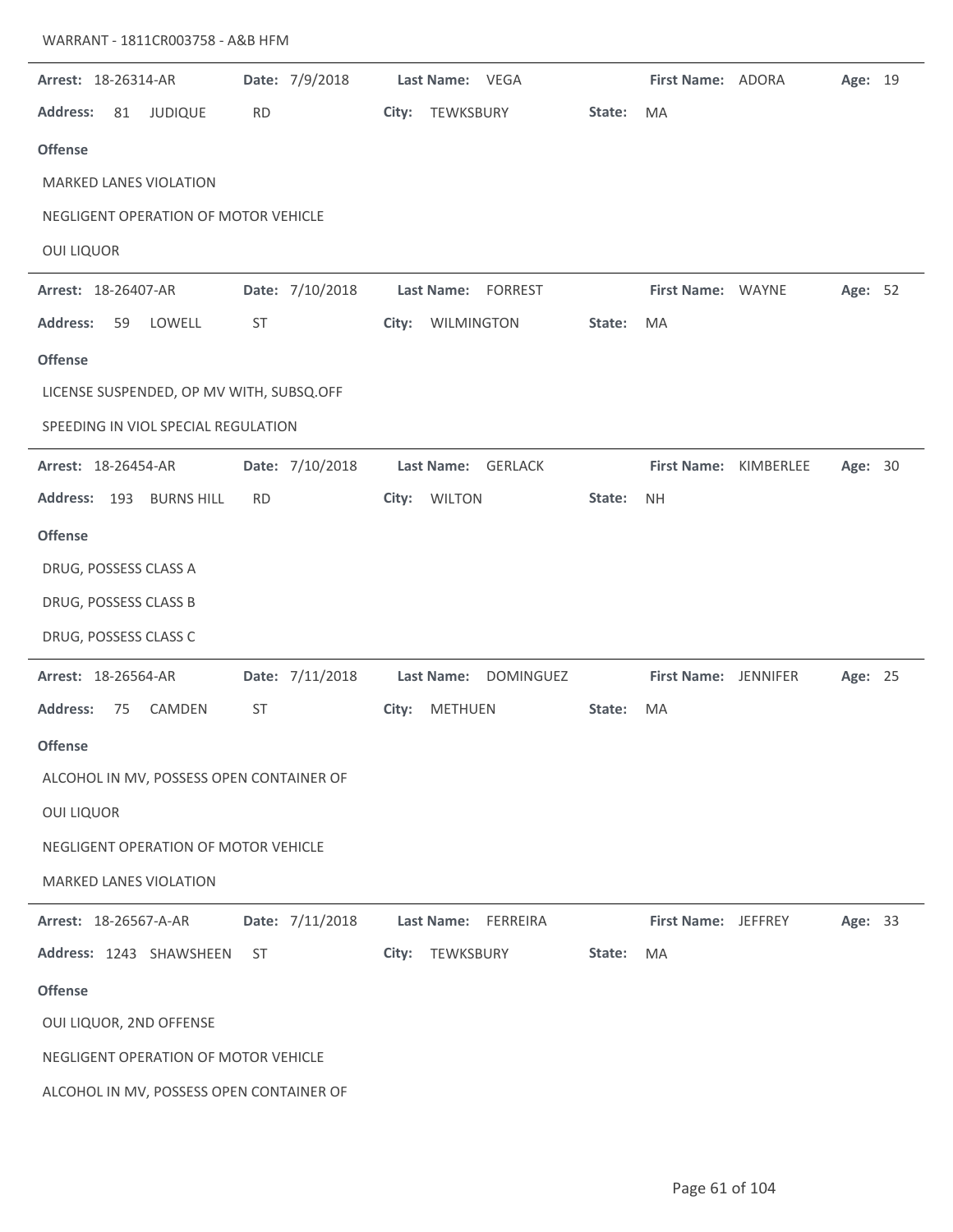WARRANT - 1811CR003758 - A&B HFM

---

**Arrest:** 18-26314-AR **Date:** 7/9/2018 **Last Name:** VEGA **First Name:** ADORA **Age:** 19

**Address:** 81 JUDIQUE RD **City:** TEWKSBURY **State:** MA

**Offense**

MARKED LANES VIOLATION

NEGLIGENT OPERATION OF MOTOR VEHICLE

OUI LIQUOR

---

**Arrest:** 18-26407-AR **Date:** 7/10/2018 **Last Name:** FORREST **First Name:** WAYNE **Age:** 52

**Address:** 59 LOWELL ST **City:** WILMINGTON **State:** MA

**Offense**

LICENSE SUSPENDED, OP MV WITH, SUBSQ.OFF

SPEEDING IN VIOL SPECIAL REGULATION

---

**Arrest:** 18-26454-AR **Date:** 7/10/2018 **Last Name:** GERLACK **First Name:** KIMBERLEE **Age:** 30

**Address:** 193 BURNS HILL RD **City:** WILTON **State:** NH

**Offense**

DRUG, POSSESS CLASS A

DRUG, POSSESS CLASS B

DRUG, POSSESS CLASS C

---

**Arrest:** 18-26564-AR **Date:** 7/11/2018 **Last Name:** DOMINGUEZ **First Name:** JENNIFER **Age:** 25

**Address:** 75 CAMDEN ST **City:** METHUEN **State:** MA

**Offense**

ALCOHOL IN MV, POSSESS OPEN CONTAINER OF

OUI LIQUOR

NEGLIGENT OPERATION OF MOTOR VEHICLE

MARKED LANES VIOLATION

---

**Arrest:** 18-26567-A-AR **Date:** 7/11/2018 **Last Name:** FERREIRA **First Name:** JEFFREY **Age:** 33

**Address:** 1243 SHAWSHEEN ST **City:** TEWKSBURY **State:** MA

**Offense**

OUI LIQUOR, 2ND OFFENSE

NEGLIGENT OPERATION OF MOTOR VEHICLE

ALCOHOL IN MV, POSSESS OPEN CONTAINER OF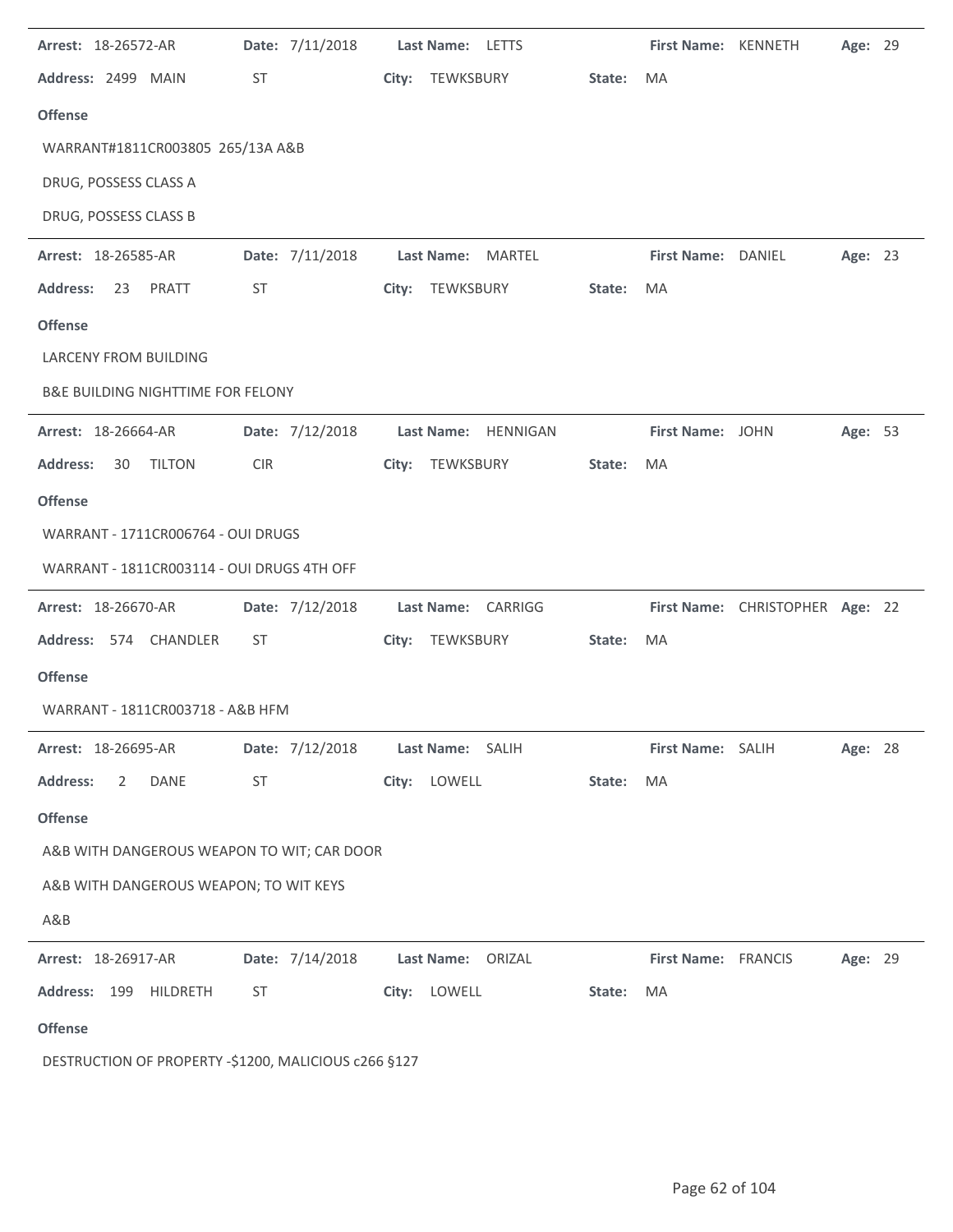**Arrest:** 18-26572-AR **Date:** 7/11/2018 **Last Name:** LETTS **First Name:** KENNETH **Age:** 29

**Address:** 2499 MAIN ST **City:** TEWKSBURY **State:** MA

**Offense**

WARRANT#1811CR003805 265/13A A&B

DRUG, POSSESS CLASS A

DRUG, POSSESS CLASS B

---

**Arrest:** 18-26585-AR **Date:** 7/11/2018 **Last Name:** MARTEL **First Name:** DANIEL **Age:** 23

**Address:** 23 PRATT ST **City:** TEWKSBURY **State:** MA

**Offense**

LARCENY FROM BUILDING

B&E BUILDING NIGHTTIME FOR FELONY

---

**Arrest:** 18-26664-AR **Date:** 7/12/2018 **Last Name:** HENNIGAN **First Name:** JOHN **Age:** 53

**Address:** 30 TILTON CIR **City:** TEWKSBURY **State:** MA

**Offense**

WARRANT - 1711CR006764 - OUI DRUGS

WARRANT - 1811CR003114 - OUI DRUGS 4TH OFF

---

**Arrest:** 18-26670-AR **Date:** 7/12/2018 **Last Name:** CARRIGG **First Name:** CHRISTOPHER **Age:** 22

**Address:** 574 CHANDLER ST **City:** TEWKSBURY **State:** MA

**Offense**

WARRANT - 1811CR003718 - A&B HFM

---

**Arrest:** 18-26695-AR **Date:** 7/12/2018 **Last Name:** SALIH **First Name:** SALIH **Age:** 28

**Address:** 2 DANE ST **City:** LOWELL **State:** MA

**Offense**

A&B WITH DANGEROUS WEAPON TO WIT; CAR DOOR

A&B WITH DANGEROUS WEAPON; TO WIT KEYS

A&B

---

**Arrest:** 18-26917-AR **Date:** 7/14/2018 **Last Name:** ORIZAL **First Name:** FRANCIS **Age:** 29

**Address:** 199 HILDRETH ST **City:** LOWELL **State:** MA

**Offense**

DESTRUCTION OF PROPERTY -$1200, MALICIOUS c266 §127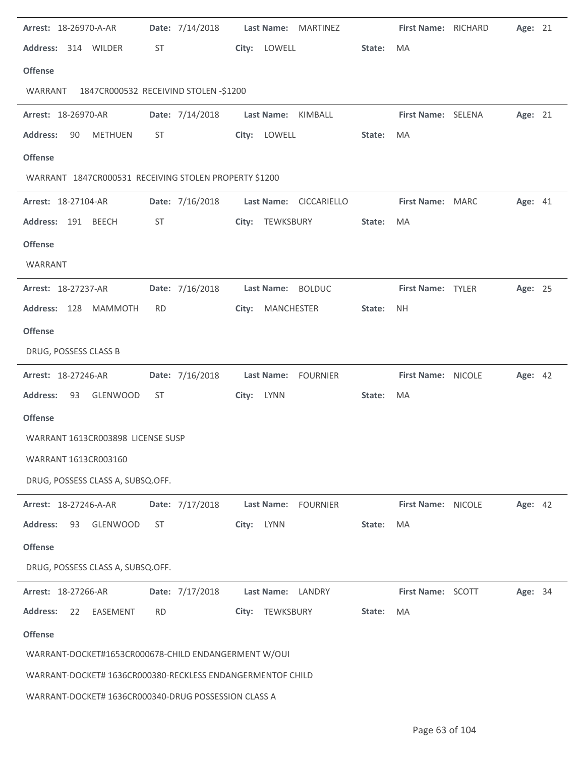**Arrest:** 18-26970-A-AR **Date:** 7/14/2018 **Last Name:** MARTINEZ **First Name:** RICHARD **Age:** 21

**Address:** 314 WILDER ST **City:** LOWELL **State:** MA

**Offense**

WARRANT 1847CR000532 RECEIVIND STOLEN -$1200

---

**Arrest:** 18-26970-AR **Date:** 7/14/2018 **Last Name:** KIMBALL **First Name:** SELENA **Age:** 21

**Address:** 90 METHUEN ST **City:** LOWELL **State:** MA

**Offense**

WARRANT 1847CR000531 RECEIVING STOLEN PROPERTY $1200

---

**Arrest:** 18-27104-AR **Date:** 7/16/2018 **Last Name:** CICCARIELLO **First Name:** MARC **Age:** 41

**Address:** 191 BEECH ST **City:** TEWKSBURY **State:** MA

**Offense**

WARRANT

---

**Arrest:** 18-27237-AR **Date:** 7/16/2018 **Last Name:** BOLDUC **First Name:** TYLER **Age:** 25

**Address:** 128 MAMMOTH RD **City:** MANCHESTER **State:** NH

**Offense**

DRUG, POSSESS CLASS B

---

**Arrest:** 18-27246-AR **Date:** 7/16/2018 **Last Name:** FOURNIER **First Name:** NICOLE **Age:** 42

**Address:** 93 GLENWOOD ST **City:** LYNN **State:** MA

**Offense**

WARRANT 1613CR003898 LICENSE SUSP

WARRANT 1613CR003160

DRUG, POSSESS CLASS A, SUBSQ.OFF.

---

**Arrest:** 18-27246-A-AR **Date:** 7/17/2018 **Last Name:** FOURNIER **First Name:** NICOLE **Age:** 42

**Address:** 93 GLENWOOD ST **City:** LYNN **State:** MA

**Offense**

DRUG, POSSESS CLASS A, SUBSQ.OFF.

---

**Arrest:** 18-27266-AR **Date:** 7/17/2018 **Last Name:** LANDRY **First Name:** SCOTT **Age:** 34

**Address:** 22 EASEMENT RD **City:** TEWKSBURY **State:** MA

**Offense**

WARRANT-DOCKET#1653CR000678-CHILD ENDANGERMENT W/OUI

WARRANT-DOCKET# 1636CR000380-RECKLESS ENDANGERMENTOF CHILD

WARRANT-DOCKET# 1636CR000340-DRUG POSSESSION CLASS A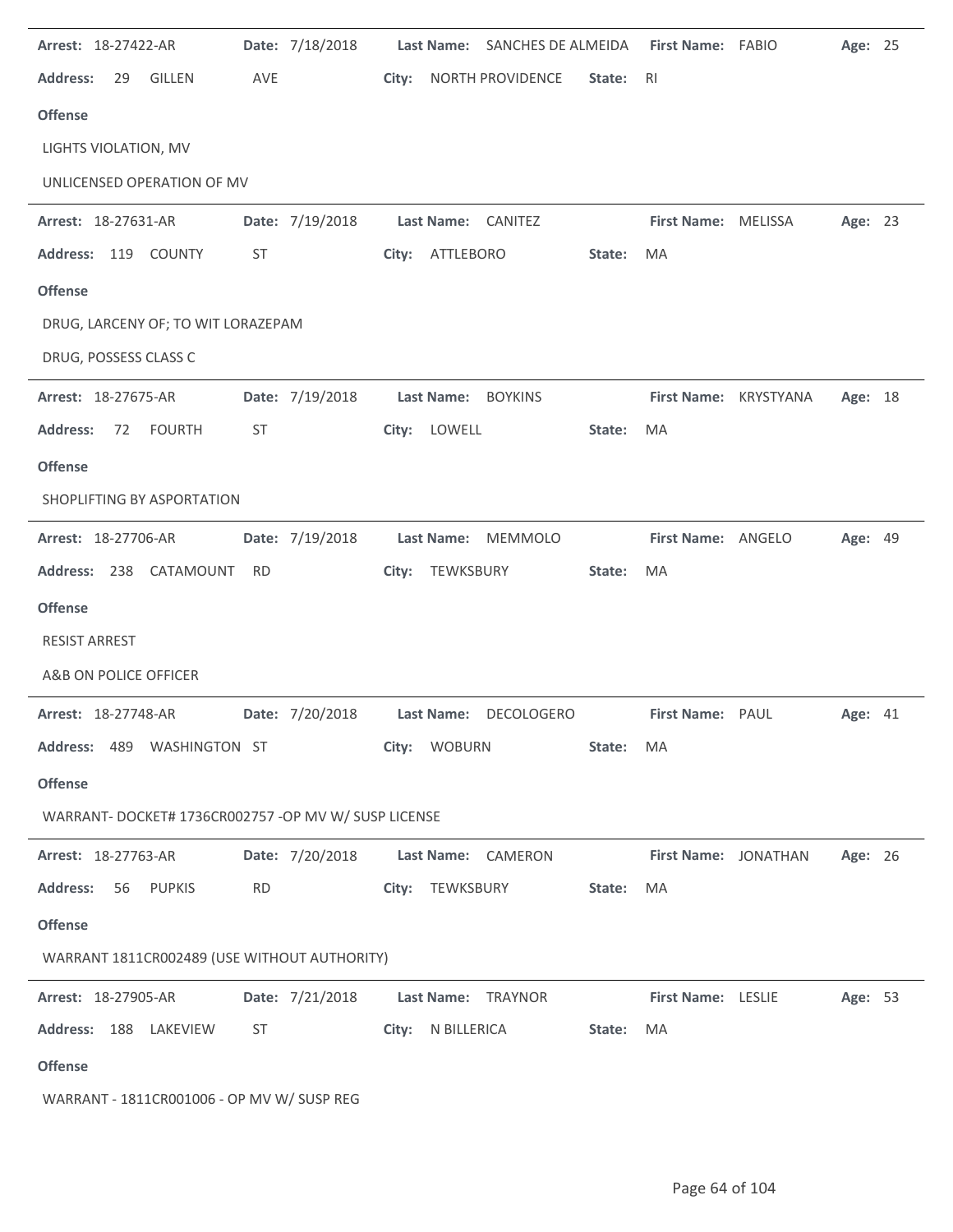**Arrest:** 18-27422-AR **Date:** 7/18/2018 **Last Name:** SANCHES DE ALMEIDA **First Name:** FABIO **Age:** 25

**Address:** 29 GILLEN AVE **City:** NORTH PROVIDENCE **State:** RI

**Offense**

LIGHTS VIOLATION, MV

UNLICENSED OPERATION OF MV

---

**Arrest:** 18-27631-AR **Date:** 7/19/2018 **Last Name:** CANITEZ **First Name:** MELISSA **Age:** 23

**Address:** 119 COUNTY ST **City:** ATTLEBORO **State:** MA

**Offense**

DRUG, LARCENY OF; TO WIT LORAZEPAM

DRUG, POSSESS CLASS C

---

**Arrest:** 18-27675-AR **Date:** 7/19/2018 **Last Name:** BOYKINS **First Name:** KRYSTYANA **Age:** 18

**Address:** 72 FOURTH ST **City:** LOWELL **State:** MA

**Offense**

SHOPLIFTING BY ASPORTATION

---

**Arrest:** 18-27706-AR **Date:** 7/19/2018 **Last Name:** MEMMOLO **First Name:** ANGELO **Age:** 49

**Address:** 238 CATAMOUNT RD **City:** TEWKSBURY **State:** MA

**Offense**

RESIST ARREST

A&B ON POLICE OFFICER

---

**Arrest:** 18-27748-AR **Date:** 7/20/2018 **Last Name:** DECOLOGERO **First Name:** PAUL **Age:** 41

**Address:** 489 WASHINGTON ST **City:** WOBURN **State:** MA

**Offense**

WARRANT- DOCKET# 1736CR002757 -OP MV W/ SUSP LICENSE

---

**Arrest:** 18-27763-AR **Date:** 7/20/2018 **Last Name:** CAMERON **First Name:** JONATHAN **Age:** 26

**Address:** 56 PUPKIS RD **City:** TEWKSBURY **State:** MA

**Offense**

WARRANT 1811CR002489 (USE WITHOUT AUTHORITY)

---

**Arrest:** 18-27905-AR **Date:** 7/21/2018 **Last Name:** TRAYNOR **First Name:** LESLIE **Age:** 53

**Address:** 188 LAKEVIEW ST **City:** N BILLERICA **State:** MA

**Offense**

WARRANT - 1811CR001006 - OP MV W/ SUSP REG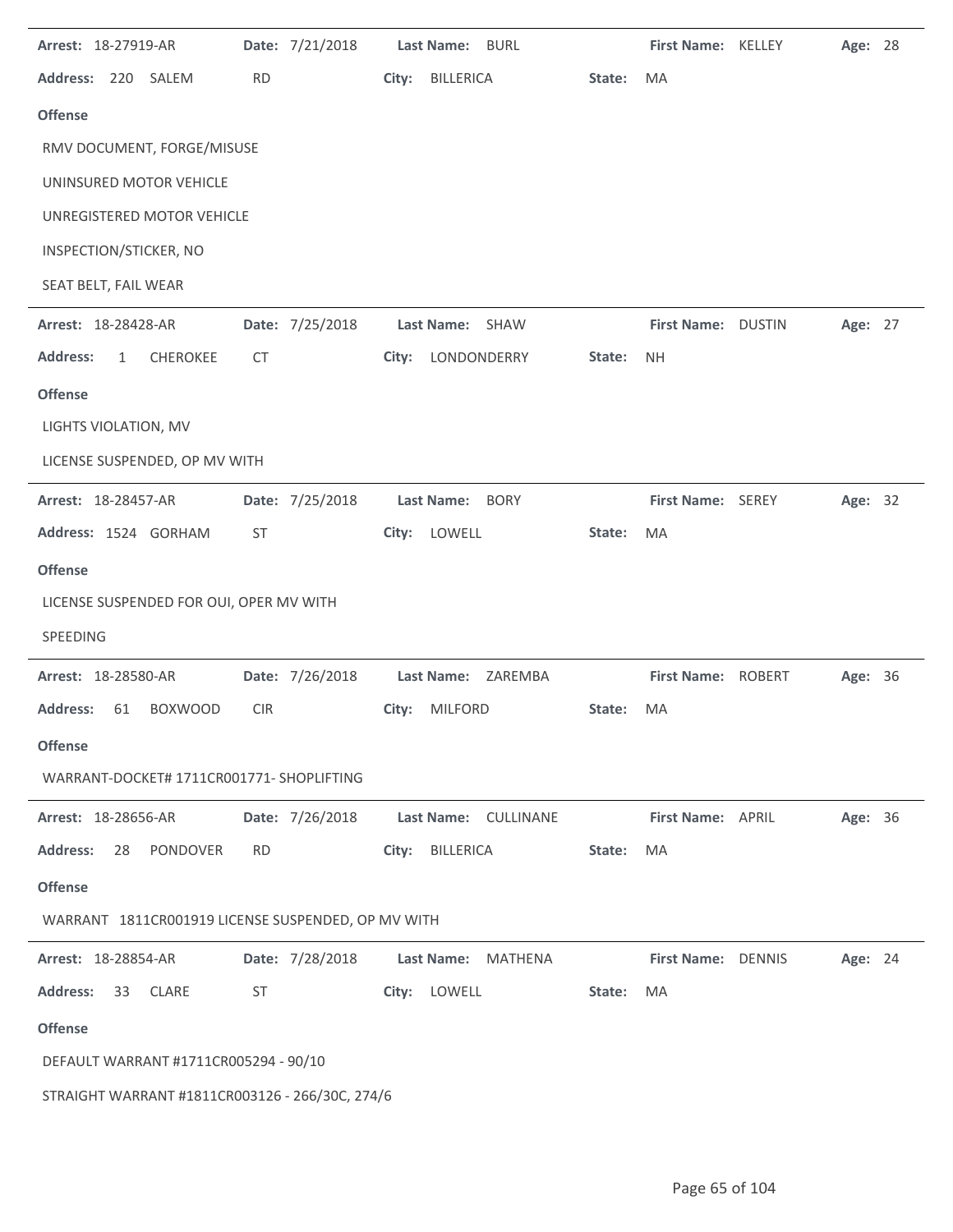**Arrest:** 18-27919-AR **Date:** 7/21/2018 **Last Name:** BURL **First Name:** KELLEY **Age:** 28

**Address:** 220 SALEM RD **City:** BILLERICA **State:** MA

**Offense**

RMV DOCUMENT, FORGE/MISUSE

UNINSURED MOTOR VEHICLE

UNREGISTERED MOTOR VEHICLE

INSPECTION/STICKER, NO

SEAT BELT, FAIL WEAR

---

**Arrest:** 18-28428-AR **Date:** 7/25/2018 **Last Name:** SHAW **First Name:** DUSTIN **Age:** 27

**Address:** 1 CHEROKEE CT **City:** LONDONDERRY **State:** NH

**Offense**

LIGHTS VIOLATION, MV

LICENSE SUSPENDED, OP MV WITH

---

**Arrest:** 18-28457-AR **Date:** 7/25/2018 **Last Name:** BORY **First Name:** SEREY **Age:** 32

**Address:** 1524 GORHAM ST **City:** LOWELL **State:** MA

**Offense**

LICENSE SUSPENDED FOR OUI, OPER MV WITH

SPEEDING

---

**Arrest:** 18-28580-AR **Date:** 7/26/2018 **Last Name:** ZAREMBA **First Name:** ROBERT **Age:** 36

**Address:** 61 BOXWOOD CIR **City:** MILFORD **State:** MA

**Offense**

WARRANT-DOCKET# 1711CR001771- SHOPLIFTING

---

**Arrest:** 18-28656-AR **Date:** 7/26/2018 **Last Name:** CULLINANE **First Name:** APRIL **Age:** 36

**Address:** 28 PONDOVER RD **City:** BILLERICA **State:** MA

**Offense**

WARRANT 1811CR001919 LICENSE SUSPENDED, OP MV WITH

---

**Arrest:** 18-28854-AR **Date:** 7/28/2018 **Last Name:** MATHENA **First Name:** DENNIS **Age:** 24

**Address:** 33 CLARE ST **City:** LOWELL **State:** MA

**Offense**

DEFAULT WARRANT #1711CR005294 - 90/10

STRAIGHT WARRANT #1811CR003126 - 266/30C, 274/6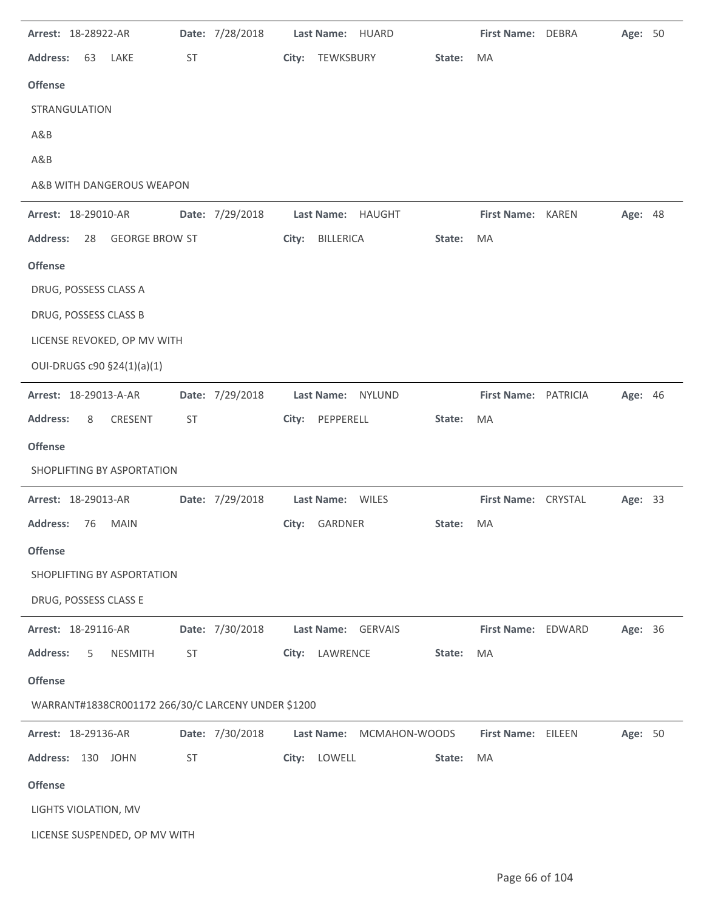**Arrest:** 18-28922-AR **Date:** 7/28/2018 **Last Name:** HUARD **First Name:** DEBRA **Age:** 50

**Address:** 63 LAKE ST **City:** TEWKSBURY **State:** MA

**Offense**

STRANGULATION

A&B

A&B

A&B WITH DANGEROUS WEAPON

---

**Arrest:** 18-29010-AR **Date:** 7/29/2018 **Last Name:** HAUGHT **First Name:** KAREN **Age:** 48

**Address:** 28 GEORGE BROW ST **City:** BILLERICA **State:** MA

**Offense**

DRUG, POSSESS CLASS A

DRUG, POSSESS CLASS B

LICENSE REVOKED, OP MV WITH

OUI-DRUGS c90 §24(1)(a)(1)

---

**Arrest:** 18-29013-A-AR **Date:** 7/29/2018 **Last Name:** NYLUND **First Name:** PATRICIA **Age:** 46

**Address:** 8 CRESENT ST **City:** PEPPERELL **State:** MA

**Offense**

SHOPLIFTING BY ASPORTATION

---

**Arrest:** 18-29013-AR **Date:** 7/29/2018 **Last Name:** WILES **First Name:** CRYSTAL **Age:** 33

**Address:** 76 MAIN **City:** GARDNER **State:** MA

**Offense**

SHOPLIFTING BY ASPORTATION

DRUG, POSSESS CLASS E

---

**Arrest:** 18-29116-AR **Date:** 7/30/2018 **Last Name:** GERVAIS **First Name:** EDWARD **Age:** 36

**Address:** 5 NESMITH ST **City:** LAWRENCE **State:** MA

**Offense**

WARRANT#1838CR001172 266/30/C LARCENY UNDER $1200

---

**Arrest:** 18-29136-AR **Date:** 7/30/2018 **Last Name:** MCMAHON-WOODS **First Name:** EILEEN **Age:** 50

**Address:** 130 JOHN ST **City:** LOWELL **State:** MA

**Offense**

LIGHTS VIOLATION, MV

LICENSE SUSPENDED, OP MV WITH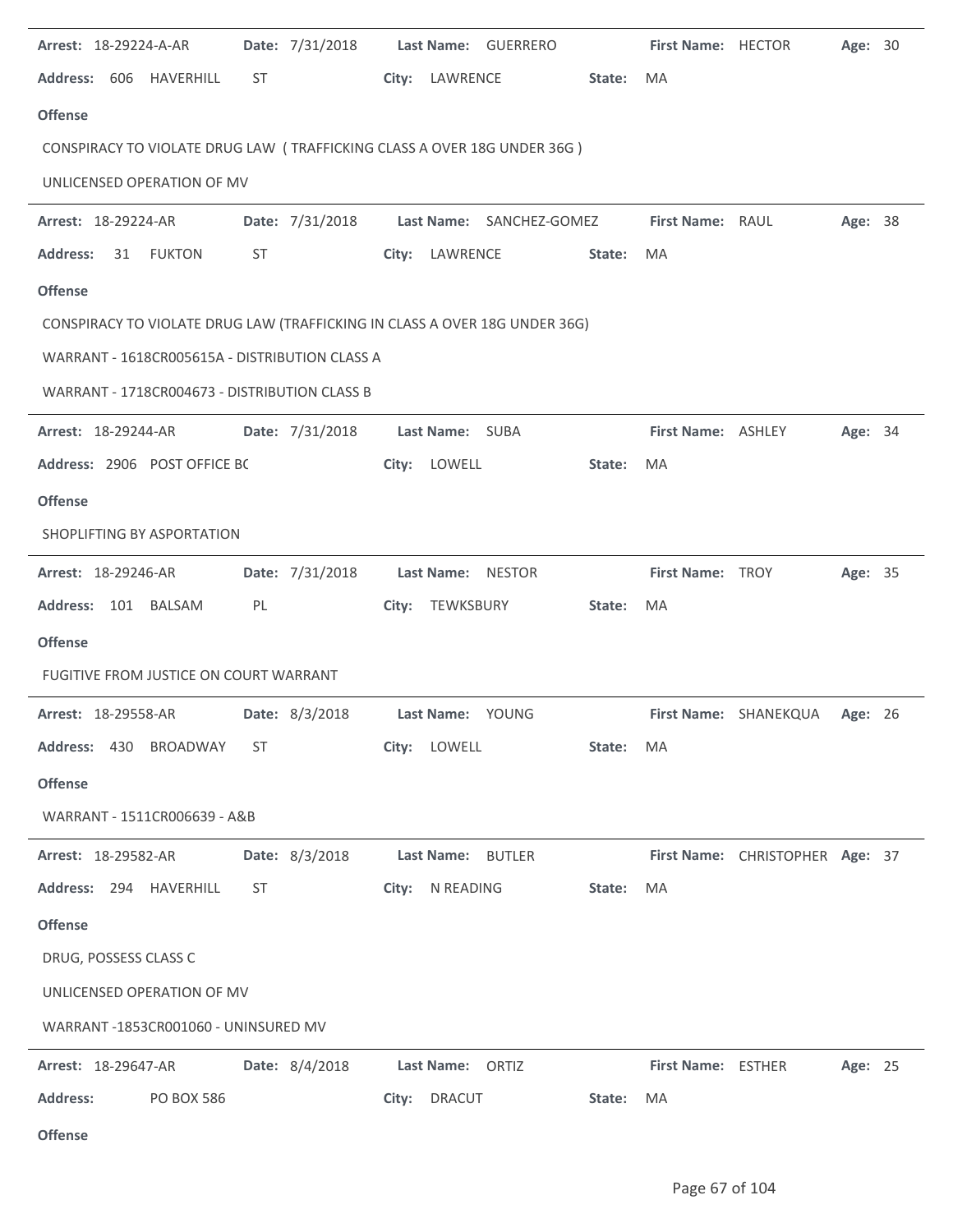**Arrest:** 18-29224-A-AR **Date:** 7/31/2018 **Last Name:** GUERRERO **First Name:** HECTOR **Age:** 30

**Address:** 606 HAVERHILL ST **City:** LAWRENCE **State:** MA

**Offense**

CONSPIRACY TO VIOLATE DRUG LAW ( TRAFFICKING CLASS A OVER 18G UNDER 36G )

UNLICENSED OPERATION OF MV

---

**Arrest:** 18-29224-AR **Date:** 7/31/2018 **Last Name:** SANCHEZ-GOMEZ **First Name:** RAUL **Age:** 38

**Address:** 31 FUKTON ST **City:** LAWRENCE **State:** MA

**Offense**

CONSPIRACY TO VIOLATE DRUG LAW (TRAFFICKING IN CLASS A OVER 18G UNDER 36G)

WARRANT - 1618CR005615A - DISTRIBUTION CLASS A

WARRANT - 1718CR004673 - DISTRIBUTION CLASS B

---

**Arrest:** 18-29244-AR **Date:** 7/31/2018 **Last Name:** SUBA **First Name:** ASHLEY **Age:** 34

**Address:** 2906 POST OFFICE BC **City:** LOWELL **State:** MA

**Offense**

SHOPLIFTING BY ASPORTATION

---

**Arrest:** 18-29246-AR **Date:** 7/31/2018 **Last Name:** NESTOR **First Name:** TROY **Age:** 35

**Address:** 101 BALSAM PL **City:** TEWKSBURY **State:** MA

**Offense**

FUGITIVE FROM JUSTICE ON COURT WARRANT

---

**Arrest:** 18-29558-AR **Date:** 8/3/2018 **Last Name:** YOUNG **First Name:** SHANEKQUA **Age:** 26

**Address:** 430 BROADWAY ST **City:** LOWELL **State:** MA

**Offense**

WARRANT - 1511CR006639 - A&B

---

**Arrest:** 18-29582-AR **Date:** 8/3/2018 **Last Name:** BUTLER **First Name:** CHRISTOPHER **Age:** 37

**Address:** 294 HAVERHILL ST **City:** N READING **State:** MA

**Offense**

DRUG, POSSESS CLASS C

UNLICENSED OPERATION OF MV

WARRANT -1853CR001060 - UNINSURED MV

---

**Arrest:** 18-29647-AR **Date:** 8/4/2018 **Last Name:** ORTIZ **First Name:** ESTHER **Age:** 25

**Address:** PO BOX 586 **City:** DRACUT **State:** MA

**Offense**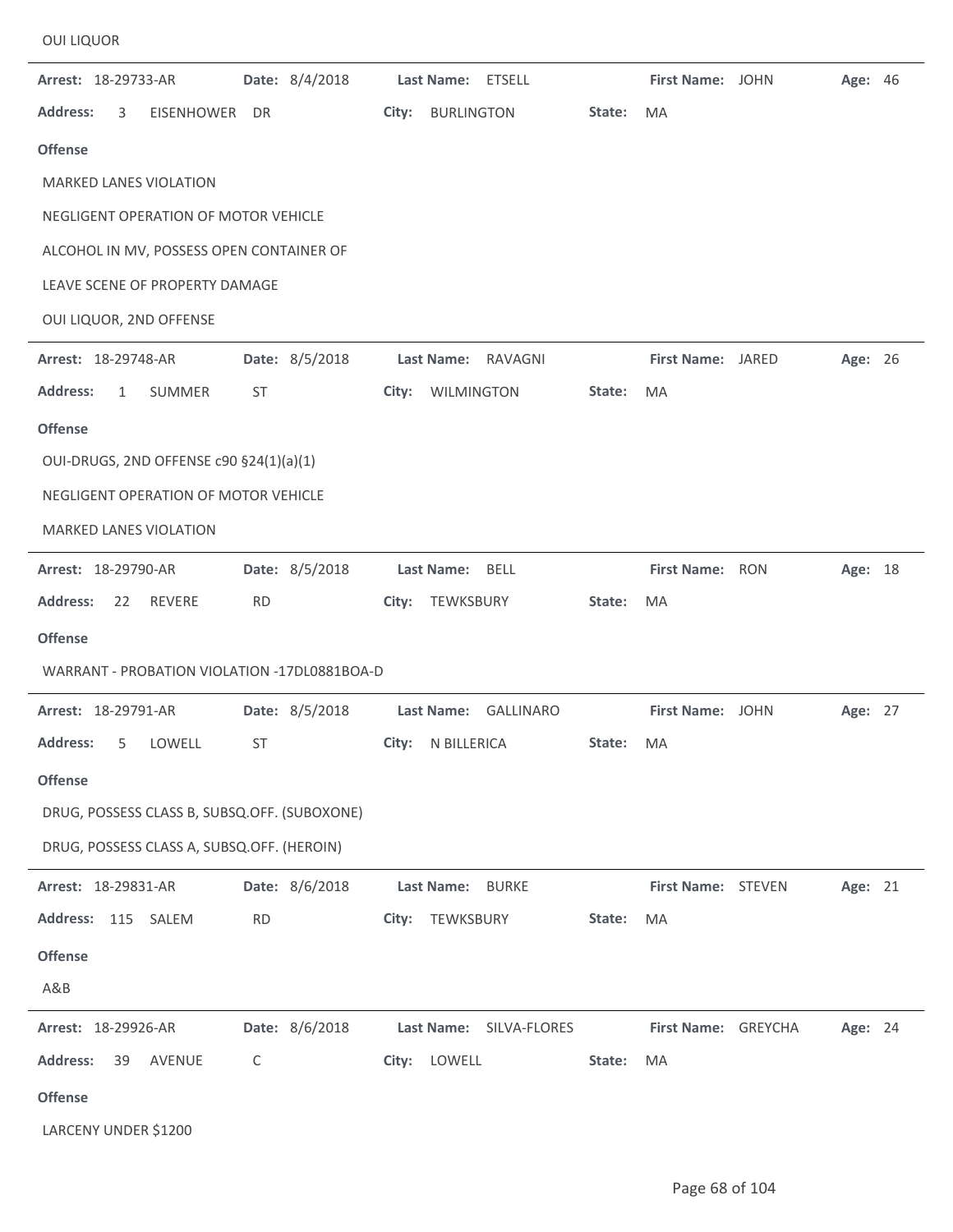OUI LIQUOR

---

**Arrest:** 18-29733-AR **Date:** 8/4/2018 **Last Name:** ETSELL **First Name:** JOHN **Age:** 46

**Address:** 3 EISENHOWER DR **City:** BURLINGTON **State:** MA

**Offense**

MARKED LANES VIOLATION

NEGLIGENT OPERATION OF MOTOR VEHICLE

ALCOHOL IN MV, POSSESS OPEN CONTAINER OF

LEAVE SCENE OF PROPERTY DAMAGE

OUI LIQUOR, 2ND OFFENSE

---

**Arrest:** 18-29748-AR **Date:** 8/5/2018 **Last Name:** RAVAGNI **First Name:** JARED **Age:** 26

**Address:** 1 SUMMER ST **City:** WILMINGTON **State:** MA

**Offense**

OUI-DRUGS, 2ND OFFENSE c90 §24(1)(a)(1)

NEGLIGENT OPERATION OF MOTOR VEHICLE

MARKED LANES VIOLATION

---

**Arrest:** 18-29790-AR **Date:** 8/5/2018 **Last Name:** BELL **First Name:** RON **Age:** 18

**Address:** 22 REVERE RD **City:** TEWKSBURY **State:** MA

**Offense**

WARRANT - PROBATION VIOLATION -17DL0881BOA-D

---

**Arrest:** 18-29791-AR **Date:** 8/5/2018 **Last Name:** GALLINARO **First Name:** JOHN **Age:** 27

**Address:** 5 LOWELL ST **City:** N BILLERICA **State:** MA

**Offense**

DRUG, POSSESS CLASS B, SUBSQ.OFF. (SUBOXONE)

DRUG, POSSESS CLASS A, SUBSQ.OFF. (HEROIN)

---

**Arrest:** 18-29831-AR **Date:** 8/6/2018 **Last Name:** BURKE **First Name:** STEVEN **Age:** 21

**Address:** 115 SALEM RD **City:** TEWKSBURY **State:** MA

**Offense**

A&B

---

**Arrest:** 18-29926-AR **Date:** 8/6/2018 **Last Name:** SILVA-FLORES **First Name:** GREYCHA **Age:** 24

**Address:** 39 AVENUE C **City:** LOWELL **State:** MA

**Offense**

LARCENY UNDER $1200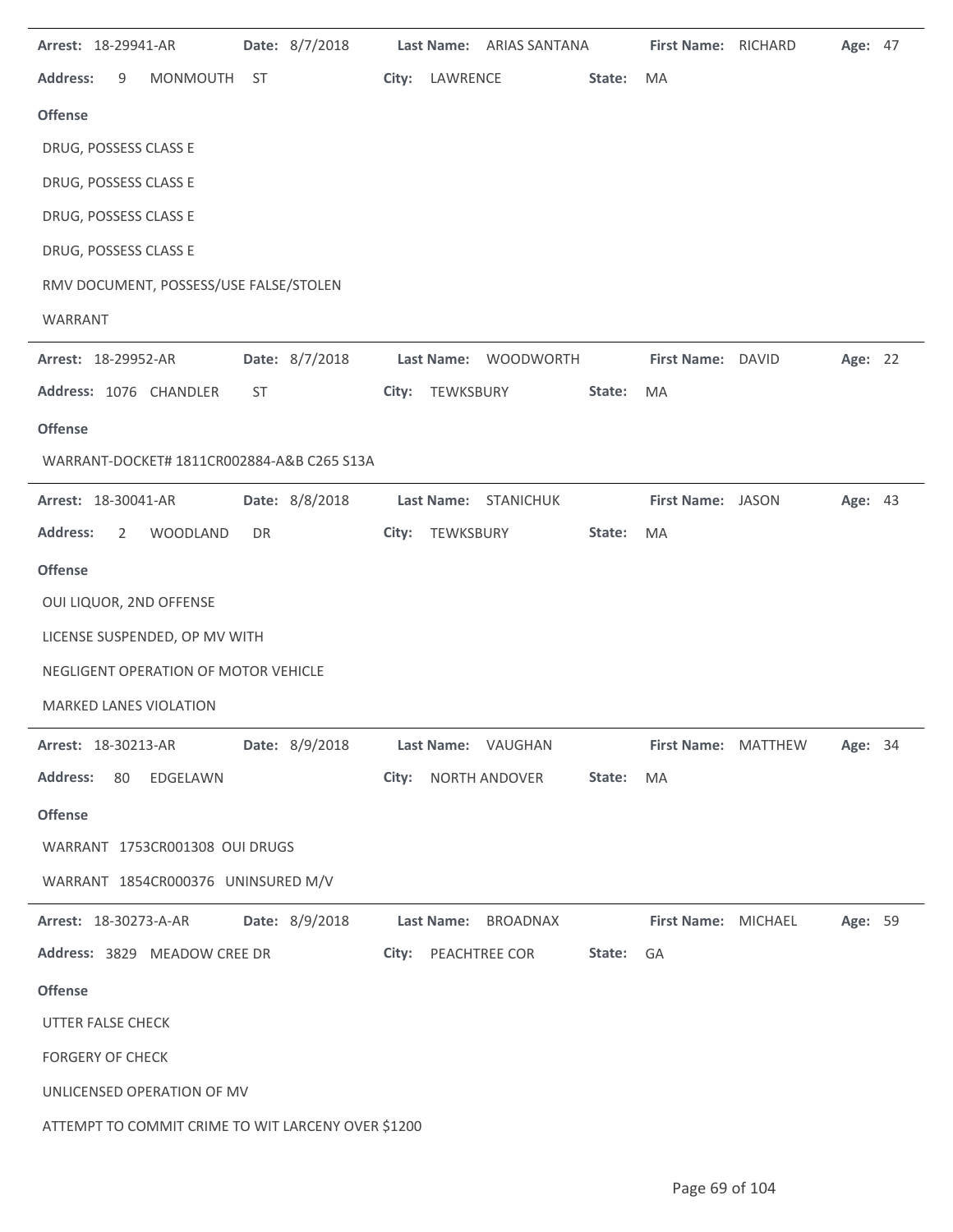**Arrest:** 18-29941-AR **Date:** 8/7/2018 **Last Name:** ARIAS SANTANA **First Name:** RICHARD **Age:** 47

**Address:** 9 MONMOUTH ST **City:** LAWRENCE **State:** MA

**Offense**

DRUG, POSSESS CLASS E

DRUG, POSSESS CLASS E

DRUG, POSSESS CLASS E

DRUG, POSSESS CLASS E

RMV DOCUMENT, POSSESS/USE FALSE/STOLEN

WARRANT

---

**Arrest:** 18-29952-AR **Date:** 8/7/2018 **Last Name:** WOODWORTH **First Name:** DAVID **Age:** 22

**Address:** 1076 CHANDLER ST **City:** TEWKSBURY **State:** MA

**Offense**

WARRANT-DOCKET# 1811CR002884-A&B C265 S13A

---

**Arrest:** 18-30041-AR **Date:** 8/8/2018 **Last Name:** STANICHUK **First Name:** JASON **Age:** 43

**Address:** 2 WOODLAND DR **City:** TEWKSBURY **State:** MA

**Offense**

OUI LIQUOR, 2ND OFFENSE

LICENSE SUSPENDED, OP MV WITH

NEGLIGENT OPERATION OF MOTOR VEHICLE

MARKED LANES VIOLATION

---

**Arrest:** 18-30213-AR **Date:** 8/9/2018 **Last Name:** VAUGHAN **First Name:** MATTHEW **Age:** 34

**Address:** 80 EDGELAWN **City:** NORTH ANDOVER **State:** MA

**Offense**

WARRANT 1753CR001308 OUI DRUGS

WARRANT 1854CR000376 UNINSURED M/V

---

**Arrest:** 18-30273-A-AR **Date:** 8/9/2018 **Last Name:** BROADNAX **First Name:** MICHAEL **Age:** 59

**Address:** 3829 MEADOW CREE DR **City:** PEACHTREE COR **State:** GA

**Offense**

UTTER FALSE CHECK

FORGERY OF CHECK

UNLICENSED OPERATION OF MV

ATTEMPT TO COMMIT CRIME TO WIT LARCENY OVER $1200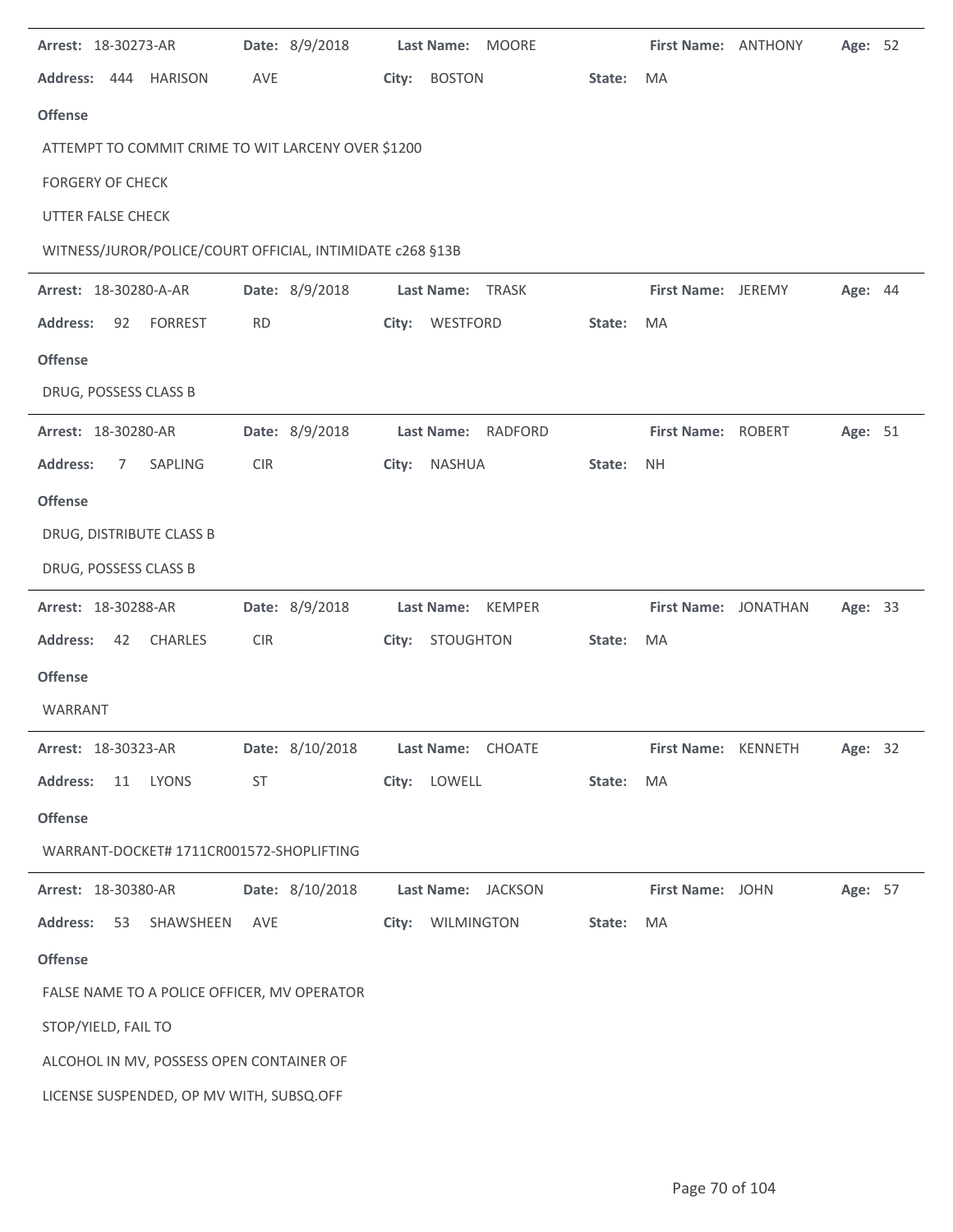**Arrest:** 18-30273-AR **Date:** 8/9/2018 **Last Name:** MOORE **First Name:** ANTHONY **Age:** 52

**Address:** 444 HARISON AVE **City:** BOSTON **State:** MA

**Offense**

ATTEMPT TO COMMIT CRIME TO WIT LARCENY OVER $1200

FORGERY OF CHECK

UTTER FALSE CHECK

WITNESS/JUROR/POLICE/COURT OFFICIAL, INTIMIDATE c268 §13B

---

**Arrest:** 18-30280-A-AR **Date:** 8/9/2018 **Last Name:** TRASK **First Name:** JEREMY **Age:** 44

**Address:** 92 FORREST RD **City:** WESTFORD **State:** MA

**Offense**

DRUG, POSSESS CLASS B

---

**Arrest:** 18-30280-AR **Date:** 8/9/2018 **Last Name:** RADFORD **First Name:** ROBERT **Age:** 51

**Address:** 7 SAPLING CIR **City:** NASHUA **State:** NH

**Offense**

DRUG, DISTRIBUTE CLASS B

DRUG, POSSESS CLASS B

---

**Arrest:** 18-30288-AR **Date:** 8/9/2018 **Last Name:** KEMPER **First Name:** JONATHAN **Age:** 33

**Address:** 42 CHARLES CIR **City:** STOUGHTON **State:** MA

**Offense**

WARRANT

---

**Arrest:** 18-30323-AR **Date:** 8/10/2018 **Last Name:** CHOATE **First Name:** KENNETH **Age:** 32

**Address:** 11 LYONS ST **City:** LOWELL **State:** MA

**Offense**

WARRANT-DOCKET# 1711CR001572-SHOPLIFTING

---

**Arrest:** 18-30380-AR **Date:** 8/10/2018 **Last Name:** JACKSON **First Name:** JOHN **Age:** 57

**Address:** 53 SHAWSHEEN AVE **City:** WILMINGTON **State:** MA

**Offense**

FALSE NAME TO A POLICE OFFICER, MV OPERATOR

STOP/YIELD, FAIL TO

ALCOHOL IN MV, POSSESS OPEN CONTAINER OF

LICENSE SUSPENDED, OP MV WITH, SUBSQ.OFF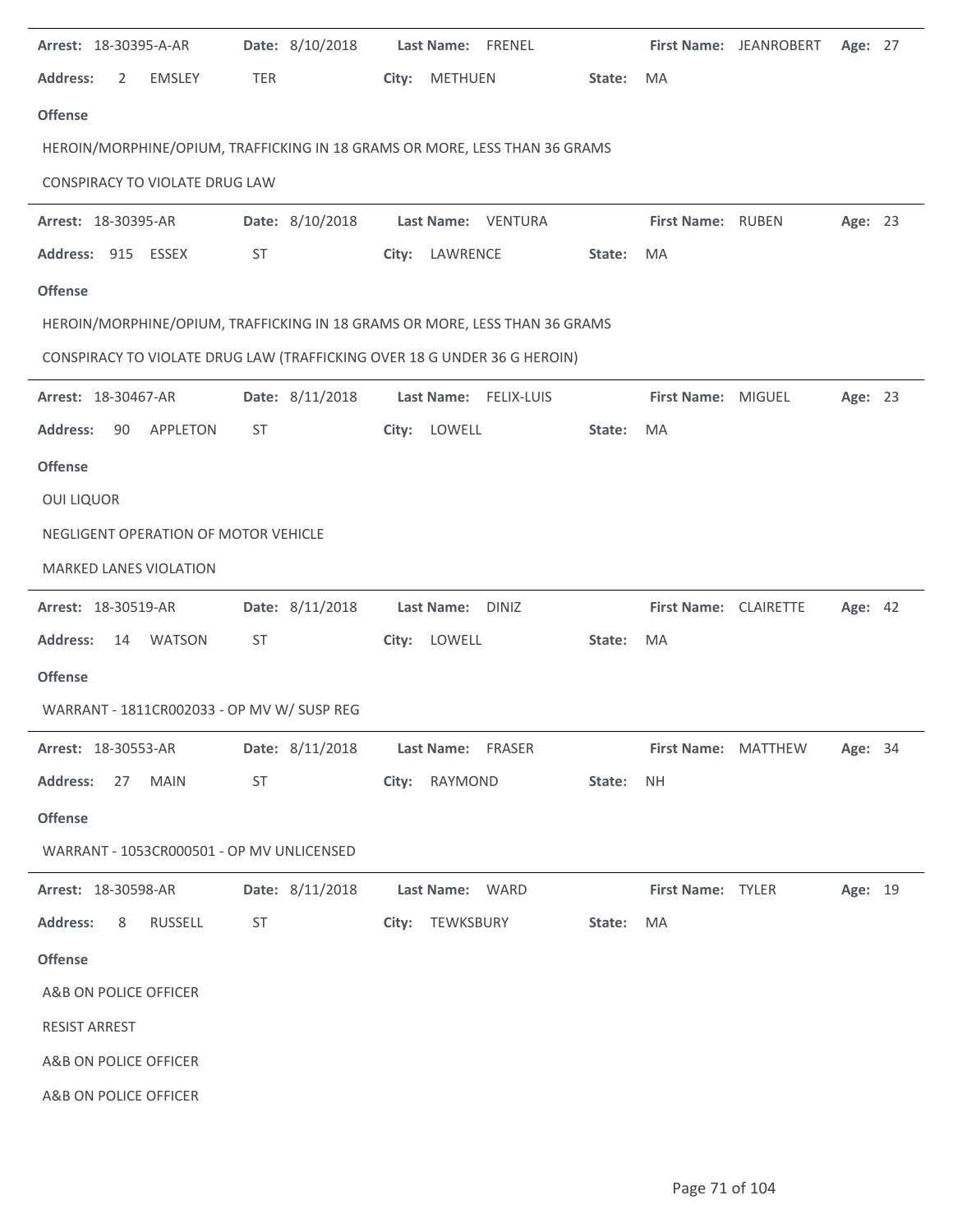**Arrest:** 18-30395-A-AR **Date:** 8/10/2018 **Last Name:** FRENEL **First Name:** JEANROBERT **Age:** 27

**Address:** 2 EMSLEY TER **City:** METHUEN **State:** MA

**Offense**

HEROIN/MORPHINE/OPIUM, TRAFFICKING IN 18 GRAMS OR MORE, LESS THAN 36 GRAMS

CONSPIRACY TO VIOLATE DRUG LAW

---

**Arrest:** 18-30395-AR **Date:** 8/10/2018 **Last Name:** VENTURA **First Name:** RUBEN **Age:** 23

**Address:** 915 ESSEX ST **City:** LAWRENCE **State:** MA

**Offense**

HEROIN/MORPHINE/OPIUM, TRAFFICKING IN 18 GRAMS OR MORE, LESS THAN 36 GRAMS

CONSPIRACY TO VIOLATE DRUG LAW (TRAFFICKING OVER 18 G UNDER 36 G HEROIN)

---

**Arrest:** 18-30467-AR **Date:** 8/11/2018 **Last Name:** FELIX-LUIS **First Name:** MIGUEL **Age:** 23

**Address:** 90 APPLETON ST **City:** LOWELL **State:** MA

**Offense**

OUI LIQUOR

NEGLIGENT OPERATION OF MOTOR VEHICLE

MARKED LANES VIOLATION

---

**Arrest:** 18-30519-AR **Date:** 8/11/2018 **Last Name:** DINIZ **First Name:** CLAIRETTE **Age:** 42

**Address:** 14 WATSON ST **City:** LOWELL **State:** MA

**Offense**

WARRANT - 1811CR002033 - OP MV W/ SUSP REG

---

**Arrest:** 18-30553-AR **Date:** 8/11/2018 **Last Name:** FRASER **First Name:** MATTHEW **Age:** 34

**Address:** 27 MAIN ST **City:** RAYMOND **State:** NH

**Offense**

WARRANT - 1053CR000501 - OP MV UNLICENSED

---

**Arrest:** 18-30598-AR **Date:** 8/11/2018 **Last Name:** WARD **First Name:** TYLER **Age:** 19

**Address:** 8 RUSSELL ST **City:** TEWKSBURY **State:** MA

**Offense**

A&B ON POLICE OFFICER

RESIST ARREST

A&B ON POLICE OFFICER

A&B ON POLICE OFFICER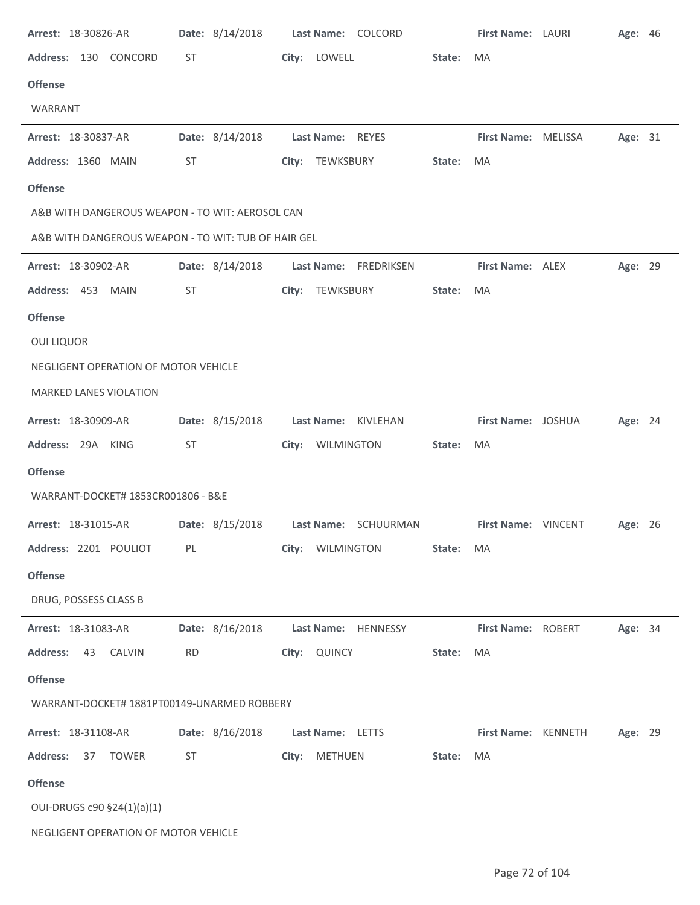**Arrest:** 18-30826-AR **Date:** 8/14/2018 **Last Name:** COLCORD **First Name:** LAURI **Age:** 46

**Address:** 130 CONCORD ST **City:** LOWELL **State:** MA

**Offense**

WARRANT

---

**Arrest:** 18-30837-AR **Date:** 8/14/2018 **Last Name:** REYES **First Name:** MELISSA **Age:** 31

**Address:** 1360 MAIN ST **City:** TEWKSBURY **State:** MA

**Offense**

A&B WITH DANGEROUS WEAPON - TO WIT: AEROSOL CAN

A&B WITH DANGEROUS WEAPON - TO WIT: TUB OF HAIR GEL

---

**Arrest:** 18-30902-AR **Date:** 8/14/2018 **Last Name:** FREDRIKSEN **First Name:** ALEX **Age:** 29

**Address:** 453 MAIN ST **City:** TEWKSBURY **State:** MA

**Offense**

OUI LIQUOR

NEGLIGENT OPERATION OF MOTOR VEHICLE

MARKED LANES VIOLATION

---

**Arrest:** 18-30909-AR **Date:** 8/15/2018 **Last Name:** KIVLEHAN **First Name:** JOSHUA **Age:** 24

**Address:** 29A KING ST **City:** WILMINGTON **State:** MA

**Offense**

WARRANT-DOCKET# 1853CR001806 - B&E

---

**Arrest:** 18-31015-AR **Date:** 8/15/2018 **Last Name:** SCHUURMAN **First Name:** VINCENT **Age:** 26

**Address:** 2201 POULIOT PL **City:** WILMINGTON **State:** MA

**Offense**

DRUG, POSSESS CLASS B

---

**Arrest:** 18-31083-AR **Date:** 8/16/2018 **Last Name:** HENNESSY **First Name:** ROBERT **Age:** 34

**Address:** 43 CALVIN RD **City:** QUINCY **State:** MA

**Offense**

WARRANT-DOCKET# 1881PT00149-UNARMED ROBBERY

---

**Arrest:** 18-31108-AR **Date:** 8/16/2018 **Last Name:** LETTS **First Name:** KENNETH **Age:** 29

**Address:** 37 TOWER ST **City:** METHUEN **State:** MA

**Offense**

OUI-DRUGS c90 §24(1)(a)(1)

NEGLIGENT OPERATION OF MOTOR VEHICLE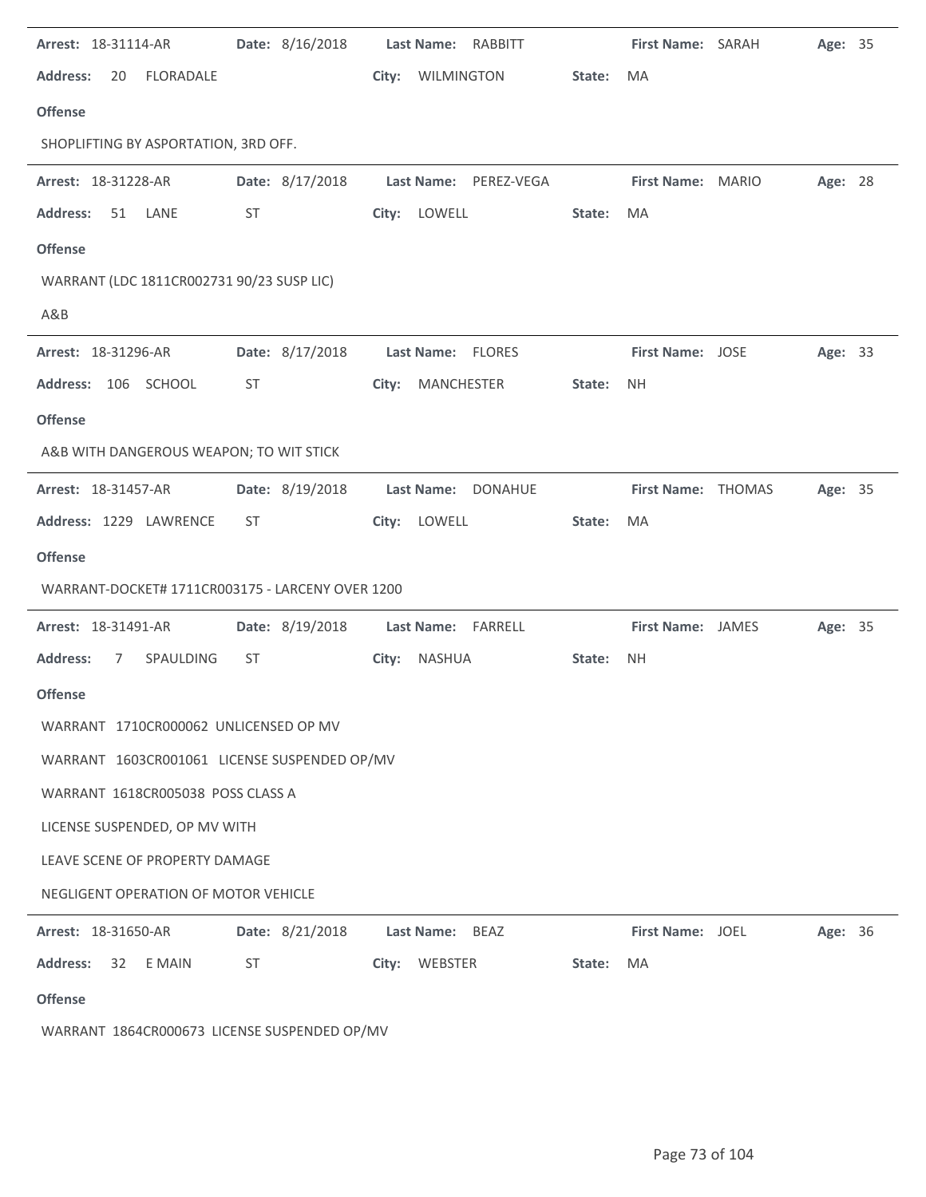**Arrest:** 18-31114-AR **Date:** 8/16/2018 **Last Name:** RABBITT **First Name:** SARAH **Age:** 35

**Address:** 20 FLORADALE **City:** WILMINGTON **State:** MA

**Offense**

SHOPLIFTING BY ASPORTATION, 3RD OFF.

---

**Arrest:** 18-31228-AR **Date:** 8/17/2018 **Last Name:** PEREZ-VEGA **First Name:** MARIO **Age:** 28

**Address:** 51 LANE ST **City:** LOWELL **State:** MA

**Offense**

WARRANT (LDC 1811CR002731 90/23 SUSP LIC)

A&B

---

**Arrest:** 18-31296-AR **Date:** 8/17/2018 **Last Name:** FLORES **First Name:** JOSE **Age:** 33

**Address:** 106 SCHOOL ST **City:** MANCHESTER **State:** NH

**Offense**

A&B WITH DANGEROUS WEAPON; TO WIT STICK

---

**Arrest:** 18-31457-AR **Date:** 8/19/2018 **Last Name:** DONAHUE **First Name:** THOMAS **Age:** 35

**Address:** 1229 LAWRENCE ST **City:** LOWELL **State:** MA

**Offense**

WARRANT-DOCKET# 1711CR003175 - LARCENY OVER 1200

---

**Arrest:** 18-31491-AR **Date:** 8/19/2018 **Last Name:** FARRELL **First Name:** JAMES **Age:** 35

**Address:** 7 SPAULDING ST **City:** NASHUA **State:** NH

**Offense**

WARRANT 1710CR000062 UNLICENSED OP MV

WARRANT 1603CR001061 LICENSE SUSPENDED OP/MV

WARRANT 1618CR005038 POSS CLASS A

LICENSE SUSPENDED, OP MV WITH

LEAVE SCENE OF PROPERTY DAMAGE

NEGLIGENT OPERATION OF MOTOR VEHICLE

---

**Arrest:** 18-31650-AR **Date:** 8/21/2018 **Last Name:** BEAZ **First Name:** JOEL **Age:** 36

**Address:** 32 E MAIN ST **City:** WEBSTER **State:** MA

**Offense**

WARRANT 1864CR000673 LICENSE SUSPENDED OP/MV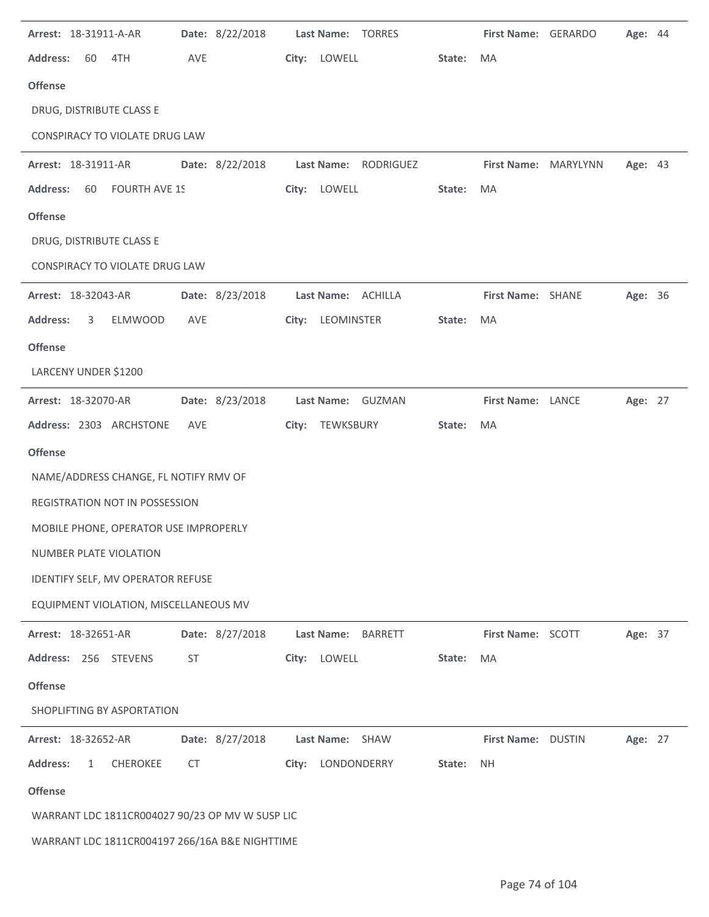**Arrest:** 18-31911-A-AR **Date:** 8/22/2018 **Last Name:** TORRES **First Name:** GERARDO **Age:** 44

**Address:** 60 4TH AVE **City:** LOWELL **State:** MA

**Offense**

DRUG, DISTRIBUTE CLASS E

CONSPIRACY TO VIOLATE DRUG LAW

---

**Arrest:** 18-31911-AR **Date:** 8/22/2018 **Last Name:** RODRIGUEZ **First Name:** MARYLYNN **Age:** 43

**Address:** 60 FOURTH AVE 1S **City:** LOWELL **State:** MA

**Offense**

DRUG, DISTRIBUTE CLASS E

CONSPIRACY TO VIOLATE DRUG LAW

---

**Arrest:** 18-32043-AR **Date:** 8/23/2018 **Last Name:** ACHILLA **First Name:** SHANE **Age:** 36

**Address:** 3 ELMWOOD AVE **City:** LEOMINSTER **State:** MA

**Offense**

LARCENY UNDER $1200

---

**Arrest:** 18-32070-AR **Date:** 8/23/2018 **Last Name:** GUZMAN **First Name:** LANCE **Age:** 27

**Address:** 2303 ARCHSTONE AVE **City:** TEWKSBURY **State:** MA

**Offense**

NAME/ADDRESS CHANGE, FL NOTIFY RMV OF

REGISTRATION NOT IN POSSESSION

MOBILE PHONE, OPERATOR USE IMPROPERLY

NUMBER PLATE VIOLATION

IDENTIFY SELF, MV OPERATOR REFUSE

EQUIPMENT VIOLATION, MISCELLANEOUS MV

---

**Arrest:** 18-32651-AR **Date:** 8/27/2018 **Last Name:** BARRETT **First Name:** SCOTT **Age:** 37

**Address:** 256 STEVENS ST **City:** LOWELL **State:** MA

**Offense**

SHOPLIFTING BY ASPORTATION

---

**Arrest:** 18-32652-AR **Date:** 8/27/2018 **Last Name:** SHAW **First Name:** DUSTIN **Age:** 27

**Address:** 1 CHEROKEE CT **City:** LONDONDERRY **State:** NH

**Offense**

WARRANT LDC 1811CR004027 90/23 OP MV W SUSP LIC

WARRANT LDC 1811CR004197 266/16A B&E NIGHTTIME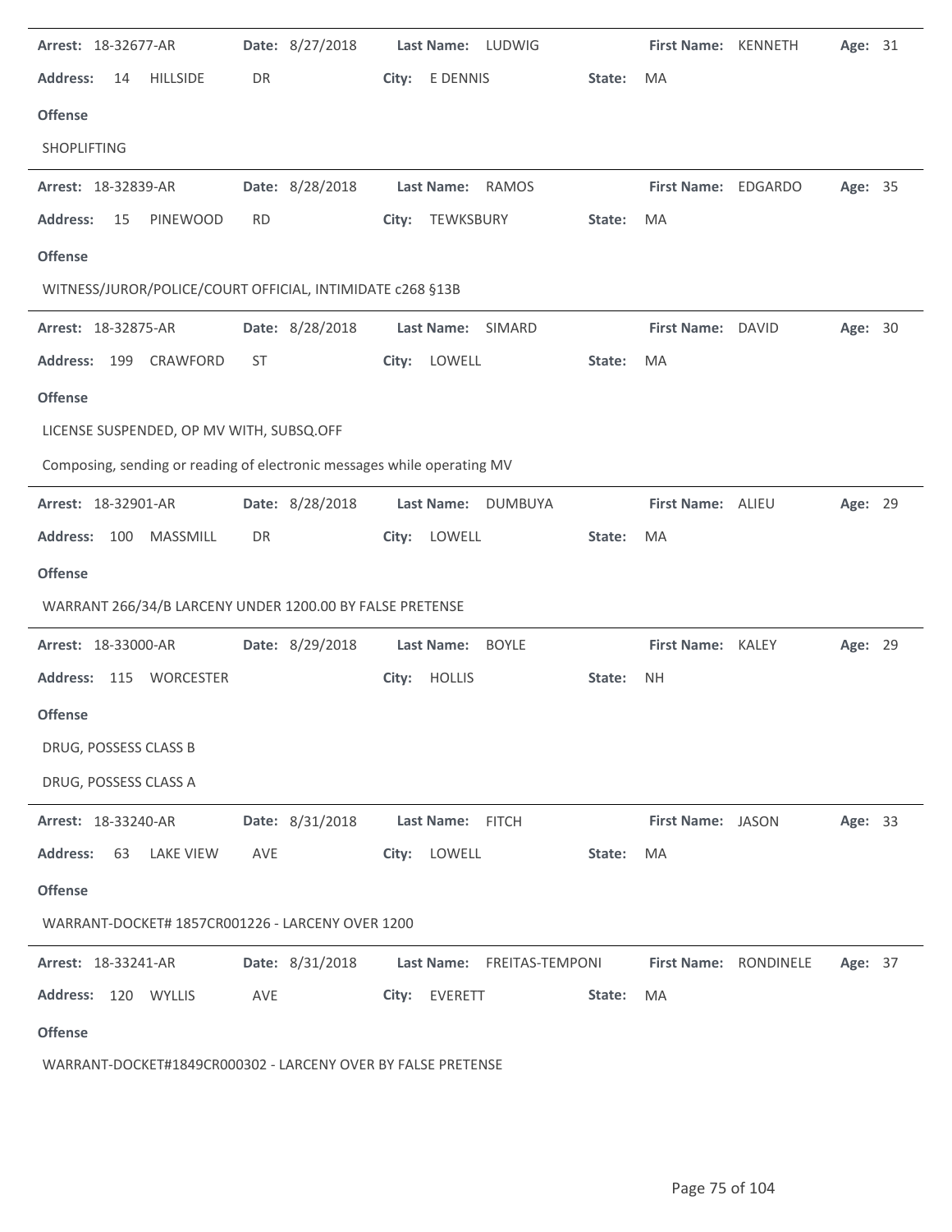**Arrest:** 18-32677-AR **Date:** 8/27/2018 **Last Name:** LUDWIG **First Name:** KENNETH **Age:** 31

**Address:** 14 HILLSIDE DR **City:** E DENNIS **State:** MA

**Offense**

SHOPLIFTING

---

**Arrest:** 18-32839-AR **Date:** 8/28/2018 **Last Name:** RAMOS **First Name:** EDGARDO **Age:** 35

**Address:** 15 PINEWOOD RD **City:** TEWKSBURY **State:** MA

**Offense**

WITNESS/JUROR/POLICE/COURT OFFICIAL, INTIMIDATE c268 §13B

---

**Arrest:** 18-32875-AR **Date:** 8/28/2018 **Last Name:** SIMARD **First Name:** DAVID **Age:** 30

**Address:** 199 CRAWFORD ST **City:** LOWELL **State:** MA

**Offense**

LICENSE SUSPENDED, OP MV WITH, SUBSQ.OFF

Composing, sending or reading of electronic messages while operating MV

---

**Arrest:** 18-32901-AR **Date:** 8/28/2018 **Last Name:** DUMBUYA **First Name:** ALIEU **Age:** 29

**Address:** 100 MASSMILL DR **City:** LOWELL **State:** MA

**Offense**

WARRANT 266/34/B LARCENY UNDER 1200.00 BY FALSE PRETENSE

---

**Arrest:** 18-33000-AR **Date:** 8/29/2018 **Last Name:** BOYLE **First Name:** KALEY **Age:** 29

**Address:** 115 WORCESTER **City:** HOLLIS **State:** NH

**Offense**

DRUG, POSSESS CLASS B

DRUG, POSSESS CLASS A

---

**Arrest:** 18-33240-AR **Date:** 8/31/2018 **Last Name:** FITCH **First Name:** JASON **Age:** 33

**Address:** 63 LAKE VIEW AVE **City:** LOWELL **State:** MA

**Offense**

WARRANT-DOCKET# 1857CR001226 - LARCENY OVER 1200

---

**Arrest:** 18-33241-AR **Date:** 8/31/2018 **Last Name:** FREITAS-TEMPONI **First Name:** RONDINELE **Age:** 37

**Address:** 120 WYLLIS AVE **City:** EVERETT **State:** MA

**Offense**

WARRANT-DOCKET#1849CR000302 - LARCENY OVER BY FALSE PRETENSE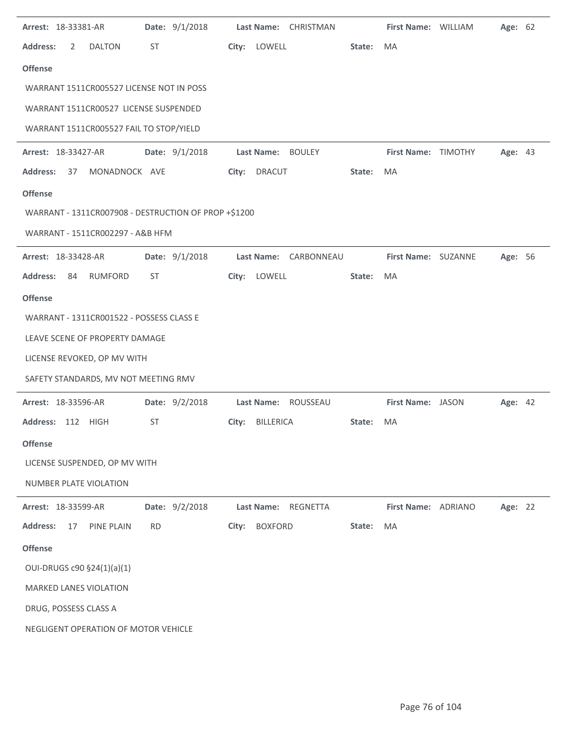**Arrest:** 18-33381-AR **Date:** 9/1/2018 **Last Name:** CHRISTMAN **First Name:** WILLIAM **Age:** 62

**Address:** 2 DALTON ST **City:** LOWELL **State:** MA

**Offense**

WARRANT 1511CR005527 LICENSE NOT IN POSS

WARRANT 1511CR00527 LICENSE SUSPENDED

WARRANT 1511CR005527 FAIL TO STOP/YIELD

---

**Arrest:** 18-33427-AR **Date:** 9/1/2018 **Last Name:** BOULEY **First Name:** TIMOTHY **Age:** 43

**Address:** 37 MONADNOCK AVE **City:** DRACUT **State:** MA

**Offense**

WARRANT - 1311CR007908 - DESTRUCTION OF PROP +$1200

WARRANT - 1511CR002297 - A&B HFM

---

**Arrest:** 18-33428-AR **Date:** 9/1/2018 **Last Name:** CARBONNEAU **First Name:** SUZANNE **Age:** 56

**Address:** 84 RUMFORD ST **City:** LOWELL **State:** MA

**Offense**

WARRANT - 1311CR001522 - POSSESS CLASS E

LEAVE SCENE OF PROPERTY DAMAGE

LICENSE REVOKED, OP MV WITH

SAFETY STANDARDS, MV NOT MEETING RMV

---

**Arrest:** 18-33596-AR **Date:** 9/2/2018 **Last Name:** ROUSSEAU **First Name:** JASON **Age:** 42

**Address:** 112 HIGH ST **City:** BILLERICA **State:** MA

**Offense**

LICENSE SUSPENDED, OP MV WITH

NUMBER PLATE VIOLATION

---

**Arrest:** 18-33599-AR **Date:** 9/2/2018 **Last Name:** REGNETTA **First Name:** ADRIANO **Age:** 22

**Address:** 17 PINE PLAIN RD **City:** BOXFORD **State:** MA

**Offense**

OUI-DRUGS c90 §24(1)(a)(1)

MARKED LANES VIOLATION

DRUG, POSSESS CLASS A

NEGLIGENT OPERATION OF MOTOR VEHICLE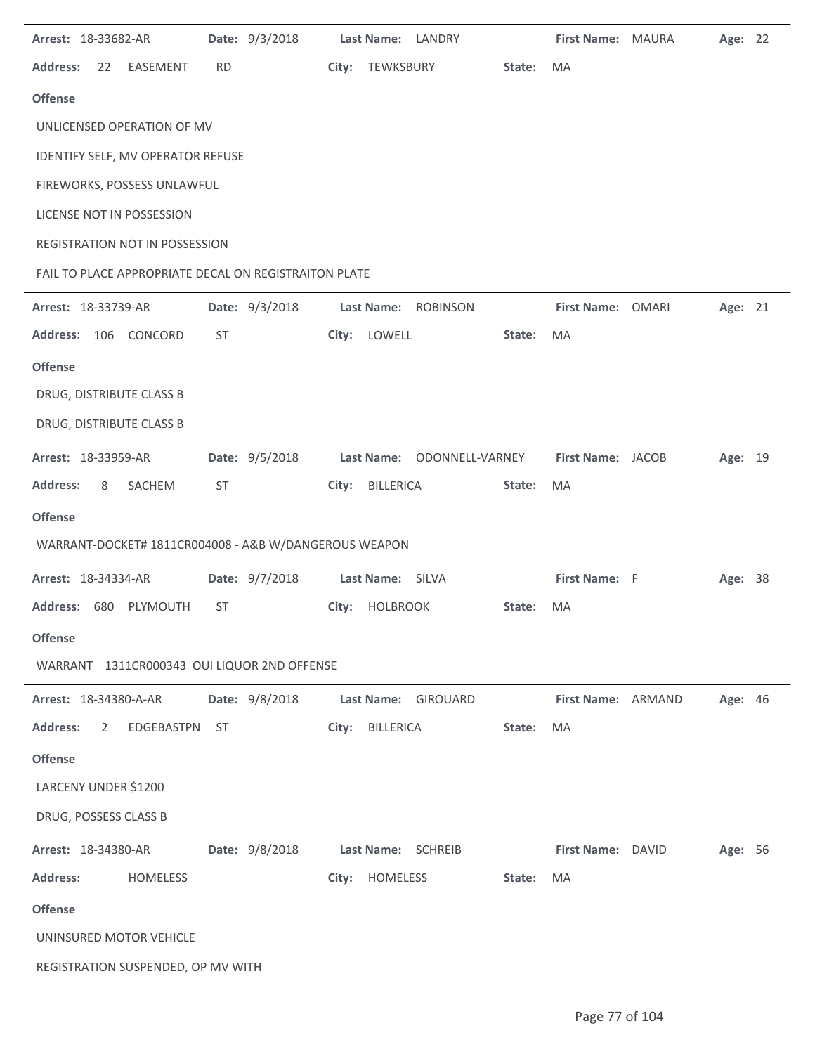**Arrest:** 18-33682-AR **Date:** 9/3/2018 **Last Name:** LANDRY **First Name:** MAURA **Age:** 22

**Address:** 22 EASEMENT RD **City:** TEWKSBURY **State:** MA

**Offense**

UNLICENSED OPERATION OF MV

IDENTIFY SELF, MV OPERATOR REFUSE

FIREWORKS, POSSESS UNLAWFUL

LICENSE NOT IN POSSESSION

REGISTRATION NOT IN POSSESSION

FAIL TO PLACE APPROPRIATE DECAL ON REGISTRAITON PLATE

---

**Arrest:** 18-33739-AR **Date:** 9/3/2018 **Last Name:** ROBINSON **First Name:** OMARI **Age:** 21

**Address:** 106 CONCORD ST **City:** LOWELL **State:** MA

**Offense**

DRUG, DISTRIBUTE CLASS B

DRUG, DISTRIBUTE CLASS B

---

**Arrest:** 18-33959-AR **Date:** 9/5/2018 **Last Name:** ODONNELL-VARNEY **First Name:** JACOB **Age:** 19

**Address:** 8 SACHEM ST **City:** BILLERICA **State:** MA

**Offense**

WARRANT-DOCKET# 1811CR004008 - A&B W/DANGEROUS WEAPON

---

**Arrest:** 18-34334-AR **Date:** 9/7/2018 **Last Name:** SILVA **First Name:** F **Age:** 38

**Address:** 680 PLYMOUTH ST **City:** HOLBROOK **State:** MA

**Offense**

WARRANT 1311CR000343 OUI LIQUOR 2ND OFFENSE

---

**Arrest:** 18-34380-A-AR **Date:** 9/8/2018 **Last Name:** GIROUARD **First Name:** ARMAND **Age:** 46

**Address:** 2 EDGEBASTPN ST **City:** BILLERICA **State:** MA

**Offense**

LARCENY UNDER $1200

DRUG, POSSESS CLASS B

---

**Arrest:** 18-34380-AR **Date:** 9/8/2018 **Last Name:** SCHREIB **First Name:** DAVID **Age:** 56

**Address:** HOMELESS **City:** HOMELESS **State:** MA

**Offense**

UNINSURED MOTOR VEHICLE

REGISTRATION SUSPENDED, OP MV WITH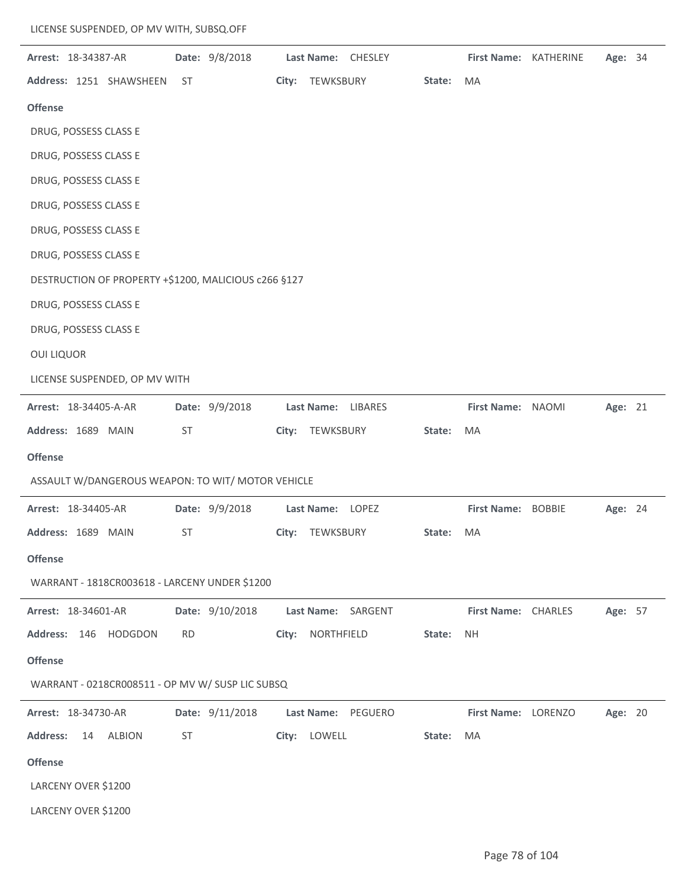LICENSE SUSPENDED, OP MV WITH, SUBSQ.OFF

---

**Arrest:** 18-34387-AR **Date:** 9/8/2018 **Last Name:** CHESLEY **First Name:** KATHERINE **Age:** 34

**Address:** 1251 SHAWSHEEN ST **City:** TEWKSBURY **State:** MA

**Offense**

DRUG, POSSESS CLASS E

DRUG, POSSESS CLASS E

DRUG, POSSESS CLASS E

DRUG, POSSESS CLASS E

DRUG, POSSESS CLASS E

DRUG, POSSESS CLASS E

DESTRUCTION OF PROPERTY +$1200, MALICIOUS c266 §127

DRUG, POSSESS CLASS E

DRUG, POSSESS CLASS E

OUI LIQUOR

LICENSE SUSPENDED, OP MV WITH

---

**Arrest:** 18-34405-A-AR **Date:** 9/9/2018 **Last Name:** LIBARES **First Name:** NAOMI **Age:** 21

**Address:** 1689 MAIN ST **City:** TEWKSBURY **State:** MA

**Offense**

ASSAULT W/DANGEROUS WEAPON: TO WIT/ MOTOR VEHICLE

---

**Arrest:** 18-34405-AR **Date:** 9/9/2018 **Last Name:** LOPEZ **First Name:** BOBBIE **Age:** 24

**Address:** 1689 MAIN ST **City:** TEWKSBURY **State:** MA

**Offense**

WARRANT - 1818CR003618 - LARCENY UNDER $1200

---

**Arrest:** 18-34601-AR **Date:** 9/10/2018 **Last Name:** SARGENT **First Name:** CHARLES **Age:** 57

**Address:** 146 HODGDON RD **City:** NORTHFIELD **State:** NH

**Offense**

WARRANT - 0218CR008511 - OP MV W/ SUSP LIC SUBSQ

---

**Arrest:** 18-34730-AR **Date:** 9/11/2018 **Last Name:** PEGUERO **First Name:** LORENZO **Age:** 20

**Address:** 14 ALBION ST **City:** LOWELL **State:** MA

**Offense**

LARCENY OVER $1200

LARCENY OVER $1200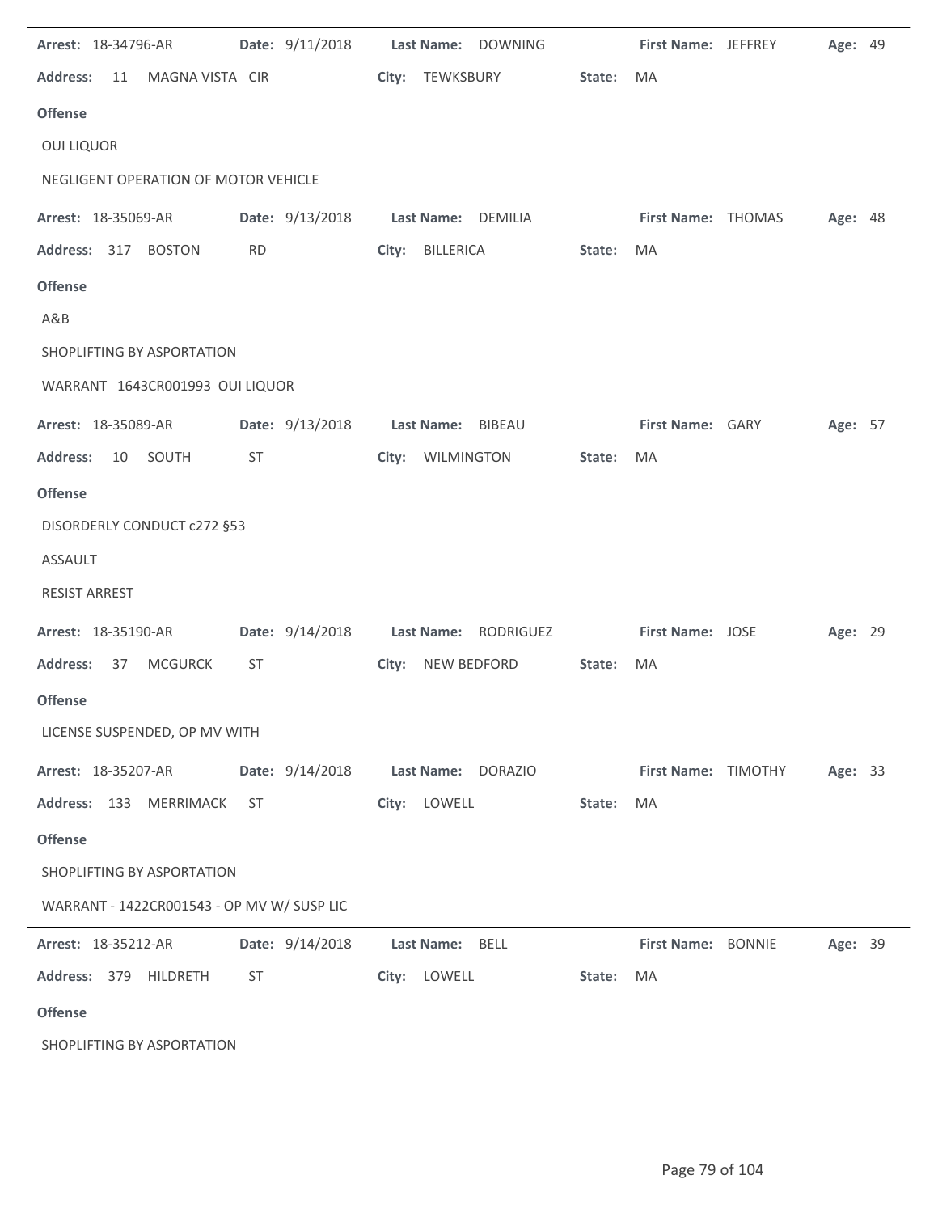**Arrest:** 18-34796-AR **Date:** 9/11/2018 **Last Name:** DOWNING **First Name:** JEFFREY **Age:** 49

**Address:** 11 MAGNA VISTA CIR **City:** TEWKSBURY **State:** MA

**Offense**

OUI LIQUOR

NEGLIGENT OPERATION OF MOTOR VEHICLE

---

**Arrest:** 18-35069-AR **Date:** 9/13/2018 **Last Name:** DEMILIA **First Name:** THOMAS **Age:** 48

**Address:** 317 BOSTON RD **City:** BILLERICA **State:** MA

**Offense**

A&B

SHOPLIFTING BY ASPORTATION

WARRANT 1643CR001993 OUI LIQUOR

---

**Arrest:** 18-35089-AR **Date:** 9/13/2018 **Last Name:** BIBEAU **First Name:** GARY **Age:** 57

**Address:** 10 SOUTH ST **City:** WILMINGTON **State:** MA

**Offense**

DISORDERLY CONDUCT c272 §53

ASSAULT

RESIST ARREST

---

**Arrest:** 18-35190-AR **Date:** 9/14/2018 **Last Name:** RODRIGUEZ **First Name:** JOSE **Age:** 29

**Address:** 37 MCGURCK ST **City:** NEW BEDFORD **State:** MA

**Offense**

LICENSE SUSPENDED, OP MV WITH

---

**Arrest:** 18-35207-AR **Date:** 9/14/2018 **Last Name:** DORAZIO **First Name:** TIMOTHY **Age:** 33

**Address:** 133 MERRIMACK ST **City:** LOWELL **State:** MA

**Offense**

SHOPLIFTING BY ASPORTATION

WARRANT - 1422CR001543 - OP MV W/ SUSP LIC

---

**Arrest:** 18-35212-AR **Date:** 9/14/2018 **Last Name:** BELL **First Name:** BONNIE **Age:** 39

**Address:** 379 HILDRETH ST **City:** LOWELL **State:** MA

**Offense**

SHOPLIFTING BY ASPORTATION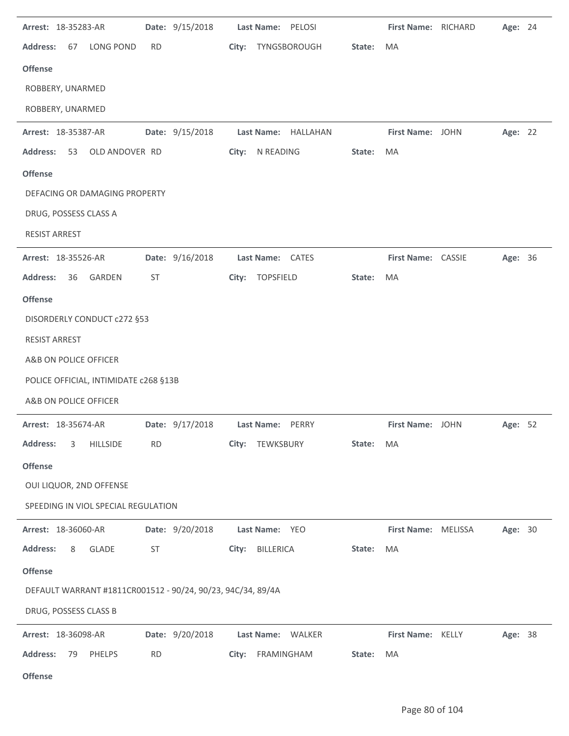**Arrest:** 18-35283-AR **Date:** 9/15/2018 **Last Name:** PELOSI **First Name:** RICHARD **Age:** 24

**Address:** 67 LONG POND RD **City:** TYNGSBOROUGH **State:** MA

**Offense**

ROBBERY, UNARMED

ROBBERY, UNARMED

---

**Arrest:** 18-35387-AR **Date:** 9/15/2018 **Last Name:** HALLAHAN **First Name:** JOHN **Age:** 22

**Address:** 53 OLD ANDOVER RD **City:** N READING **State:** MA

**Offense**

DEFACING OR DAMAGING PROPERTY

DRUG, POSSESS CLASS A

RESIST ARREST

---

**Arrest:** 18-35526-AR **Date:** 9/16/2018 **Last Name:** CATES **First Name:** CASSIE **Age:** 36

**Address:** 36 GARDEN ST **City:** TOPSFIELD **State:** MA

**Offense**

DISORDERLY CONDUCT c272 §53

RESIST ARREST

A&B ON POLICE OFFICER

POLICE OFFICIAL, INTIMIDATE c268 §13B

A&B ON POLICE OFFICER

---

**Arrest:** 18-35674-AR **Date:** 9/17/2018 **Last Name:** PERRY **First Name:** JOHN **Age:** 52

**Address:** 3 HILLSIDE RD **City:** TEWKSBURY **State:** MA

**Offense**

OUI LIQUOR, 2ND OFFENSE

SPEEDING IN VIOL SPECIAL REGULATION

---

**Arrest:** 18-36060-AR **Date:** 9/20/2018 **Last Name:** YEO **First Name:** MELISSA **Age:** 30

**Address:** 8 GLADE ST **City:** BILLERICA **State:** MA

**Offense**

DEFAULT WARRANT #1811CR001512 - 90/24, 90/23, 94C/34, 89/4A

DRUG, POSSESS CLASS B

---

**Arrest:** 18-36098-AR **Date:** 9/20/2018 **Last Name:** WALKER **First Name:** KELLY **Age:** 38

**Address:** 79 PHELPS RD **City:** FRAMINGHAM **State:** MA

**Offense**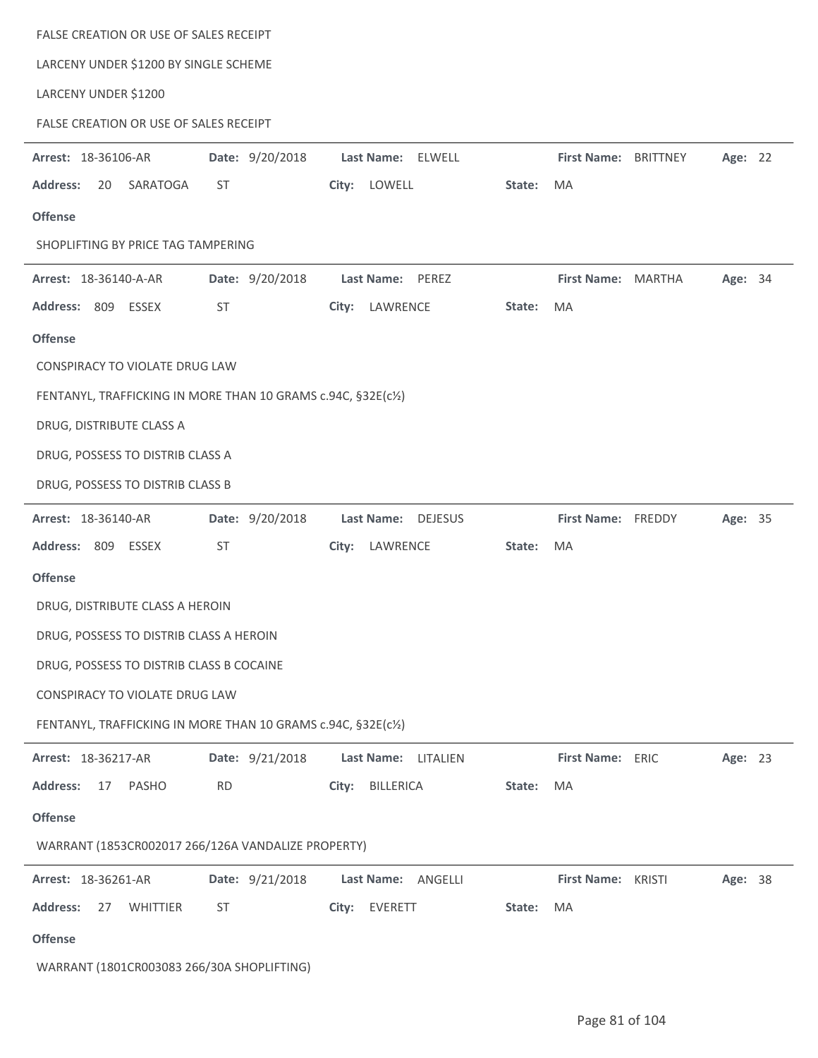FALSE CREATION OR USE OF SALES RECEIPT

LARCENY UNDER $1200 BY SINGLE SCHEME

LARCENY UNDER $1200

FALSE CREATION OR USE OF SALES RECEIPT

---

**Arrest:** 18-36106-AR **Date:** 9/20/2018 **Last Name:** ELWELL **First Name:** BRITTNEY **Age:** 22

**Address:** 20 SARATOGA ST **City:** LOWELL **State:** MA

**Offense**

SHOPLIFTING BY PRICE TAG TAMPERING

---

**Arrest:** 18-36140-A-AR **Date:** 9/20/2018 **Last Name:** PEREZ **First Name:** MARTHA **Age:** 34

**Address:** 809 ESSEX ST **City:** LAWRENCE **State:** MA

**Offense**

CONSPIRACY TO VIOLATE DRUG LAW

FENTANYL, TRAFFICKING IN MORE THAN 10 GRAMS c.94C, §32E(c½)

DRUG, DISTRIBUTE CLASS A

DRUG, POSSESS TO DISTRIB CLASS A

DRUG, POSSESS TO DISTRIB CLASS B

---

**Arrest:** 18-36140-AR **Date:** 9/20/2018 **Last Name:** DEJESUS **First Name:** FREDDY **Age:** 35

**Address:** 809 ESSEX ST **City:** LAWRENCE **State:** MA

**Offense**

DRUG, DISTRIBUTE CLASS A HEROIN

DRUG, POSSESS TO DISTRIB CLASS A HEROIN

DRUG, POSSESS TO DISTRIB CLASS B COCAINE

CONSPIRACY TO VIOLATE DRUG LAW

FENTANYL, TRAFFICKING IN MORE THAN 10 GRAMS c.94C, §32E(c½)

---

**Arrest:** 18-36217-AR **Date:** 9/21/2018 **Last Name:** LITALIEN **First Name:** ERIC **Age:** 23

**Address:** 17 PASHO RD **City:** BILLERICA **State:** MA

**Offense**

WARRANT (1853CR002017 266/126A VANDALIZE PROPERTY)

---

**Arrest:** 18-36261-AR **Date:** 9/21/2018 **Last Name:** ANGELLI **First Name:** KRISTI **Age:** 38

**Address:** 27 WHITTIER ST **City:** EVERETT **State:** MA

**Offense**

WARRANT (1801CR003083 266/30A SHOPLIFTING)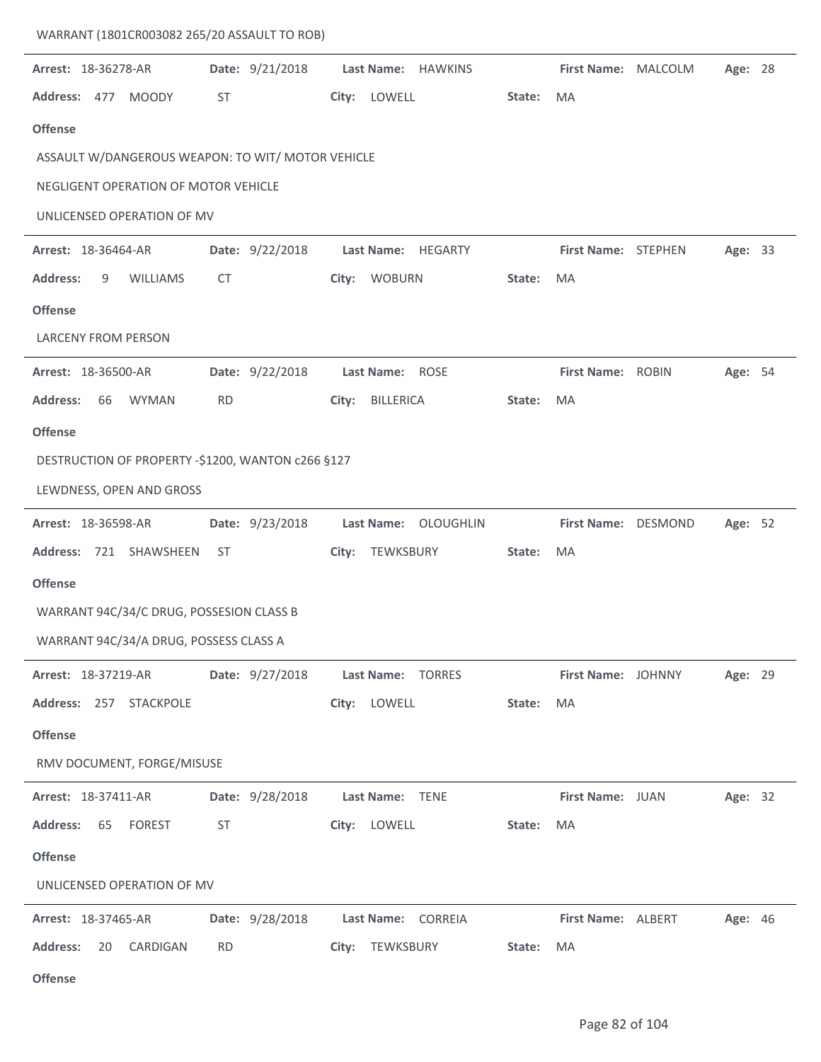WARRANT (1801CR003082 265/20 ASSAULT TO ROB)

---

**Arrest:** 18-36278-AR **Date:** 9/21/2018 **Last Name:** HAWKINS **First Name:** MALCOLM **Age:** 28

**Address:** 477 MOODY ST **City:** LOWELL **State:** MA

**Offense**

ASSAULT W/DANGEROUS WEAPON: TO WIT/ MOTOR VEHICLE

NEGLIGENT OPERATION OF MOTOR VEHICLE

UNLICENSED OPERATION OF MV

---

**Arrest:** 18-36464-AR **Date:** 9/22/2018 **Last Name:** HEGARTY **First Name:** STEPHEN **Age:** 33

**Address:** 9 WILLIAMS CT **City:** WOBURN **State:** MA

**Offense**

LARCENY FROM PERSON

---

**Arrest:** 18-36500-AR **Date:** 9/22/2018 **Last Name:** ROSE **First Name:** ROBIN **Age:** 54

**Address:** 66 WYMAN RD **City:** BILLERICA **State:** MA

**Offense**

DESTRUCTION OF PROPERTY -$1200, WANTON c266 §127

LEWDNESS, OPEN AND GROSS

---

**Arrest:** 18-36598-AR **Date:** 9/23/2018 **Last Name:** OLOUGHLIN **First Name:** DESMOND **Age:** 52

**Address:** 721 SHAWSHEEN ST **City:** TEWKSBURY **State:** MA

**Offense**

WARRANT 94C/34/C DRUG, POSSESION CLASS B

WARRANT 94C/34/A DRUG, POSSESS CLASS A

---

**Arrest:** 18-37219-AR **Date:** 9/27/2018 **Last Name:** TORRES **First Name:** JOHNNY **Age:** 29

**Address:** 257 STACKPOLE **City:** LOWELL **State:** MA

**Offense**

RMV DOCUMENT, FORGE/MISUSE

---

**Arrest:** 18-37411-AR **Date:** 9/28/2018 **Last Name:** TENE **First Name:** JUAN **Age:** 32

**Address:** 65 FOREST ST **City:** LOWELL **State:** MA

**Offense**

UNLICENSED OPERATION OF MV

---

**Arrest:** 18-37465-AR **Date:** 9/28/2018 **Last Name:** CORREIA **First Name:** ALBERT **Age:** 46

**Address:** 20 CARDIGAN RD **City:** TEWKSBURY **State:** MA

**Offense**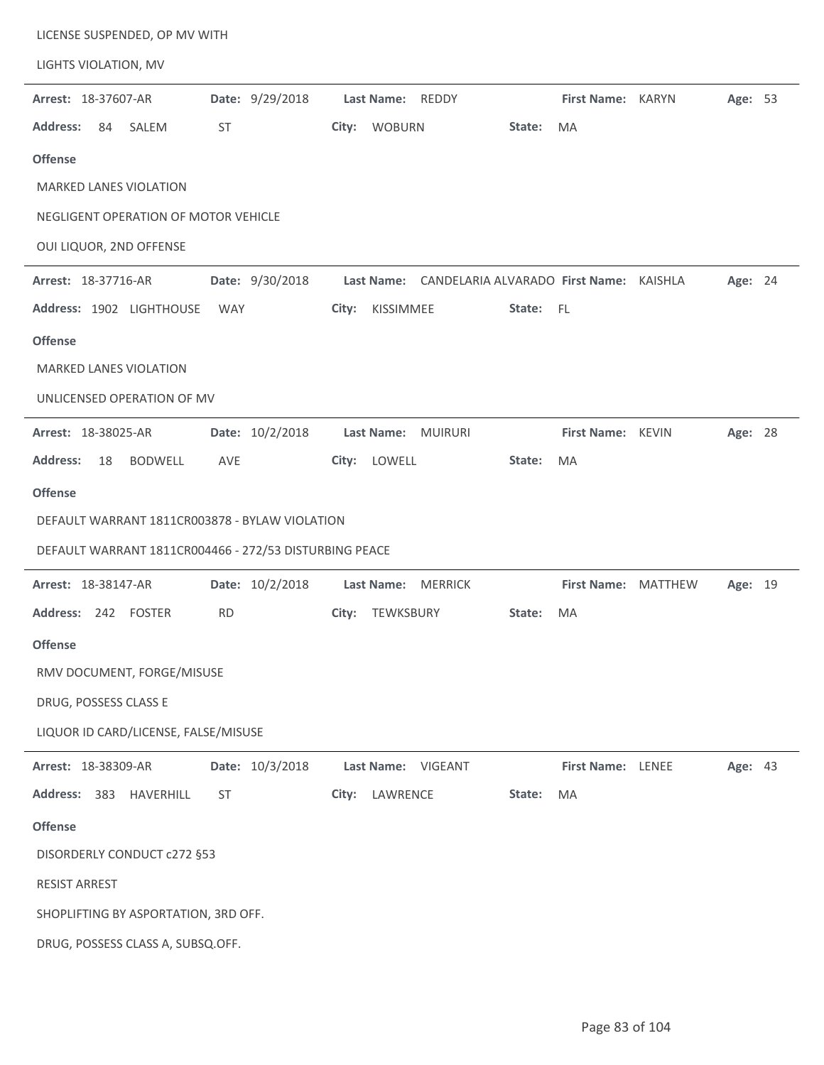LICENSE SUSPENDED, OP MV WITH

LIGHTS VIOLATION, MV

---

**Arrest:** 18-37607-AR **Date:** 9/29/2018 **Last Name:** REDDY **First Name:** KARYN **Age:** 53

**Address:** 84 SALEM ST **City:** WOBURN **State:** MA

**Offense**

MARKED LANES VIOLATION

NEGLIGENT OPERATION OF MOTOR VEHICLE

OUI LIQUOR, 2ND OFFENSE

---

**Arrest:** 18-37716-AR **Date:** 9/30/2018 **Last Name:** CANDELARIA ALVARADO **First Name:** KAISHLA **Age:** 24

**Address:** 1902 LIGHTHOUSE WAY **City:** KISSIMMEE **State:** FL

**Offense**

MARKED LANES VIOLATION

UNLICENSED OPERATION OF MV

---

**Arrest:** 18-38025-AR **Date:** 10/2/2018 **Last Name:** MUIRURI **First Name:** KEVIN **Age:** 28

**Address:** 18 BODWELL AVE **City:** LOWELL **State:** MA

**Offense**

DEFAULT WARRANT 1811CR003878 - BYLAW VIOLATION

DEFAULT WARRANT 1811CR004466 - 272/53 DISTURBING PEACE

---

**Arrest:** 18-38147-AR **Date:** 10/2/2018 **Last Name:** MERRICK **First Name:** MATTHEW **Age:** 19

**Address:** 242 FOSTER RD **City:** TEWKSBURY **State:** MA

**Offense**

RMV DOCUMENT, FORGE/MISUSE

DRUG, POSSESS CLASS E

LIQUOR ID CARD/LICENSE, FALSE/MISUSE

---

**Arrest:** 18-38309-AR **Date:** 10/3/2018 **Last Name:** VIGEANT **First Name:** LENEE **Age:** 43

**Address:** 383 HAVERHILL ST **City:** LAWRENCE **State:** MA

**Offense**

DISORDERLY CONDUCT c272 §53

RESIST ARREST

SHOPLIFTING BY ASPORTATION, 3RD OFF.

DRUG, POSSESS CLASS A, SUBSQ.OFF.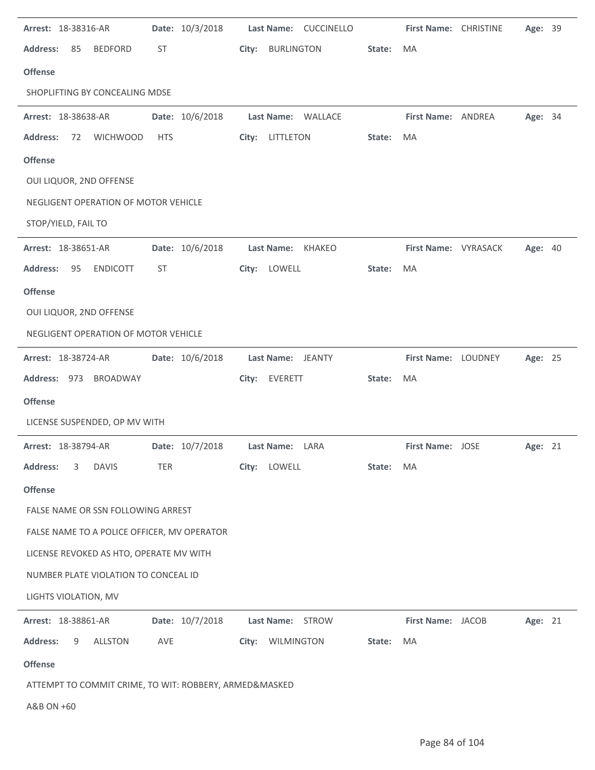**Arrest:** 18-38316-AR **Date:** 10/3/2018 **Last Name:** CUCCINELLO **First Name:** CHRISTINE **Age:** 39

**Address:** 85 BEDFORD ST **City:** BURLINGTON **State:** MA

**Offense**

SHOPLIFTING BY CONCEALING MDSE

---

**Arrest:** 18-38638-AR **Date:** 10/6/2018 **Last Name:** WALLACE **First Name:** ANDREA **Age:** 34

**Address:** 72 WICHWOOD HTS **City:** LITTLETON **State:** MA

**Offense**

OUI LIQUOR, 2ND OFFENSE

NEGLIGENT OPERATION OF MOTOR VEHICLE

STOP/YIELD, FAIL TO

---

**Arrest:** 18-38651-AR **Date:** 10/6/2018 **Last Name:** KHAKEO **First Name:** VYRASACK **Age:** 40

**Address:** 95 ENDICOTT ST **City:** LOWELL **State:** MA

**Offense**

OUI LIQUOR, 2ND OFFENSE

NEGLIGENT OPERATION OF MOTOR VEHICLE

---

**Arrest:** 18-38724-AR **Date:** 10/6/2018 **Last Name:** JEANTY **First Name:** LOUDNEY **Age:** 25

**Address:** 973 BROADWAY **City:** EVERETT **State:** MA

**Offense**

LICENSE SUSPENDED, OP MV WITH

---

**Arrest:** 18-38794-AR **Date:** 10/7/2018 **Last Name:** LARA **First Name:** JOSE **Age:** 21

**Address:** 3 DAVIS TER **City:** LOWELL **State:** MA

**Offense**

FALSE NAME OR SSN FOLLOWING ARREST

FALSE NAME TO A POLICE OFFICER, MV OPERATOR

LICENSE REVOKED AS HTO, OPERATE MV WITH

NUMBER PLATE VIOLATION TO CONCEAL ID

LIGHTS VIOLATION, MV

---

**Arrest:** 18-38861-AR **Date:** 10/7/2018 **Last Name:** STROW **First Name:** JACOB **Age:** 21

**Address:** 9 ALLSTON AVE **City:** WILMINGTON **State:** MA

**Offense**

ATTEMPT TO COMMIT CRIME, TO WIT: ROBBERY, ARMED&MASKED

A&B ON +60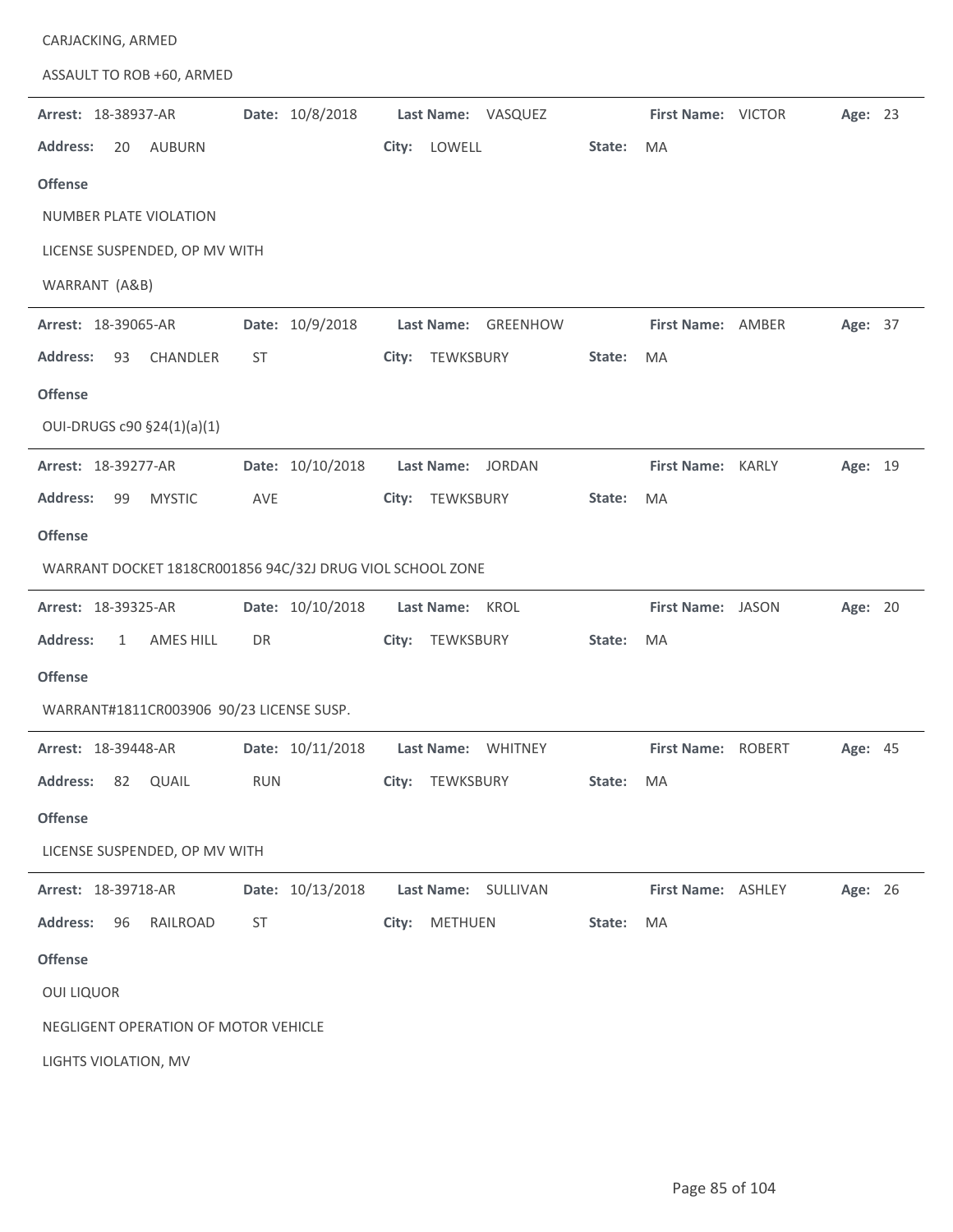CARJACKING, ARMED

ASSAULT TO ROB +60, ARMED

---

**Arrest:** 18-38937-AR **Date:** 10/8/2018 **Last Name:** VASQUEZ **First Name:** VICTOR **Age:** 23

**Address:** 20 AUBURN **City:** LOWELL **State:** MA

**Offense**

NUMBER PLATE VIOLATION

LICENSE SUSPENDED, OP MV WITH

WARRANT (A&B)

---

**Arrest:** 18-39065-AR **Date:** 10/9/2018 **Last Name:** GREENHOW **First Name:** AMBER **Age:** 37

**Address:** 93 CHANDLER ST **City:** TEWKSBURY **State:** MA

**Offense**

OUI-DRUGS c90 §24(1)(a)(1)

---

**Arrest:** 18-39277-AR **Date:** 10/10/2018 **Last Name:** JORDAN **First Name:** KARLY **Age:** 19

**Address:** 99 MYSTIC AVE **City:** TEWKSBURY **State:** MA

**Offense**

WARRANT DOCKET 1818CR001856 94C/32J DRUG VIOL SCHOOL ZONE

---

**Arrest:** 18-39325-AR **Date:** 10/10/2018 **Last Name:** KROL **First Name:** JASON **Age:** 20

**Address:** 1 AMES HILL DR **City:** TEWKSBURY **State:** MA

**Offense**

WARRANT#1811CR003906 90/23 LICENSE SUSP.

---

**Arrest:** 18-39448-AR **Date:** 10/11/2018 **Last Name:** WHITNEY **First Name:** ROBERT **Age:** 45

**Address:** 82 QUAIL RUN **City:** TEWKSBURY **State:** MA

**Offense**

LICENSE SUSPENDED, OP MV WITH

---

**Arrest:** 18-39718-AR **Date:** 10/13/2018 **Last Name:** SULLIVAN **First Name:** ASHLEY **Age:** 26

**Address:** 96 RAILROAD ST **City:** METHUEN **State:** MA

**Offense**

OUI LIQUOR

NEGLIGENT OPERATION OF MOTOR VEHICLE

LIGHTS VIOLATION, MV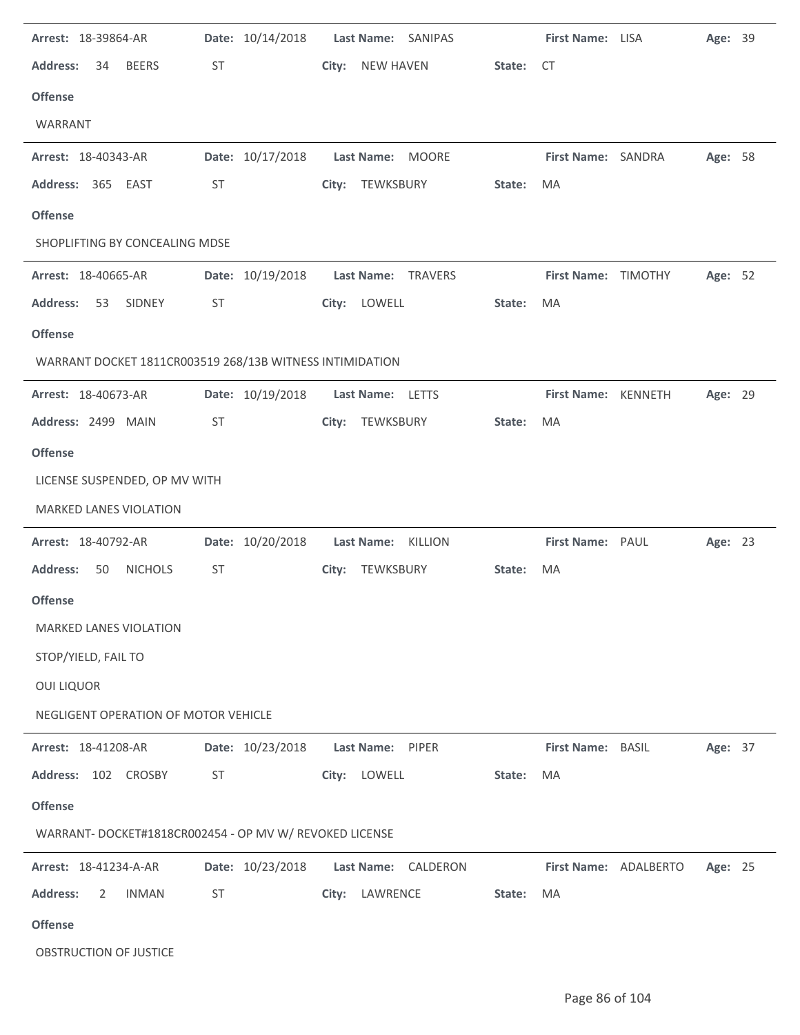**Arrest:** 18-39864-AR **Date:** 10/14/2018 **Last Name:** SANIPAS **First Name:** LISA **Age:** 39

**Address:** 34 BEERS ST **City:** NEW HAVEN **State:** CT

**Offense**

WARRANT

---

**Arrest:** 18-40343-AR **Date:** 10/17/2018 **Last Name:** MOORE **First Name:** SANDRA **Age:** 58

**Address:** 365 EAST ST **City:** TEWKSBURY **State:** MA

**Offense**

SHOPLIFTING BY CONCEALING MDSE

---

**Arrest:** 18-40665-AR **Date:** 10/19/2018 **Last Name:** TRAVERS **First Name:** TIMOTHY **Age:** 52

**Address:** 53 SIDNEY ST **City:** LOWELL **State:** MA

**Offense**

WARRANT DOCKET 1811CR003519 268/13B WITNESS INTIMIDATION

---

**Arrest:** 18-40673-AR **Date:** 10/19/2018 **Last Name:** LETTS **First Name:** KENNETH **Age:** 29

**Address:** 2499 MAIN ST **City:** TEWKSBURY **State:** MA

**Offense**

LICENSE SUSPENDED, OP MV WITH

MARKED LANES VIOLATION

---

**Arrest:** 18-40792-AR **Date:** 10/20/2018 **Last Name:** KILLION **First Name:** PAUL **Age:** 23

**Address:** 50 NICHOLS ST **City:** TEWKSBURY **State:** MA

**Offense**

MARKED LANES VIOLATION

STOP/YIELD, FAIL TO

OUI LIQUOR

NEGLIGENT OPERATION OF MOTOR VEHICLE

---

**Arrest:** 18-41208-AR **Date:** 10/23/2018 **Last Name:** PIPER **First Name:** BASIL **Age:** 37

**Address:** 102 CROSBY ST **City:** LOWELL **State:** MA

**Offense**

WARRANT- DOCKET#1818CR002454 - OP MV W/ REVOKED LICENSE

---

**Arrest:** 18-41234-A-AR **Date:** 10/23/2018 **Last Name:** CALDERON **First Name:** ADALBERTO **Age:** 25

**Address:** 2 INMAN ST **City:** LAWRENCE **State:** MA

**Offense**

OBSTRUCTION OF JUSTICE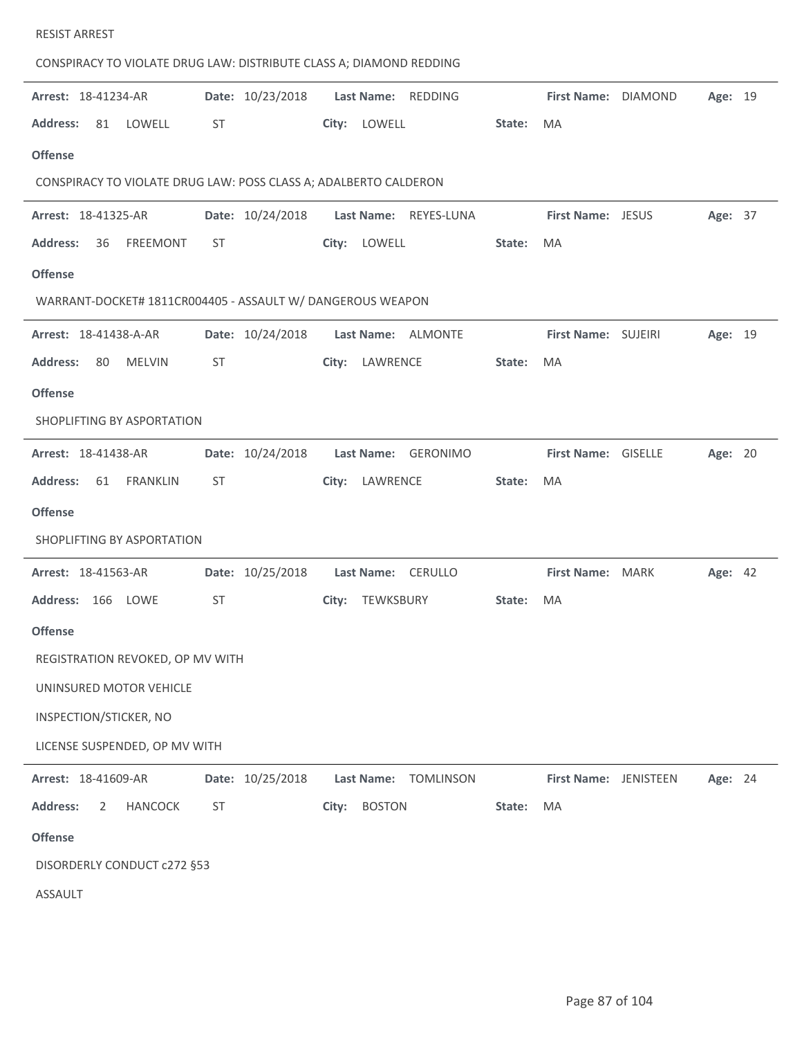RESIST ARREST

CONSPIRACY TO VIOLATE DRUG LAW: DISTRIBUTE CLASS A; DIAMOND REDDING

---

**Arrest:** 18-41234-AR **Date:** 10/23/2018 **Last Name:** REDDING **First Name:** DIAMOND **Age:** 19

**Address:** 81 LOWELL ST **City:** LOWELL **State:** MA

**Offense**

CONSPIRACY TO VIOLATE DRUG LAW: POSS CLASS A; ADALBERTO CALDERON

---

**Arrest:** 18-41325-AR **Date:** 10/24/2018 **Last Name:** REYES-LUNA **First Name:** JESUS **Age:** 37

**Address:** 36 FREEMONT ST **City:** LOWELL **State:** MA

**Offense**

WARRANT-DOCKET# 1811CR004405 - ASSAULT W/ DANGEROUS WEAPON

---

**Arrest:** 18-41438-A-AR **Date:** 10/24/2018 **Last Name:** ALMONTE **First Name:** SUJEIRI **Age:** 19

**Address:** 80 MELVIN ST **City:** LAWRENCE **State:** MA

**Offense**

SHOPLIFTING BY ASPORTATION

---

**Arrest:** 18-41438-AR **Date:** 10/24/2018 **Last Name:** GERONIMO **First Name:** GISELLE **Age:** 20

**Address:** 61 FRANKLIN ST **City:** LAWRENCE **State:** MA

**Offense**

SHOPLIFTING BY ASPORTATION

---

**Arrest:** 18-41563-AR **Date:** 10/25/2018 **Last Name:** CERULLO **First Name:** MARK **Age:** 42

**Address:** 166 LOWE ST **City:** TEWKSBURY **State:** MA

**Offense**

REGISTRATION REVOKED, OP MV WITH

UNINSURED MOTOR VEHICLE

INSPECTION/STICKER, NO

LICENSE SUSPENDED, OP MV WITH

---

**Arrest:** 18-41609-AR **Date:** 10/25/2018 **Last Name:** TOMLINSON **First Name:** JENISTEEN **Age:** 24

**Address:** 2 HANCOCK ST **City:** BOSTON **State:** MA

**Offense**

DISORDERLY CONDUCT c272 §53

ASSAULT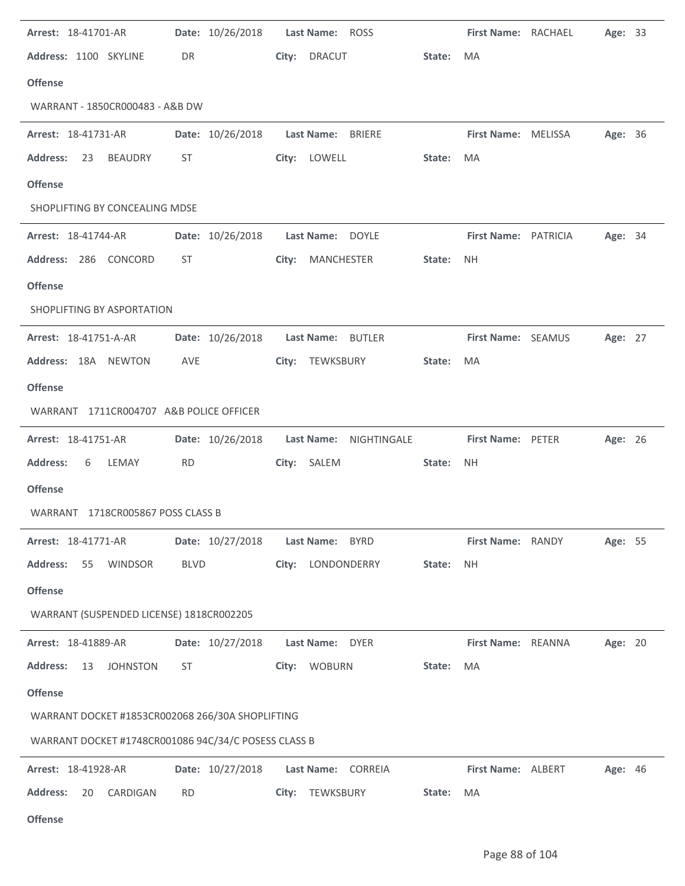**Arrest:** 18-41701-AR **Date:** 10/26/2018 **Last Name:** ROSS **First Name:** RACHAEL **Age:** 33

**Address:** 1100 SKYLINE DR **City:** DRACUT **State:** MA

**Offense**

WARRANT - 1850CR000483 - A&B DW

---

**Arrest:** 18-41731-AR **Date:** 10/26/2018 **Last Name:** BRIERE **First Name:** MELISSA **Age:** 36

**Address:** 23 BEAUDRY ST **City:** LOWELL **State:** MA

**Offense**

SHOPLIFTING BY CONCEALING MDSE

---

**Arrest:** 18-41744-AR **Date:** 10/26/2018 **Last Name:** DOYLE **First Name:** PATRICIA **Age:** 34

**Address:** 286 CONCORD ST **City:** MANCHESTER **State:** NH

**Offense**

SHOPLIFTING BY ASPORTATION

---

**Arrest:** 18-41751-A-AR **Date:** 10/26/2018 **Last Name:** BUTLER **First Name:** SEAMUS **Age:** 27

**Address:** 18A NEWTON AVE **City:** TEWKSBURY **State:** MA

**Offense**

WARRANT 1711CR004707 A&B POLICE OFFICER

---

**Arrest:** 18-41751-AR **Date:** 10/26/2018 **Last Name:** NIGHTINGALE **First Name:** PETER **Age:** 26

**Address:** 6 LEMAY RD **City:** SALEM **State:** NH

**Offense**

WARRANT 1718CR005867 POSS CLASS B

---

**Arrest:** 18-41771-AR **Date:** 10/27/2018 **Last Name:** BYRD **First Name:** RANDY **Age:** 55

**Address:** 55 WINDSOR BLVD **City:** LONDONDERRY **State:** NH

**Offense**

WARRANT (SUSPENDED LICENSE) 1818CR002205

---

**Arrest:** 18-41889-AR **Date:** 10/27/2018 **Last Name:** DYER **First Name:** REANNA **Age:** 20

**Address:** 13 JOHNSTON ST **City:** WOBURN **State:** MA

**Offense**

WARRANT DOCKET #1853CR002068 266/30A SHOPLIFTING

WARRANT DOCKET #1748CR001086 94C/34/C POSESS CLASS B

---

**Arrest:** 18-41928-AR **Date:** 10/27/2018 **Last Name:** CORREIA **First Name:** ALBERT **Age:** 46

**Address:** 20 CARDIGAN RD **City:** TEWKSBURY **State:** MA

**Offense**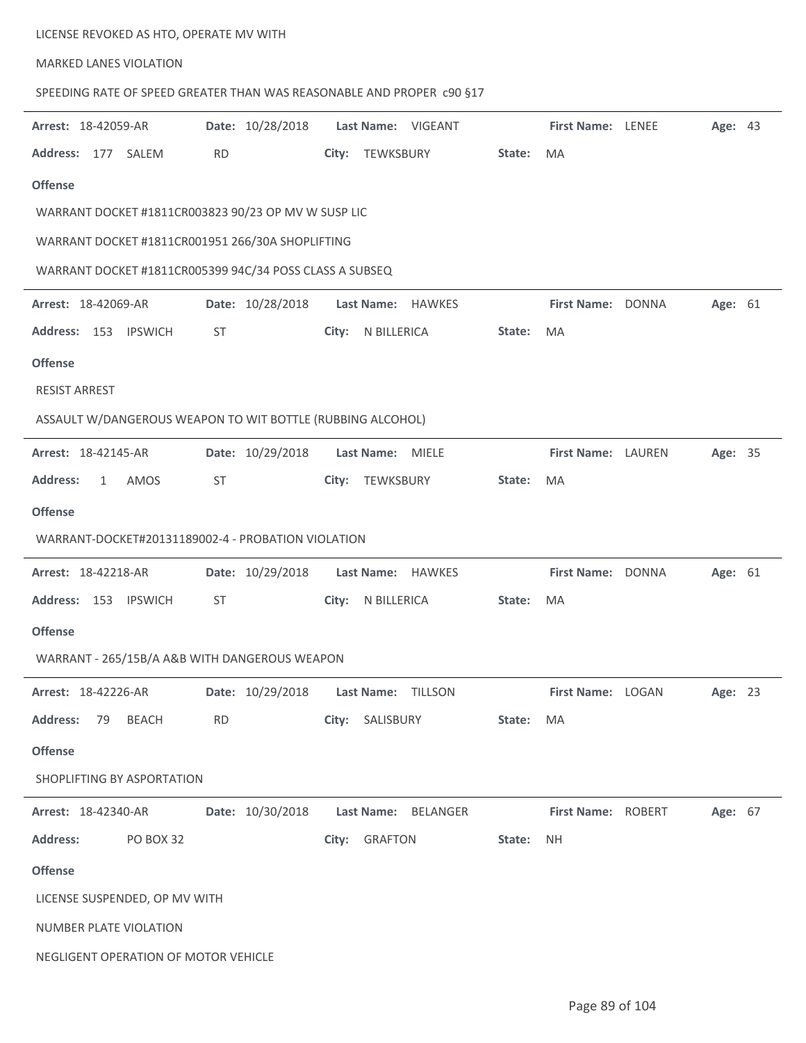LICENSE REVOKED AS HTO, OPERATE MV WITH

MARKED LANES VIOLATION

SPEEDING RATE OF SPEED GREATER THAN WAS REASONABLE AND PROPER c90 §17

---

**Arrest:** 18-42059-AR **Date:** 10/28/2018 **Last Name:** VIGEANT **First Name:** LENEE **Age:** 43

**Address:** 177 SALEM RD **City:** TEWKSBURY **State:** MA

**Offense**

WARRANT DOCKET #1811CR003823 90/23 OP MV W SUSP LIC

WARRANT DOCKET #1811CR001951 266/30A SHOPLIFTING

WARRANT DOCKET #1811CR005399 94C/34 POSS CLASS A SUBSEQ

---

**Arrest:** 18-42069-AR **Date:** 10/28/2018 **Last Name:** HAWKES **First Name:** DONNA **Age:** 61

**Address:** 153 IPSWICH ST **City:** N BILLERICA **State:** MA

**Offense**

RESIST ARREST

ASSAULT W/DANGEROUS WEAPON TO WIT BOTTLE (RUBBING ALCOHOL)

---

**Arrest:** 18-42145-AR **Date:** 10/29/2018 **Last Name:** MIELE **First Name:** LAUREN **Age:** 35

**Address:** 1 AMOS ST **City:** TEWKSBURY **State:** MA

**Offense**

WARRANT-DOCKET#20131189002-4 - PROBATION VIOLATION

---

**Arrest:** 18-42218-AR **Date:** 10/29/2018 **Last Name:** HAWKES **First Name:** DONNA **Age:** 61

**Address:** 153 IPSWICH ST **City:** N BILLERICA **State:** MA

**Offense**

WARRANT - 265/15B/A A&B WITH DANGEROUS WEAPON

---

**Arrest:** 18-42226-AR **Date:** 10/29/2018 **Last Name:** TILLSON **First Name:** LOGAN **Age:** 23

**Address:** 79 BEACH RD **City:** SALISBURY **State:** MA

**Offense**

SHOPLIFTING BY ASPORTATION

---

**Arrest:** 18-42340-AR **Date:** 10/30/2018 **Last Name:** BELANGER **First Name:** ROBERT **Age:** 67

**Address:** PO BOX 32 **City:** GRAFTON **State:** NH

**Offense**

LICENSE SUSPENDED, OP MV WITH

NUMBER PLATE VIOLATION

NEGLIGENT OPERATION OF MOTOR VEHICLE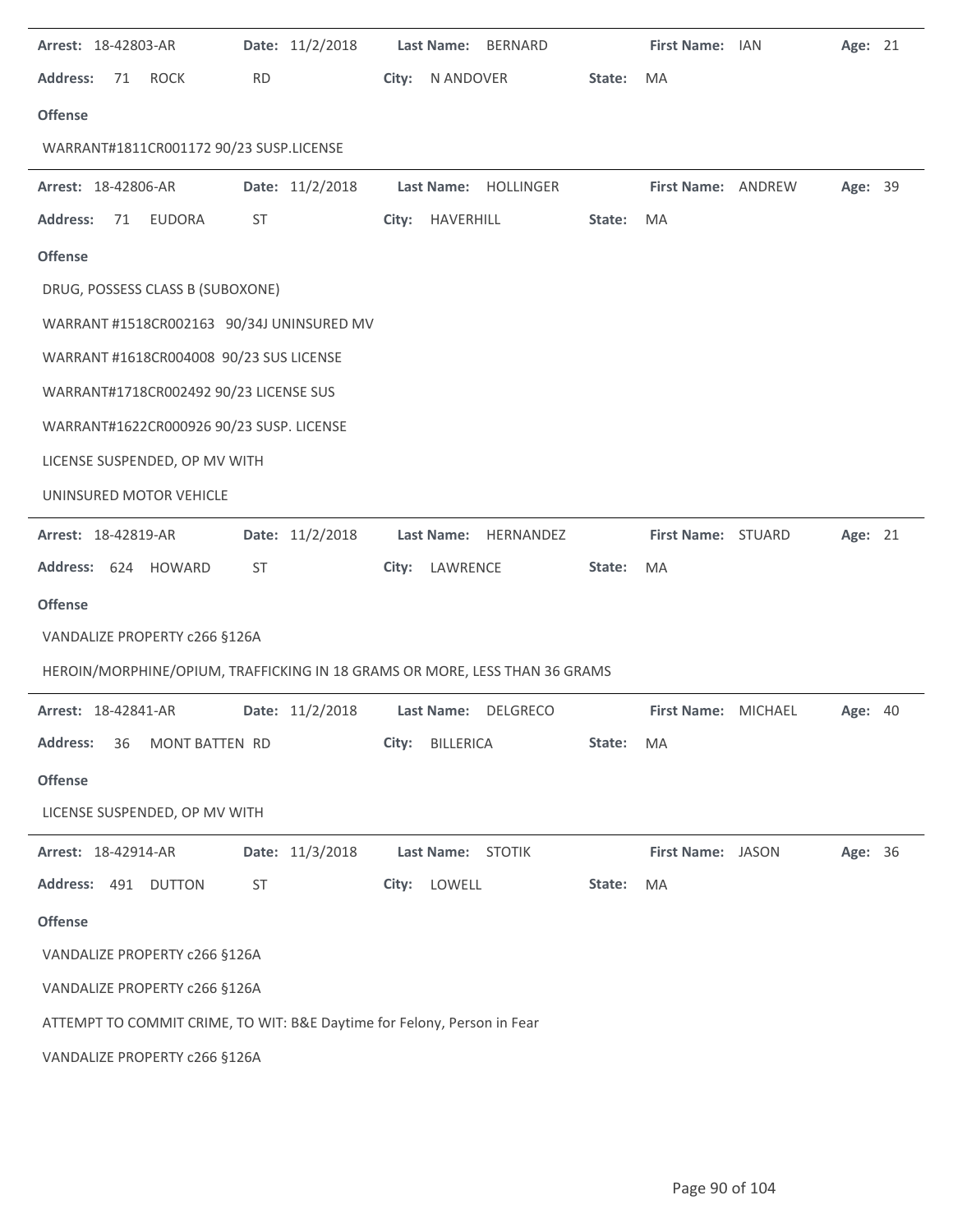**Arrest:** 18-42803-AR **Date:** 11/2/2018 **Last Name:** BERNARD **First Name:** IAN **Age:** 21

**Address:** 71 ROCK RD **City:** N ANDOVER **State:** MA

**Offense**

WARRANT#1811CR001172 90/23 SUSP.LICENSE

---

**Arrest:** 18-42806-AR **Date:** 11/2/2018 **Last Name:** HOLLINGER **First Name:** ANDREW **Age:** 39

**Address:** 71 EUDORA ST **City:** HAVERHILL **State:** MA

**Offense**

DRUG, POSSESS CLASS B (SUBOXONE)

WARRANT #1518CR002163 90/34J UNINSURED MV

WARRANT #1618CR004008 90/23 SUS LICENSE

WARRANT#1718CR002492 90/23 LICENSE SUS

WARRANT#1622CR000926 90/23 SUSP. LICENSE

LICENSE SUSPENDED, OP MV WITH

UNINSURED MOTOR VEHICLE

---

**Arrest:** 18-42819-AR **Date:** 11/2/2018 **Last Name:** HERNANDEZ **First Name:** STUARD **Age:** 21

**Address:** 624 HOWARD ST **City:** LAWRENCE **State:** MA

**Offense**

VANDALIZE PROPERTY c266 §126A

HEROIN/MORPHINE/OPIUM, TRAFFICKING IN 18 GRAMS OR MORE, LESS THAN 36 GRAMS

---

**Arrest:** 18-42841-AR **Date:** 11/2/2018 **Last Name:** DELGRECO **First Name:** MICHAEL **Age:** 40

**Address:** 36 MONT BATTEN RD **City:** BILLERICA **State:** MA

**Offense**

LICENSE SUSPENDED, OP MV WITH

---

**Arrest:** 18-42914-AR **Date:** 11/3/2018 **Last Name:** STOTIK **First Name:** JASON **Age:** 36

**Address:** 491 DUTTON ST **City:** LOWELL **State:** MA

**Offense**

VANDALIZE PROPERTY c266 §126A

VANDALIZE PROPERTY c266 §126A

ATTEMPT TO COMMIT CRIME, TO WIT: B&E Daytime for Felony, Person in Fear

VANDALIZE PROPERTY c266 §126A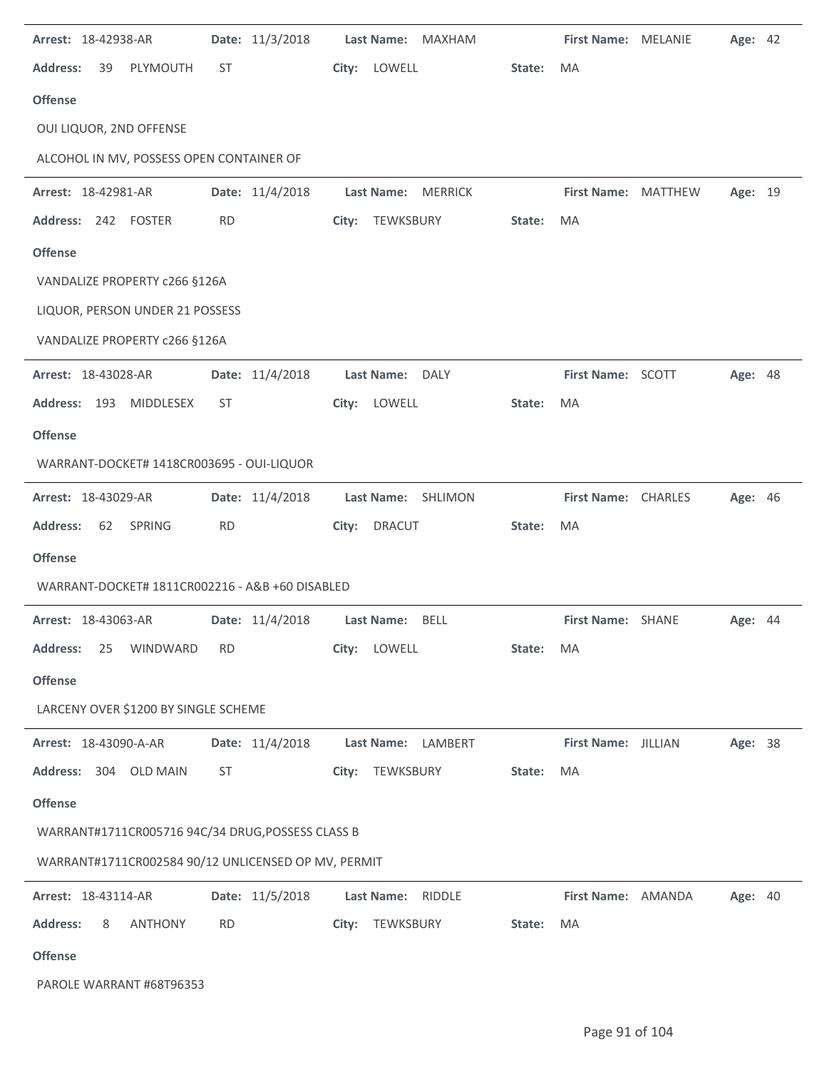**Arrest:** 18-42938-AR **Date:** 11/3/2018 **Last Name:** MAXHAM **First Name:** MELANIE **Age:** 42

**Address:** 39 PLYMOUTH ST **City:** LOWELL **State:** MA

**Offense**

OUI LIQUOR, 2ND OFFENSE

ALCOHOL IN MV, POSSESS OPEN CONTAINER OF

---

**Arrest:** 18-42981-AR **Date:** 11/4/2018 **Last Name:** MERRICK **First Name:** MATTHEW **Age:** 19

**Address:** 242 FOSTER RD **City:** TEWKSBURY **State:** MA

**Offense**

VANDALIZE PROPERTY c266 §126A

LIQUOR, PERSON UNDER 21 POSSESS

VANDALIZE PROPERTY c266 §126A

---

**Arrest:** 18-43028-AR **Date:** 11/4/2018 **Last Name:** DALY **First Name:** SCOTT **Age:** 48

**Address:** 193 MIDDLESEX ST **City:** LOWELL **State:** MA

**Offense**

WARRANT-DOCKET# 1418CR003695 - OUI-LIQUOR

---

**Arrest:** 18-43029-AR **Date:** 11/4/2018 **Last Name:** SHLIMON **First Name:** CHARLES **Age:** 46

**Address:** 62 SPRING RD **City:** DRACUT **State:** MA

**Offense**

WARRANT-DOCKET# 1811CR002216 - A&B +60 DISABLED

---

**Arrest:** 18-43063-AR **Date:** 11/4/2018 **Last Name:** BELL **First Name:** SHANE **Age:** 44

**Address:** 25 WINDWARD RD **City:** LOWELL **State:** MA

**Offense**

LARCENY OVER $1200 BY SINGLE SCHEME

---

**Arrest:** 18-43090-A-AR **Date:** 11/4/2018 **Last Name:** LAMBERT **First Name:** JILLIAN **Age:** 38

**Address:** 304 OLD MAIN ST **City:** TEWKSBURY **State:** MA

**Offense**

WARRANT#1711CR005716 94C/34 DRUG,POSSESS CLASS B

WARRANT#1711CR002584 90/12 UNLICENSED OP MV, PERMIT

---

**Arrest:** 18-43114-AR **Date:** 11/5/2018 **Last Name:** RIDDLE **First Name:** AMANDA **Age:** 40

**Address:** 8 ANTHONY RD **City:** TEWKSBURY **State:** MA

**Offense**

PAROLE WARRANT #68T96353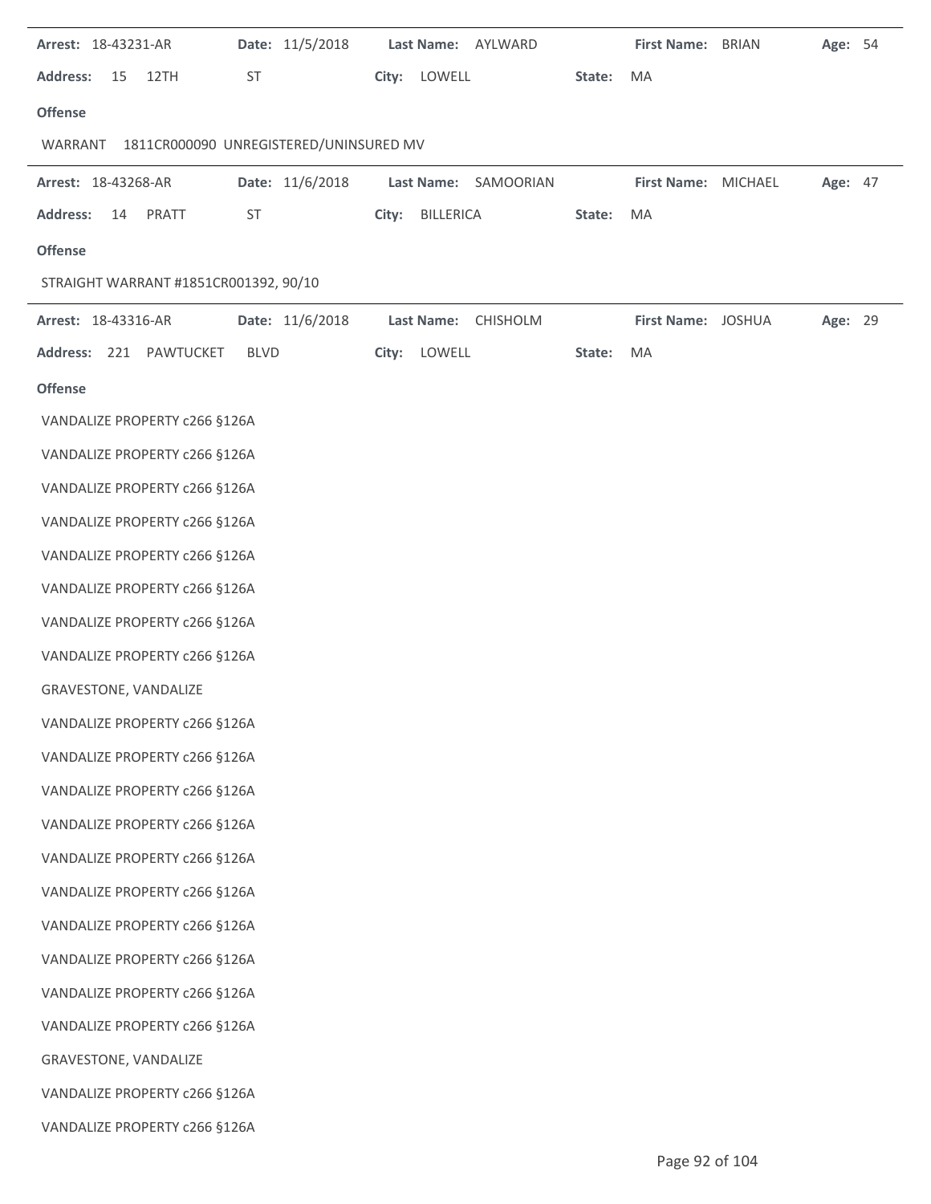**Arrest:** 18-43231-AR **Date:** 11/5/2018 **Last Name:** AYLWARD **First Name:** BRIAN **Age:** 54

**Address:** 15 12TH ST **City:** LOWELL **State:** MA

**Offense**

WARRANT 1811CR000090 UNREGISTERED/UNINSURED MV

---

**Arrest:** 18-43268-AR **Date:** 11/6/2018 **Last Name:** SAMOORIAN **First Name:** MICHAEL **Age:** 47

**Address:** 14 PRATT ST **City:** BILLERICA **State:** MA

**Offense**

STRAIGHT WARRANT #1851CR001392, 90/10

---

**Arrest:** 18-43316-AR **Date:** 11/6/2018 **Last Name:** CHISHOLM **First Name:** JOSHUA **Age:** 29

**Address:** 221 PAWTUCKET BLVD **City:** LOWELL **State:** MA

**Offense**

VANDALIZE PROPERTY c266 §126A

VANDALIZE PROPERTY c266 §126A

VANDALIZE PROPERTY c266 §126A

VANDALIZE PROPERTY c266 §126A

VANDALIZE PROPERTY c266 §126A

VANDALIZE PROPERTY c266 §126A

VANDALIZE PROPERTY c266 §126A

VANDALIZE PROPERTY c266 §126A

GRAVESTONE, VANDALIZE

VANDALIZE PROPERTY c266 §126A

VANDALIZE PROPERTY c266 §126A

VANDALIZE PROPERTY c266 §126A

VANDALIZE PROPERTY c266 §126A

VANDALIZE PROPERTY c266 §126A

VANDALIZE PROPERTY c266 §126A

VANDALIZE PROPERTY c266 §126A

VANDALIZE PROPERTY c266 §126A

VANDALIZE PROPERTY c266 §126A

VANDALIZE PROPERTY c266 §126A

GRAVESTONE, VANDALIZE

VANDALIZE PROPERTY c266 §126A

VANDALIZE PROPERTY c266 §126A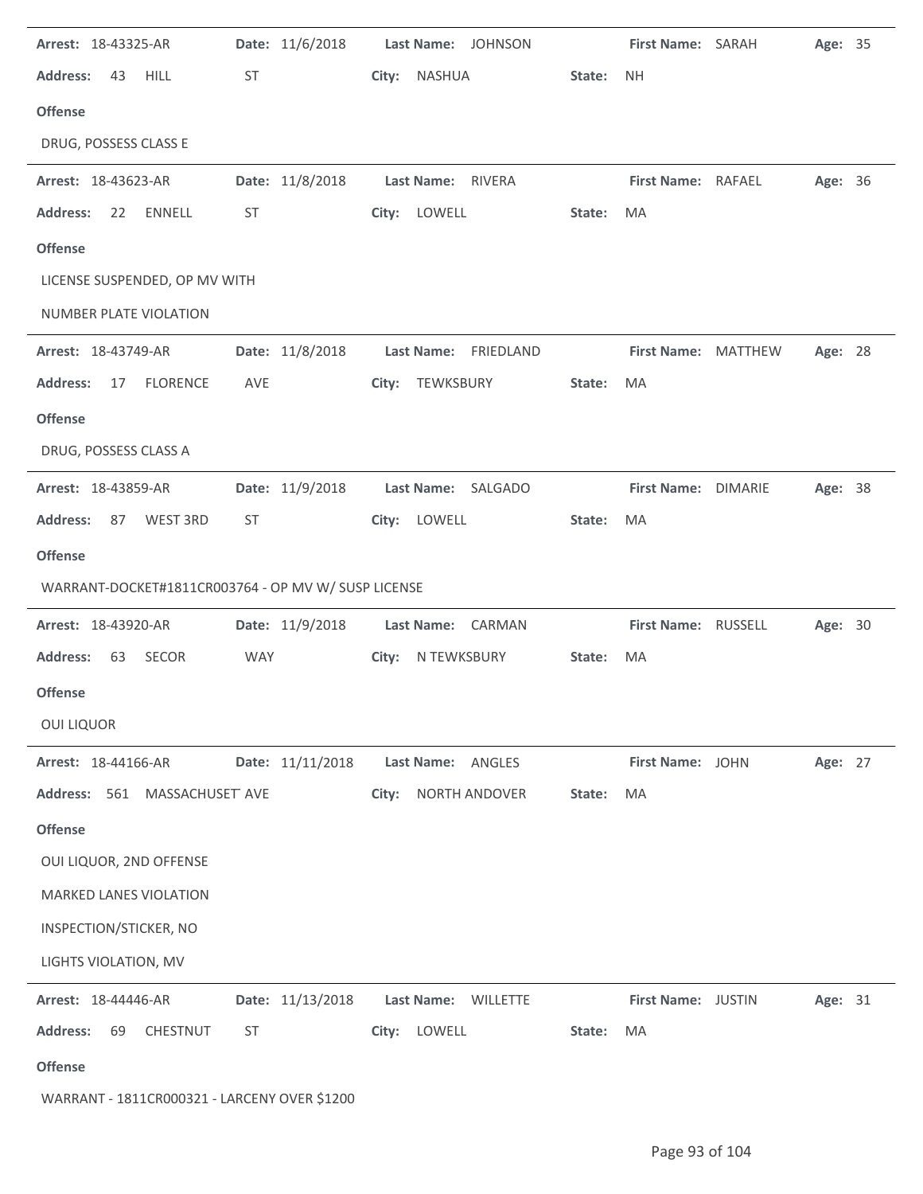**Arrest:** 18-43325-AR **Date:** 11/6/2018 **Last Name:** JOHNSON **First Name:** SARAH **Age:** 35

**Address:** 43 HILL ST **City:** NASHUA **State:** NH

**Offense**

DRUG, POSSESS CLASS E

---

**Arrest:** 18-43623-AR **Date:** 11/8/2018 **Last Name:** RIVERA **First Name:** RAFAEL **Age:** 36

**Address:** 22 ENNELL ST **City:** LOWELL **State:** MA

**Offense**

LICENSE SUSPENDED, OP MV WITH

NUMBER PLATE VIOLATION

---

**Arrest:** 18-43749-AR **Date:** 11/8/2018 **Last Name:** FRIEDLAND **First Name:** MATTHEW **Age:** 28

**Address:** 17 FLORENCE AVE **City:** TEWKSBURY **State:** MA

**Offense**

DRUG, POSSESS CLASS A

---

**Arrest:** 18-43859-AR **Date:** 11/9/2018 **Last Name:** SALGADO **First Name:** DIMARIE **Age:** 38

**Address:** 87 WEST 3RD ST **City:** LOWELL **State:** MA

**Offense**

WARRANT-DOCKET#1811CR003764 - OP MV W/ SUSP LICENSE

---

**Arrest:** 18-43920-AR **Date:** 11/9/2018 **Last Name:** CARMAN **First Name:** RUSSELL **Age:** 30

**Address:** 63 SECOR WAY **City:** N TEWKSBURY **State:** MA

**Offense**

OUI LIQUOR

---

**Arrest:** 18-44166-AR **Date:** 11/11/2018 **Last Name:** ANGLES **First Name:** JOHN **Age:** 27

**Address:** 561 MASSACHUSETT AVE **City:** NORTH ANDOVER **State:** MA

**Offense**

OUI LIQUOR, 2ND OFFENSE

MARKED LANES VIOLATION

INSPECTION/STICKER, NO

LIGHTS VIOLATION, MV

---

**Arrest:** 18-44446-AR **Date:** 11/13/2018 **Last Name:** WILLETTE **First Name:** JUSTIN **Age:** 31

**Address:** 69 CHESTNUT ST **City:** LOWELL **State:** MA

**Offense**

WARRANT - 1811CR000321 - LARCENY OVER $1200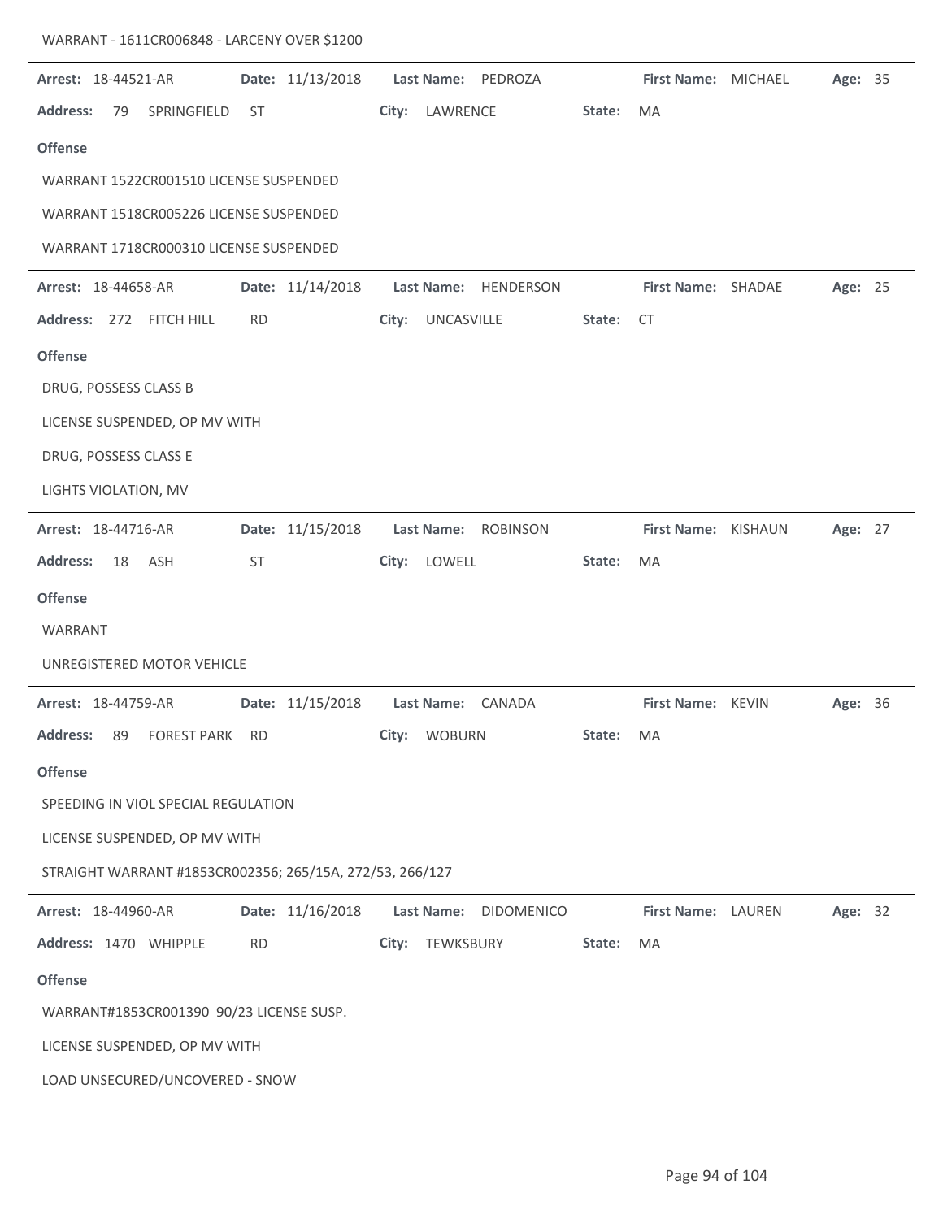WARRANT - 1611CR006848 - LARCENY OVER $1200

---

**Arrest:** 18-44521-AR **Date:** 11/13/2018 **Last Name:** PEDROZA **First Name:** MICHAEL **Age:** 35

**Address:** 79 SPRINGFIELD ST **City:** LAWRENCE **State:** MA

**Offense**

WARRANT 1522CR001510 LICENSE SUSPENDED

WARRANT 1518CR005226 LICENSE SUSPENDED

WARRANT 1718CR000310 LICENSE SUSPENDED

---

**Arrest:** 18-44658-AR **Date:** 11/14/2018 **Last Name:** HENDERSON **First Name:** SHADAE **Age:** 25

**Address:** 272 FITCH HILL RD **City:** UNCASVILLE **State:** CT

**Offense**

DRUG, POSSESS CLASS B

LICENSE SUSPENDED, OP MV WITH

DRUG, POSSESS CLASS E

LIGHTS VIOLATION, MV

---

**Arrest:** 18-44716-AR **Date:** 11/15/2018 **Last Name:** ROBINSON **First Name:** KISHAUN **Age:** 27

**Address:** 18 ASH ST **City:** LOWELL **State:** MA

**Offense**

WARRANT

UNREGISTERED MOTOR VEHICLE

---

**Arrest:** 18-44759-AR **Date:** 11/15/2018 **Last Name:** CANADA **First Name:** KEVIN **Age:** 36

**Address:** 89 FOREST PARK RD **City:** WOBURN **State:** MA

**Offense**

SPEEDING IN VIOL SPECIAL REGULATION

LICENSE SUSPENDED, OP MV WITH

STRAIGHT WARRANT #1853CR002356; 265/15A, 272/53, 266/127

---

**Arrest:** 18-44960-AR **Date:** 11/16/2018 **Last Name:** DIDOMENICO **First Name:** LAUREN **Age:** 32

**Address:** 1470 WHIPPLE RD **City:** TEWKSBURY **State:** MA

**Offense**

WARRANT#1853CR001390 90/23 LICENSE SUSP.

LICENSE SUSPENDED, OP MV WITH

LOAD UNSECURED/UNCOVERED - SNOW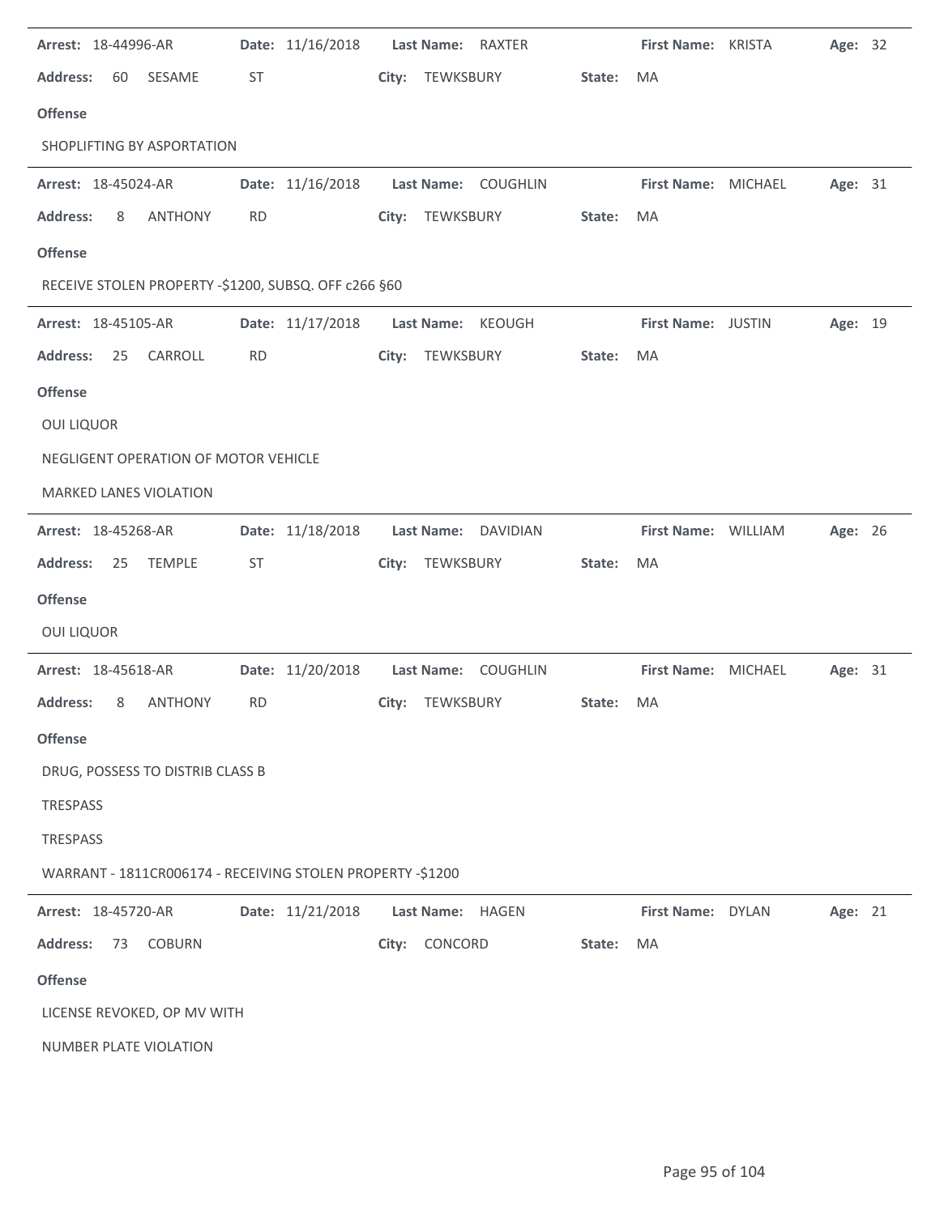**Arrest:** 18-44996-AR **Date:** 11/16/2018 **Last Name:** RAXTER **First Name:** KRISTA **Age:** 32

**Address:** 60 SESAME ST **City:** TEWKSBURY **State:** MA

**Offense**

SHOPLIFTING BY ASPORTATION

---

**Arrest:** 18-45024-AR **Date:** 11/16/2018 **Last Name:** COUGHLIN **First Name:** MICHAEL **Age:** 31

**Address:** 8 ANTHONY RD **City:** TEWKSBURY **State:** MA

**Offense**

RECEIVE STOLEN PROPERTY -$1200, SUBSQ. OFF c266 §60

---

**Arrest:** 18-45105-AR **Date:** 11/17/2018 **Last Name:** KEOUGH **First Name:** JUSTIN **Age:** 19

**Address:** 25 CARROLL RD **City:** TEWKSBURY **State:** MA

**Offense**

OUI LIQUOR

NEGLIGENT OPERATION OF MOTOR VEHICLE

MARKED LANES VIOLATION

---

**Arrest:** 18-45268-AR **Date:** 11/18/2018 **Last Name:** DAVIDIAN **First Name:** WILLIAM **Age:** 26

**Address:** 25 TEMPLE ST **City:** TEWKSBURY **State:** MA

**Offense**

OUI LIQUOR

---

**Arrest:** 18-45618-AR **Date:** 11/20/2018 **Last Name:** COUGHLIN **First Name:** MICHAEL **Age:** 31

**Address:** 8 ANTHONY RD **City:** TEWKSBURY **State:** MA

**Offense**

DRUG, POSSESS TO DISTRIB CLASS B

TRESPASS

TRESPASS

WARRANT - 1811CR006174 - RECEIVING STOLEN PROPERTY -$1200

---

**Arrest:** 18-45720-AR **Date:** 11/21/2018 **Last Name:** HAGEN **First Name:** DYLAN **Age:** 21

**Address:** 73 COBURN **City:** CONCORD **State:** MA

**Offense**

LICENSE REVOKED, OP MV WITH

NUMBER PLATE VIOLATION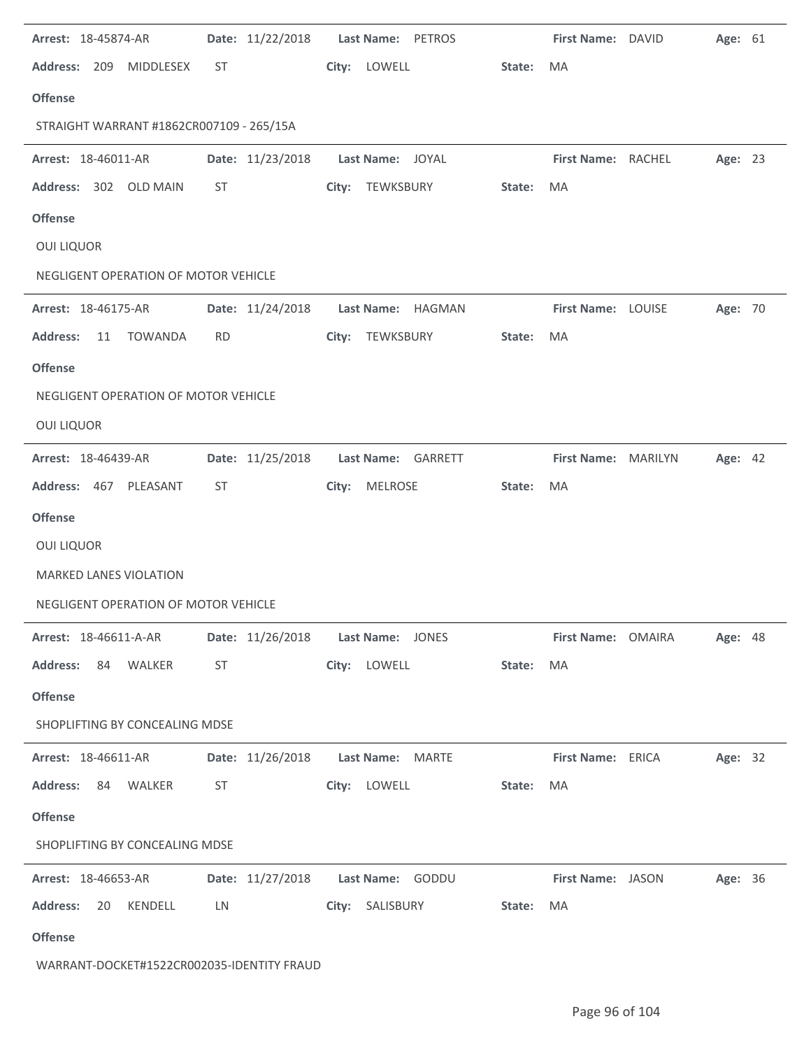**Arrest:** 18-45874-AR **Date:** 11/22/2018 **Last Name:** PETROS **First Name:** DAVID **Age:** 61

**Address:** 209 MIDDLESEX ST **City:** LOWELL **State:** MA

**Offense**

STRAIGHT WARRANT #1862CR007109 - 265/15A

---

**Arrest:** 18-46011-AR **Date:** 11/23/2018 **Last Name:** JOYAL **First Name:** RACHEL **Age:** 23

**Address:** 302 OLD MAIN ST **City:** TEWKSBURY **State:** MA

**Offense**

OUI LIQUOR

NEGLIGENT OPERATION OF MOTOR VEHICLE

---

**Arrest:** 18-46175-AR **Date:** 11/24/2018 **Last Name:** HAGMAN **First Name:** LOUISE **Age:** 70

**Address:** 11 TOWANDA RD **City:** TEWKSBURY **State:** MA

**Offense**

NEGLIGENT OPERATION OF MOTOR VEHICLE

OUI LIQUOR

---

**Arrest:** 18-46439-AR **Date:** 11/25/2018 **Last Name:** GARRETT **First Name:** MARILYN **Age:** 42

**Address:** 467 PLEASANT ST **City:** MELROSE **State:** MA

**Offense**

OUI LIQUOR

MARKED LANES VIOLATION

NEGLIGENT OPERATION OF MOTOR VEHICLE

---

**Arrest:** 18-46611-A-AR **Date:** 11/26/2018 **Last Name:** JONES **First Name:** OMAIRA **Age:** 48

**Address:** 84 WALKER ST **City:** LOWELL **State:** MA

**Offense**

SHOPLIFTING BY CONCEALING MDSE

---

**Arrest:** 18-46611-AR **Date:** 11/26/2018 **Last Name:** MARTE **First Name:** ERICA **Age:** 32

**Address:** 84 WALKER ST **City:** LOWELL **State:** MA

**Offense**

SHOPLIFTING BY CONCEALING MDSE

---

**Arrest:** 18-46653-AR **Date:** 11/27/2018 **Last Name:** GODDU **First Name:** JASON **Age:** 36

**Address:** 20 KENDELL LN **City:** SALISBURY **State:** MA

**Offense**

WARRANT-DOCKET#1522CR002035-IDENTITY FRAUD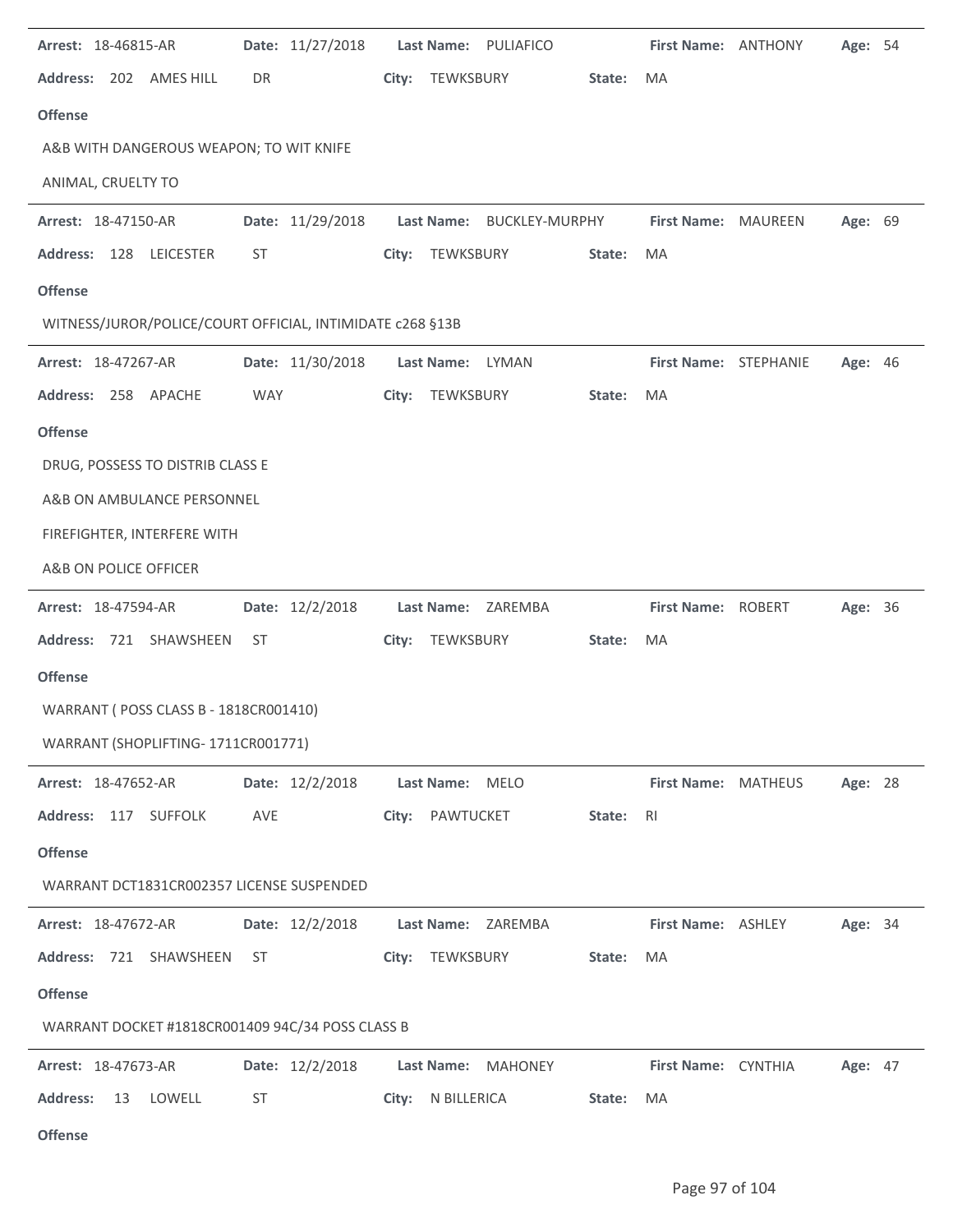**Arrest:** 18-46815-AR **Date:** 11/27/2018 **Last Name:** PULIAFICO **First Name:** ANTHONY **Age:** 54

**Address:** 202 AMES HILL DR **City:** TEWKSBURY **State:** MA

**Offense**

A&B WITH DANGEROUS WEAPON; TO WIT KNIFE

ANIMAL, CRUELTY TO

---

**Arrest:** 18-47150-AR **Date:** 11/29/2018 **Last Name:** BUCKLEY-MURPHY **First Name:** MAUREEN **Age:** 69

**Address:** 128 LEICESTER ST **City:** TEWKSBURY **State:** MA

**Offense**

WITNESS/JUROR/POLICE/COURT OFFICIAL, INTIMIDATE c268 §13B

---

**Arrest:** 18-47267-AR **Date:** 11/30/2018 **Last Name:** LYMAN **First Name:** STEPHANIE **Age:** 46

**Address:** 258 APACHE WAY **City:** TEWKSBURY **State:** MA

**Offense**

DRUG, POSSESS TO DISTRIB CLASS E

A&B ON AMBULANCE PERSONNEL

FIREFIGHTER, INTERFERE WITH

A&B ON POLICE OFFICER

---

**Arrest:** 18-47594-AR **Date:** 12/2/2018 **Last Name:** ZAREMBA **First Name:** ROBERT **Age:** 36

**Address:** 721 SHAWSHEEN ST **City:** TEWKSBURY **State:** MA

**Offense**

WARRANT ( POSS CLASS B - 1818CR001410)

WARRANT (SHOPLIFTING- 1711CR001771)

---

**Arrest:** 18-47652-AR **Date:** 12/2/2018 **Last Name:** MELO **First Name:** MATHEUS **Age:** 28

**Address:** 117 SUFFOLK AVE **City:** PAWTUCKET **State:** RI

**Offense**

WARRANT DCT1831CR002357 LICENSE SUSPENDED

---

**Arrest:** 18-47672-AR **Date:** 12/2/2018 **Last Name:** ZAREMBA **First Name:** ASHLEY **Age:** 34

**Address:** 721 SHAWSHEEN ST **City:** TEWKSBURY **State:** MA

**Offense**

WARRANT DOCKET #1818CR001409 94C/34 POSS CLASS B

---

**Arrest:** 18-47673-AR **Date:** 12/2/2018 **Last Name:** MAHONEY **First Name:** CYNTHIA **Age:** 47

**Address:** 13 LOWELL ST **City:** N BILLERICA **State:** MA

**Offense**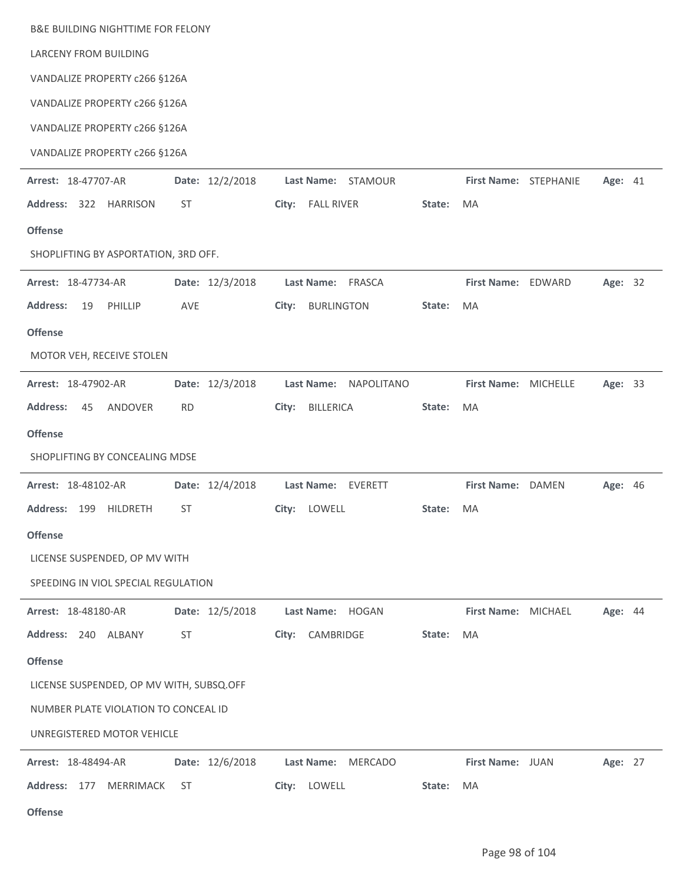B&E BUILDING NIGHTTIME FOR FELONY

LARCENY FROM BUILDING

VANDALIZE PROPERTY c266 §126A

VANDALIZE PROPERTY c266 §126A

VANDALIZE PROPERTY c266 §126A

VANDALIZE PROPERTY c266 §126A

---

**Arrest:** 18-47707-AR **Date:** 12/2/2018 **Last Name:** STAMOUR **First Name:** STEPHANIE **Age:** 41

**Address:** 322 HARRISON ST **City:** FALL RIVER **State:** MA

**Offense**

SHOPLIFTING BY ASPORTATION, 3RD OFF.

---

**Arrest:** 18-47734-AR **Date:** 12/3/2018 **Last Name:** FRASCA **First Name:** EDWARD **Age:** 32

**Address:** 19 PHILLIP AVE **City:** BURLINGTON **State:** MA

**Offense**

MOTOR VEH, RECEIVE STOLEN

---

**Arrest:** 18-47902-AR **Date:** 12/3/2018 **Last Name:** NAPOLITANO **First Name:** MICHELLE **Age:** 33

**Address:** 45 ANDOVER RD **City:** BILLERICA **State:** MA

**Offense**

SHOPLIFTING BY CONCEALING MDSE

---

**Arrest:** 18-48102-AR **Date:** 12/4/2018 **Last Name:** EVERETT **First Name:** DAMEN **Age:** 46

**Address:** 199 HILDRETH ST **City:** LOWELL **State:** MA

**Offense**

LICENSE SUSPENDED, OP MV WITH

SPEEDING IN VIOL SPECIAL REGULATION

---

**Arrest:** 18-48180-AR **Date:** 12/5/2018 **Last Name:** HOGAN **First Name:** MICHAEL **Age:** 44

**Address:** 240 ALBANY ST **City:** CAMBRIDGE **State:** MA

**Offense**

LICENSE SUSPENDED, OP MV WITH, SUBSQ.OFF

NUMBER PLATE VIOLATION TO CONCEAL ID

UNREGISTERED MOTOR VEHICLE

---

**Arrest:** 18-48494-AR **Date:** 12/6/2018 **Last Name:** MERCADO **First Name:** JUAN **Age:** 27

**Address:** 177 MERRIMACK ST **City:** LOWELL **State:** MA

**Offense**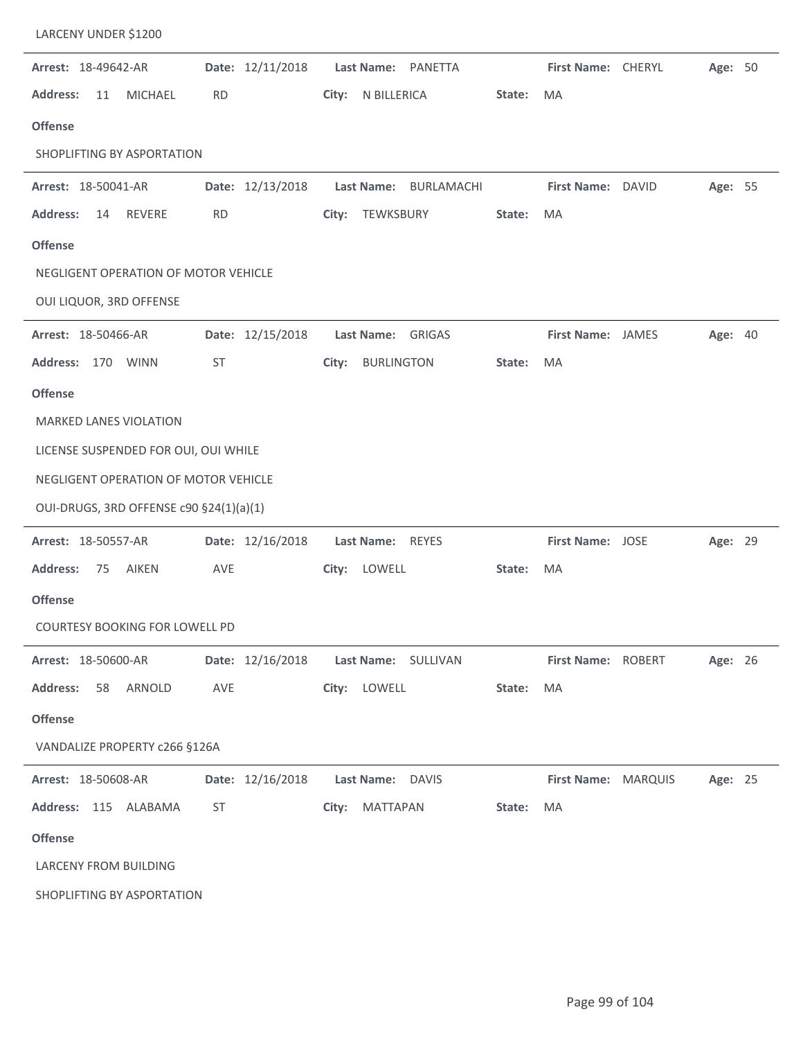LARCENY UNDER $1200

---

**Arrest:** 18-49642-AR **Date:** 12/11/2018 **Last Name:** PANETTA **First Name:** CHERYL **Age:** 50

**Address:** 11 MICHAEL RD **City:** N BILLERICA **State:** MA

**Offense**

SHOPLIFTING BY ASPORTATION

---

**Arrest:** 18-50041-AR **Date:** 12/13/2018 **Last Name:** BURLAMACHI **First Name:** DAVID **Age:** 55

**Address:** 14 REVERE RD **City:** TEWKSBURY **State:** MA

**Offense**

NEGLIGENT OPERATION OF MOTOR VEHICLE

OUI LIQUOR, 3RD OFFENSE

---

**Arrest:** 18-50466-AR **Date:** 12/15/2018 **Last Name:** GRIGAS **First Name:** JAMES **Age:** 40

**Address:** 170 WINN ST **City:** BURLINGTON **State:** MA

**Offense**

MARKED LANES VIOLATION

LICENSE SUSPENDED FOR OUI, OUI WHILE

NEGLIGENT OPERATION OF MOTOR VEHICLE

OUI-DRUGS, 3RD OFFENSE c90 §24(1)(a)(1)

---

**Arrest:** 18-50557-AR **Date:** 12/16/2018 **Last Name:** REYES **First Name:** JOSE **Age:** 29

**Address:** 75 AIKEN AVE **City:** LOWELL **State:** MA

**Offense**

COURTESY BOOKING FOR LOWELL PD

---

**Arrest:** 18-50600-AR **Date:** 12/16/2018 **Last Name:** SULLIVAN **First Name:** ROBERT **Age:** 26

**Address:** 58 ARNOLD AVE **City:** LOWELL **State:** MA

**Offense**

VANDALIZE PROPERTY c266 §126A

---

**Arrest:** 18-50608-AR **Date:** 12/16/2018 **Last Name:** DAVIS **First Name:** MARQUIS **Age:** 25

**Address:** 115 ALABAMA ST **City:** MATTAPAN **State:** MA

**Offense**

LARCENY FROM BUILDING

SHOPLIFTING BY ASPORTATION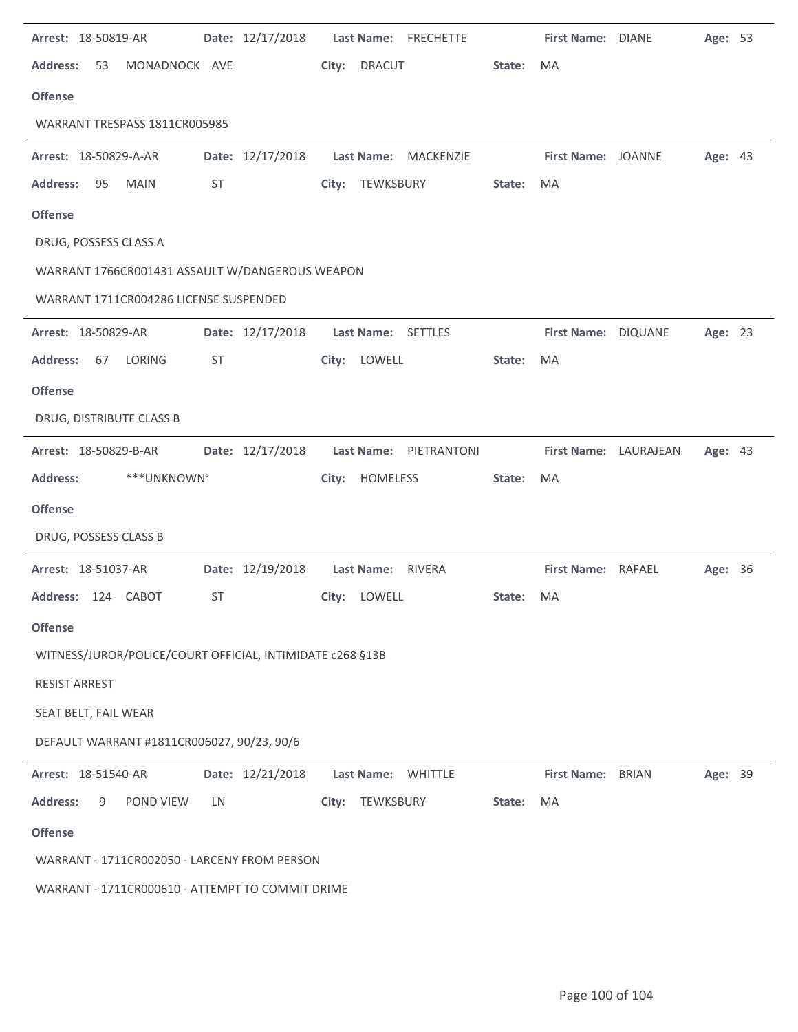**Arrest:** 18-50819-AR **Date:** 12/17/2018 **Last Name:** FRECHETTE **First Name:** DIANE **Age:** 53

**Address:** 53 MONADNOCK AVE **City:** DRACUT **State:** MA

**Offense**

WARRANT TRESPASS 1811CR005985

---

**Arrest:** 18-50829-A-AR **Date:** 12/17/2018 **Last Name:** MACKENZIE **First Name:** JOANNE **Age:** 43

**Address:** 95 MAIN ST **City:** TEWKSBURY **State:** MA

**Offense**

DRUG, POSSESS CLASS A

WARRANT 1766CR001431 ASSAULT W/DANGEROUS WEAPON

WARRANT 1711CR004286 LICENSE SUSPENDED

---

**Arrest:** 18-50829-AR **Date:** 12/17/2018 **Last Name:** SETTLES **First Name:** DIQUANE **Age:** 23

**Address:** 67 LORING ST **City:** LOWELL **State:** MA

**Offense**

DRUG, DISTRIBUTE CLASS B

---

**Arrest:** 18-50829-B-AR **Date:** 12/17/2018 **Last Name:** PIETRANTONI **First Name:** LAURAJEAN **Age:** 43

**Address:** ***UNKNOWN' **City:** HOMELESS **State:** MA

**Offense**

DRUG, POSSESS CLASS B

---

**Arrest:** 18-51037-AR **Date:** 12/19/2018 **Last Name:** RIVERA **First Name:** RAFAEL **Age:** 36

**Address:** 124 CABOT ST **City:** LOWELL **State:** MA

**Offense**

WITNESS/JUROR/POLICE/COURT OFFICIAL, INTIMIDATE c268 §13B

RESIST ARREST

SEAT BELT, FAIL WEAR

DEFAULT WARRANT #1811CR006027, 90/23, 90/6

---

**Arrest:** 18-51540-AR **Date:** 12/21/2018 **Last Name:** WHITTLE **First Name:** BRIAN **Age:** 39

**Address:** 9 POND VIEW LN **City:** TEWKSBURY **State:** MA

**Offense**

WARRANT - 1711CR002050 - LARCENY FROM PERSON

WARRANT - 1711CR000610 - ATTEMPT TO COMMIT DRIME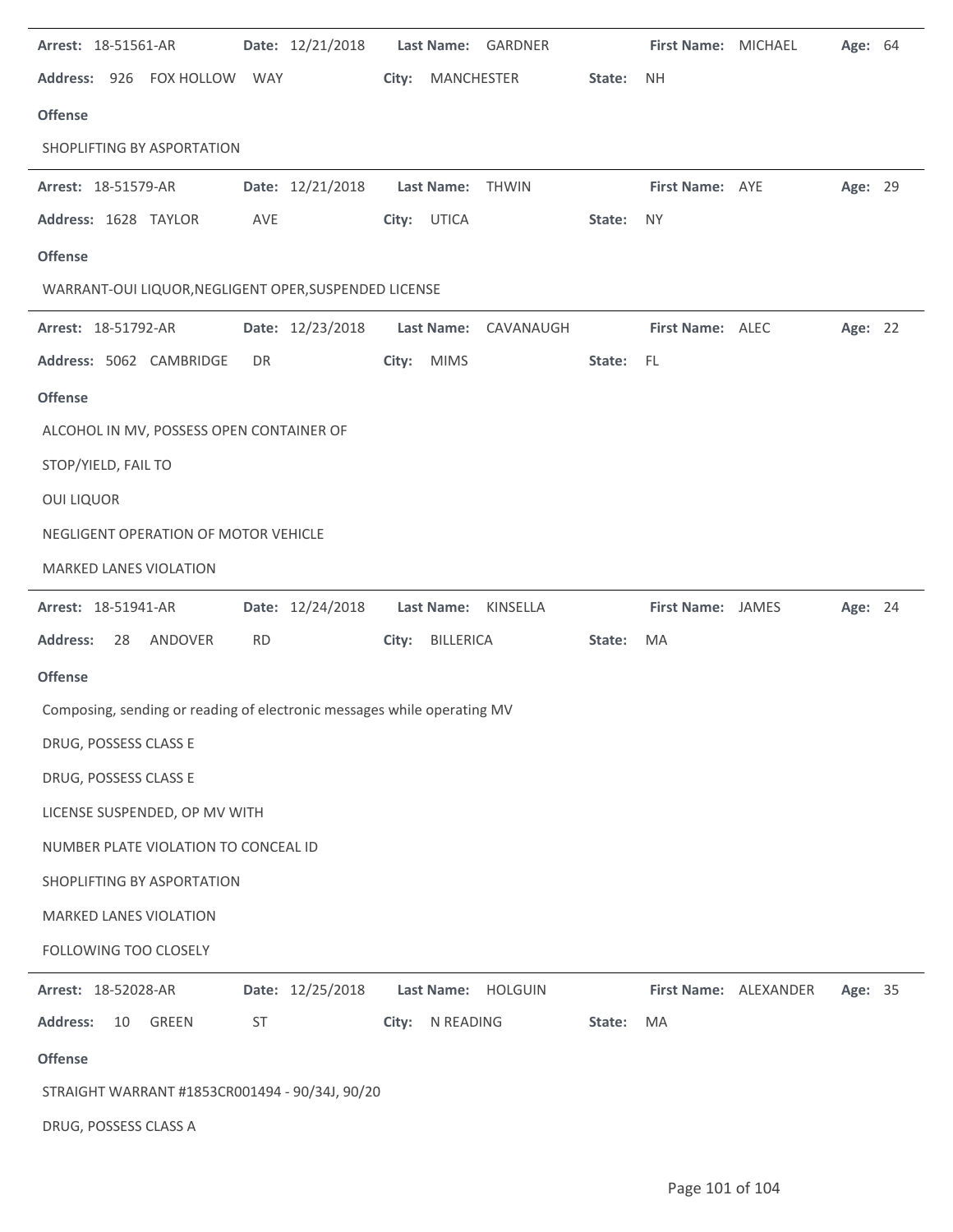**Arrest:** 18-51561-AR **Date:** 12/21/2018 **Last Name:** GARDNER **First Name:** MICHAEL **Age:** 64

**Address:** 926 FOX HOLLOW WAY **City:** MANCHESTER **State:** NH

**Offense**

SHOPLIFTING BY ASPORTATION

---

**Arrest:** 18-51579-AR **Date:** 12/21/2018 **Last Name:** THWIN **First Name:** AYE **Age:** 29

**Address:** 1628 TAYLOR AVE **City:** UTICA **State:** NY

**Offense**

WARRANT-OUI LIQUOR,NEGLIGENT OPER,SUSPENDED LICENSE

---

**Arrest:** 18-51792-AR **Date:** 12/23/2018 **Last Name:** CAVANAUGH **First Name:** ALEC **Age:** 22

**Address:** 5062 CAMBRIDGE DR **City:** MIMS **State:** FL

**Offense**

ALCOHOL IN MV, POSSESS OPEN CONTAINER OF

STOP/YIELD, FAIL TO

OUI LIQUOR

NEGLIGENT OPERATION OF MOTOR VEHICLE

MARKED LANES VIOLATION

---

**Arrest:** 18-51941-AR **Date:** 12/24/2018 **Last Name:** KINSELLA **First Name:** JAMES **Age:** 24

**Address:** 28 ANDOVER RD **City:** BILLERICA **State:** MA

**Offense**

Composing, sending or reading of electronic messages while operating MV

DRUG, POSSESS CLASS E

DRUG, POSSESS CLASS E

LICENSE SUSPENDED, OP MV WITH

NUMBER PLATE VIOLATION TO CONCEAL ID

SHOPLIFTING BY ASPORTATION

MARKED LANES VIOLATION

FOLLOWING TOO CLOSELY

---

**Arrest:** 18-52028-AR **Date:** 12/25/2018 **Last Name:** HOLGUIN **First Name:** ALEXANDER **Age:** 35

**Address:** 10 GREEN ST **City:** N READING **State:** MA

**Offense**

STRAIGHT WARRANT #1853CR001494 - 90/34J, 90/20

DRUG, POSSESS CLASS A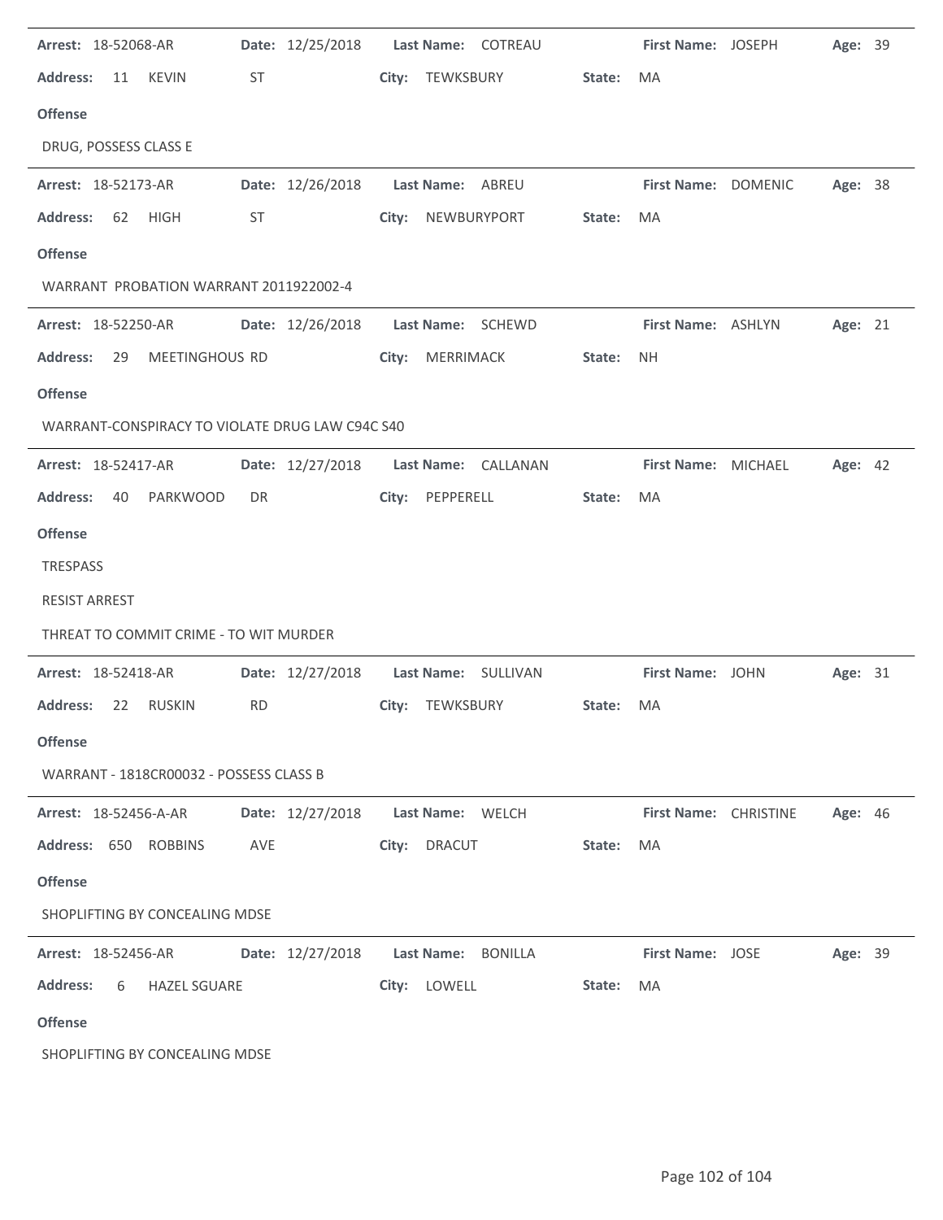**Arrest:** 18-52068-AR **Date:** 12/25/2018 **Last Name:** COTREAU **First Name:** JOSEPH **Age:** 39

**Address:** 11 KEVIN ST **City:** TEWKSBURY **State:** MA

**Offense**

DRUG, POSSESS CLASS E

---

**Arrest:** 18-52173-AR **Date:** 12/26/2018 **Last Name:** ABREU **First Name:** DOMENIC **Age:** 38

**Address:** 62 HIGH ST **City:** NEWBURYPORT **State:** MA

**Offense**

WARRANT PROBATION WARRANT 2011922002-4

---

**Arrest:** 18-52250-AR **Date:** 12/26/2018 **Last Name:** SCHEWD **First Name:** ASHLYN **Age:** 21

**Address:** 29 MEETINGHOUS RD **City:** MERRIMACK **State:** NH

**Offense**

WARRANT-CONSPIRACY TO VIOLATE DRUG LAW C94C S40

---

**Arrest:** 18-52417-AR **Date:** 12/27/2018 **Last Name:** CALLANAN **First Name:** MICHAEL **Age:** 42

**Address:** 40 PARKWOOD DR **City:** PEPPERELL **State:** MA

**Offense**

TRESPASS

RESIST ARREST

THREAT TO COMMIT CRIME - TO WIT MURDER

---

**Arrest:** 18-52418-AR **Date:** 12/27/2018 **Last Name:** SULLIVAN **First Name:** JOHN **Age:** 31

**Address:** 22 RUSKIN RD **City:** TEWKSBURY **State:** MA

**Offense**

WARRANT - 1818CR00032 - POSSESS CLASS B

---

**Arrest:** 18-52456-A-AR **Date:** 12/27/2018 **Last Name:** WELCH **First Name:** CHRISTINE **Age:** 46

**Address:** 650 ROBBINS AVE **City:** DRACUT **State:** MA

**Offense**

SHOPLIFTING BY CONCEALING MDSE

---

**Arrest:** 18-52456-AR **Date:** 12/27/2018 **Last Name:** BONILLA **First Name:** JOSE **Age:** 39

**Address:** 6 HAZEL SGUARE **City:** LOWELL **State:** MA

**Offense**

SHOPLIFTING BY CONCEALING MDSE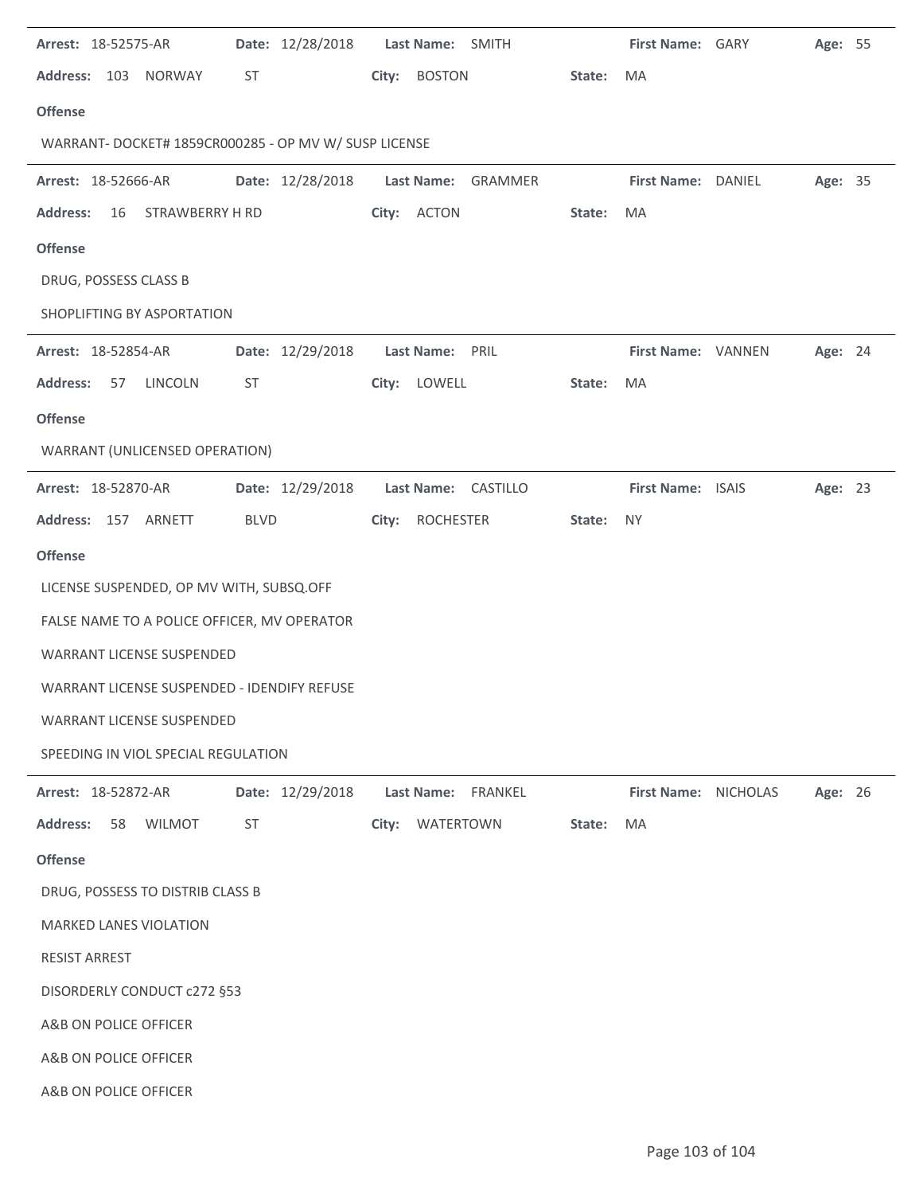**Arrest:** 18-52575-AR **Date:** 12/28/2018 **Last Name:** SMITH **First Name:** GARY **Age:** 55

**Address:** 103 NORWAY ST **City:** BOSTON **State:** MA

**Offense**

WARRANT- DOCKET# 1859CR000285 - OP MV W/ SUSP LICENSE

---

**Arrest:** 18-52666-AR **Date:** 12/28/2018 **Last Name:** GRAMMER **First Name:** DANIEL **Age:** 35

**Address:** 16 STRAWBERRY H RD **City:** ACTON **State:** MA

**Offense**

DRUG, POSSESS CLASS B

SHOPLIFTING BY ASPORTATION

---

**Arrest:** 18-52854-AR **Date:** 12/29/2018 **Last Name:** PRIL **First Name:** VANNEN **Age:** 24

**Address:** 57 LINCOLN ST **City:** LOWELL **State:** MA

**Offense**

WARRANT (UNLICENSED OPERATION)

---

**Arrest:** 18-52870-AR **Date:** 12/29/2018 **Last Name:** CASTILLO **First Name:** ISAIS **Age:** 23

**Address:** 157 ARNETT BLVD **City:** ROCHESTER **State:** NY

**Offense**

LICENSE SUSPENDED, OP MV WITH, SUBSQ.OFF

FALSE NAME TO A POLICE OFFICER, MV OPERATOR

WARRANT LICENSE SUSPENDED

WARRANT LICENSE SUSPENDED - IDENDIFY REFUSE

WARRANT LICENSE SUSPENDED

SPEEDING IN VIOL SPECIAL REGULATION

---

**Arrest:** 18-52872-AR **Date:** 12/29/2018 **Last Name:** FRANKEL **First Name:** NICHOLAS **Age:** 26

**Address:** 58 WILMOT ST **City:** WATERTOWN **State:** MA

**Offense**

DRUG, POSSESS TO DISTRIB CLASS B

MARKED LANES VIOLATION

RESIST ARREST

DISORDERLY CONDUCT c272 §53

A&B ON POLICE OFFICER

A&B ON POLICE OFFICER

A&B ON POLICE OFFICER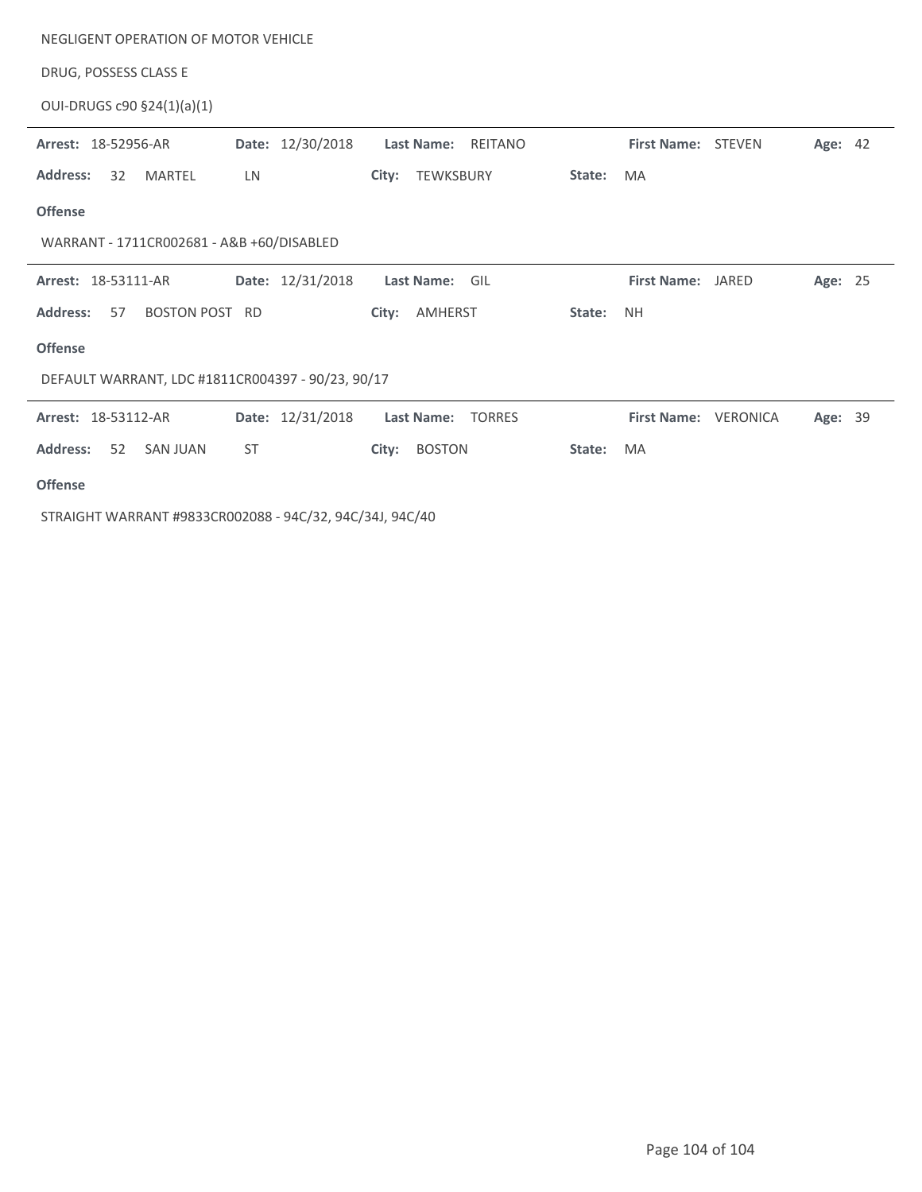NEGLIGENT OPERATION OF MOTOR VEHICLE

DRUG, POSSESS CLASS E

OUI-DRUGS c90 §24(1)(a)(1)

---

**Arrest:** 18-52956-AR **Date:** 12/30/2018 **Last Name:** REITANO **First Name:** STEVEN **Age:** 42

**Address:** 32 MARTEL LN **City:** TEWKSBURY **State:** MA

**Offense**

WARRANT - 1711CR002681 - A&B +60/DISABLED

---

**Arrest:** 18-53111-AR **Date:** 12/31/2018 **Last Name:** GIL **First Name:** JARED **Age:** 25

**Address:** 57 BOSTON POST RD **City:** AMHERST **State:** NH

**Offense**

DEFAULT WARRANT, LDC #1811CR004397 - 90/23, 90/17

---

**Arrest:** 18-53112-AR **Date:** 12/31/2018 **Last Name:** TORRES **First Name:** VERONICA **Age:** 39

**Address:** 52 SAN JUAN ST **City:** BOSTON **State:** MA

**Offense**

STRAIGHT WARRANT #9833CR002088 - 94C/32, 94C/34J, 94C/40